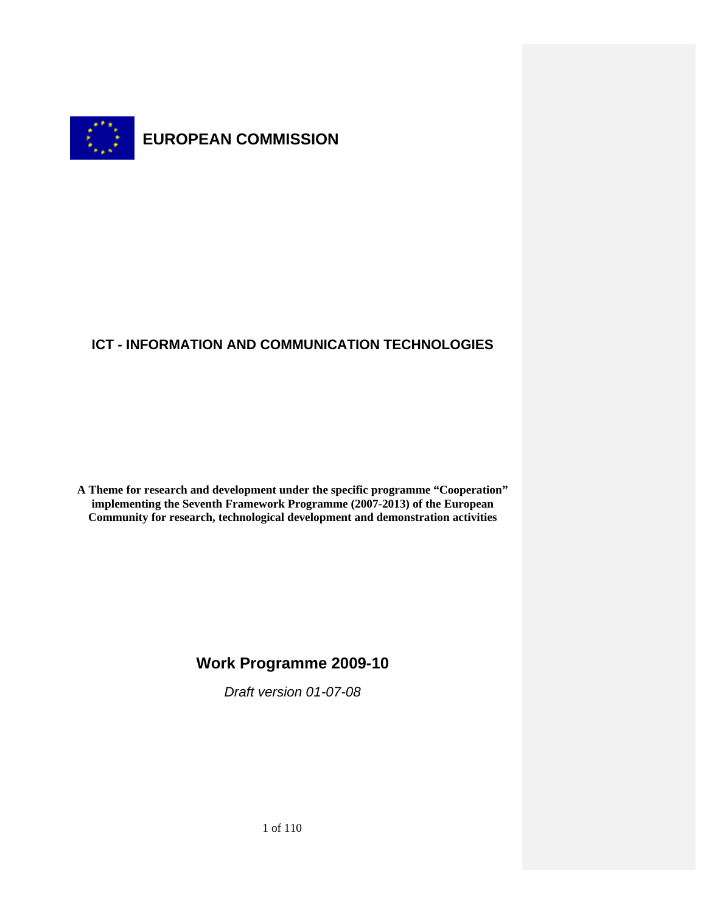# EUROPEAN COMMISSION

## ICT - INFORMATION AND COMMUNICATION TECHNOLOGIES

**A Theme for research and development under the specific programme "Cooperation" implementing the Seventh Framework Programme (2007-2013) of the European Community for research, technological development and demonstration activities**

## Work Programme 2009-10

*Draft version 01-07-08*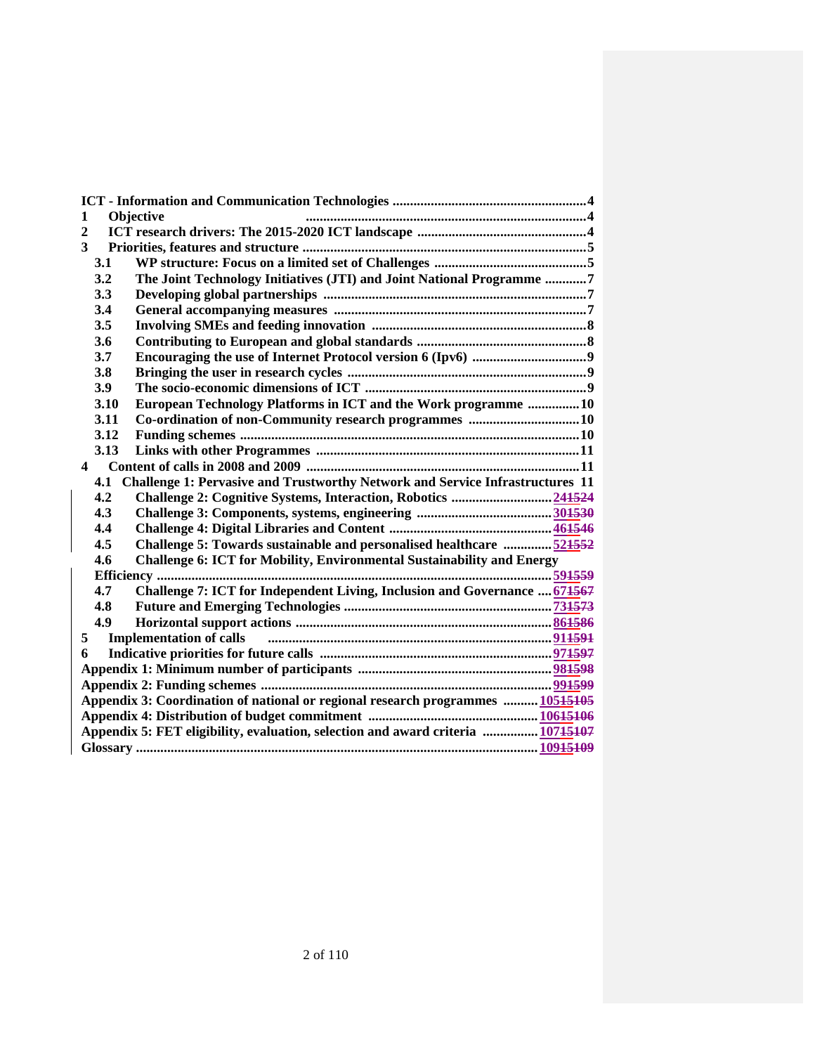**ICT - Information and Communication Technologies** .......... 4

**1 Objective** .......... 4

**2 ICT research drivers: The 2015-2020 ICT landscape** .......... 4

**3 Priorities, features and structure** .......... 5

- **3.1 WP structure: Focus on a limited set of Challenges** .......... 5
- **3.2 The Joint Technology Initiatives (JTI) and Joint National Programme** .......... 7
- **3.3 Developing global partnerships** .......... 7
- **3.4 General accompanying measures** .......... 7
- **3.5 Involving SMEs and feeding innovation** .......... 8
- **3.6 Contributing to European and global standards** .......... 8
- **3.7 Encouraging the use of Internet Protocol version 6 (Ipv6)** .......... 9
- **3.8 Bringing the user in research cycles** .......... 9
- **3.9 The socio-economic dimensions of ICT** .......... 9
- **3.10 European Technology Platforms in ICT and the Work programme** .......... 10
- **3.11 Co-ordination of non-Community research programmes** .......... 10
- **3.12 Funding schemes** .......... 10
- **3.13 Links with other Programmes** .......... 11

**4 Content of calls in 2008 and 2009** .......... 11

- **4.1 Challenge 1: Pervasive and Trustworthy Network and Service Infrastructures** 11
- **4.2 Challenge 2: Cognitive Systems, Interaction, Robotics** .......... 241524
- **4.3 Challenge 3: Components, systems, engineering** .......... 301530
- **4.4 Challenge 4: Digital Libraries and Content** .......... 461546
- **4.5 Challenge 5: Towards sustainable and personalised healthcare** .......... 521552
- **4.6 Challenge 6: ICT for Mobility, Environmental Sustainability and Energy Efficiency** .......... 591559
- **4.7 Challenge 7: ICT for Independent Living, Inclusion and Governance** .......... 671567
- **4.8 Future and Emerging Technologies** .......... 731573
- **4.9 Horizontal support actions** .......... 861586

**5 Implementation of calls** .......... 911591

**6 Indicative priorities for future calls** .......... 971597

**Appendix 1: Minimum number of participants** .......... 981598

**Appendix 2: Funding schemes** .......... 991599

**Appendix 3: Coordination of national or regional research programmes** .......... 10515105

**Appendix 4: Distribution of budget commitment** .......... 10615106

**Appendix 5: FET eligibility, evaluation, selection and award criteria** .......... 10715107

**Glossary** .......... 10915109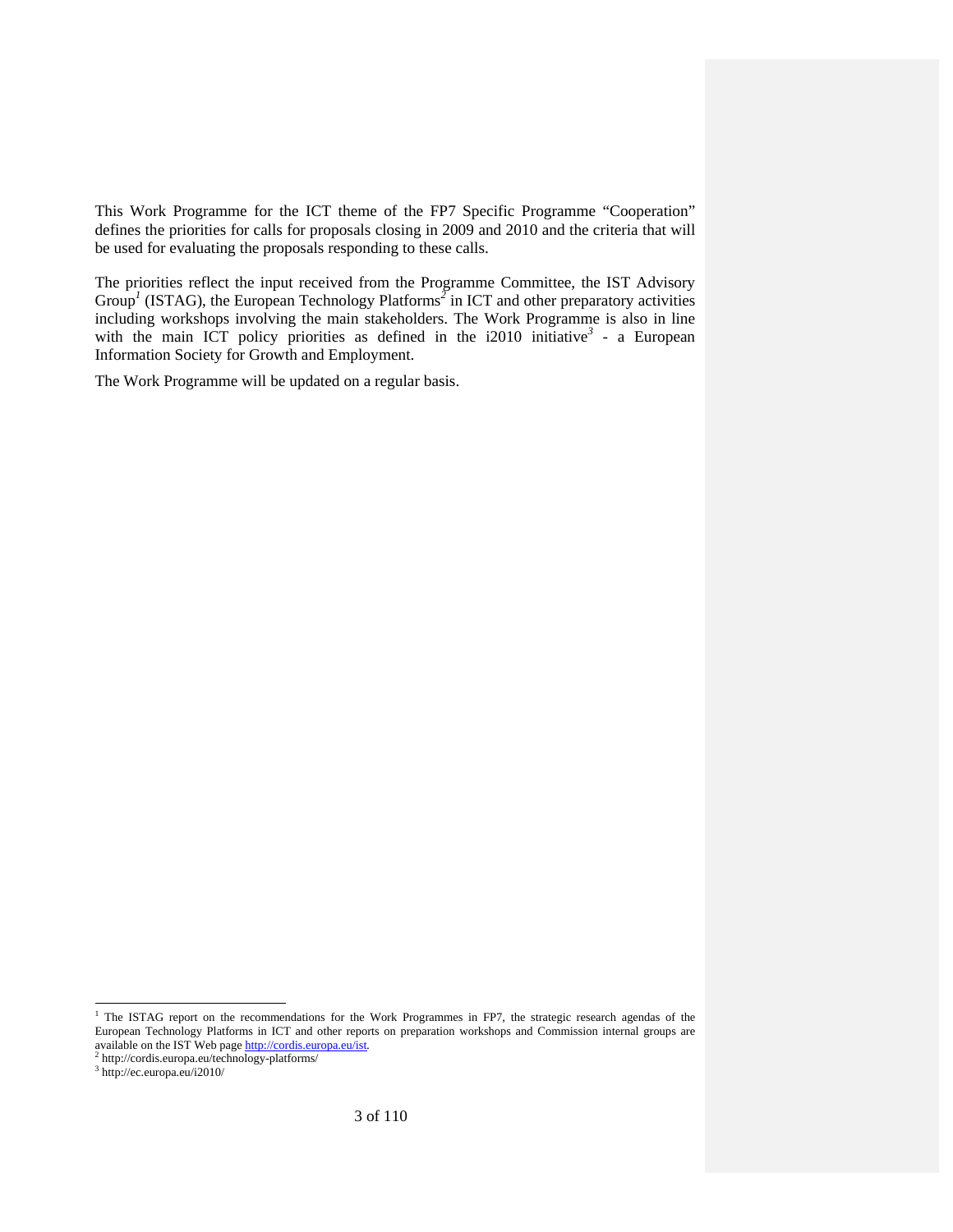This Work Programme for the ICT theme of the FP7 Specific Programme "Cooperation" defines the priorities for calls for proposals closing in 2009 and 2010 and the criteria that will be used for evaluating the proposals responding to these calls.

The priorities reflect the input received from the Programme Committee, the IST Advisory Group[1] (ISTAG), the European Technology Platforms[2] in ICT and other preparatory activities including workshops involving the main stakeholders. The Work Programme is also in line with the main ICT policy priorities as defined in the i2010 initiative[3] - a European Information Society for Growth and Employment.

The Work Programme will be updated on a regular basis.

---

[1] The ISTAG report on the recommendations for the Work Programmes in FP7, the strategic research agendas of the European Technology Platforms in ICT and other reports on preparation workshops and Commission internal groups are available on the IST Web page http://cordis.europa.eu/ist.

[2] http://cordis.europa.eu/technology-platforms/

[3] http://ec.europa.eu/i2010/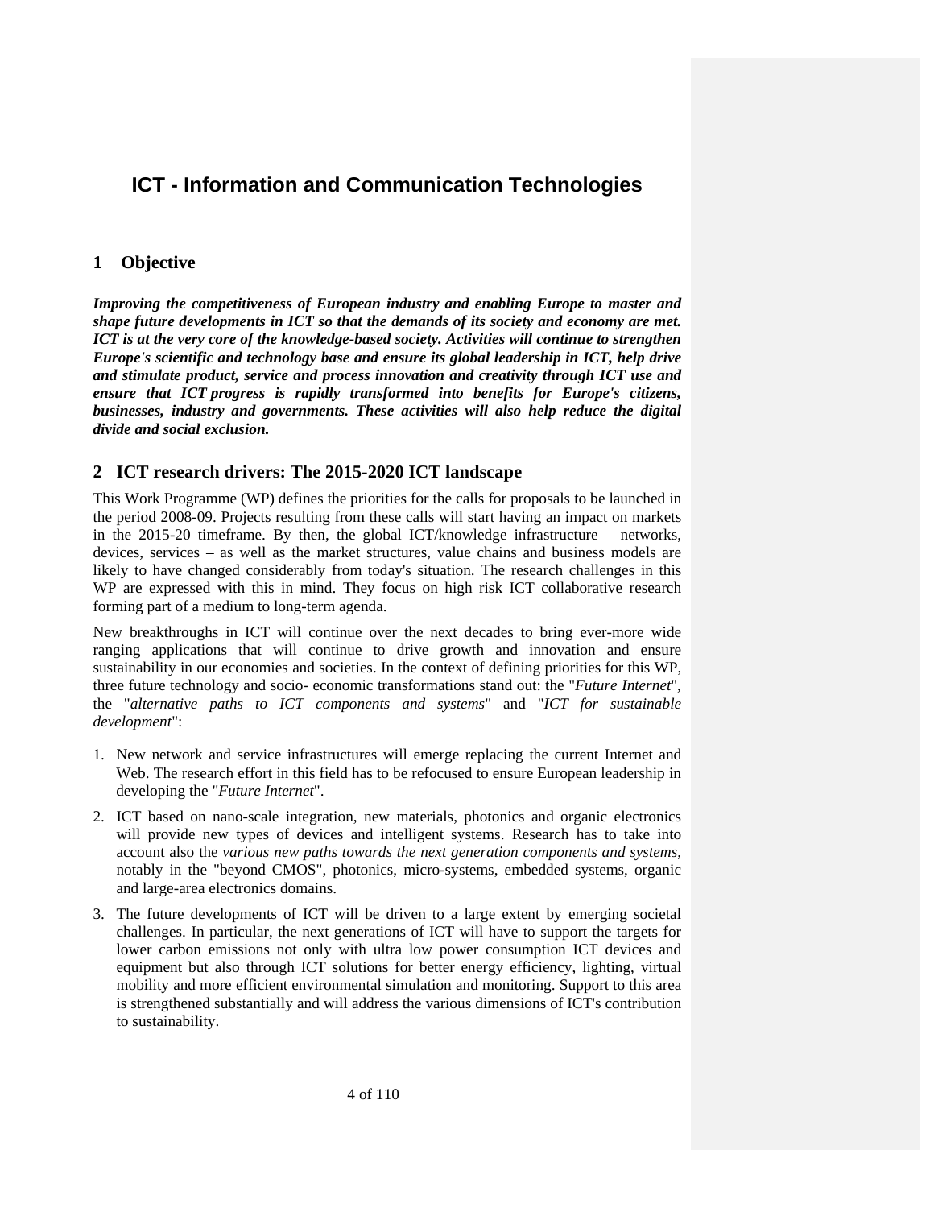# ICT - Information and Communication Technologies

## 1 Objective

***Improving the competitiveness of European industry and enabling Europe to master and shape future developments in ICT so that the demands of its society and economy are met. ICT is at the very core of the knowledge-based society. Activities will continue to strengthen Europe's scientific and technology base and ensure its global leadership in ICT, help drive and stimulate product, service and process innovation and creativity through ICT use and ensure that ICT progress is rapidly transformed into benefits for Europe's citizens, businesses, industry and governments. These activities will also help reduce the digital divide and social exclusion.***

## 2 ICT research drivers: The 2015-2020 ICT landscape

This Work Programme (WP) defines the priorities for the calls for proposals to be launched in the period 2008-09. Projects resulting from these calls will start having an impact on markets in the 2015-20 timeframe. By then, the global ICT/knowledge infrastructure – networks, devices, services – as well as the market structures, value chains and business models are likely to have changed considerably from today's situation. The research challenges in this WP are expressed with this in mind. They focus on high risk ICT collaborative research forming part of a medium to long-term agenda.

New breakthroughs in ICT will continue over the next decades to bring ever-more wide ranging applications that will continue to drive growth and innovation and ensure sustainability in our economies and societies. In the context of defining priorities for this WP, three future technology and socio- economic transformations stand out: the "*Future Internet*", the "*alternative paths to ICT components and systems*" and "*ICT for sustainable development*":

1. New network and service infrastructures will emerge replacing the current Internet and Web. The research effort in this field has to be refocused to ensure European leadership in developing the "*Future Internet*".
2. ICT based on nano-scale integration, new materials, photonics and organic electronics will provide new types of devices and intelligent systems. Research has to take into account also the *various new paths towards the next generation components and systems*, notably in the "beyond CMOS", photonics, micro-systems, embedded systems, organic and large-area electronics domains.
3. The future developments of ICT will be driven to a large extent by emerging societal challenges. In particular, the next generations of ICT will have to support the targets for lower carbon emissions not only with ultra low power consumption ICT devices and equipment but also through ICT solutions for better energy efficiency, lighting, virtual mobility and more efficient environmental simulation and monitoring. Support to this area is strengthened substantially and will address the various dimensions of ICT's contribution to sustainability.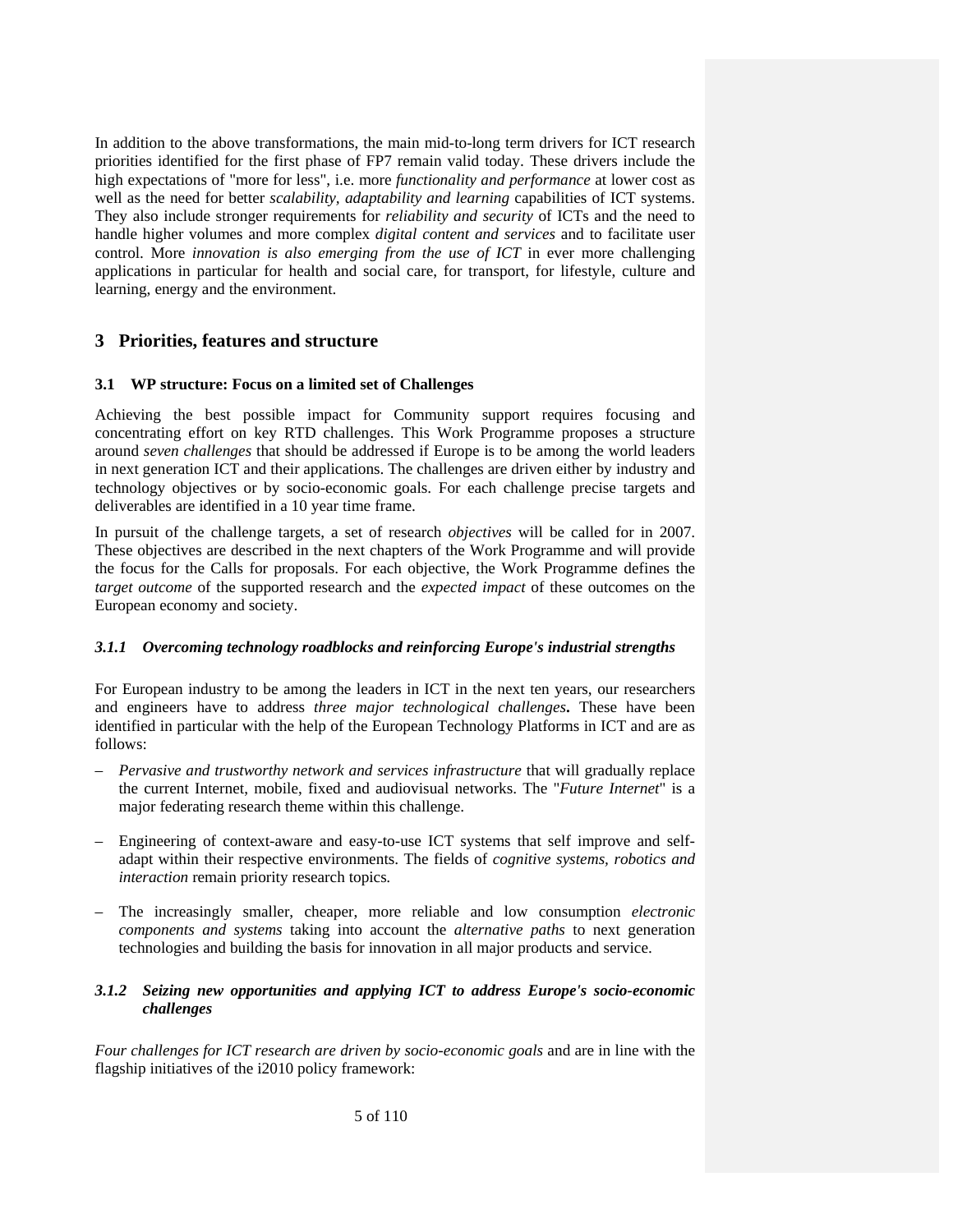In addition to the above transformations, the main mid-to-long term drivers for ICT research priorities identified for the first phase of FP7 remain valid today. These drivers include the high expectations of "more for less", i.e. more *functionality and performance* at lower cost as well as the need for better *scalability, adaptability and learning* capabilities of ICT systems. They also include stronger requirements for *reliability and security* of ICTs and the need to handle higher volumes and more complex *digital content and services* and to facilitate user control. More *innovation is also emerging from the use of ICT* in ever more challenging applications in particular for health and social care, for transport, for lifestyle, culture and learning, energy and the environment.

# 3 Priorities, features and structure

## 3.1 WP structure: Focus on a limited set of Challenges

Achieving the best possible impact for Community support requires focusing and concentrating effort on key RTD challenges. This Work Programme proposes a structure around *seven challenges* that should be addressed if Europe is to be among the world leaders in next generation ICT and their applications. The challenges are driven either by industry and technology objectives or by socio-economic goals. For each challenge precise targets and deliverables are identified in a 10 year time frame.

In pursuit of the challenge targets, a set of research *objectives* will be called for in 2007. These objectives are described in the next chapters of the Work Programme and will provide the focus for the Calls for proposals. For each objective, the Work Programme defines the *target outcome* of the supported research and the *expected impact* of these outcomes on the European economy and society.

### *3.1.1 Overcoming technology roadblocks and reinforcing Europe's industrial strengths*

For European industry to be among the leaders in ICT in the next ten years, our researchers and engineers have to address *three major technological challenges***.** These have been identified in particular with the help of the European Technology Platforms in ICT and are as follows:

– *Pervasive and trustworthy network and services infrastructure* that will gradually replace the current Internet, mobile, fixed and audiovisual networks. The "*Future Internet*" is a major federating research theme within this challenge.

– Engineering of context-aware and easy-to-use ICT systems that self improve and self-adapt within their respective environments. The fields of *cognitive systems, robotics and interaction* remain priority research topics*.*

– The increasingly smaller, cheaper, more reliable and low consumption *electronic components and systems* taking into account the *alternative paths* to next generation technologies and building the basis for innovation in all major products and service.

### *3.1.2 Seizing new opportunities and applying ICT to address Europe's socio-economic challenges*

*Four challenges for ICT research are driven by socio-economic goals* and are in line with the flagship initiatives of the i2010 policy framework: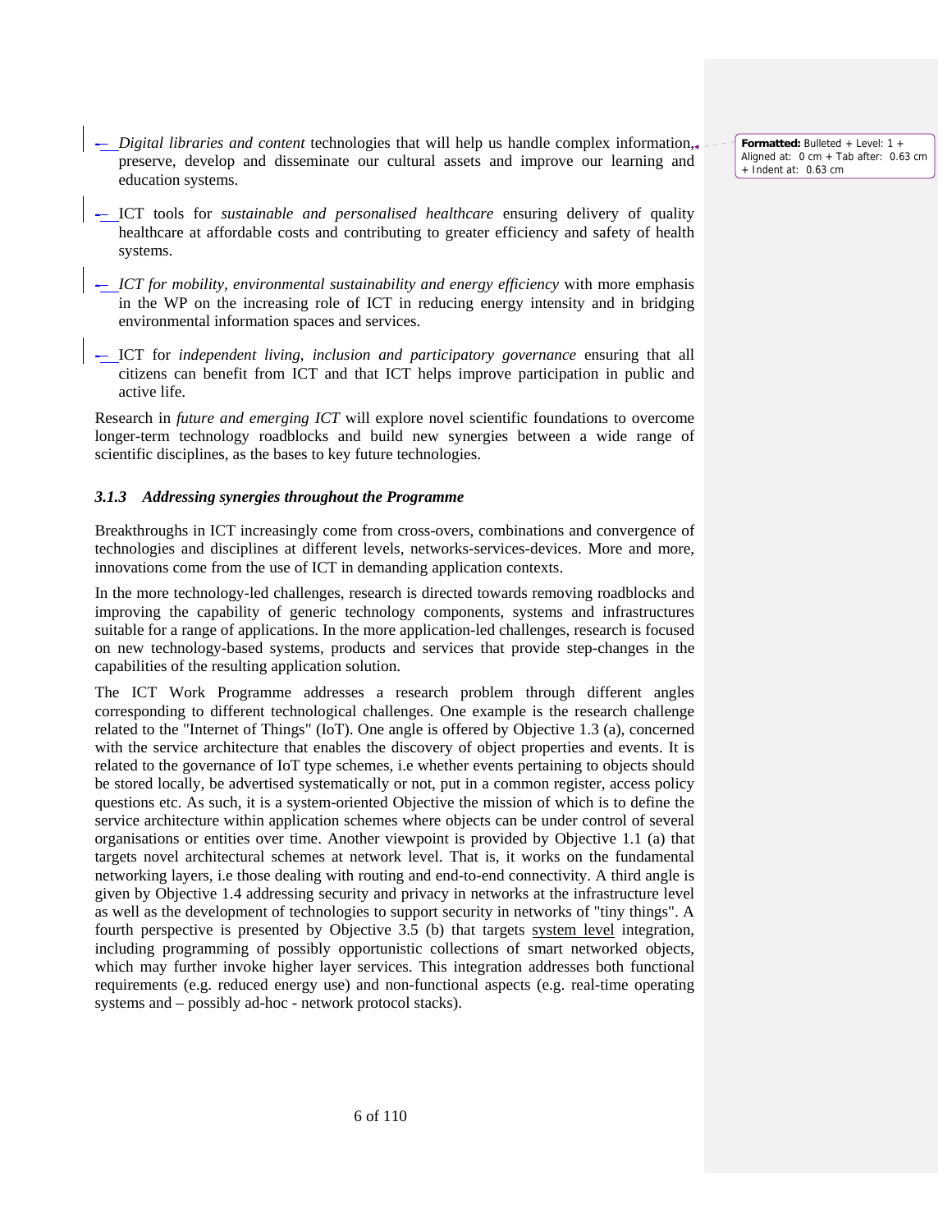- *Digital libraries and content* technologies that will help us handle complex information, preserve, develop and disseminate our cultural assets and improve our learning and education systems.

- ICT tools for *sustainable and personalised healthcare* ensuring delivery of quality healthcare at affordable costs and contributing to greater efficiency and safety of health systems.

- *ICT for mobility, environmental sustainability and energy efficiency* with more emphasis in the WP on the increasing role of ICT in reducing energy intensity and in bridging environmental information spaces and services.

- ICT for *independent living, inclusion and participatory governance* ensuring that all citizens can benefit from ICT and that ICT helps improve participation in public and active life.

Research in *future and emerging ICT* will explore novel scientific foundations to overcome longer-term technology roadblocks and build new synergies between a wide range of scientific disciplines, as the bases to key future technologies.

### *3.1.3 Addressing synergies throughout the Programme*

Breakthroughs in ICT increasingly come from cross-overs, combinations and convergence of technologies and disciplines at different levels, networks-services-devices. More and more, innovations come from the use of ICT in demanding application contexts.

In the more technology-led challenges, research is directed towards removing roadblocks and improving the capability of generic technology components, systems and infrastructures suitable for a range of applications. In the more application-led challenges, research is focused on new technology-based systems, products and services that provide step-changes in the capabilities of the resulting application solution.

The ICT Work Programme addresses a research problem through different angles corresponding to different technological challenges. One example is the research challenge related to the "Internet of Things" (IoT). One angle is offered by Objective 1.3 (a), concerned with the service architecture that enables the discovery of object properties and events. It is related to the governance of IoT type schemes, i.e whether events pertaining to objects should be stored locally, be advertised systematically or not, put in a common register, access policy questions etc. As such, it is a system-oriented Objective the mission of which is to define the service architecture within application schemes where objects can be under control of several organisations or entities over time. Another viewpoint is provided by Objective 1.1 (a) that targets novel architectural schemes at network level. That is, it works on the fundamental networking layers, i.e those dealing with routing and end-to-end connectivity. A third angle is given by Objective 1.4 addressing security and privacy in networks at the infrastructure level as well as the development of technologies to support security in networks of "tiny things". A fourth perspective is presented by Objective 3.5 (b) that targets system level integration, including programming of possibly opportunistic collections of smart networked objects, which may further invoke higher layer services. This integration addresses both functional requirements (e.g. reduced energy use) and non-functional aspects (e.g. real-time operating systems and – possibly ad-hoc - network protocol stacks).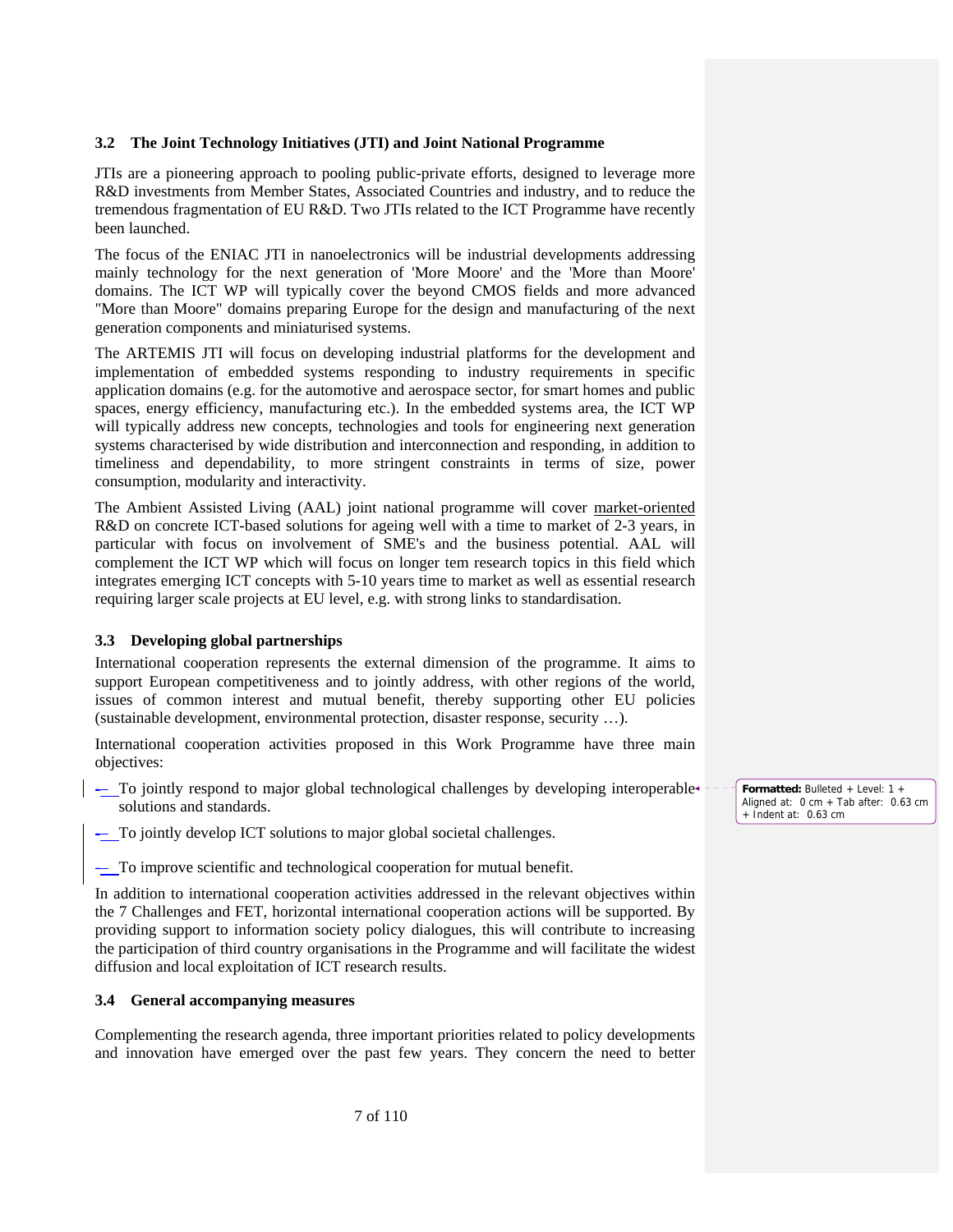### 3.2 The Joint Technology Initiatives (JTI) and Joint National Programme

JTIs are a pioneering approach to pooling public-private efforts, designed to leverage more R&D investments from Member States, Associated Countries and industry, and to reduce the tremendous fragmentation of EU R&D. Two JTIs related to the ICT Programme have recently been launched.

The focus of the ENIAC JTI in nanoelectronics will be industrial developments addressing mainly technology for the next generation of 'More Moore' and the 'More than Moore' domains. The ICT WP will typically cover the beyond CMOS fields and more advanced "More than Moore" domains preparing Europe for the design and manufacturing of the next generation components and miniaturised systems.

The ARTEMIS JTI will focus on developing industrial platforms for the development and implementation of embedded systems responding to industry requirements in specific application domains (e.g. for the automotive and aerospace sector, for smart homes and public spaces, energy efficiency, manufacturing etc.). In the embedded systems area, the ICT WP will typically address new concepts, technologies and tools for engineering next generation systems characterised by wide distribution and interconnection and responding, in addition to timeliness and dependability, to more stringent constraints in terms of size, power consumption, modularity and interactivity.

The Ambient Assisted Living (AAL) joint national programme will cover market-oriented R&D on concrete ICT-based solutions for ageing well with a time to market of 2-3 years, in particular with focus on involvement of SME's and the business potential. AAL will complement the ICT WP which will focus on longer tem research topics in this field which integrates emerging ICT concepts with 5-10 years time to market as well as essential research requiring larger scale projects at EU level, e.g. with strong links to standardisation.

### 3.3 Developing global partnerships

International cooperation represents the external dimension of the programme. It aims to support European competitiveness and to jointly address, with other regions of the world, issues of common interest and mutual benefit, thereby supporting other EU policies (sustainable development, environmental protection, disaster response, security …).

International cooperation activities proposed in this Work Programme have three main objectives:

- To jointly respond to major global technological challenges by developing interoperable solutions and standards.
- To jointly develop ICT solutions to major global societal challenges.
- To improve scientific and technological cooperation for mutual benefit.

In addition to international cooperation activities addressed in the relevant objectives within the 7 Challenges and FET, horizontal international cooperation actions will be supported. By providing support to information society policy dialogues, this will contribute to increasing the participation of third country organisations in the Programme and will facilitate the widest diffusion and local exploitation of ICT research results.

### 3.4 General accompanying measures

Complementing the research agenda, three important priorities related to policy developments and innovation have emerged over the past few years. They concern the need to better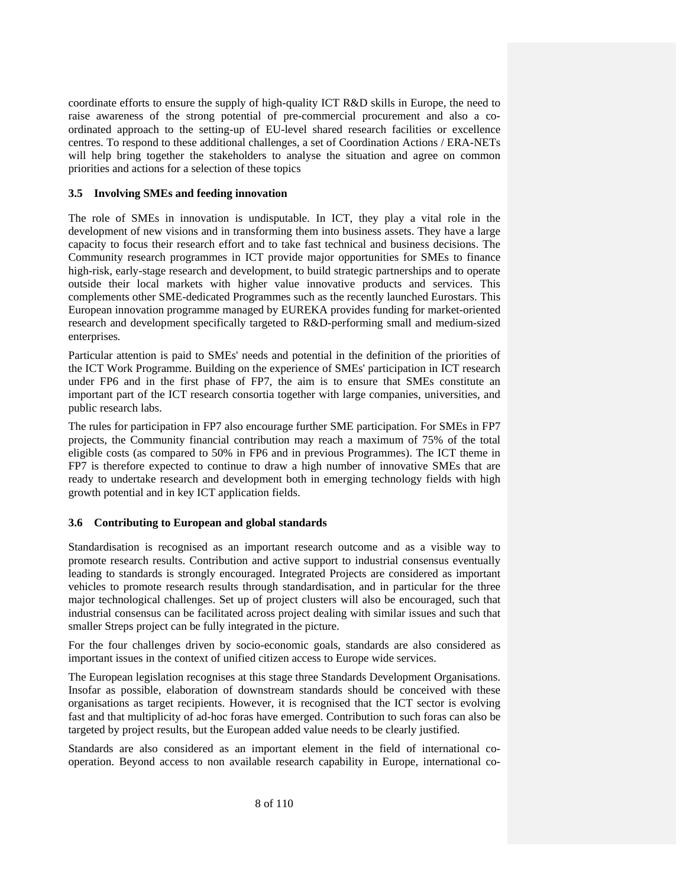coordinate efforts to ensure the supply of high-quality ICT R&D skills in Europe, the need to raise awareness of the strong potential of pre-commercial procurement and also a co-ordinated approach to the setting-up of EU-level shared research facilities or excellence centres. To respond to these additional challenges, a set of Coordination Actions / ERA-NETs will help bring together the stakeholders to analyse the situation and agree on common priorities and actions for a selection of these topics

### 3.5 Involving SMEs and feeding innovation

The role of SMEs in innovation is undisputable. In ICT, they play a vital role in the development of new visions and in transforming them into business assets. They have a large capacity to focus their research effort and to take fast technical and business decisions. The Community research programmes in ICT provide major opportunities for SMEs to finance high-risk, early-stage research and development, to build strategic partnerships and to operate outside their local markets with higher value innovative products and services. This complements other SME-dedicated Programmes such as the recently launched Eurostars. This European innovation programme managed by EUREKA provides funding for market-oriented research and development specifically targeted to R&D-performing small and medium-sized enterprises.

Particular attention is paid to SMEs' needs and potential in the definition of the priorities of the ICT Work Programme. Building on the experience of SMEs' participation in ICT research under FP6 and in the first phase of FP7, the aim is to ensure that SMEs constitute an important part of the ICT research consortia together with large companies, universities, and public research labs.

The rules for participation in FP7 also encourage further SME participation. For SMEs in FP7 projects, the Community financial contribution may reach a maximum of 75% of the total eligible costs (as compared to 50% in FP6 and in previous Programmes). The ICT theme in FP7 is therefore expected to continue to draw a high number of innovative SMEs that are ready to undertake research and development both in emerging technology fields with high growth potential and in key ICT application fields.

### 3.6 Contributing to European and global standards

Standardisation is recognised as an important research outcome and as a visible way to promote research results. Contribution and active support to industrial consensus eventually leading to standards is strongly encouraged. Integrated Projects are considered as important vehicles to promote research results through standardisation, and in particular for the three major technological challenges. Set up of project clusters will also be encouraged, such that industrial consensus can be facilitated across project dealing with similar issues and such that smaller Streps project can be fully integrated in the picture.

For the four challenges driven by socio-economic goals, standards are also considered as important issues in the context of unified citizen access to Europe wide services.

The European legislation recognises at this stage three Standards Development Organisations. Insofar as possible, elaboration of downstream standards should be conceived with these organisations as target recipients. However, it is recognised that the ICT sector is evolving fast and that multiplicity of ad-hoc foras have emerged. Contribution to such foras can also be targeted by project results, but the European added value needs to be clearly justified.

Standards are also considered as an important element in the field of international co-operation. Beyond access to non available research capability in Europe, international co-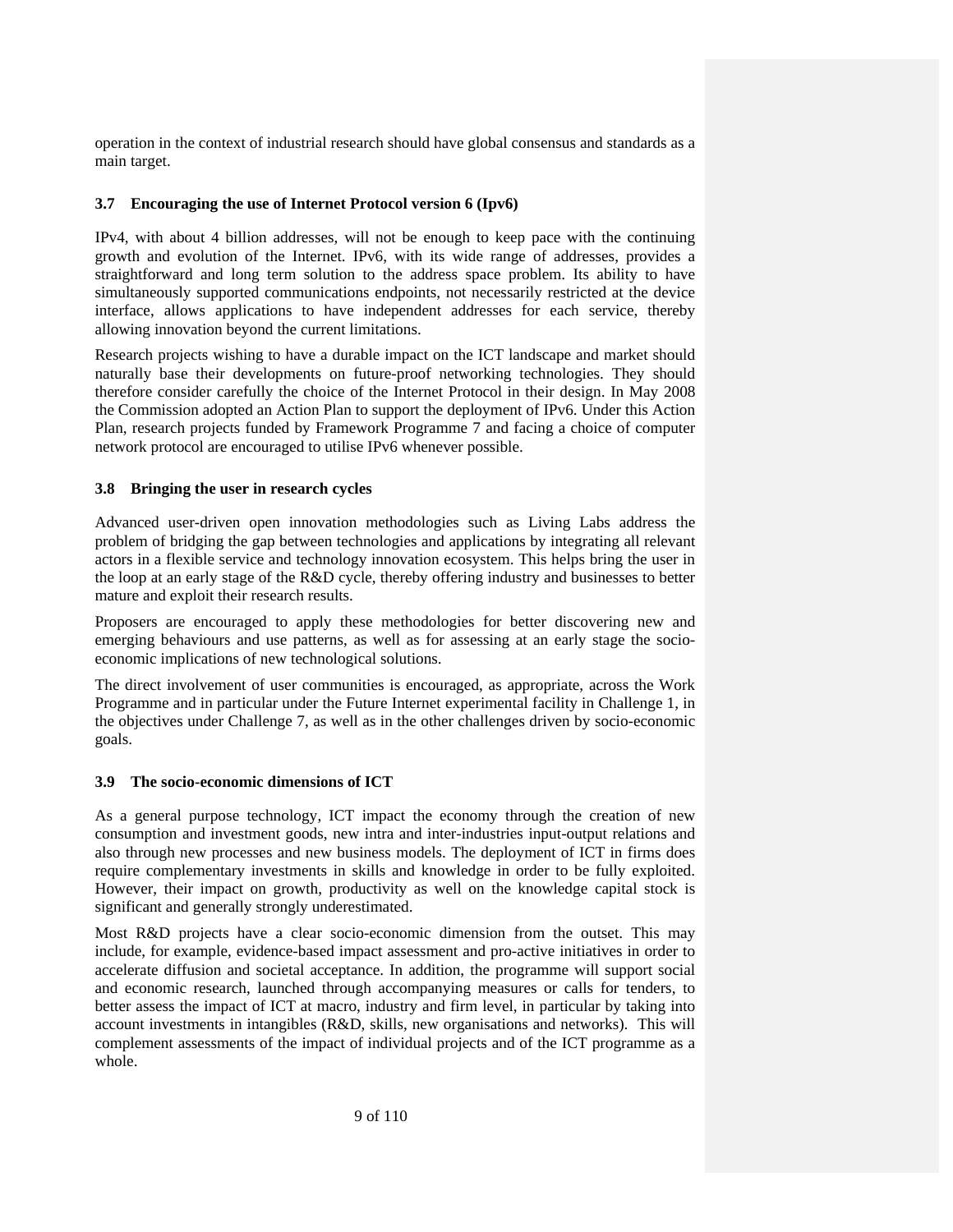operation in the context of industrial research should have global consensus and standards as a main target.

### 3.7 Encouraging the use of Internet Protocol version 6 (Ipv6)

IPv4, with about 4 billion addresses, will not be enough to keep pace with the continuing growth and evolution of the Internet. IPv6, with its wide range of addresses, provides a straightforward and long term solution to the address space problem. Its ability to have simultaneously supported communications endpoints, not necessarily restricted at the device interface, allows applications to have independent addresses for each service, thereby allowing innovation beyond the current limitations.

Research projects wishing to have a durable impact on the ICT landscape and market should naturally base their developments on future-proof networking technologies. They should therefore consider carefully the choice of the Internet Protocol in their design. In May 2008 the Commission adopted an Action Plan to support the deployment of IPv6. Under this Action Plan, research projects funded by Framework Programme 7 and facing a choice of computer network protocol are encouraged to utilise IPv6 whenever possible.

### 3.8 Bringing the user in research cycles

Advanced user-driven open innovation methodologies such as Living Labs address the problem of bridging the gap between technologies and applications by integrating all relevant actors in a flexible service and technology innovation ecosystem. This helps bring the user in the loop at an early stage of the R&D cycle, thereby offering industry and businesses to better mature and exploit their research results.

Proposers are encouraged to apply these methodologies for better discovering new and emerging behaviours and use patterns, as well as for assessing at an early stage the socio-economic implications of new technological solutions.

The direct involvement of user communities is encouraged, as appropriate, across the Work Programme and in particular under the Future Internet experimental facility in Challenge 1, in the objectives under Challenge 7, as well as in the other challenges driven by socio-economic goals.

### 3.9 The socio-economic dimensions of ICT

As a general purpose technology, ICT impact the economy through the creation of new consumption and investment goods, new intra and inter-industries input-output relations and also through new processes and new business models. The deployment of ICT in firms does require complementary investments in skills and knowledge in order to be fully exploited. However, their impact on growth, productivity as well on the knowledge capital stock is significant and generally strongly underestimated.

Most R&D projects have a clear socio-economic dimension from the outset. This may include, for example, evidence-based impact assessment and pro-active initiatives in order to accelerate diffusion and societal acceptance. In addition, the programme will support social and economic research, launched through accompanying measures or calls for tenders, to better assess the impact of ICT at macro, industry and firm level, in particular by taking into account investments in intangibles (R&D, skills, new organisations and networks). This will complement assessments of the impact of individual projects and of the ICT programme as a whole.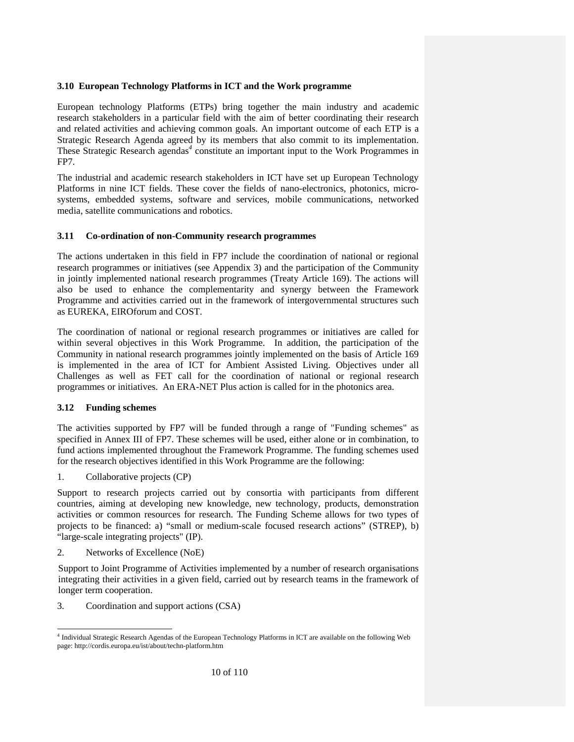### 3.10 European Technology Platforms in ICT and the Work programme

European technology Platforms (ETPs) bring together the main industry and academic research stakeholders in a particular field with the aim of better coordinating their research and related activities and achieving common goals. An important outcome of each ETP is a Strategic Research Agenda agreed by its members that also commit to its implementation. These Strategic Research agendas[4] constitute an important input to the Work Programmes in FP7.

The industrial and academic research stakeholders in ICT have set up European Technology Platforms in nine ICT fields. These cover the fields of nano-electronics, photonics, micro-systems, embedded systems, software and services, mobile communications, networked media, satellite communications and robotics.

### 3.11 Co-ordination of non-Community research programmes

The actions undertaken in this field in FP7 include the coordination of national or regional research programmes or initiatives (see Appendix 3) and the participation of the Community in jointly implemented national research programmes (Treaty Article 169). The actions will also be used to enhance the complementarity and synergy between the Framework Programme and activities carried out in the framework of intergovernmental structures such as EUREKA, EIROforum and COST.

The coordination of national or regional research programmes or initiatives are called for within several objectives in this Work Programme. In addition, the participation of the Community in national research programmes jointly implemented on the basis of Article 169 is implemented in the area of ICT for Ambient Assisted Living. Objectives under all Challenges as well as FET call for the coordination of national or regional research programmes or initiatives. An ERA-NET Plus action is called for in the photonics area.

### 3.12 Funding schemes

The activities supported by FP7 will be funded through a range of "Funding schemes" as specified in Annex III of FP7. These schemes will be used, either alone or in combination, to fund actions implemented throughout the Framework Programme. The funding schemes used for the research objectives identified in this Work Programme are the following:

1. Collaborative projects (CP)

Support to research projects carried out by consortia with participants from different countries, aiming at developing new knowledge, new technology, products, demonstration activities or common resources for research. The Funding Scheme allows for two types of projects to be financed: a) "small or medium-scale focused research actions" (STREP), b) "large-scale integrating projects" (IP).

2. Networks of Excellence (NoE)

Support to Joint Programme of Activities implemented by a number of research organisations integrating their activities in a given field, carried out by research teams in the framework of longer term cooperation.

3. Coordination and support actions (CSA)

---

[4] Individual Strategic Research Agendas of the European Technology Platforms in ICT are available on the following Web page: http://cordis.europa.eu/ist/about/techn-platform.htm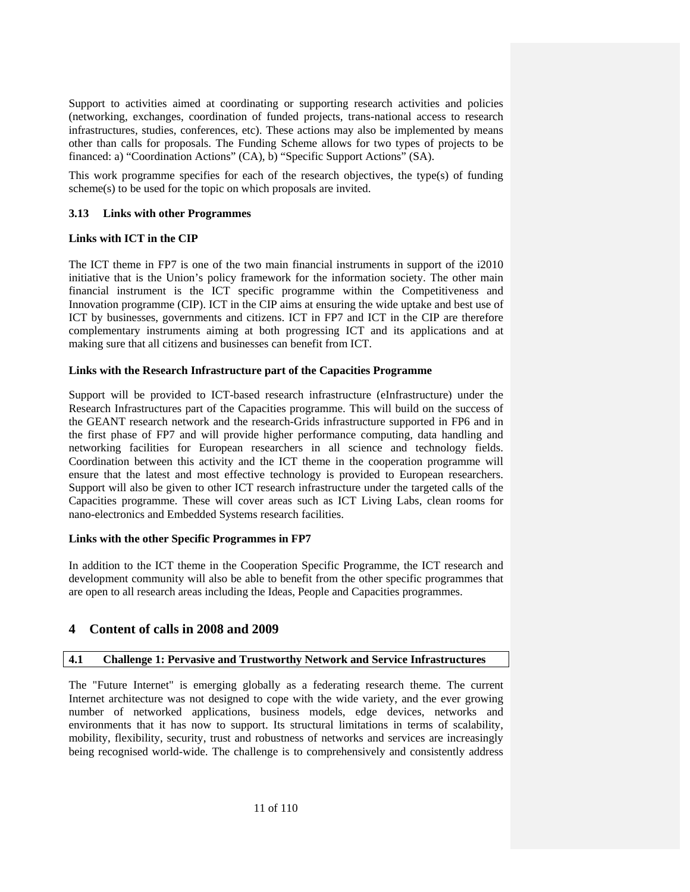Support to activities aimed at coordinating or supporting research activities and policies (networking, exchanges, coordination of funded projects, trans-national access to research infrastructures, studies, conferences, etc). These actions may also be implemented by means other than calls for proposals. The Funding Scheme allows for two types of projects to be financed: a) "Coordination Actions" (CA), b) "Specific Support Actions" (SA).

This work programme specifies for each of the research objectives, the type(s) of funding scheme(s) to be used for the topic on which proposals are invited.

### 3.13 Links with other Programmes

**Links with ICT in the CIP**

The ICT theme in FP7 is one of the two main financial instruments in support of the i2010 initiative that is the Union's policy framework for the information society. The other main financial instrument is the ICT specific programme within the Competitiveness and Innovation programme (CIP). ICT in the CIP aims at ensuring the wide uptake and best use of ICT by businesses, governments and citizens. ICT in FP7 and ICT in the CIP are therefore complementary instruments aiming at both progressing ICT and its applications and at making sure that all citizens and businesses can benefit from ICT.

**Links with the Research Infrastructure part of the Capacities Programme**

Support will be provided to ICT-based research infrastructure (eInfrastructure) under the Research Infrastructures part of the Capacities programme. This will build on the success of the GEANT research network and the research-Grids infrastructure supported in FP6 and in the first phase of FP7 and will provide higher performance computing, data handling and networking facilities for European researchers in all science and technology fields. Coordination between this activity and the ICT theme in the cooperation programme will ensure that the latest and most effective technology is provided to European researchers. Support will also be given to other ICT research infrastructure under the targeted calls of the Capacities programme. These will cover areas such as ICT Living Labs, clean rooms for nano-electronics and Embedded Systems research facilities.

**Links with the other Specific Programmes in FP7**

In addition to the ICT theme in the Cooperation Specific Programme, the ICT research and development community will also be able to benefit from the other specific programmes that are open to all research areas including the Ideas, People and Capacities programmes.

## 4 Content of calls in 2008 and 2009

### 4.1 Challenge 1: Pervasive and Trustworthy Network and Service Infrastructures

The "Future Internet" is emerging globally as a federating research theme. The current Internet architecture was not designed to cope with the wide variety, and the ever growing number of networked applications, business models, edge devices, networks and environments that it has now to support. Its structural limitations in terms of scalability, mobility, flexibility, security, trust and robustness of networks and services are increasingly being recognised world-wide. The challenge is to comprehensively and consistently address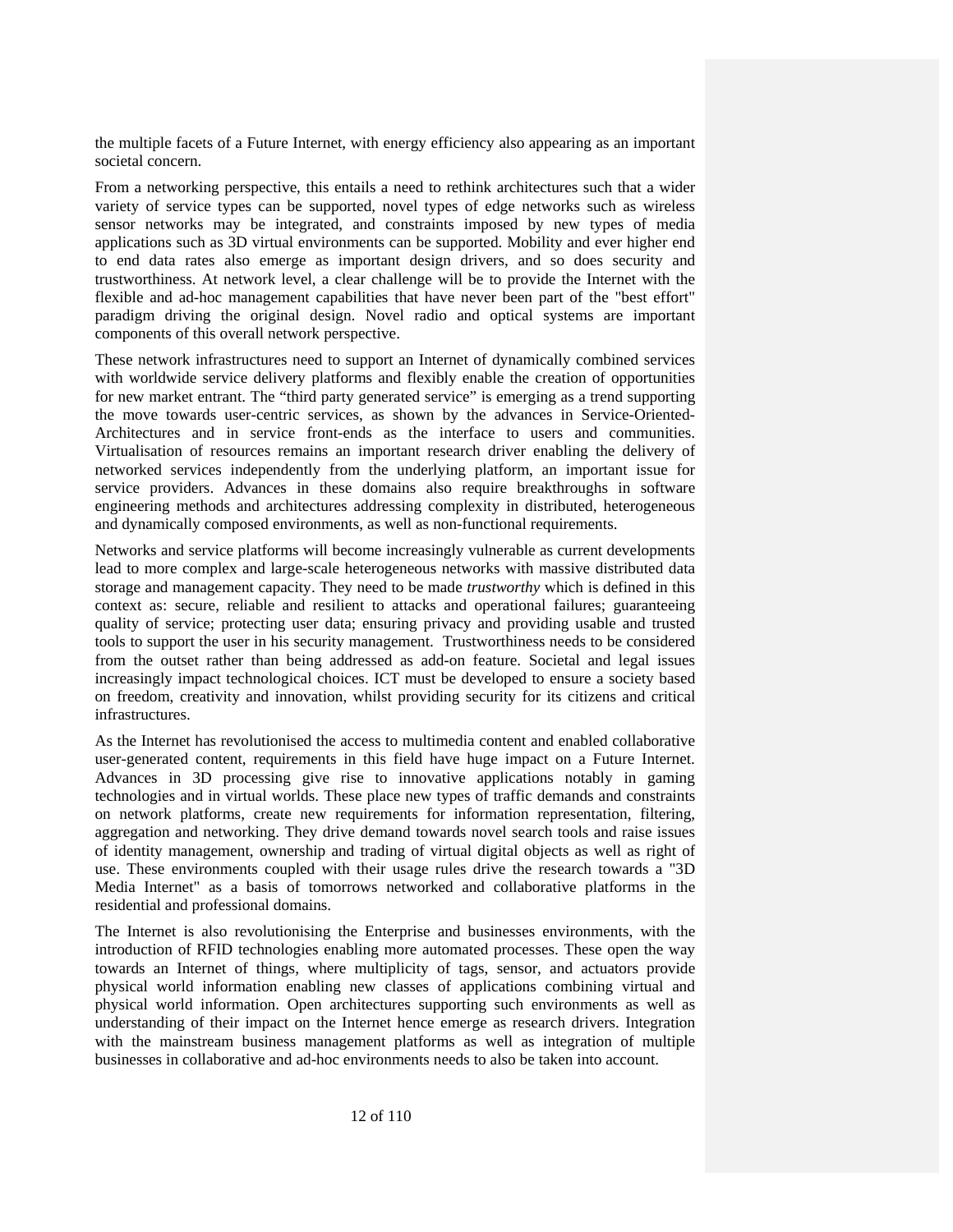the multiple facets of a Future Internet, with energy efficiency also appearing as an important societal concern.

From a networking perspective, this entails a need to rethink architectures such that a wider variety of service types can be supported, novel types of edge networks such as wireless sensor networks may be integrated, and constraints imposed by new types of media applications such as 3D virtual environments can be supported. Mobility and ever higher end to end data rates also emerge as important design drivers, and so does security and trustworthiness. At network level, a clear challenge will be to provide the Internet with the flexible and ad-hoc management capabilities that have never been part of the "best effort" paradigm driving the original design. Novel radio and optical systems are important components of this overall network perspective.

These network infrastructures need to support an Internet of dynamically combined services with worldwide service delivery platforms and flexibly enable the creation of opportunities for new market entrant. The “third party generated service” is emerging as a trend supporting the move towards user-centric services, as shown by the advances in Service-Oriented-Architectures and in service front-ends as the interface to users and communities. Virtualisation of resources remains an important research driver enabling the delivery of networked services independently from the underlying platform, an important issue for service providers. Advances in these domains also require breakthroughs in software engineering methods and architectures addressing complexity in distributed, heterogeneous and dynamically composed environments, as well as non-functional requirements.

Networks and service platforms will become increasingly vulnerable as current developments lead to more complex and large-scale heterogeneous networks with massive distributed data storage and management capacity. They need to be made *trustworthy* which is defined in this context as: secure, reliable and resilient to attacks and operational failures; guaranteeing quality of service; protecting user data; ensuring privacy and providing usable and trusted tools to support the user in his security management. Trustworthiness needs to be considered from the outset rather than being addressed as add-on feature. Societal and legal issues increasingly impact technological choices. ICT must be developed to ensure a society based on freedom, creativity and innovation, whilst providing security for its citizens and critical infrastructures.

As the Internet has revolutionised the access to multimedia content and enabled collaborative user-generated content, requirements in this field have huge impact on a Future Internet. Advances in 3D processing give rise to innovative applications notably in gaming technologies and in virtual worlds. These place new types of traffic demands and constraints on network platforms, create new requirements for information representation, filtering, aggregation and networking. They drive demand towards novel search tools and raise issues of identity management, ownership and trading of virtual digital objects as well as right of use. These environments coupled with their usage rules drive the research towards a "3D Media Internet" as a basis of tomorrows networked and collaborative platforms in the residential and professional domains.

The Internet is also revolutionising the Enterprise and businesses environments, with the introduction of RFID technologies enabling more automated processes. These open the way towards an Internet of things, where multiplicity of tags, sensor, and actuators provide physical world information enabling new classes of applications combining virtual and physical world information. Open architectures supporting such environments as well as understanding of their impact on the Internet hence emerge as research drivers. Integration with the mainstream business management platforms as well as integration of multiple businesses in collaborative and ad-hoc environments needs to also be taken into account.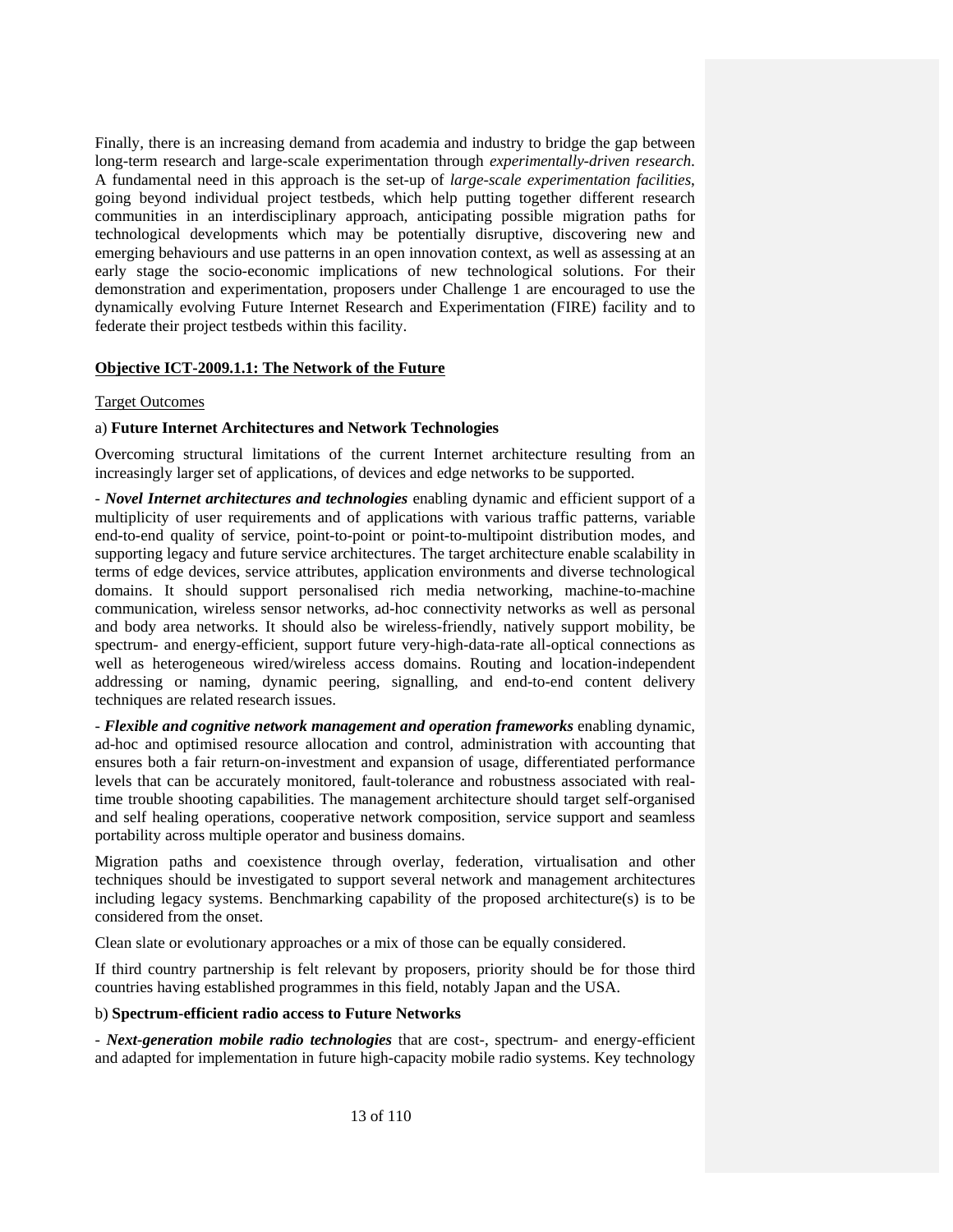Finally, there is an increasing demand from academia and industry to bridge the gap between long-term research and large-scale experimentation through *experimentally-driven research*. A fundamental need in this approach is the set-up of *large-scale experimentation facilities*, going beyond individual project testbeds, which help putting together different research communities in an interdisciplinary approach, anticipating possible migration paths for technological developments which may be potentially disruptive, discovering new and emerging behaviours and use patterns in an open innovation context, as well as assessing at an early stage the socio-economic implications of new technological solutions. For their demonstration and experimentation, proposers under Challenge 1 are encouraged to use the dynamically evolving Future Internet Research and Experimentation (FIRE) facility and to federate their project testbeds within this facility.

**Objective ICT-2009.1.1: The Network of the Future**

Target Outcomes

a) **Future Internet Architectures and Network Technologies**

Overcoming structural limitations of the current Internet architecture resulting from an increasingly larger set of applications, of devices and edge networks to be supported.

- ***Novel Internet architectures and technologies*** enabling dynamic and efficient support of a multiplicity of user requirements and of applications with various traffic patterns, variable end-to-end quality of service, point-to-point or point-to-multipoint distribution modes, and supporting legacy and future service architectures. The target architecture enable scalability in terms of edge devices, service attributes, application environments and diverse technological domains. It should support personalised rich media networking, machine-to-machine communication, wireless sensor networks, ad-hoc connectivity networks as well as personal and body area networks. It should also be wireless-friendly, natively support mobility, be spectrum- and energy-efficient, support future very-high-data-rate all-optical connections as well as heterogeneous wired/wireless access domains. Routing and location-independent addressing or naming, dynamic peering, signalling, and end-to-end content delivery techniques are related research issues.

- ***Flexible and cognitive network management and operation frameworks*** enabling dynamic, ad-hoc and optimised resource allocation and control, administration with accounting that ensures both a fair return-on-investment and expansion of usage, differentiated performance levels that can be accurately monitored, fault-tolerance and robustness associated with real-time trouble shooting capabilities. The management architecture should target self-organised and self healing operations, cooperative network composition, service support and seamless portability across multiple operator and business domains.

Migration paths and coexistence through overlay, federation, virtualisation and other techniques should be investigated to support several network and management architectures including legacy systems. Benchmarking capability of the proposed architecture(s) is to be considered from the onset.

Clean slate or evolutionary approaches or a mix of those can be equally considered.

If third country partnership is felt relevant by proposers, priority should be for those third countries having established programmes in this field, notably Japan and the USA.

b) **Spectrum-efficient radio access to Future Networks**

- ***Next-generation mobile radio technologies*** that are cost-, spectrum- and energy-efficient and adapted for implementation in future high-capacity mobile radio systems. Key technology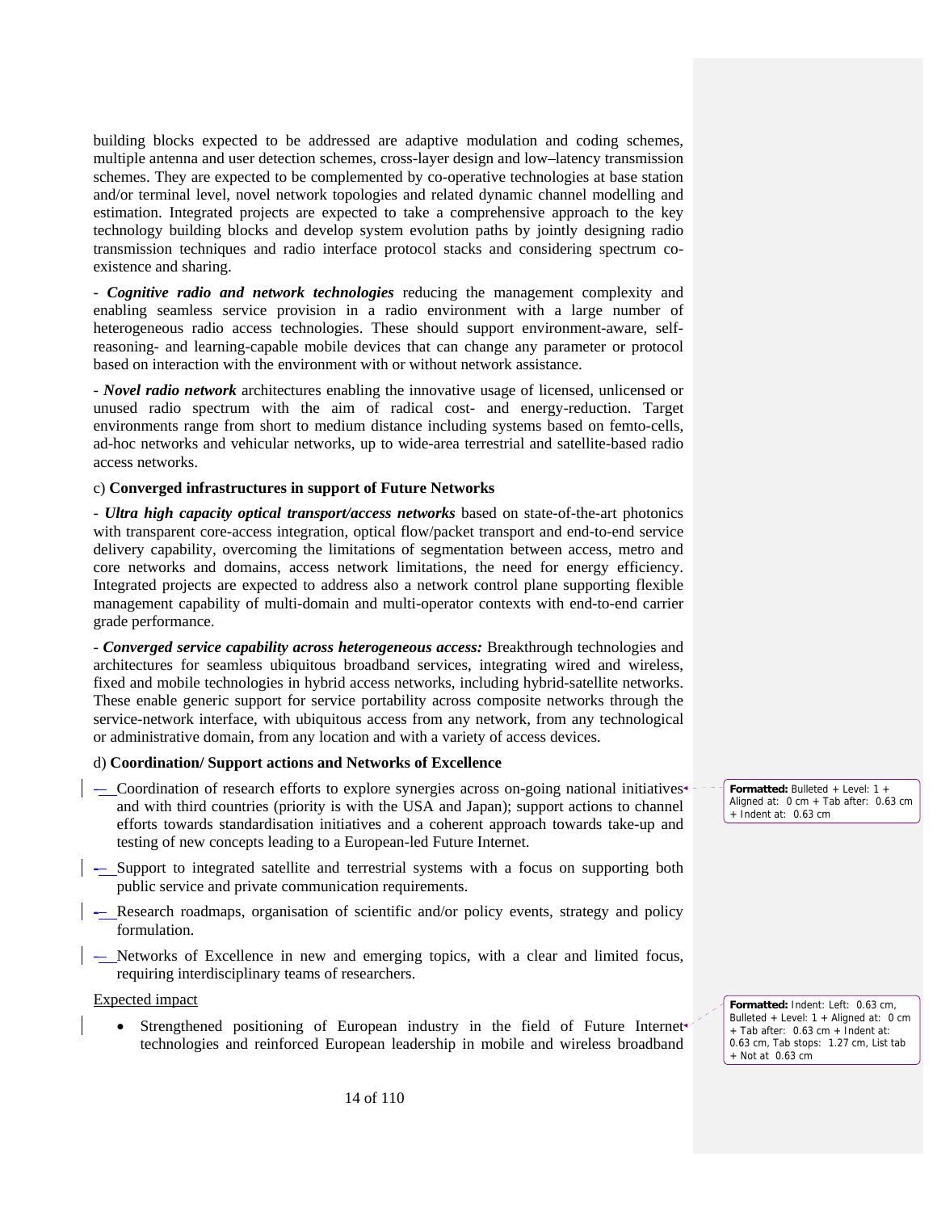building blocks expected to be addressed are adaptive modulation and coding schemes, multiple antenna and user detection schemes, cross-layer design and low–latency transmission schemes. They are expected to be complemented by co-operative technologies at base station and/or terminal level, novel network topologies and related dynamic channel modelling and estimation. Integrated projects are expected to take a comprehensive approach to the key technology building blocks and develop system evolution paths by jointly designing radio transmission techniques and radio interface protocol stacks and considering spectrum co-existence and sharing.

- ***Cognitive radio and network technologies*** reducing the management complexity and enabling seamless service provision in a radio environment with a large number of heterogeneous radio access technologies. These should support environment-aware, self-reasoning- and learning-capable mobile devices that can change any parameter or protocol based on interaction with the environment with or without network assistance.

- ***Novel radio network*** architectures enabling the innovative usage of licensed, unlicensed or unused radio spectrum with the aim of radical cost- and energy-reduction. Target environments range from short to medium distance including systems based on femto-cells, ad-hoc networks and vehicular networks, up to wide-area terrestrial and satellite-based radio access networks.

c) **Converged infrastructures in support of Future Networks**

- ***Ultra high capacity optical transport/access networks*** based on state-of-the-art photonics with transparent core-access integration, optical flow/packet transport and end-to-end service delivery capability, overcoming the limitations of segmentation between access, metro and core networks and domains, access network limitations, the need for energy efficiency. Integrated projects are expected to address also a network control plane supporting flexible management capability of multi-domain and multi-operator contexts with end-to-end carrier grade performance.

- ***Converged service capability across heterogeneous access:*** Breakthrough technologies and architectures for seamless ubiquitous broadband services, integrating wired and wireless, fixed and mobile technologies in hybrid access networks, including hybrid-satellite networks. These enable generic support for service portability across composite networks through the service-network interface, with ubiquitous access from any network, from any technological or administrative domain, from any location and with a variety of access devices.

d) **Coordination/ Support actions and Networks of Excellence**

- Coordination of research efforts to explore synergies across on-going national initiatives and with third countries (priority is with the USA and Japan); support actions to channel efforts towards standardisation initiatives and a coherent approach towards take-up and testing of new concepts leading to a European-led Future Internet.
- Support to integrated satellite and terrestrial systems with a focus on supporting both public service and private communication requirements.
- Research roadmaps, organisation of scientific and/or policy events, strategy and policy formulation.
- Networks of Excellence in new and emerging topics, with a clear and limited focus, requiring interdisciplinary teams of researchers.

Expected impact

- Strengthened positioning of European industry in the field of Future Internet technologies and reinforced European leadership in mobile and wireless broadband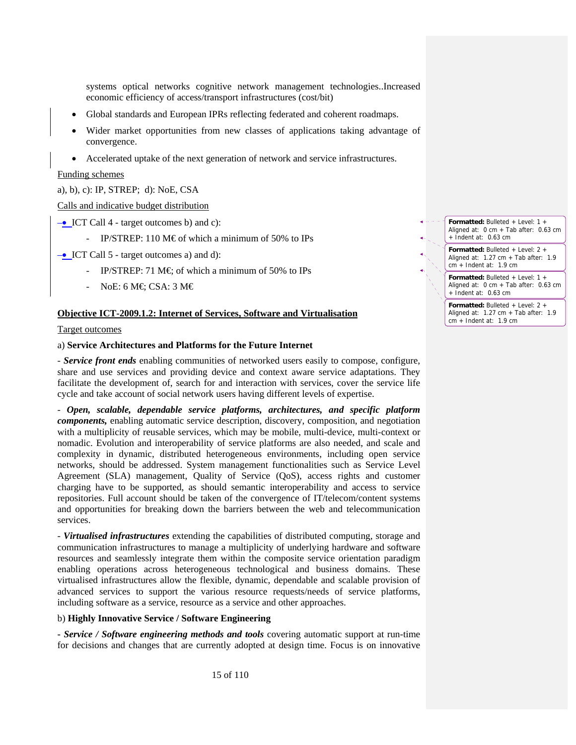systems optical networks cognitive network management technologies..Increased economic efficiency of access/transport infrastructures (cost/bit)

- Global standards and European IPRs reflecting federated and coherent roadmaps.
- Wider market opportunities from new classes of applications taking advantage of convergence.
- Accelerated uptake of the next generation of network and service infrastructures.

Funding schemes

a), b), c): IP, STREP; d): NoE, CSA

Calls and indicative budget distribution

- ICT Call 4 - target outcomes b) and c):
  - IP/STREP: 110 M€ of which a minimum of 50% to IPs
- ICT Call 5 - target outcomes a) and d):
  - IP/STREP: 71 M€; of which a minimum of 50% to IPs
  - NoE: 6 M€; CSA: 3 M€

**Objective ICT-2009.1.2: Internet of Services, Software and Virtualisation**

Target outcomes

a) **Service Architectures and Platforms for the Future Internet**

- ***Service front ends*** enabling communities of networked users easily to compose, configure, share and use services and providing device and context aware service adaptations. They facilitate the development of, search for and interaction with services, cover the service life cycle and take account of social network users having different levels of expertise.

- ***Open, scalable, dependable service platforms, architectures, and specific platform components,*** enabling automatic service description, discovery, composition, and negotiation with a multiplicity of reusable services, which may be mobile, multi-device, multi-context or nomadic. Evolution and interoperability of service platforms are also needed, and scale and complexity in dynamic, distributed heterogeneous environments, including open service networks, should be addressed. System management functionalities such as Service Level Agreement (SLA) management, Quality of Service (QoS), access rights and customer charging have to be supported, as should semantic interoperability and access to service repositories. Full account should be taken of the convergence of IT/telecom/content systems and opportunities for breaking down the barriers between the web and telecommunication services.

- ***Virtualised infrastructures*** extending the capabilities of distributed computing, storage and communication infrastructures to manage a multiplicity of underlying hardware and software resources and seamlessly integrate them within the composite service orientation paradigm enabling operations across heterogeneous technological and business domains. These virtualised infrastructures allow the flexible, dynamic, dependable and scalable provision of advanced services to support the various resource requests/needs of service platforms, including software as a service, resource as a service and other approaches.

b) **Highly Innovative Service / Software Engineering**

***- Service / Software engineering methods and tools*** covering automatic support at run-time for decisions and changes that are currently adopted at design time. Focus is on innovative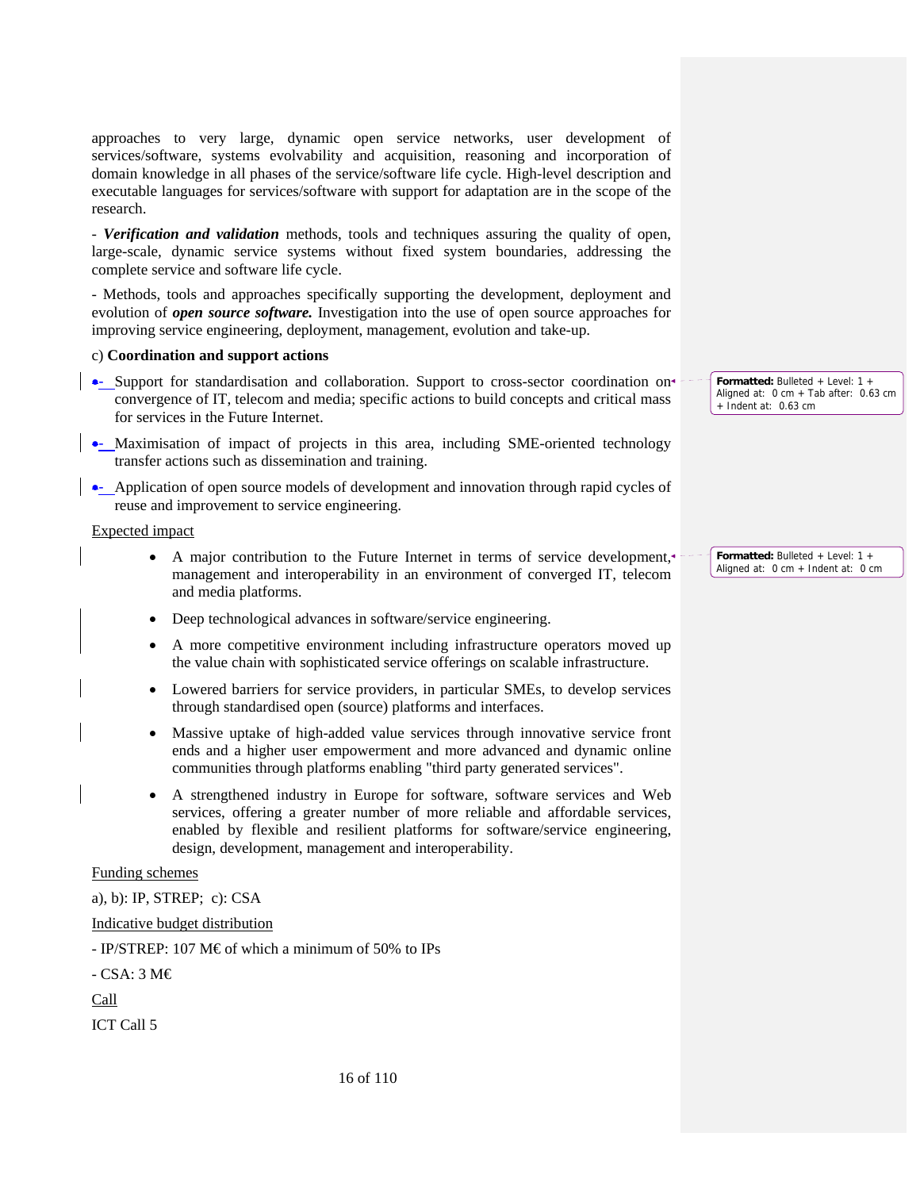approaches to very large, dynamic open service networks, user development of services/software, systems evolvability and acquisition, reasoning and incorporation of domain knowledge in all phases of the service/software life cycle. High-level description and executable languages for services/software with support for adaptation are in the scope of the research.

- ***Verification and validation*** methods, tools and techniques assuring the quality of open, large-scale, dynamic service systems without fixed system boundaries, addressing the complete service and software life cycle.

- Methods, tools and approaches specifically supporting the development, deployment and evolution of ***open source software.*** Investigation into the use of open source approaches for improving service engineering, deployment, management, evolution and take-up.

c) **Coordination and support actions**

- Support for standardisation and collaboration. Support to cross-sector coordination on convergence of IT, telecom and media; specific actions to build concepts and critical mass for services in the Future Internet.
- Maximisation of impact of projects in this area, including SME-oriented technology transfer actions such as dissemination and training.
- Application of open source models of development and innovation through rapid cycles of reuse and improvement to service engineering.

Expected impact

- A major contribution to the Future Internet in terms of service development, management and interoperability in an environment of converged IT, telecom and media platforms.
- Deep technological advances in software/service engineering.
- A more competitive environment including infrastructure operators moved up the value chain with sophisticated service offerings on scalable infrastructure.
- Lowered barriers for service providers, in particular SMEs, to develop services through standardised open (source) platforms and interfaces.
- Massive uptake of high-added value services through innovative service front ends and a higher user empowerment and more advanced and dynamic online communities through platforms enabling "third party generated services".
- A strengthened industry in Europe for software, software services and Web services, offering a greater number of more reliable and affordable services, enabled by flexible and resilient platforms for software/service engineering, design, development, management and interoperability.

Funding schemes

a), b): IP, STREP; c): CSA

Indicative budget distribution

- IP/STREP: 107 M€ of which a minimum of 50% to IPs

- CSA: 3 M€

Call

ICT Call 5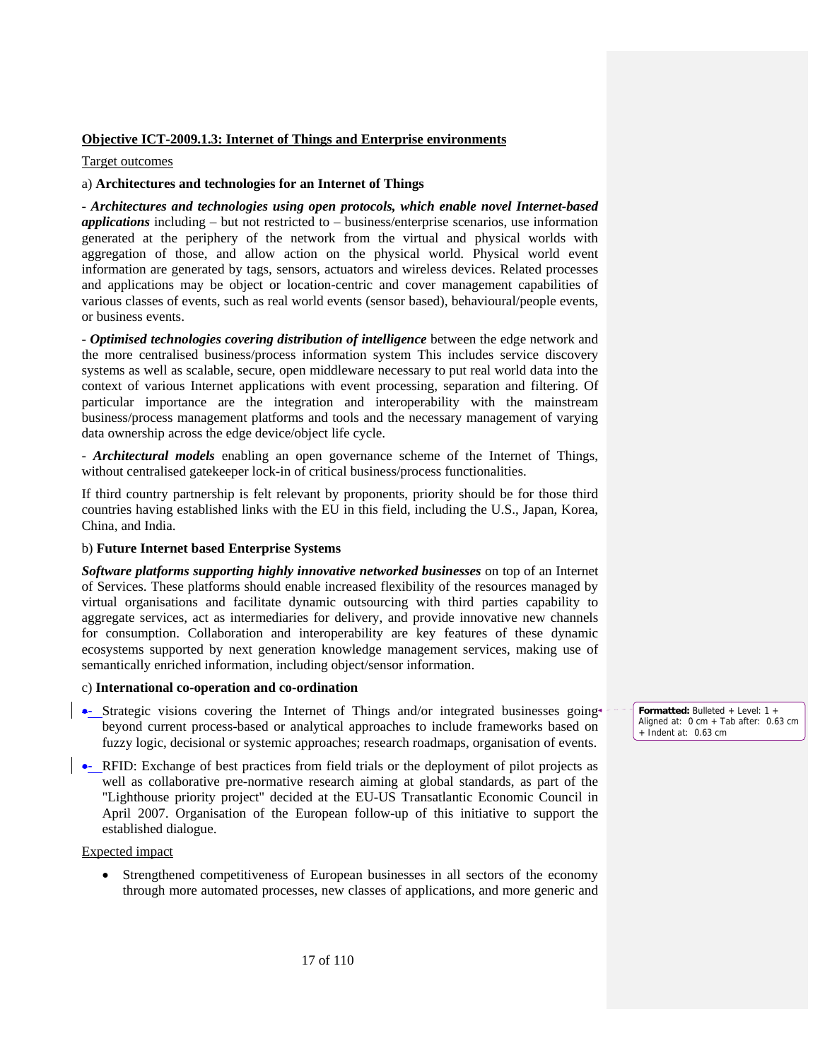**Objective ICT-2009.1.3: Internet of Things and Enterprise environments**

Target outcomes

a) **Architectures and technologies for an Internet of Things**

- ***Architectures and technologies using open protocols, which enable novel Internet-based applications*** including – but not restricted to – business/enterprise scenarios, use information generated at the periphery of the network from the virtual and physical worlds with aggregation of those, and allow action on the physical world. Physical world event information are generated by tags, sensors, actuators and wireless devices. Related processes and applications may be object or location-centric and cover management capabilities of various classes of events, such as real world events (sensor based), behavioural/people events, or business events.

- ***Optimised technologies covering distribution of intelligence*** between the edge network and the more centralised business/process information system This includes service discovery systems as well as scalable, secure, open middleware necessary to put real world data into the context of various Internet applications with event processing, separation and filtering. Of particular importance are the integration and interoperability with the mainstream business/process management platforms and tools and the necessary management of varying data ownership across the edge device/object life cycle.

- ***Architectural models*** enabling an open governance scheme of the Internet of Things, without centralised gatekeeper lock-in of critical business/process functionalities.

If third country partnership is felt relevant by proponents, priority should be for those third countries having established links with the EU in this field, including the U.S., Japan, Korea, China, and India.

b) **Future Internet based Enterprise Systems**

***Software platforms supporting highly innovative networked businesses*** on top of an Internet of Services. These platforms should enable increased flexibility of the resources managed by virtual organisations and facilitate dynamic outsourcing with third parties capability to aggregate services, act as intermediaries for delivery, and provide innovative new channels for consumption. Collaboration and interoperability are key features of these dynamic ecosystems supported by next generation knowledge management services, making use of semantically enriched information, including object/sensor information.

c) **International co-operation and co-ordination**

- Strategic visions covering the Internet of Things and/or integrated businesses going beyond current process-based or analytical approaches to include frameworks based on fuzzy logic, decisional or systemic approaches; research roadmaps, organisation of events.
- RFID: Exchange of best practices from field trials or the deployment of pilot projects as well as collaborative pre-normative research aiming at global standards, as part of the "Lighthouse priority project" decided at the EU-US Transatlantic Economic Council in April 2007. Organisation of the European follow-up of this initiative to support the established dialogue.

Expected impact

- Strengthened competitiveness of European businesses in all sectors of the economy through more automated processes, new classes of applications, and more generic and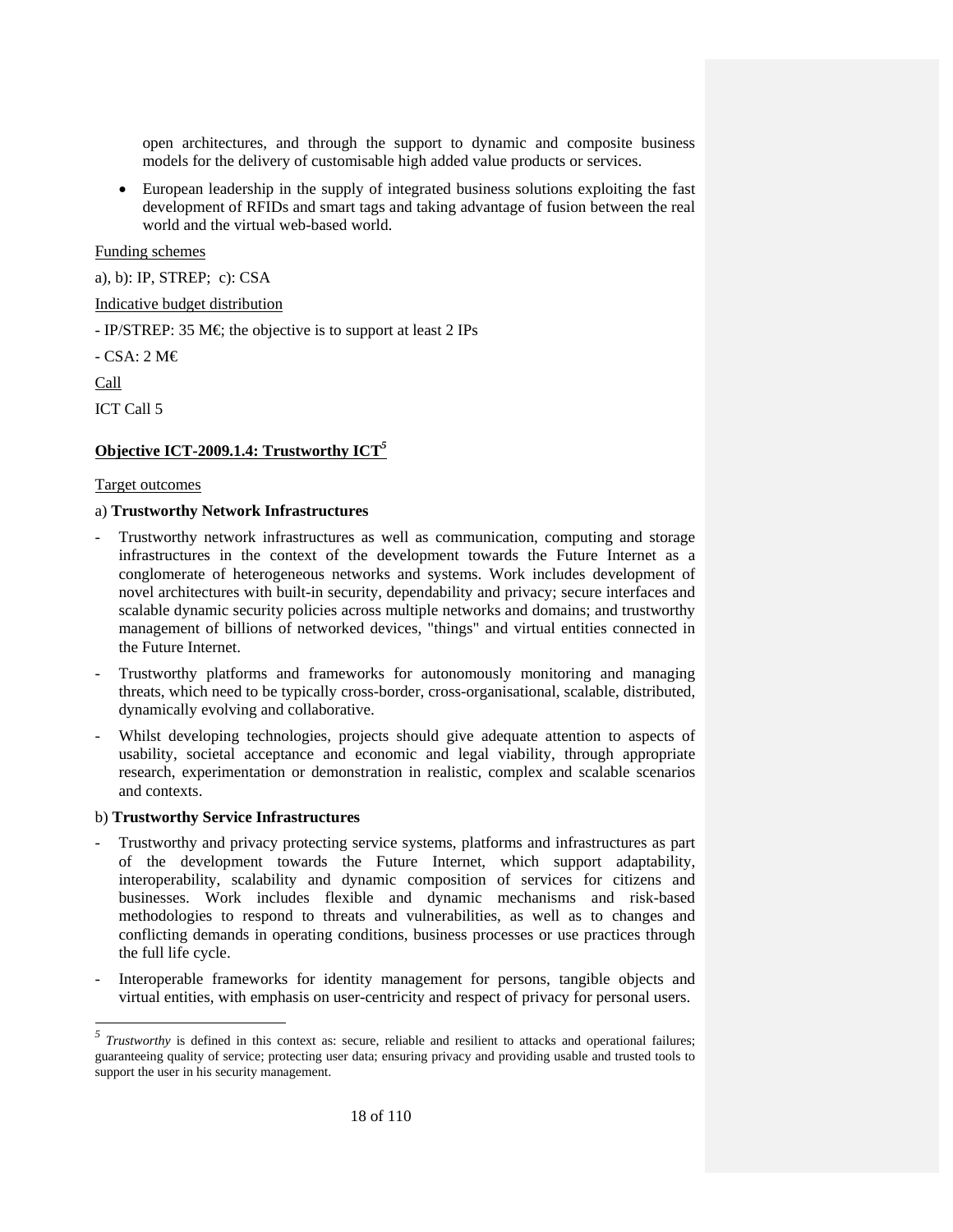open architectures, and through the support to dynamic and composite business models for the delivery of customisable high added value products or services.

- European leadership in the supply of integrated business solutions exploiting the fast development of RFIDs and smart tags and taking advantage of fusion between the real world and the virtual web-based world.

Funding schemes

a), b): IP, STREP; c): CSA

Indicative budget distribution

- IP/STREP: 35 M€; the objective is to support at least 2 IPs

- CSA: 2 M€

Call

ICT Call 5

**Objective ICT-2009.1.4: Trustworthy ICT[5]**

Target outcomes

a) **Trustworthy Network Infrastructures**

- Trustworthy network infrastructures as well as communication, computing and storage infrastructures in the context of the development towards the Future Internet as a conglomerate of heterogeneous networks and systems. Work includes development of novel architectures with built-in security, dependability and privacy; secure interfaces and scalable dynamic security policies across multiple networks and domains; and trustworthy management of billions of networked devices, "things" and virtual entities connected in the Future Internet.
- Trustworthy platforms and frameworks for autonomously monitoring and managing threats, which need to be typically cross-border, cross-organisational, scalable, distributed, dynamically evolving and collaborative.
- Whilst developing technologies, projects should give adequate attention to aspects of usability, societal acceptance and economic and legal viability, through appropriate research, experimentation or demonstration in realistic, complex and scalable scenarios and contexts.

b) **Trustworthy Service Infrastructures**

- Trustworthy and privacy protecting service systems, platforms and infrastructures as part of the development towards the Future Internet, which support adaptability, interoperability, scalability and dynamic composition of services for citizens and businesses. Work includes flexible and dynamic mechanisms and risk-based methodologies to respond to threats and vulnerabilities, as well as to changes and conflicting demands in operating conditions, business processes or use practices through the full life cycle.
- Interoperable frameworks for identity management for persons, tangible objects and virtual entities, with emphasis on user-centricity and respect of privacy for personal users.

---

[5] *Trustworthy* is defined in this context as: secure, reliable and resilient to attacks and operational failures; guaranteeing quality of service; protecting user data; ensuring privacy and providing usable and trusted tools to support the user in his security management.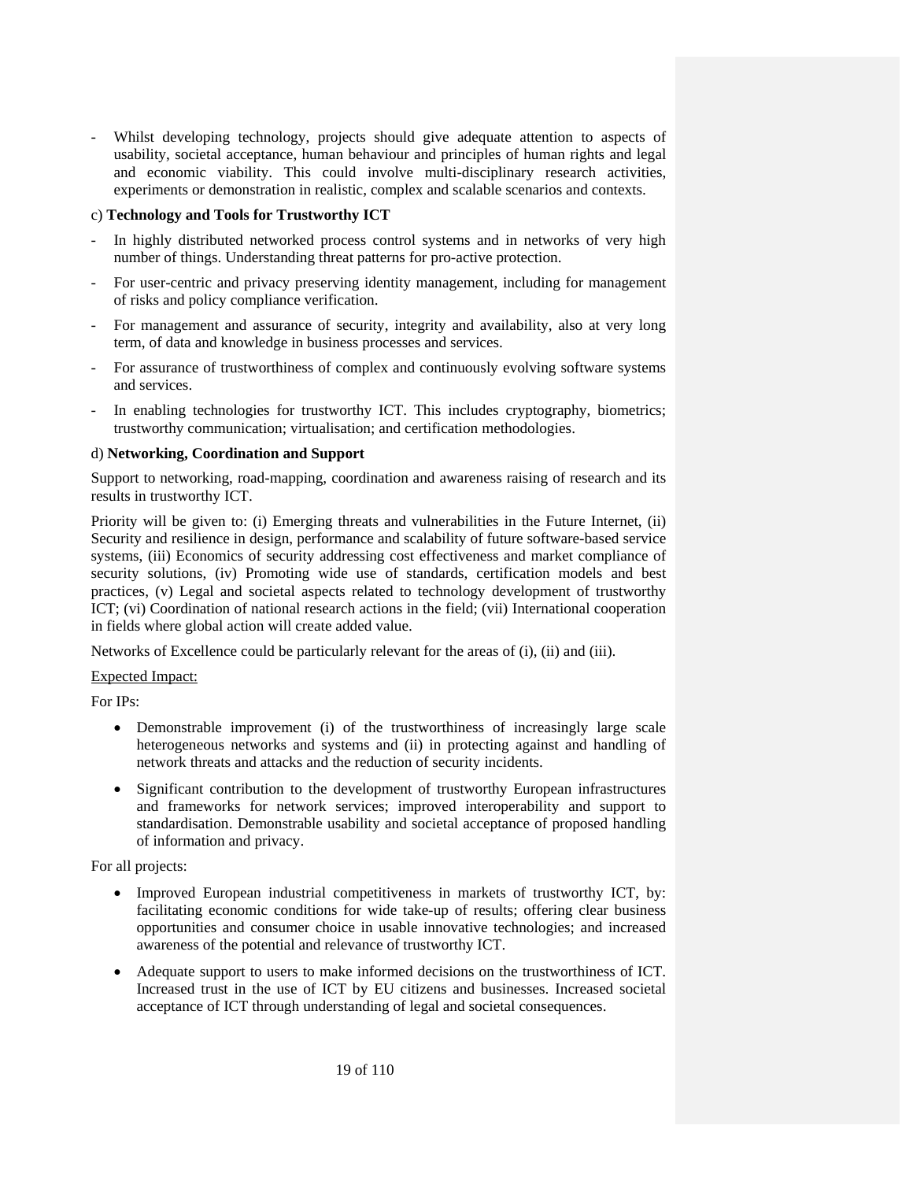- Whilst developing technology, projects should give adequate attention to aspects of usability, societal acceptance, human behaviour and principles of human rights and legal and economic viability. This could involve multi-disciplinary research activities, experiments or demonstration in realistic, complex and scalable scenarios and contexts.

c) **Technology and Tools for Trustworthy ICT**

- In highly distributed networked process control systems and in networks of very high number of things. Understanding threat patterns for pro-active protection.
- For user-centric and privacy preserving identity management, including for management of risks and policy compliance verification.
- For management and assurance of security, integrity and availability, also at very long term, of data and knowledge in business processes and services.
- For assurance of trustworthiness of complex and continuously evolving software systems and services.
- In enabling technologies for trustworthy ICT. This includes cryptography, biometrics; trustworthy communication; virtualisation; and certification methodologies.

d) **Networking, Coordination and Support**

Support to networking, road-mapping, coordination and awareness raising of research and its results in trustworthy ICT.

Priority will be given to: (i) Emerging threats and vulnerabilities in the Future Internet, (ii) Security and resilience in design, performance and scalability of future software-based service systems, (iii) Economics of security addressing cost effectiveness and market compliance of security solutions, (iv) Promoting wide use of standards, certification models and best practices, (v) Legal and societal aspects related to technology development of trustworthy ICT; (vi) Coordination of national research actions in the field; (vii) International cooperation in fields where global action will create added value.

Networks of Excellence could be particularly relevant for the areas of (i), (ii) and (iii).

Expected Impact:

For IPs:

- Demonstrable improvement (i) of the trustworthiness of increasingly large scale heterogeneous networks and systems and (ii) in protecting against and handling of network threats and attacks and the reduction of security incidents.
- Significant contribution to the development of trustworthy European infrastructures and frameworks for network services; improved interoperability and support to standardisation. Demonstrable usability and societal acceptance of proposed handling of information and privacy.

For all projects:

- Improved European industrial competitiveness in markets of trustworthy ICT, by: facilitating economic conditions for wide take-up of results; offering clear business opportunities and consumer choice in usable innovative technologies; and increased awareness of the potential and relevance of trustworthy ICT.
- Adequate support to users to make informed decisions on the trustworthiness of ICT. Increased trust in the use of ICT by EU citizens and businesses. Increased societal acceptance of ICT through understanding of legal and societal consequences.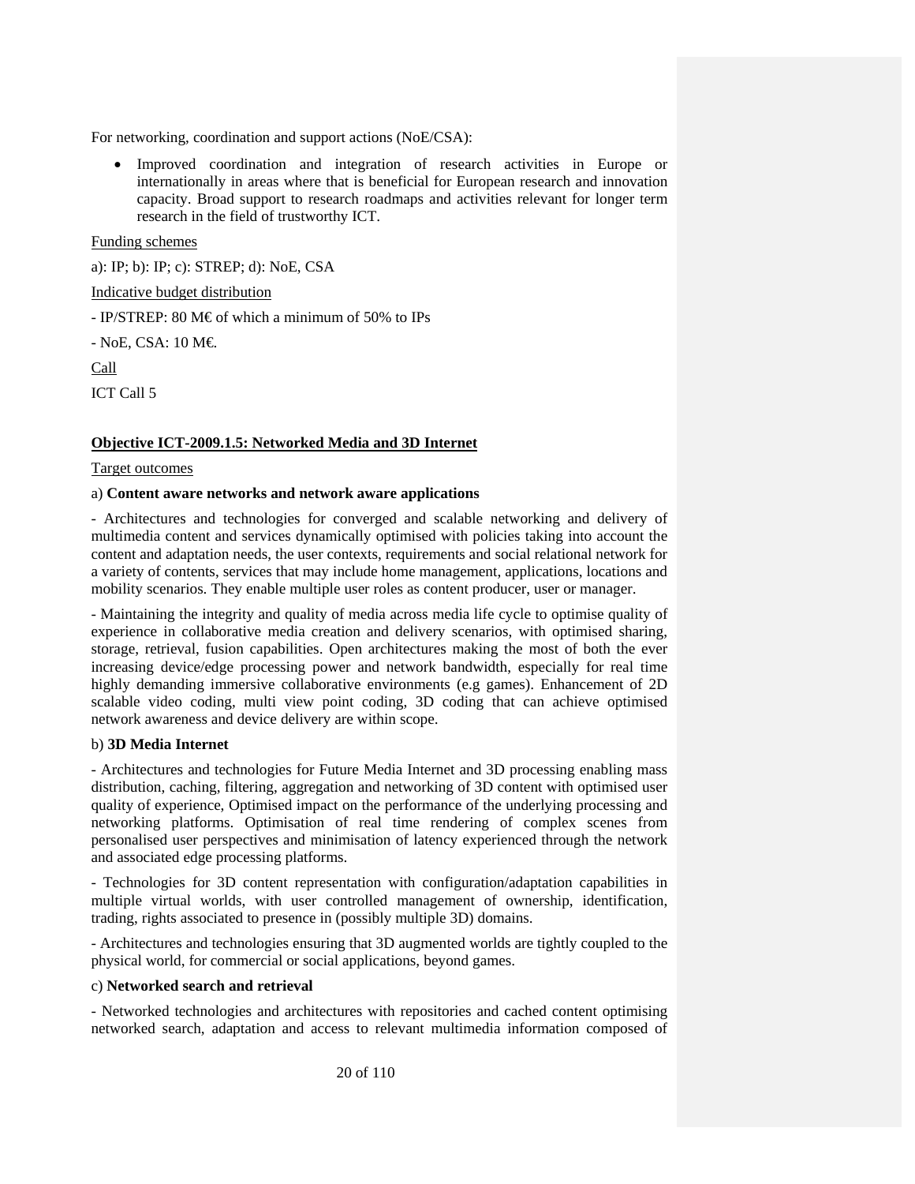For networking, coordination and support actions (NoE/CSA):

- Improved coordination and integration of research activities in Europe or internationally in areas where that is beneficial for European research and innovation capacity. Broad support to research roadmaps and activities relevant for longer term research in the field of trustworthy ICT.

Funding schemes

a): IP; b): IP; c): STREP; d): NoE, CSA

Indicative budget distribution

- IP/STREP: 80 M€ of which a minimum of 50% to IPs

- NoE, CSA: 10 M€.

Call

ICT Call 5

**Objective ICT-2009.1.5: Networked Media and 3D Internet**

Target outcomes

a) **Content aware networks and network aware applications**

- Architectures and technologies for converged and scalable networking and delivery of multimedia content and services dynamically optimised with policies taking into account the content and adaptation needs, the user contexts, requirements and social relational network for a variety of contents, services that may include home management, applications, locations and mobility scenarios. They enable multiple user roles as content producer, user or manager.

- Maintaining the integrity and quality of media across media life cycle to optimise quality of experience in collaborative media creation and delivery scenarios, with optimised sharing, storage, retrieval, fusion capabilities. Open architectures making the most of both the ever increasing device/edge processing power and network bandwidth, especially for real time highly demanding immersive collaborative environments (e.g games). Enhancement of 2D scalable video coding, multi view point coding, 3D coding that can achieve optimised network awareness and device delivery are within scope.

b) **3D Media Internet**

- Architectures and technologies for Future Media Internet and 3D processing enabling mass distribution, caching, filtering, aggregation and networking of 3D content with optimised user quality of experience, Optimised impact on the performance of the underlying processing and networking platforms. Optimisation of real time rendering of complex scenes from personalised user perspectives and minimisation of latency experienced through the network and associated edge processing platforms.

- Technologies for 3D content representation with configuration/adaptation capabilities in multiple virtual worlds, with user controlled management of ownership, identification, trading, rights associated to presence in (possibly multiple 3D) domains.

- Architectures and technologies ensuring that 3D augmented worlds are tightly coupled to the physical world, for commercial or social applications, beyond games.

c) **Networked search and retrieval**

- Networked technologies and architectures with repositories and cached content optimising networked search, adaptation and access to relevant multimedia information composed of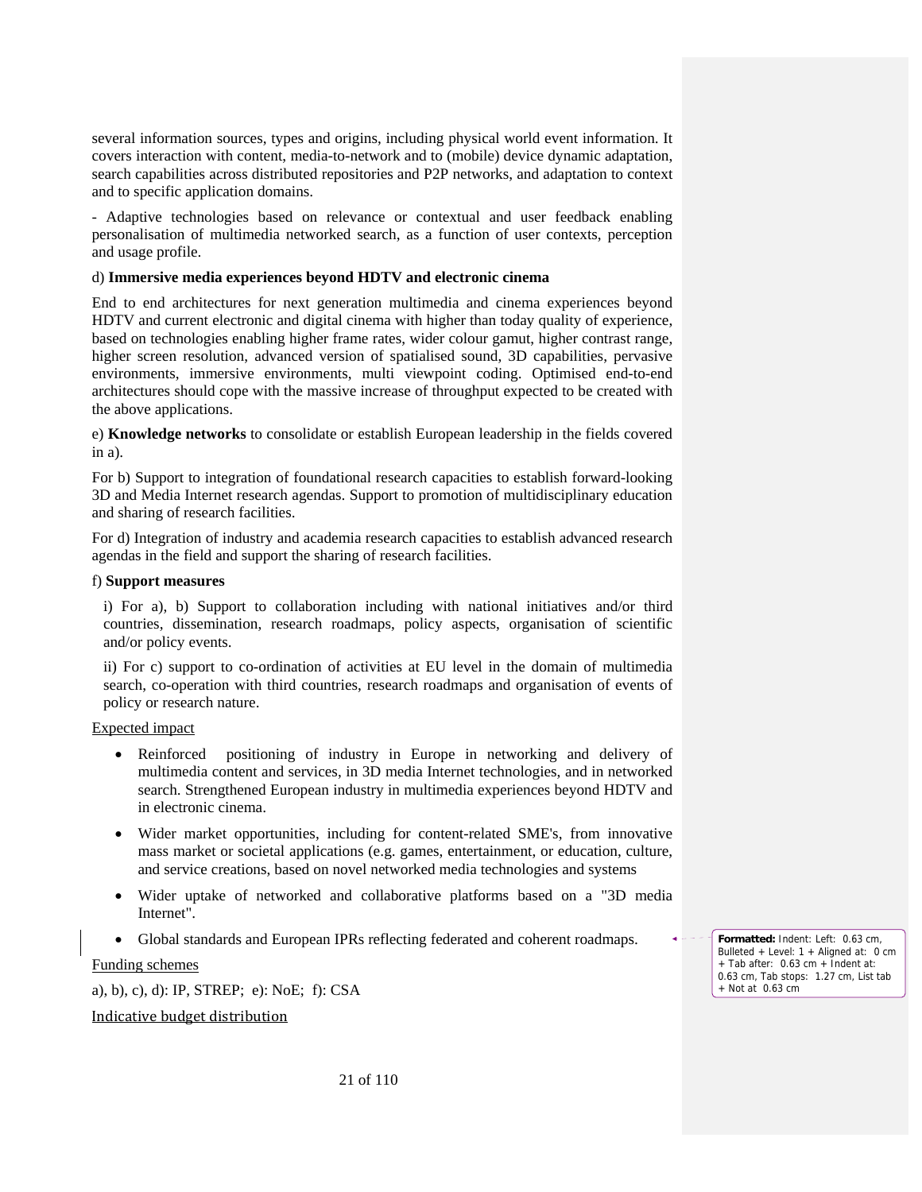several information sources, types and origins, including physical world event information. It covers interaction with content, media-to-network and to (mobile) device dynamic adaptation, search capabilities across distributed repositories and P2P networks, and adaptation to context and to specific application domains.

- Adaptive technologies based on relevance or contextual and user feedback enabling personalisation of multimedia networked search, as a function of user contexts, perception and usage profile.

d) **Immersive media experiences beyond HDTV and electronic cinema**

End to end architectures for next generation multimedia and cinema experiences beyond HDTV and current electronic and digital cinema with higher than today quality of experience, based on technologies enabling higher frame rates, wider colour gamut, higher contrast range, higher screen resolution, advanced version of spatialised sound, 3D capabilities, pervasive environments, immersive environments, multi viewpoint coding. Optimised end-to-end architectures should cope with the massive increase of throughput expected to be created with the above applications.

e) **Knowledge networks** to consolidate or establish European leadership in the fields covered in a).

For b) Support to integration of foundational research capacities to establish forward-looking 3D and Media Internet research agendas. Support to promotion of multidisciplinary education and sharing of research facilities.

For d) Integration of industry and academia research capacities to establish advanced research agendas in the field and support the sharing of research facilities.

f) **Support measures**

i) For a), b) Support to collaboration including with national initiatives and/or third countries, dissemination, research roadmaps, policy aspects, organisation of scientific and/or policy events.

ii) For c) support to co-ordination of activities at EU level in the domain of multimedia search, co-operation with third countries, research roadmaps and organisation of events of policy or research nature.

Expected impact

- Reinforced positioning of industry in Europe in networking and delivery of multimedia content and services, in 3D media Internet technologies, and in networked search. Strengthened European industry in multimedia experiences beyond HDTV and in electronic cinema.
- Wider market opportunities, including for content-related SME's, from innovative mass market or societal applications (e.g. games, entertainment, or education, culture, and service creations, based on novel networked media technologies and systems
- Wider uptake of networked and collaborative platforms based on a "3D media Internet".
- Global standards and European IPRs reflecting federated and coherent roadmaps.

Funding schemes

a), b), c), d): IP, STREP; e): NoE; f): CSA

Indicative budget distribution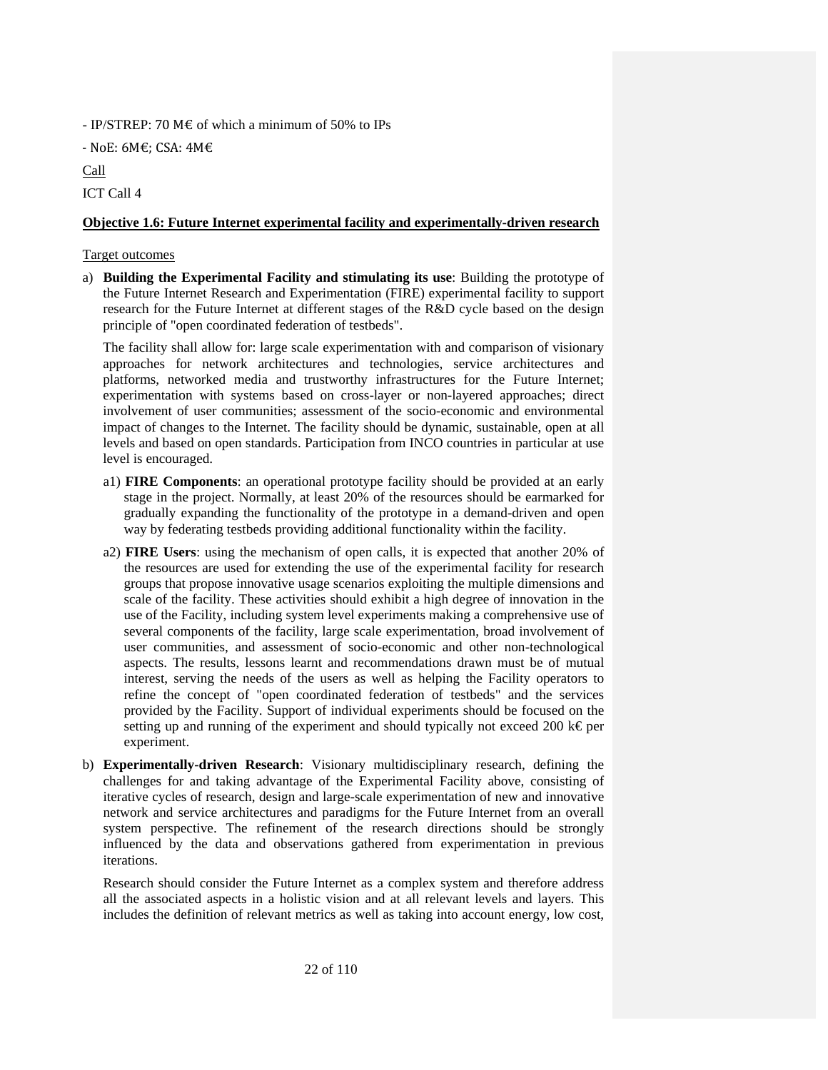- IP/STREP: 70 M€ of which a minimum of 50% to IPs

- NoE: 6M€; CSA: 4M€

Call

ICT Call 4

**Objective 1.6: Future Internet experimental facility and experimentally-driven research**

Target outcomes

a) **Building the Experimental Facility and stimulating its use**: Building the prototype of the Future Internet Research and Experimentation (FIRE) experimental facility to support research for the Future Internet at different stages of the R&D cycle based on the design principle of "open coordinated federation of testbeds".

   The facility shall allow for: large scale experimentation with and comparison of visionary approaches for network architectures and technologies, service architectures and platforms, networked media and trustworthy infrastructures for the Future Internet; experimentation with systems based on cross-layer or non-layered approaches; direct involvement of user communities; assessment of the socio-economic and environmental impact of changes to the Internet. The facility should be dynamic, sustainable, open at all levels and based on open standards. Participation from INCO countries in particular at use level is encouraged.

   a1) **FIRE Components**: an operational prototype facility should be provided at an early stage in the project. Normally, at least 20% of the resources should be earmarked for gradually expanding the functionality of the prototype in a demand-driven and open way by federating testbeds providing additional functionality within the facility.

   a2) **FIRE Users**: using the mechanism of open calls, it is expected that another 20% of the resources are used for extending the use of the experimental facility for research groups that propose innovative usage scenarios exploiting the multiple dimensions and scale of the facility. These activities should exhibit a high degree of innovation in the use of the Facility, including system level experiments making a comprehensive use of several components of the facility, large scale experimentation, broad involvement of user communities, and assessment of socio-economic and other non-technological aspects. The results, lessons learnt and recommendations drawn must be of mutual interest, serving the needs of the users as well as helping the Facility operators to refine the concept of "open coordinated federation of testbeds" and the services provided by the Facility. Support of individual experiments should be focused on the setting up and running of the experiment and should typically not exceed 200 k€ per experiment.

b) **Experimentally-driven Research**: Visionary multidisciplinary research, defining the challenges for and taking advantage of the Experimental Facility above, consisting of iterative cycles of research, design and large-scale experimentation of new and innovative network and service architectures and paradigms for the Future Internet from an overall system perspective. The refinement of the research directions should be strongly influenced by the data and observations gathered from experimentation in previous iterations.

   Research should consider the Future Internet as a complex system and therefore address all the associated aspects in a holistic vision and at all relevant levels and layers. This includes the definition of relevant metrics as well as taking into account energy, low cost,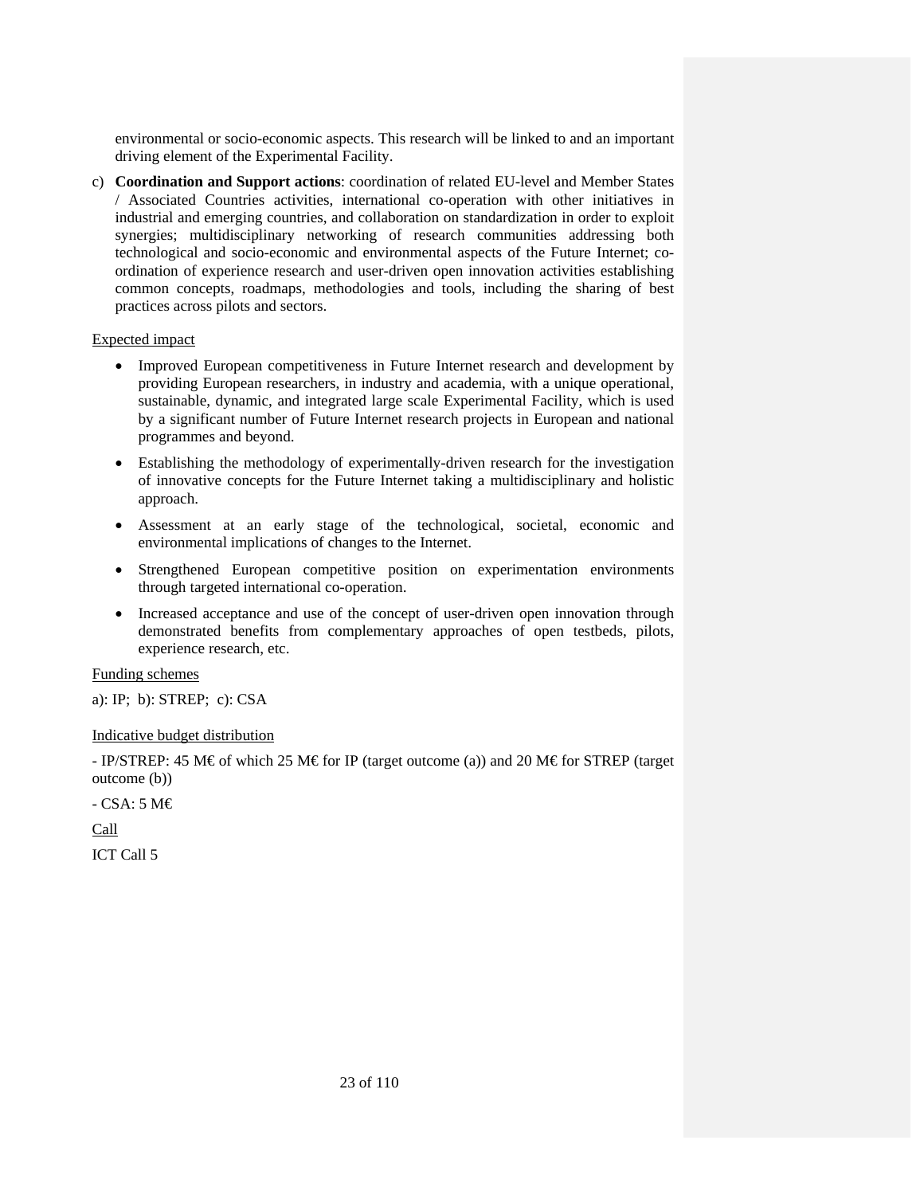environmental or socio-economic aspects. This research will be linked to and an important driving element of the Experimental Facility.

c) **Coordination and Support actions**: coordination of related EU-level and Member States / Associated Countries activities, international co-operation with other initiatives in industrial and emerging countries, and collaboration on standardization in order to exploit synergies; multidisciplinary networking of research communities addressing both technological and socio-economic and environmental aspects of the Future Internet; co-ordination of experience research and user-driven open innovation activities establishing common concepts, roadmaps, methodologies and tools, including the sharing of best practices across pilots and sectors.

Expected impact

- Improved European competitiveness in Future Internet research and development by providing European researchers, in industry and academia, with a unique operational, sustainable, dynamic, and integrated large scale Experimental Facility, which is used by a significant number of Future Internet research projects in European and national programmes and beyond.
- Establishing the methodology of experimentally-driven research for the investigation of innovative concepts for the Future Internet taking a multidisciplinary and holistic approach.
- Assessment at an early stage of the technological, societal, economic and environmental implications of changes to the Internet.
- Strengthened European competitive position on experimentation environments through targeted international co-operation.
- Increased acceptance and use of the concept of user-driven open innovation through demonstrated benefits from complementary approaches of open testbeds, pilots, experience research, etc.

Funding schemes

a): IP; b): STREP; c): CSA

Indicative budget distribution

- IP/STREP: 45 M€ of which 25 M€ for IP (target outcome (a)) and 20 M€ for STREP (target outcome (b))

- CSA: 5 M€

Call

ICT Call 5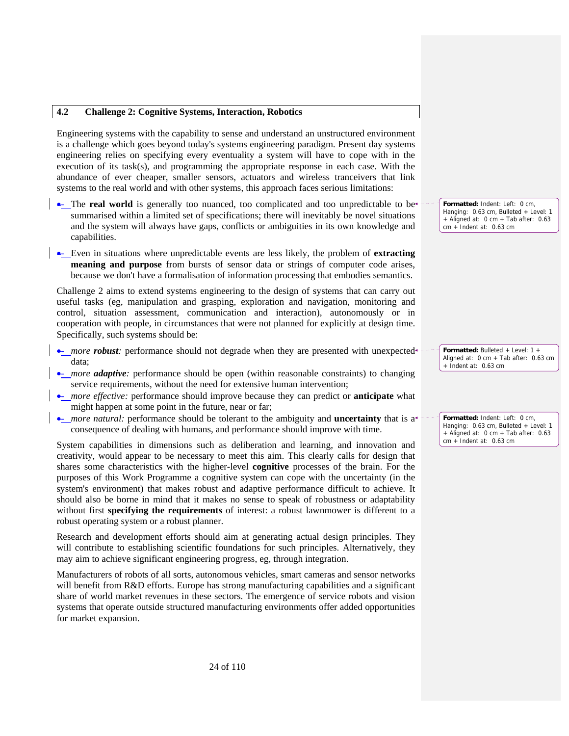## 4.2 Challenge 2: Cognitive Systems, Interaction, Robotics

Engineering systems with the capability to sense and understand an unstructured environment is a challenge which goes beyond today's systems engineering paradigm. Present day systems engineering relies on specifying every eventuality a system will have to cope with in the execution of its task(s), and programming the appropriate response in each case. With the abundance of ever cheaper, smaller sensors, actuators and wireless tranceivers that link systems to the real world and with other systems, this approach faces serious limitations:

- The **real world** is generally too nuanced, too complicated and too unpredictable to be summarised within a limited set of specifications; there will inevitably be novel situations and the system will always have gaps, conflicts or ambiguities in its own knowledge and capabilities.
- Even in situations where unpredictable events are less likely, the problem of **extracting meaning and purpose** from bursts of sensor data or strings of computer code arises, because we don't have a formalisation of information processing that embodies semantics.

Challenge 2 aims to extend systems engineering to the design of systems that can carry out useful tasks (eg, manipulation and grasping, exploration and navigation, monitoring and control, situation assessment, communication and interaction), autonomously or in cooperation with people, in circumstances that were not planned for explicitly at design time. Specifically, such systems should be:

- *more **robust**:* performance should not degrade when they are presented with unexpected data;
- *more **adaptive**:* performance should be open (within reasonable constraints) to changing service requirements, without the need for extensive human intervention;
- *more effective:* performance should improve because they can predict or **anticipate** what might happen at some point in the future, near or far;
- *more natural:* performance should be tolerant to the ambiguity and **uncertainty** that is a consequence of dealing with humans, and performance should improve with time.

System capabilities in dimensions such as deliberation and learning, and innovation and creativity, would appear to be necessary to meet this aim. This clearly calls for design that shares some characteristics with the higher-level **cognitive** processes of the brain. For the purposes of this Work Programme a cognitive system can cope with the uncertainty (in the system's environment) that makes robust and adaptive performance difficult to achieve. It should also be borne in mind that it makes no sense to speak of robustness or adaptability without first **specifying the requirements** of interest: a robust lawnmower is different to a robust operating system or a robust planner.

Research and development efforts should aim at generating actual design principles. They will contribute to establishing scientific foundations for such principles. Alternatively, they may aim to achieve significant engineering progress, eg, through integration.

Manufacturers of robots of all sorts, autonomous vehicles, smart cameras and sensor networks will benefit from R&D efforts. Europe has strong manufacturing capabilities and a significant share of world market revenues in these sectors. The emergence of service robots and vision systems that operate outside structured manufacturing environments offer added opportunities for market expansion.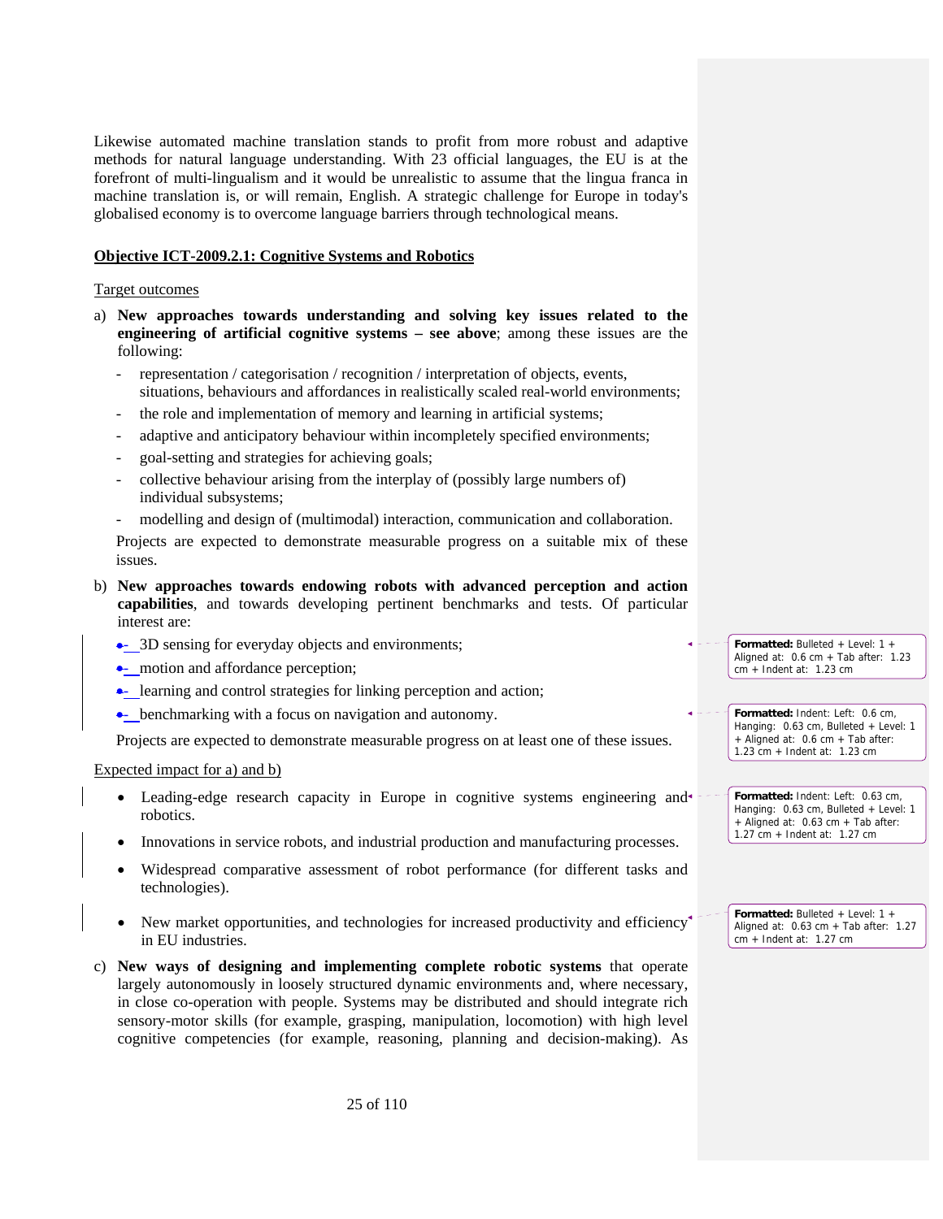Likewise automated machine translation stands to profit from more robust and adaptive methods for natural language understanding. With 23 official languages, the EU is at the forefront of multi-lingualism and it would be unrealistic to assume that the lingua franca in machine translation is, or will remain, English. A strategic challenge for Europe in today's globalised economy is to overcome language barriers through technological means.

**Objective ICT-2009.2.1: Cognitive Systems and Robotics**

Target outcomes

a) **New approaches towards understanding and solving key issues related to the engineering of artificial cognitive systems – see above**; among these issues are the following:

   - representation / categorisation / recognition / interpretation of objects, events, situations, behaviours and affordances in realistically scaled real-world environments;
   - the role and implementation of memory and learning in artificial systems;
   - adaptive and anticipatory behaviour within incompletely specified environments;
   - goal-setting and strategies for achieving goals;
   - collective behaviour arising from the interplay of (possibly large numbers of) individual subsystems;
   - modelling and design of (multimodal) interaction, communication and collaboration.

   Projects are expected to demonstrate measurable progress on a suitable mix of these issues.

b) **New approaches towards endowing robots with advanced perception and action capabilities**, and towards developing pertinent benchmarks and tests. Of particular interest are:

   - 3D sensing for everyday objects and environments;
   - motion and affordance perception;
   - learning and control strategies for linking perception and action;
   - benchmarking with a focus on navigation and autonomy.

   Projects are expected to demonstrate measurable progress on at least one of these issues.

Expected impact for a) and b)

- Leading-edge research capacity in Europe in cognitive systems engineering and robotics.
- Innovations in service robots, and industrial production and manufacturing processes.
- Widespread comparative assessment of robot performance (for different tasks and technologies).
- New market opportunities, and technologies for increased productivity and efficiency in EU industries.

c) **New ways of designing and implementing complete robotic systems** that operate largely autonomously in loosely structured dynamic environments and, where necessary, in close co-operation with people. Systems may be distributed and should integrate rich sensory-motor skills (for example, grasping, manipulation, locomotion) with high level cognitive competencies (for example, reasoning, planning and decision-making). As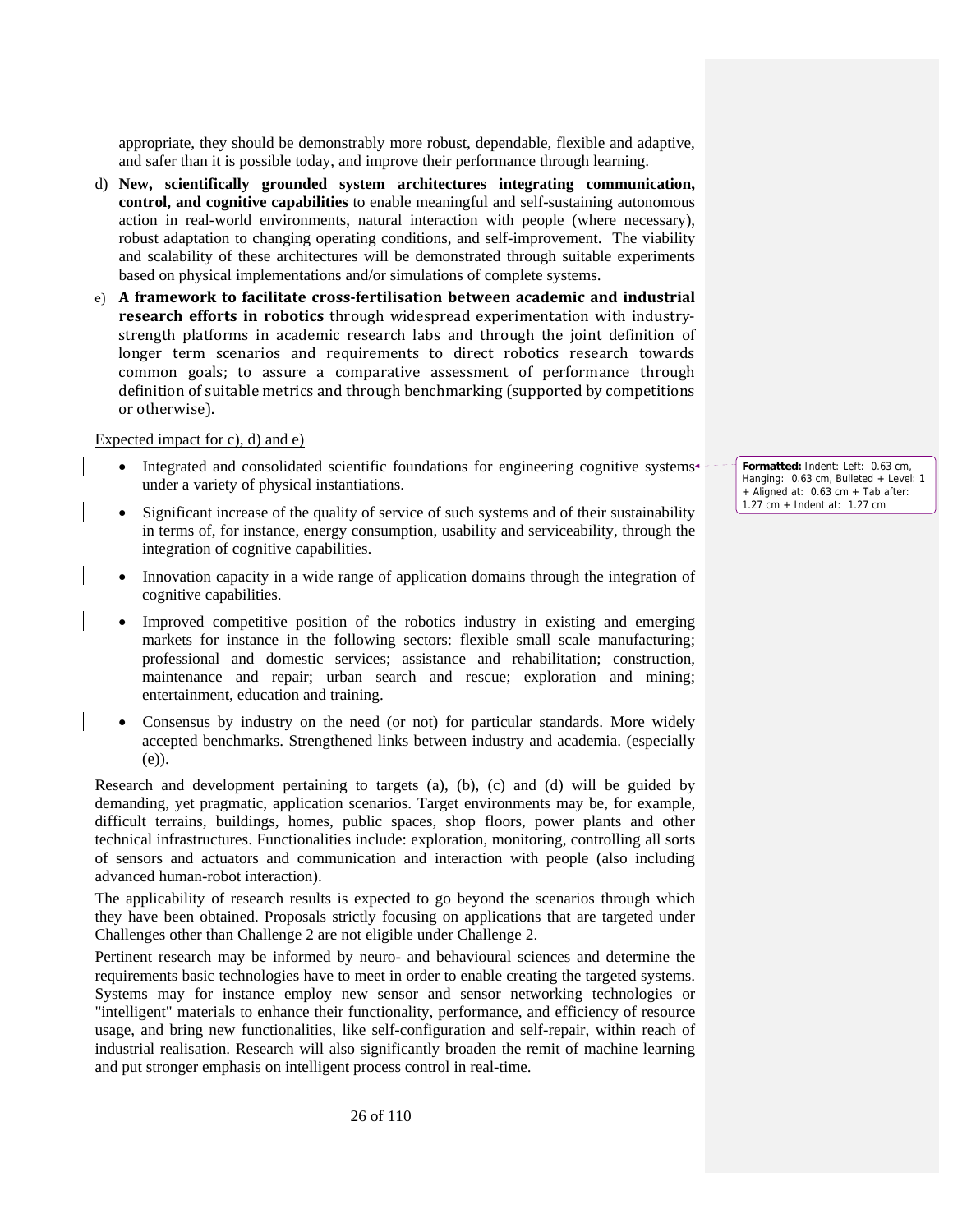appropriate, they should be demonstrably more robust, dependable, flexible and adaptive, and safer than it is possible today, and improve their performance through learning.

d) **New, scientifically grounded system architectures integrating communication, control, and cognitive capabilities** to enable meaningful and self-sustaining autonomous action in real-world environments, natural interaction with people (where necessary), robust adaptation to changing operating conditions, and self-improvement. The viability and scalability of these architectures will be demonstrated through suitable experiments based on physical implementations and/or simulations of complete systems.

e) **A framework to facilitate cross-fertilisation between academic and industrial research efforts in robotics** through widespread experimentation with industry-strength platforms in academic research labs and through the joint definition of longer term scenarios and requirements to direct robotics research towards common goals; to assure a comparative assessment of performance through definition of suitable metrics and through benchmarking (supported by competitions or otherwise).

Expected impact for c), d) and e)

- Integrated and consolidated scientific foundations for engineering cognitive systems under a variety of physical instantiations.
- Significant increase of the quality of service of such systems and of their sustainability in terms of, for instance, energy consumption, usability and serviceability, through the integration of cognitive capabilities.
- Innovation capacity in a wide range of application domains through the integration of cognitive capabilities.
- Improved competitive position of the robotics industry in existing and emerging markets for instance in the following sectors: flexible small scale manufacturing; professional and domestic services; assistance and rehabilitation; construction, maintenance and repair; urban search and rescue; exploration and mining; entertainment, education and training.
- Consensus by industry on the need (or not) for particular standards. More widely accepted benchmarks. Strengthened links between industry and academia. (especially (e)).

Research and development pertaining to targets (a), (b), (c) and (d) will be guided by demanding, yet pragmatic, application scenarios. Target environments may be, for example, difficult terrains, buildings, homes, public spaces, shop floors, power plants and other technical infrastructures. Functionalities include: exploration, monitoring, controlling all sorts of sensors and actuators and communication and interaction with people (also including advanced human-robot interaction).

The applicability of research results is expected to go beyond the scenarios through which they have been obtained. Proposals strictly focusing on applications that are targeted under Challenges other than Challenge 2 are not eligible under Challenge 2.

Pertinent research may be informed by neuro- and behavioural sciences and determine the requirements basic technologies have to meet in order to enable creating the targeted systems. Systems may for instance employ new sensor and sensor networking technologies or "intelligent" materials to enhance their functionality, performance, and efficiency of resource usage, and bring new functionalities, like self-configuration and self-repair, within reach of industrial realisation. Research will also significantly broaden the remit of machine learning and put stronger emphasis on intelligent process control in real-time.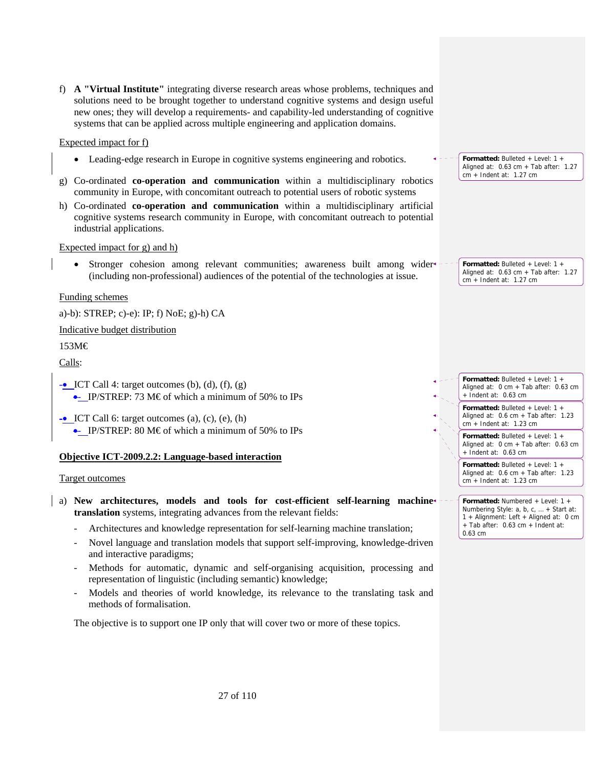f) **A "Virtual Institute"** integrating diverse research areas whose problems, techniques and solutions need to be brought together to understand cognitive systems and design useful new ones; they will develop a requirements- and capability-led understanding of cognitive systems that can be applied across multiple engineering and application domains.

Expected impact for f)

- Leading-edge research in Europe in cognitive systems engineering and robotics.

g) Co-ordinated **co-operation and communication** within a multidisciplinary robotics community in Europe, with concomitant outreach to potential users of robotic systems

h) Co-ordinated **co-operation and communication** within a multidisciplinary artificial cognitive systems research community in Europe, with concomitant outreach to potential industrial applications.

Expected impact for g) and h)

- Stronger cohesion among relevant communities; awareness built among wider (including non-professional) audiences of the potential of the technologies at issue.

Funding schemes

a)-b): STREP; c)-e): IP; f) NoE; g)-h) CA

Indicative budget distribution

153M€

Calls:

- ICT Call 4: target outcomes (b), (d), (f), (g)
  - IP/STREP: 73 M€ of which a minimum of 50% to IPs
- ICT Call 6: target outcomes (a), (c), (e), (h)
  - IP/STREP: 80 M€ of which a minimum of 50% to IPs

## Objective ICT-2009.2.2: Language-based interaction

Target outcomes

a) **New architectures, models and tools for cost-efficient self-learning machine translation** systems, integrating advances from the relevant fields:

- Architectures and knowledge representation for self-learning machine translation;
- Novel language and translation models that support self-improving, knowledge-driven and interactive paradigms;
- Methods for automatic, dynamic and self-organising acquisition, processing and representation of linguistic (including semantic) knowledge;
- Models and theories of world knowledge, its relevance to the translating task and methods of formalisation.

The objective is to support one IP only that will cover two or more of these topics.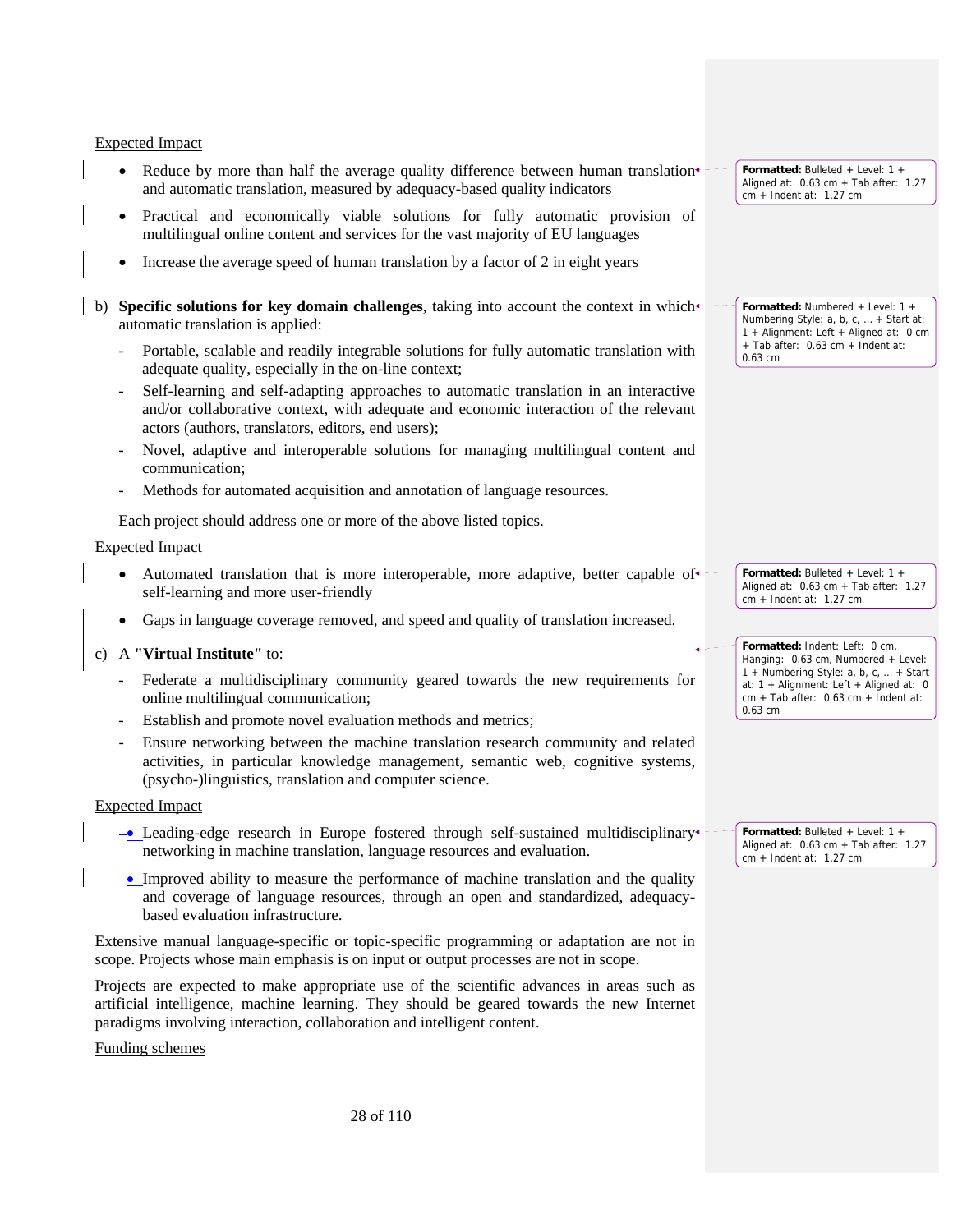Expected Impact

- Reduce by more than half the average quality difference between human translation and automatic translation, measured by adequacy-based quality indicators
- Practical and economically viable solutions for fully automatic provision of multilingual online content and services for the vast majority of EU languages
- Increase the average speed of human translation by a factor of 2 in eight years

b) **Specific solutions for key domain challenges**, taking into account the context in which automatic translation is applied:

- Portable, scalable and readily integrable solutions for fully automatic translation with adequate quality, especially in the on-line context;
- Self-learning and self-adapting approaches to automatic translation in an interactive and/or collaborative context, with adequate and economic interaction of the relevant actors (authors, translators, editors, end users);
- Novel, adaptive and interoperable solutions for managing multilingual content and communication;
- Methods for automated acquisition and annotation of language resources.

Each project should address one or more of the above listed topics.

Expected Impact

- Automated translation that is more interoperable, more adaptive, better capable of self-learning and more user-friendly
- Gaps in language coverage removed, and speed and quality of translation increased.

c) A **"Virtual Institute"** to:

- Federate a multidisciplinary community geared towards the new requirements for online multilingual communication;
- Establish and promote novel evaluation methods and metrics;
- Ensure networking between the machine translation research community and related activities, in particular knowledge management, semantic web, cognitive systems, (psycho-)linguistics, translation and computer science.

Expected Impact

- Leading-edge research in Europe fostered through self-sustained multidisciplinary networking in machine translation, language resources and evaluation.
- Improved ability to measure the performance of machine translation and the quality and coverage of language resources, through an open and standardized, adequacy-based evaluation infrastructure.

Extensive manual language-specific or topic-specific programming or adaptation are not in scope. Projects whose main emphasis is on input or output processes are not in scope.

Projects are expected to make appropriate use of the scientific advances in areas such as artificial intelligence, machine learning. They should be geared towards the new Internet paradigms involving interaction, collaboration and intelligent content.

Funding schemes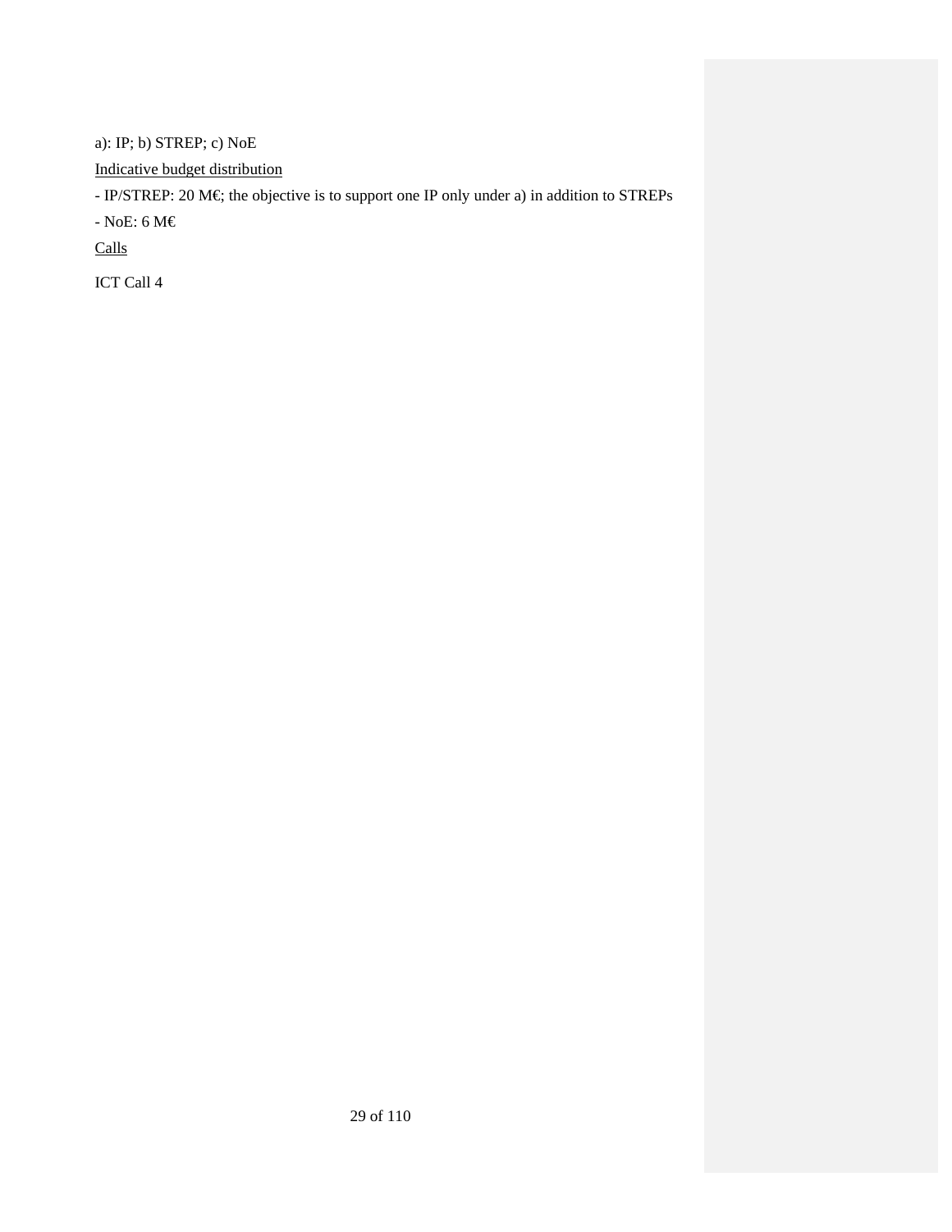a): IP; b) STREP; c) NoE

Indicative budget distribution

- IP/STREP: 20 M€; the objective is to support one IP only under a) in addition to STREPs
- NoE: 6 M€

Calls

ICT Call 4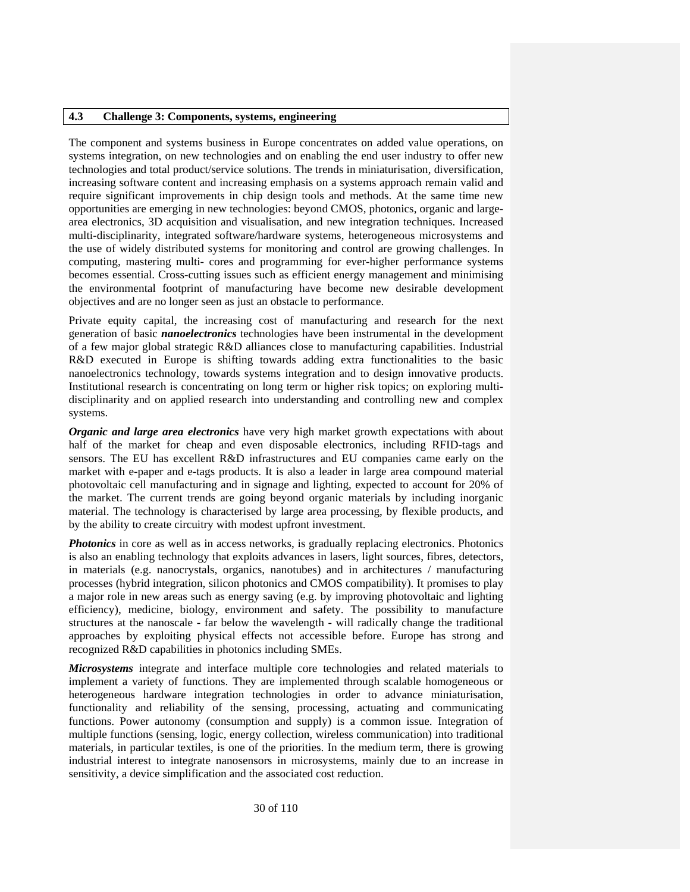### 4.3 Challenge 3: Components, systems, engineering

The component and systems business in Europe concentrates on added value operations, on systems integration, on new technologies and on enabling the end user industry to offer new technologies and total product/service solutions. The trends in miniaturisation, diversification, increasing software content and increasing emphasis on a systems approach remain valid and require significant improvements in chip design tools and methods. At the same time new opportunities are emerging in new technologies: beyond CMOS, photonics, organic and large-area electronics, 3D acquisition and visualisation, and new integration techniques. Increased multi-disciplinarity, integrated software/hardware systems, heterogeneous microsystems and the use of widely distributed systems for monitoring and control are growing challenges. In computing, mastering multi- cores and programming for ever-higher performance systems becomes essential. Cross-cutting issues such as efficient energy management and minimising the environmental footprint of manufacturing have become new desirable development objectives and are no longer seen as just an obstacle to performance.

Private equity capital, the increasing cost of manufacturing and research for the next generation of basic ***nanoelectronics*** technologies have been instrumental in the development of a few major global strategic R&D alliances close to manufacturing capabilities. Industrial R&D executed in Europe is shifting towards adding extra functionalities to the basic nanoelectronics technology, towards systems integration and to design innovative products. Institutional research is concentrating on long term or higher risk topics; on exploring multi-disciplinarity and on applied research into understanding and controlling new and complex systems.

***Organic and large area electronics*** have very high market growth expectations with about half of the market for cheap and even disposable electronics, including RFID-tags and sensors. The EU has excellent R&D infrastructures and EU companies came early on the market with e-paper and e-tags products. It is also a leader in large area compound material photovoltaic cell manufacturing and in signage and lighting, expected to account for 20% of the market. The current trends are going beyond organic materials by including inorganic material. The technology is characterised by large area processing, by flexible products, and by the ability to create circuitry with modest upfront investment.

***Photonics*** in core as well as in access networks, is gradually replacing electronics. Photonics is also an enabling technology that exploits advances in lasers, light sources, fibres, detectors, in materials (e.g. nanocrystals, organics, nanotubes) and in architectures / manufacturing processes (hybrid integration, silicon photonics and CMOS compatibility). It promises to play a major role in new areas such as energy saving (e.g. by improving photovoltaic and lighting efficiency), medicine, biology, environment and safety. The possibility to manufacture structures at the nanoscale - far below the wavelength - will radically change the traditional approaches by exploiting physical effects not accessible before. Europe has strong and recognized R&D capabilities in photonics including SMEs.

***Microsystems*** integrate and interface multiple core technologies and related materials to implement a variety of functions. They are implemented through scalable homogeneous or heterogeneous hardware integration technologies in order to advance miniaturisation, functionality and reliability of the sensing, processing, actuating and communicating functions. Power autonomy (consumption and supply) is a common issue. Integration of multiple functions (sensing, logic, energy collection, wireless communication) into traditional materials, in particular textiles, is one of the priorities. In the medium term, there is growing industrial interest to integrate nanosensors in microsystems, mainly due to an increase in sensitivity, a device simplification and the associated cost reduction.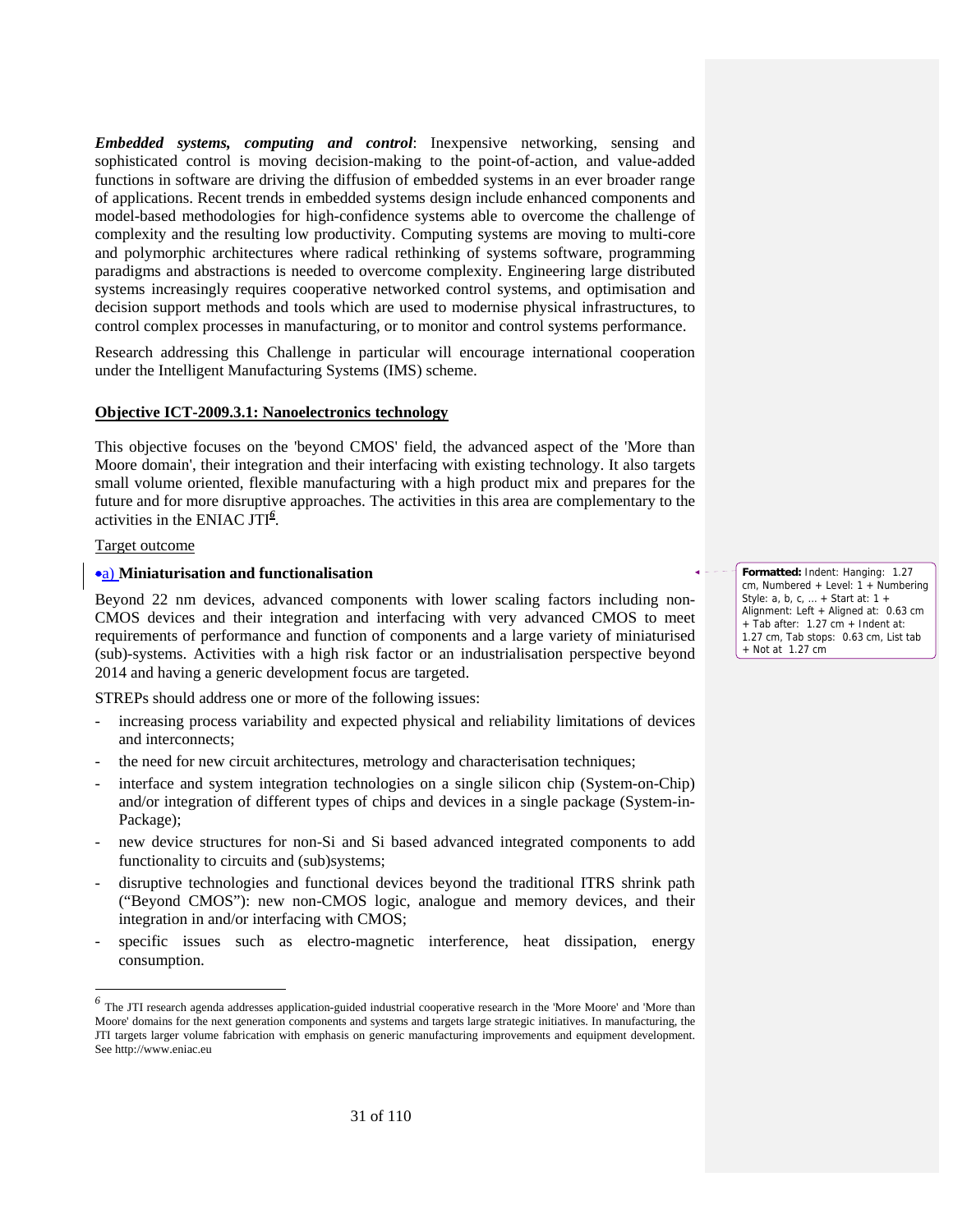***Embedded systems, computing and control***: Inexpensive networking, sensing and sophisticated control is moving decision-making to the point-of-action, and value-added functions in software are driving the diffusion of embedded systems in an ever broader range of applications. Recent trends in embedded systems design include enhanced components and model-based methodologies for high-confidence systems able to overcome the challenge of complexity and the resulting low productivity. Computing systems are moving to multi-core and polymorphic architectures where radical rethinking of systems software, programming paradigms and abstractions is needed to overcome complexity. Engineering large distributed systems increasingly requires cooperative networked control systems, and optimisation and decision support methods and tools which are used to modernise physical infrastructures, to control complex processes in manufacturing, or to monitor and control systems performance.

Research addressing this Challenge in particular will encourage international cooperation under the Intelligent Manufacturing Systems (IMS) scheme.

## Objective ICT-2009.3.1: Nanoelectronics technology

This objective focuses on the 'beyond CMOS' field, the advanced aspect of the 'More than Moore domain', their integration and their interfacing with existing technology. It also targets small volume oriented, flexible manufacturing with a high product mix and prepares for the future and for more disruptive approaches. The activities in this area are complementary to the activities in the ENIAC JTI[6].

Target outcome

a) **Miniaturisation and functionalisation**

Beyond 22 nm devices, advanced components with lower scaling factors including non-CMOS devices and their integration and interfacing with very advanced CMOS to meet requirements of performance and function of components and a large variety of miniaturised (sub)-systems. Activities with a high risk factor or an industrialisation perspective beyond 2014 and having a generic development focus are targeted.

STREPs should address one or more of the following issues:

- increasing process variability and expected physical and reliability limitations of devices and interconnects;
- the need for new circuit architectures, metrology and characterisation techniques;
- interface and system integration technologies on a single silicon chip (System-on-Chip) and/or integration of different types of chips and devices in a single package (System-in-Package);
- new device structures for non-Si and Si based advanced integrated components to add functionality to circuits and (sub)systems;
- disruptive technologies and functional devices beyond the traditional ITRS shrink path ("Beyond CMOS"): new non-CMOS logic, analogue and memory devices, and their integration in and/or interfacing with CMOS;
- specific issues such as electro-magnetic interference, heat dissipation, energy consumption.

Formatted: Indent: Hanging: 1.27 cm, Numbered + Level: 1 + Numbering Style: a, b, c, … + Start at: 1 + Alignment: Left + Aligned at: 0.63 cm + Tab after: 1.27 cm + Indent at: 1.27 cm, Tab stops: 0.63 cm, List tab + Not at 1.27 cm

[6] The JTI research agenda addresses application-guided industrial cooperative research in the 'More Moore' and 'More than Moore' domains for the next generation components and systems and targets large strategic initiatives. In manufacturing, the JTI targets larger volume fabrication with emphasis on generic manufacturing improvements and equipment development. See http://www.eniac.eu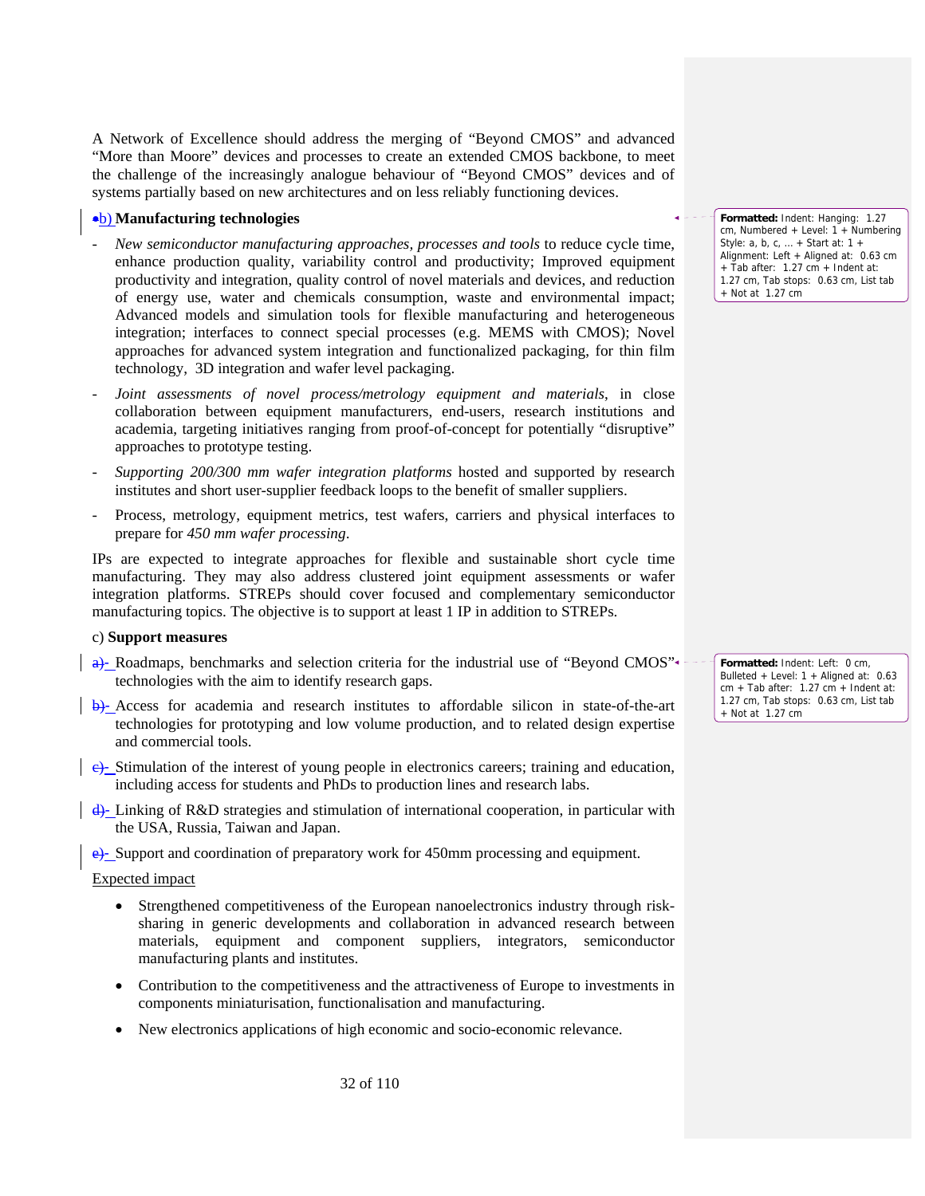A Network of Excellence should address the merging of "Beyond CMOS" and advanced "More than Moore" devices and processes to create an extended CMOS backbone, to meet the challenge of the increasingly analogue behaviour of "Beyond CMOS" devices and of systems partially based on new architectures and on less reliably functioning devices.

b) **Manufacturing technologies**

- *New semiconductor manufacturing approaches, processes and tools* to reduce cycle time, enhance production quality, variability control and productivity; Improved equipment productivity and integration, quality control of novel materials and devices, and reduction of energy use, water and chemicals consumption, waste and environmental impact; Advanced models and simulation tools for flexible manufacturing and heterogeneous integration; interfaces to connect special processes (e.g. MEMS with CMOS); Novel approaches for advanced system integration and functionalized packaging, for thin film technology, 3D integration and wafer level packaging.
- *Joint assessments of novel process/metrology equipment and materials*, in close collaboration between equipment manufacturers, end-users, research institutions and academia, targeting initiatives ranging from proof-of-concept for potentially "disruptive" approaches to prototype testing.
- *Supporting 200/300 mm wafer integration platforms* hosted and supported by research institutes and short user-supplier feedback loops to the benefit of smaller suppliers.
- Process, metrology, equipment metrics, test wafers, carriers and physical interfaces to prepare for *450 mm wafer processing*.

IPs are expected to integrate approaches for flexible and sustainable short cycle time manufacturing. They may also address clustered joint equipment assessments or wafer integration platforms. STREPs should cover focused and complementary semiconductor manufacturing topics. The objective is to support at least 1 IP in addition to STREPs.

c) **Support measures**

- Roadmaps, benchmarks and selection criteria for the industrial use of "Beyond CMOS" technologies with the aim to identify research gaps.
- Access for academia and research institutes to affordable silicon in state-of-the-art technologies for prototyping and low volume production, and to related design expertise and commercial tools.
- Stimulation of the interest of young people in electronics careers; training and education, including access for students and PhDs to production lines and research labs.
- Linking of R&D strategies and stimulation of international cooperation, in particular with the USA, Russia, Taiwan and Japan.
- Support and coordination of preparatory work for 450mm processing and equipment.

Expected impact

- Strengthened competitiveness of the European nanoelectronics industry through risk-sharing in generic developments and collaboration in advanced research between materials, equipment and component suppliers, integrators, semiconductor manufacturing plants and institutes.
- Contribution to the competitiveness and the attractiveness of Europe to investments in components miniaturisation, functionalisation and manufacturing.
- New electronics applications of high economic and socio-economic relevance.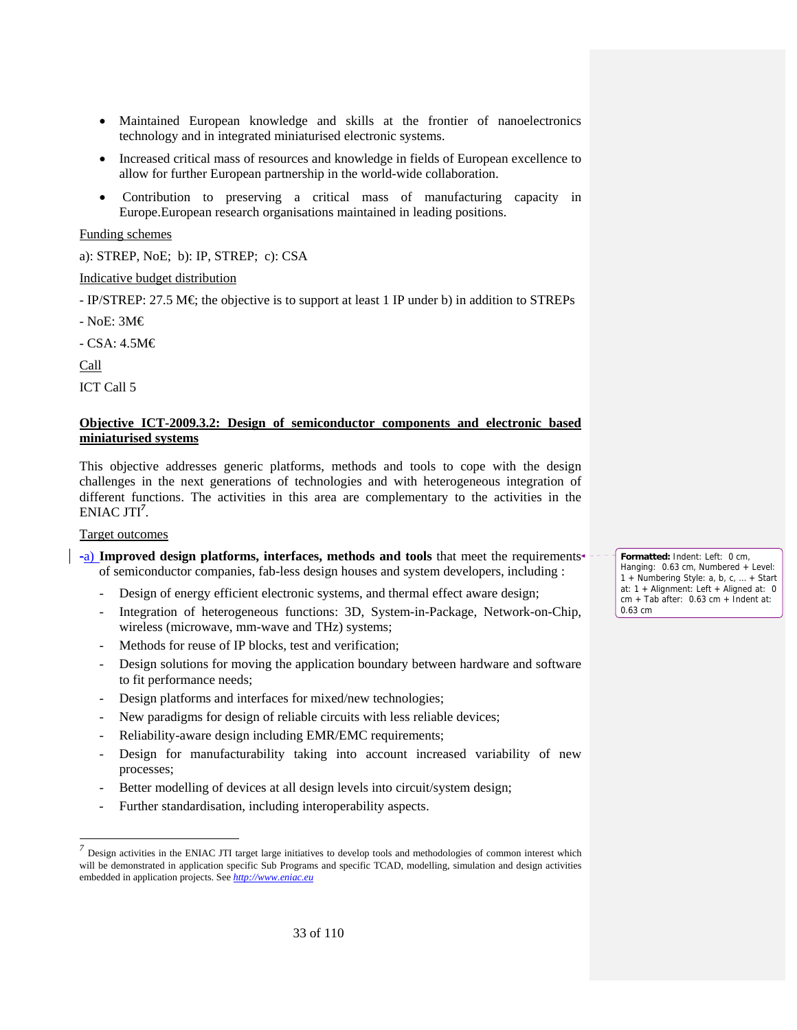- Maintained European knowledge and skills at the frontier of nanoelectronics technology and in integrated miniaturised electronic systems.
- Increased critical mass of resources and knowledge in fields of European excellence to allow for further European partnership in the world-wide collaboration.
- Contribution to preserving a critical mass of manufacturing capacity in Europe.European research organisations maintained in leading positions.

Funding schemes

a): STREP, NoE; b): IP, STREP; c): CSA

Indicative budget distribution

- IP/STREP: 27.5 M€; the objective is to support at least 1 IP under b) in addition to STREPs

- NoE: 3M€

- CSA: 4.5M€

Call

ICT Call 5

## Objective ICT-2009.3.2: Design of semiconductor components and electronic based miniaturised systems

This objective addresses generic platforms, methods and tools to cope with the design challenges in the next generations of technologies and with heterogeneous integration of different functions. The activities in this area are complementary to the activities in the ENIAC JTI[7].

Target outcomes

a) **Improved design platforms, interfaces, methods and tools** that meet the requirements of semiconductor companies, fab-less design houses and system developers, including :

- Design of energy efficient electronic systems, and thermal effect aware design;
- Integration of heterogeneous functions: 3D, System-in-Package, Network-on-Chip, wireless (microwave, mm-wave and THz) systems;
- Methods for reuse of IP blocks, test and verification;
- Design solutions for moving the application boundary between hardware and software to fit performance needs;
- Design platforms and interfaces for mixed/new technologies;
- New paradigms for design of reliable circuits with less reliable devices;
- Reliability-aware design including EMR/EMC requirements;
- Design for manufacturability taking into account increased variability of new processes;
- Better modelling of devices at all design levels into circuit/system design;
- Further standardisation, including interoperability aspects.

[7] Design activities in the ENIAC JTI target large initiatives to develop tools and methodologies of common interest which will be demonstrated in application specific Sub Programs and specific TCAD, modelling, simulation and design activities embedded in application projects. See *http://www.eniac.eu*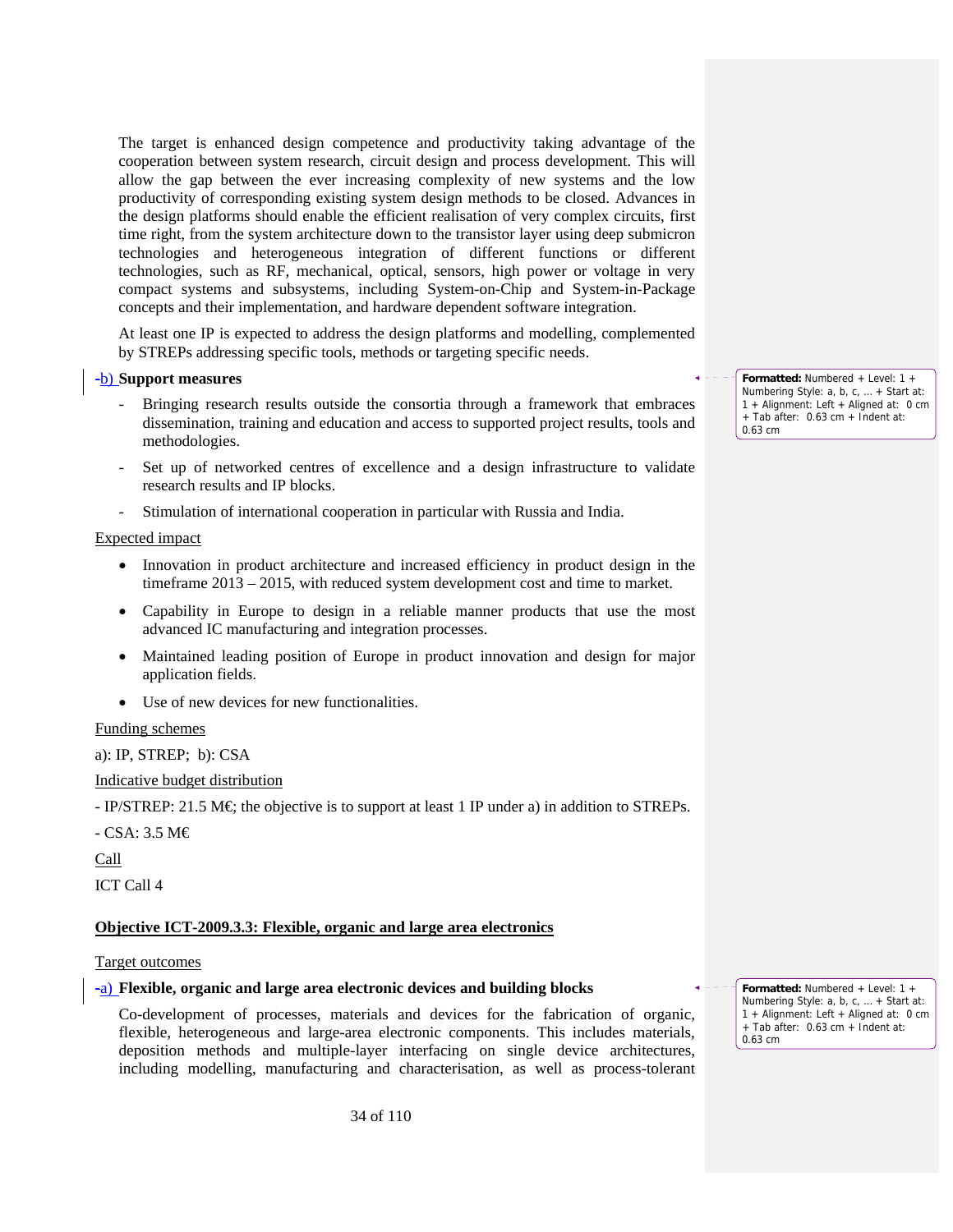The target is enhanced design competence and productivity taking advantage of the cooperation between system research, circuit design and process development. This will allow the gap between the ever increasing complexity of new systems and the low productivity of corresponding existing system design methods to be closed. Advances in the design platforms should enable the efficient realisation of very complex circuits, first time right, from the system architecture down to the transistor layer using deep submicron technologies and heterogeneous integration of different functions or different technologies, such as RF, mechanical, optical, sensors, high power or voltage in very compact systems and subsystems, including System-on-Chip and System-in-Package concepts and their implementation, and hardware dependent software integration.

At least one IP is expected to address the design platforms and modelling, complemented by STREPs addressing specific tools, methods or targeting specific needs.

b) **Support measures**

- Bringing research results outside the consortia through a framework that embraces dissemination, training and education and access to supported project results, tools and methodologies.
- Set up of networked centres of excellence and a design infrastructure to validate research results and IP blocks.
- Stimulation of international cooperation in particular with Russia and India.

Expected impact

- Innovation in product architecture and increased efficiency in product design in the timeframe 2013 – 2015, with reduced system development cost and time to market.
- Capability in Europe to design in a reliable manner products that use the most advanced IC manufacturing and integration processes.
- Maintained leading position of Europe in product innovation and design for major application fields.
- Use of new devices for new functionalities.

Funding schemes

a): IP, STREP;  b): CSA

Indicative budget distribution

- IP/STREP: 21.5 M€; the objective is to support at least 1 IP under a) in addition to STREPs.

- CSA: 3.5 M€

Call

ICT Call 4

**Objective ICT-2009.3.3: Flexible, organic and large area electronics**

Target outcomes

a) **Flexible, organic and large area electronic devices and building blocks**

Co-development of processes, materials and devices for the fabrication of organic, flexible, heterogeneous and large-area electronic components. This includes materials, deposition methods and multiple-layer interfacing on single device architectures, including modelling, manufacturing and characterisation, as well as process-tolerant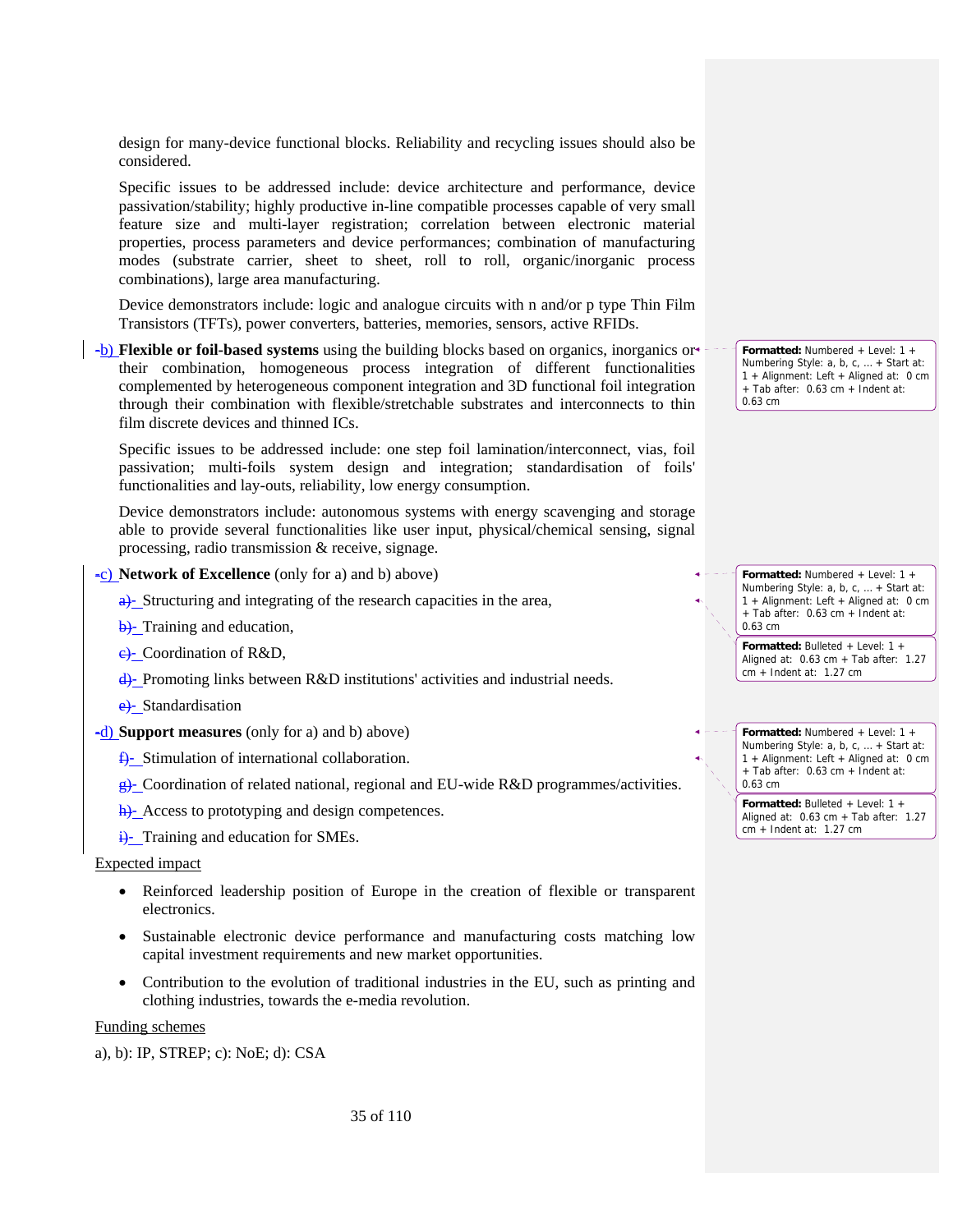design for many-device functional blocks. Reliability and recycling issues should also be considered.

Specific issues to be addressed include: device architecture and performance, device passivation/stability; highly productive in-line compatible processes capable of very small feature size and multi-layer registration; correlation between electronic material properties, process parameters and device performances; combination of manufacturing modes (substrate carrier, sheet to sheet, roll to roll, organic/inorganic process combinations), large area manufacturing.

Device demonstrators include: logic and analogue circuits with n and/or p type Thin Film Transistors (TFTs), power converters, batteries, memories, sensors, active RFIDs.

b) **Flexible or foil-based systems** using the building blocks based on organics, inorganics or their combination, homogeneous process integration of different functionalities complemented by heterogeneous component integration and 3D functional foil integration through their combination with flexible/stretchable substrates and interconnects to thin film discrete devices and thinned ICs.

Specific issues to be addressed include: one step foil lamination/interconnect, vias, foil passivation; multi-foils system design and integration; standardisation of foils' functionalities and lay-outs, reliability, low energy consumption.

Device demonstrators include: autonomous systems with energy scavenging and storage able to provide several functionalities like user input, physical/chemical sensing, signal processing, radio transmission & receive, signage.

c) **Network of Excellence** (only for a) and b) above)

- Structuring and integrating of the research capacities in the area,
- Training and education,
- Coordination of R&D,
- Promoting links between R&D institutions' activities and industrial needs.
- Standardisation

d) **Support measures** (only for a) and b) above)

- Stimulation of international collaboration.
- Coordination of related national, regional and EU-wide R&D programmes/activities.
- Access to prototyping and design competences.
- Training and education for SMEs.

Expected impact

- Reinforced leadership position of Europe in the creation of flexible or transparent electronics.
- Sustainable electronic device performance and manufacturing costs matching low capital investment requirements and new market opportunities.
- Contribution to the evolution of traditional industries in the EU, such as printing and clothing industries, towards the e-media revolution.

Funding schemes

a), b): IP, STREP; c): NoE; d): CSA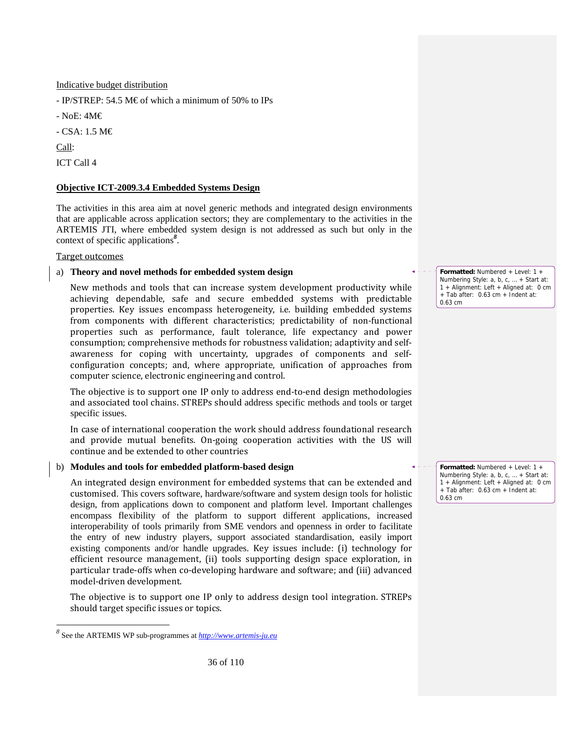Indicative budget distribution

- IP/STREP: 54.5 M€ of which a minimum of 50% to IPs
- NoE: 4M€
- CSA: 1.5 M€

Call:

ICT Call 4

## Objective ICT-2009.3.4 Embedded Systems Design

The activities in this area aim at novel generic methods and integrated design environments that are applicable across application sectors; they are complementary to the activities in the ARTEMIS JTI, where embedded system design is not addressed as such but only in the context of specific applications[8].

Target outcomes

a) **Theory and novel methods for embedded system design**

New methods and tools that can increase system development productivity while achieving dependable, safe and secure embedded systems with predictable properties. Key issues encompass heterogeneity, i.e. building embedded systems from components with different characteristics; predictability of non-functional properties such as performance, fault tolerance, life expectancy and power consumption; comprehensive methods for robustness validation; adaptivity and self-awareness for coping with uncertainty, upgrades of components and self-configuration concepts; and, where appropriate, unification of approaches from computer science, electronic engineering and control.

The objective is to support one IP only to address end-to-end design methodologies and associated tool chains. STREPs should address specific methods and tools or target specific issues.

In case of international cooperation the work should address foundational research and provide mutual benefits. On-going cooperation activities with the US will continue and be extended to other countries

b) **Modules and tools for embedded platform-based design**

An integrated design environment for embedded systems that can be extended and customised. This covers software, hardware/software and system design tools for holistic design, from applications down to component and platform level. Important challenges encompass flexibility of the platform to support different applications, increased interoperability of tools primarily from SME vendors and openness in order to facilitate the entry of new industry players, support associated standardisation, easily import existing components and/or handle upgrades. Key issues include: (i) technology for efficient resource management, (ii) tools supporting design space exploration, in particular trade-offs when co-developing hardware and software; and (iii) advanced model-driven development.

The objective is to support one IP only to address design tool integration. STREPs should target specific issues or topics.

---

[8] See the ARTEMIS WP sub-programmes at *http://www.artemis-ju.eu*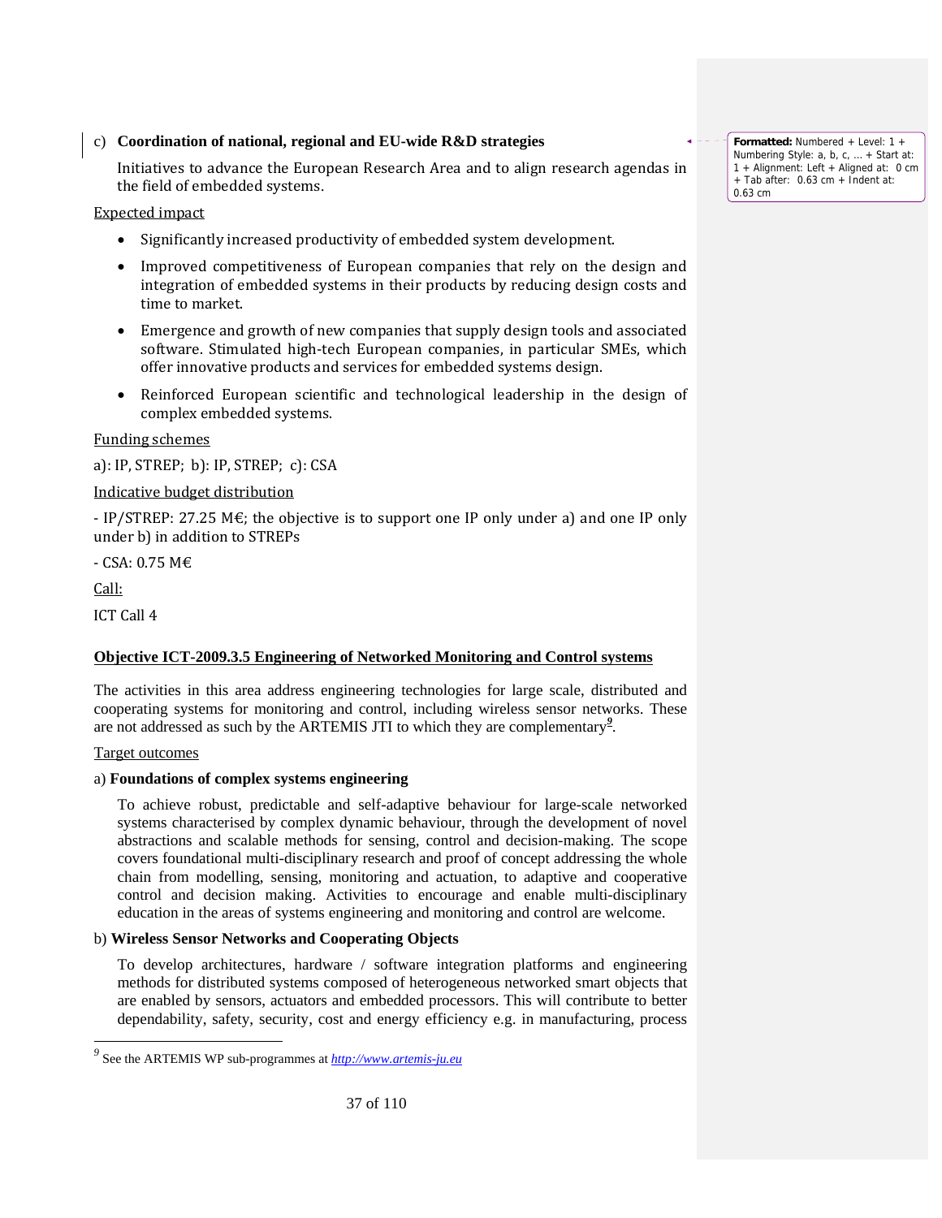c) **Coordination of national, regional and EU-wide R&D strategies**

Initiatives to advance the European Research Area and to align research agendas in the field of embedded systems.

Expected impact

- Significantly increased productivity of embedded system development.
- Improved competitiveness of European companies that rely on the design and integration of embedded systems in their products by reducing design costs and time to market.
- Emergence and growth of new companies that supply design tools and associated software. Stimulated high-tech European companies, in particular SMEs, which offer innovative products and services for embedded systems design.
- Reinforced European scientific and technological leadership in the design of complex embedded systems.

Funding schemes

a): IP, STREP; b): IP, STREP; c): CSA

Indicative budget distribution

- IP/STREP: 27.25 M€; the objective is to support one IP only under a) and one IP only under b) in addition to STREPs

- CSA: 0.75 M€

Call:

ICT Call 4

## Objective ICT-2009.3.5 Engineering of Networked Monitoring and Control systems

The activities in this area address engineering technologies for large scale, distributed and cooperating systems for monitoring and control, including wireless sensor networks. These are not addressed as such by the ARTEMIS JTI to which they are complementary[9].

Target outcomes

a) **Foundations of complex systems engineering**

To achieve robust, predictable and self-adaptive behaviour for large-scale networked systems characterised by complex dynamic behaviour, through the development of novel abstractions and scalable methods for sensing, control and decision-making. The scope covers foundational multi-disciplinary research and proof of concept addressing the whole chain from modelling, sensing, monitoring and actuation, to adaptive and cooperative control and decision making. Activities to encourage and enable multi-disciplinary education in the areas of systems engineering and monitoring and control are welcome.

b) **Wireless Sensor Networks and Cooperating Objects**

To develop architectures, hardware / software integration platforms and engineering methods for distributed systems composed of heterogeneous networked smart objects that are enabled by sensors, actuators and embedded processors. This will contribute to better dependability, safety, security, cost and energy efficiency e.g. in manufacturing, process

---

[9] See the ARTEMIS WP sub-programmes at *http://www.artemis-ju.eu*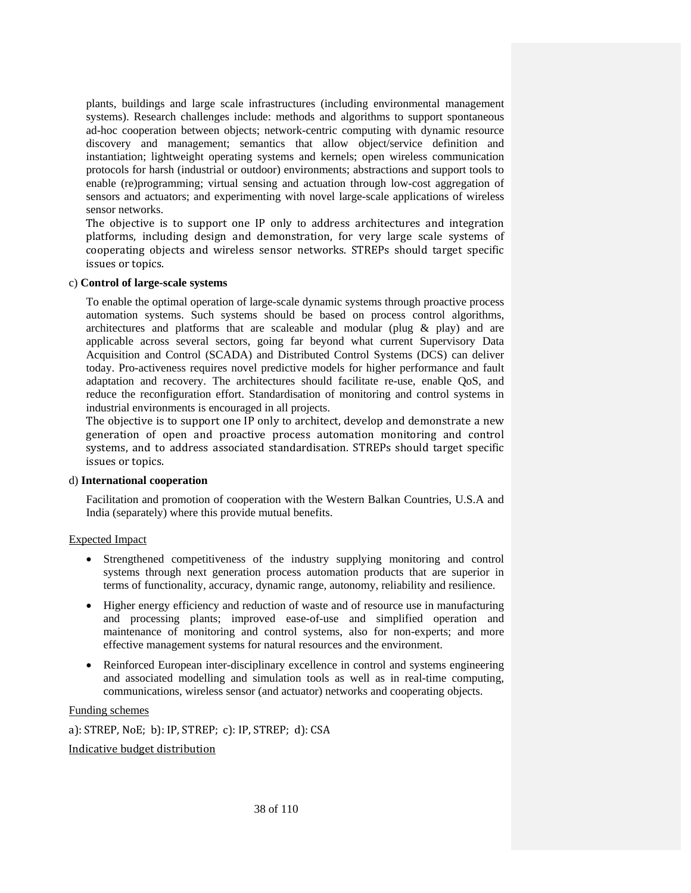plants, buildings and large scale infrastructures (including environmental management systems). Research challenges include: methods and algorithms to support spontaneous ad-hoc cooperation between objects; network-centric computing with dynamic resource discovery and management; semantics that allow object/service definition and instantiation; lightweight operating systems and kernels; open wireless communication protocols for harsh (industrial or outdoor) environments; abstractions and support tools to enable (re)programming; virtual sensing and actuation through low-cost aggregation of sensors and actuators; and experimenting with novel large-scale applications of wireless sensor networks.

The objective is to support one IP only to address architectures and integration platforms, including design and demonstration, for very large scale systems of cooperating objects and wireless sensor networks. STREPs should target specific issues or topics.

c) **Control of large-scale systems**

To enable the optimal operation of large-scale dynamic systems through proactive process automation systems. Such systems should be based on process control algorithms, architectures and platforms that are scaleable and modular (plug & play) and are applicable across several sectors, going far beyond what current Supervisory Data Acquisition and Control (SCADA) and Distributed Control Systems (DCS) can deliver today. Pro-activeness requires novel predictive models for higher performance and fault adaptation and recovery. The architectures should facilitate re-use, enable QoS, and reduce the reconfiguration effort. Standardisation of monitoring and control systems in industrial environments is encouraged in all projects.

The objective is to support one IP only to architect, develop and demonstrate a new generation of open and proactive process automation monitoring and control systems, and to address associated standardisation. STREPs should target specific issues or topics.

d) **International cooperation**

Facilitation and promotion of cooperation with the Western Balkan Countries, U.S.A and India (separately) where this provide mutual benefits.

<u>Expected Impact</u>

- Strengthened competitiveness of the industry supplying monitoring and control systems through next generation process automation products that are superior in terms of functionality, accuracy, dynamic range, autonomy, reliability and resilience.
- Higher energy efficiency and reduction of waste and of resource use in manufacturing and processing plants; improved ease-of-use and simplified operation and maintenance of monitoring and control systems, also for non-experts; and more effective management systems for natural resources and the environment.
- Reinforced European inter-disciplinary excellence in control and systems engineering and associated modelling and simulation tools as well as in real-time computing, communications, wireless sensor (and actuator) networks and cooperating objects.

<u>Funding schemes</u>

a): STREP, NoE; b): IP, STREP; c): IP, STREP; d): CSA

<u>Indicative budget distribution</u>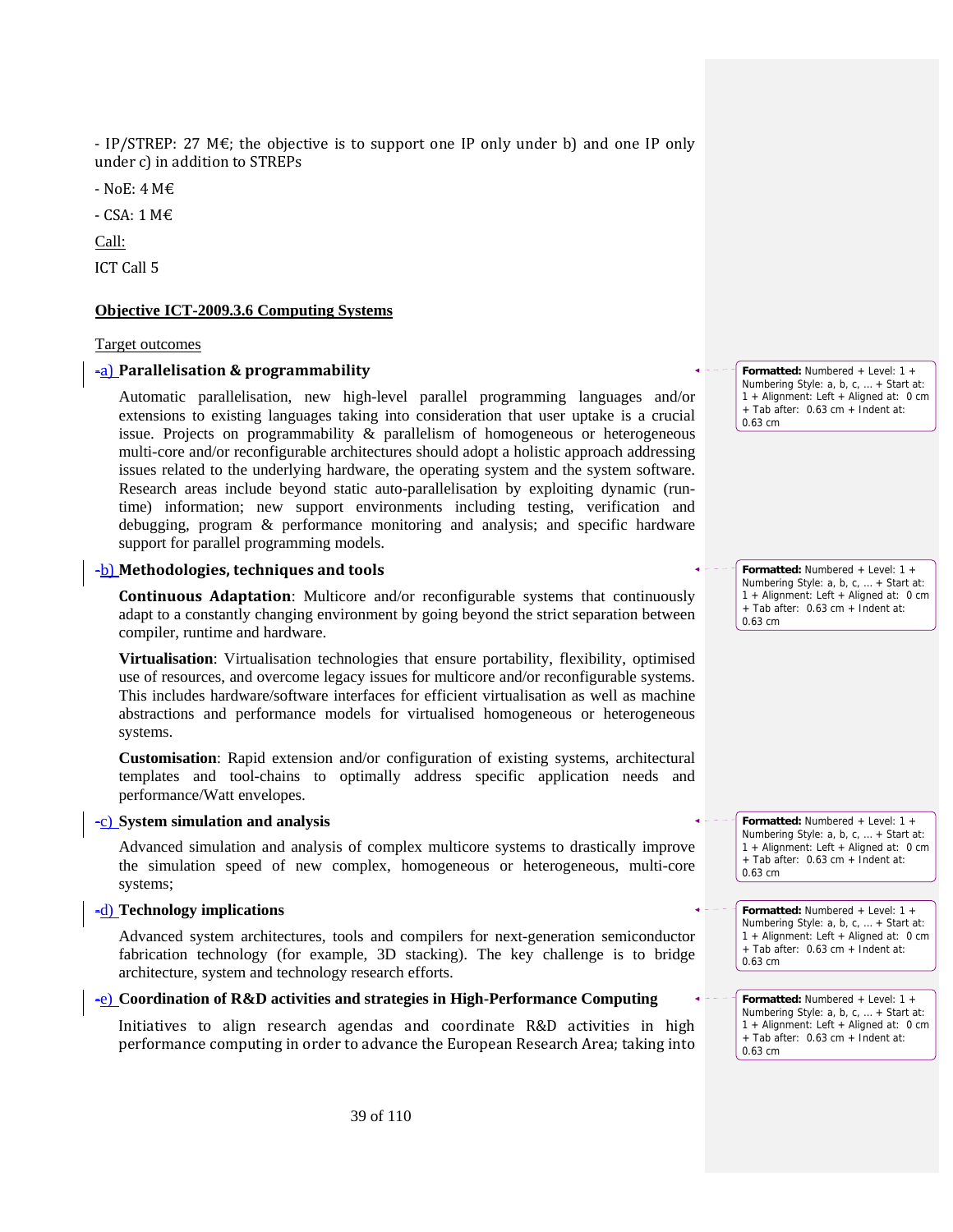- IP/STREP: 27 M€; the objective is to support one IP only under b) and one IP only under c) in addition to STREPs

- NoE: 4 M€

- CSA: 1 M€

Call:

ICT Call 5

**Objective ICT-2009.3.6 Computing Systems**

Target outcomes

a) **Parallelisation & programmability**

Automatic parallelisation, new high-level parallel programming languages and/or extensions to existing languages taking into consideration that user uptake is a crucial issue. Projects on programmability & parallelism of homogeneous or heterogeneous multi-core and/or reconfigurable architectures should adopt a holistic approach addressing issues related to the underlying hardware, the operating system and the system software. Research areas include beyond static auto-parallelisation by exploiting dynamic (run-time) information; new support environments including testing, verification and debugging, program & performance monitoring and analysis; and specific hardware support for parallel programming models.

b) **Methodologies, techniques and tools**

**Continuous Adaptation**: Multicore and/or reconfigurable systems that continuously adapt to a constantly changing environment by going beyond the strict separation between compiler, runtime and hardware.

**Virtualisation**: Virtualisation technologies that ensure portability, flexibility, optimised use of resources, and overcome legacy issues for multicore and/or reconfigurable systems. This includes hardware/software interfaces for efficient virtualisation as well as machine abstractions and performance models for virtualised homogeneous or heterogeneous systems.

**Customisation**: Rapid extension and/or configuration of existing systems, architectural templates and tool-chains to optimally address specific application needs and performance/Watt envelopes.

c) **System simulation and analysis**

Advanced simulation and analysis of complex multicore systems to drastically improve the simulation speed of new complex, homogeneous or heterogeneous, multi-core systems;

d) **Technology implications**

Advanced system architectures, tools and compilers for next-generation semiconductor fabrication technology (for example, 3D stacking). The key challenge is to bridge architecture, system and technology research efforts.

e) **Coordination of R&D activities and strategies in High-Performance Computing**

Initiatives to align research agendas and coordinate R&D activities in high performance computing in order to advance the European Research Area; taking into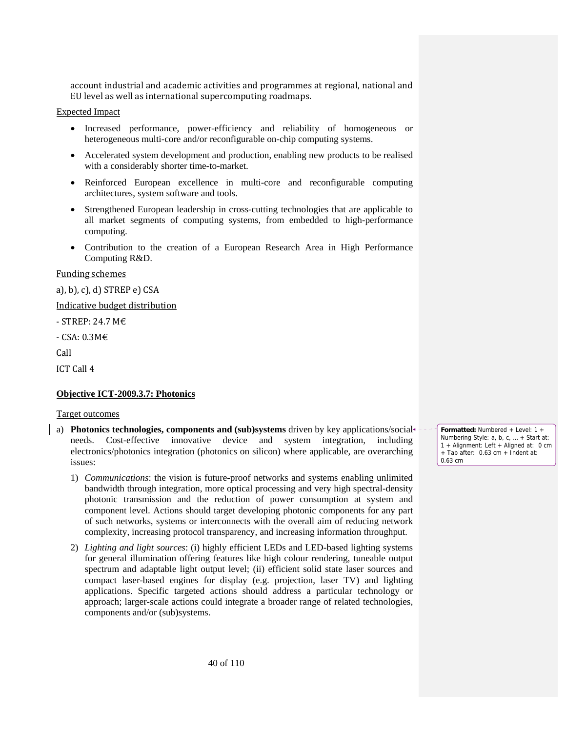account industrial and academic activities and programmes at regional, national and EU level as well as international supercomputing roadmaps.

Expected Impact

- Increased performance, power-efficiency and reliability of homogeneous or heterogeneous multi-core and/or reconfigurable on-chip computing systems.
- Accelerated system development and production, enabling new products to be realised with a considerably shorter time-to-market.
- Reinforced European excellence in multi-core and reconfigurable computing architectures, system software and tools.
- Strengthened European leadership in cross-cutting technologies that are applicable to all market segments of computing systems, from embedded to high-performance computing.
- Contribution to the creation of a European Research Area in High Performance Computing R&D.

Funding schemes

a), b), c), d) STREP e) CSA

Indicative budget distribution

- STREP: 24.7 M€

- CSA: 0.3M€

Call

ICT Call 4

**Objective ICT-2009.3.7: Photonics**

Target outcomes

a) **Photonics technologies, components and (sub)systems** driven by key applications/social needs. Cost-effective innovative device and system integration, including electronics/photonics integration (photonics on silicon) where applicable, are overarching issues:

   1) *Communications*: the vision is future-proof networks and systems enabling unlimited bandwidth through integration, more optical processing and very high spectral-density photonic transmission and the reduction of power consumption at system and component level. Actions should target developing photonic components for any part of such networks, systems or interconnects with the overall aim of reducing network complexity, increasing protocol transparency, and increasing information throughput.

   2) *Lighting and light sources*: (i) highly efficient LEDs and LED-based lighting systems for general illumination offering features like high colour rendering, tuneable output spectrum and adaptable light output level; (ii) efficient solid state laser sources and compact laser-based engines for display (e.g. projection, laser TV) and lighting applications. Specific targeted actions should address a particular technology or approach; larger-scale actions could integrate a broader range of related technologies, components and/or (sub)systems.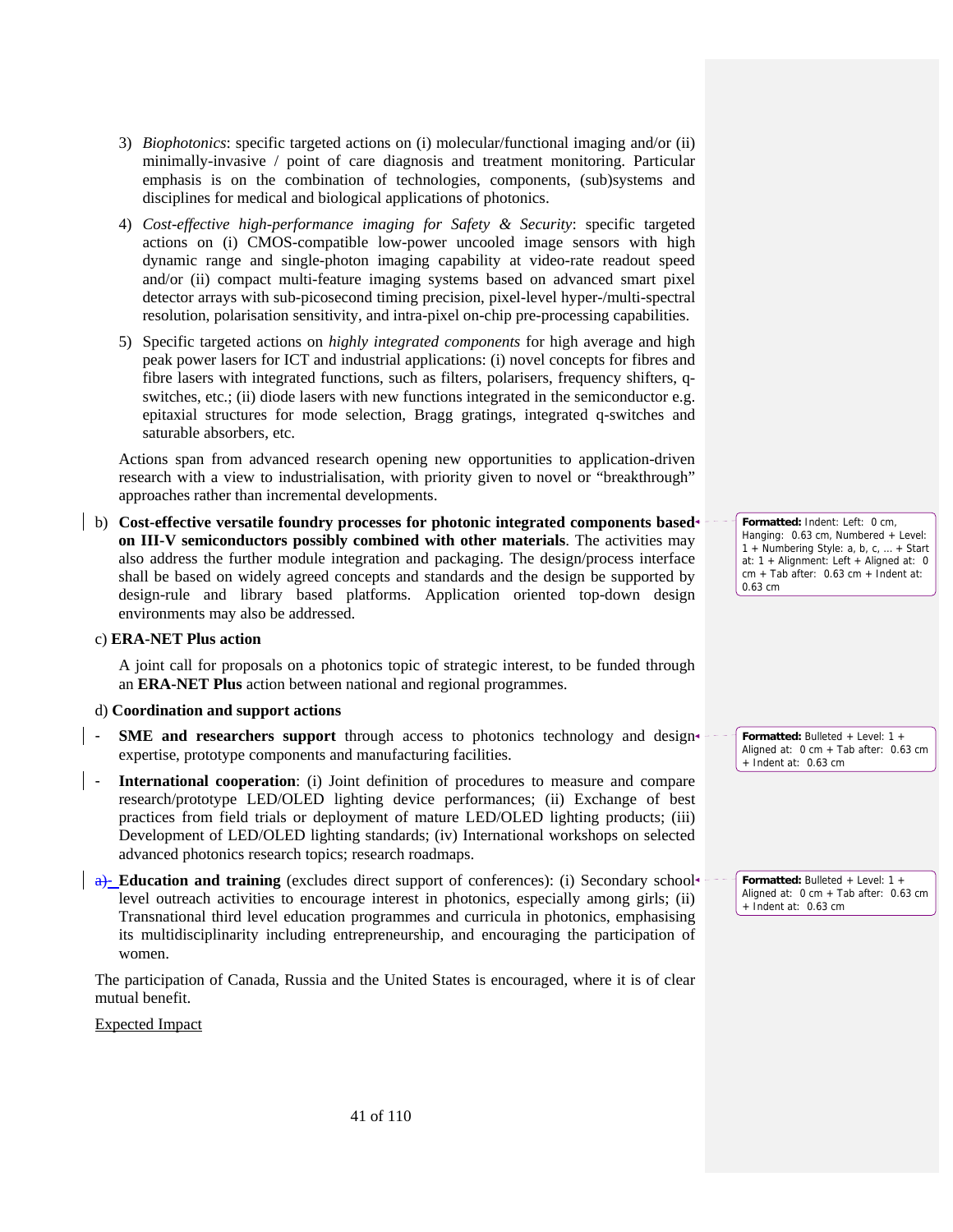3) *Biophotonics*: specific targeted actions on (i) molecular/functional imaging and/or (ii) minimally-invasive / point of care diagnosis and treatment monitoring. Particular emphasis is on the combination of technologies, components, (sub)systems and disciplines for medical and biological applications of photonics.

4) *Cost-effective high-performance imaging for Safety & Security*: specific targeted actions on (i) CMOS-compatible low-power uncooled image sensors with high dynamic range and single-photon imaging capability at video-rate readout speed and/or (ii) compact multi-feature imaging systems based on advanced smart pixel detector arrays with sub-picosecond timing precision, pixel-level hyper-/multi-spectral resolution, polarisation sensitivity, and intra-pixel on-chip pre-processing capabilities.

5) Specific targeted actions on *highly integrated components* for high average and high peak power lasers for ICT and industrial applications: (i) novel concepts for fibres and fibre lasers with integrated functions, such as filters, polarisers, frequency shifters, q-switches, etc.; (ii) diode lasers with new functions integrated in the semiconductor e.g. epitaxial structures for mode selection, Bragg gratings, integrated q-switches and saturable absorbers, etc.

Actions span from advanced research opening new opportunities to application-driven research with a view to industrialisation, with priority given to novel or "breakthrough" approaches rather than incremental developments.

b) **Cost-effective versatile foundry processes for photonic integrated components based on III-V semiconductors possibly combined with other materials**. The activities may also address the further module integration and packaging. The design/process interface shall be based on widely agreed concepts and standards and the design be supported by design-rule and library based platforms. Application oriented top-down design environments may also be addressed.

c) **ERA-NET Plus action**

A joint call for proposals on a photonics topic of strategic interest, to be funded through an **ERA-NET Plus** action between national and regional programmes.

d) **Coordination and support actions**

- **SME and researchers support** through access to photonics technology and design expertise, prototype components and manufacturing facilities.
- **International cooperation**: (i) Joint definition of procedures to measure and compare research/prototype LED/OLED lighting device performances; (ii) Exchange of best practices from field trials or deployment of mature LED/OLED lighting products; (iii) Development of LED/OLED lighting standards; (iv) International workshops on selected advanced photonics research topics; research roadmaps.
- **Education and training** (excludes direct support of conferences): (i) Secondary school level outreach activities to encourage interest in photonics, especially among girls; (ii) Transnational third level education programmes and curricula in photonics, emphasising its multidisciplinarity including entrepreneurship, and encouraging the participation of women.

The participation of Canada, Russia and the United States is encouraged, where it is of clear mutual benefit.

Expected Impact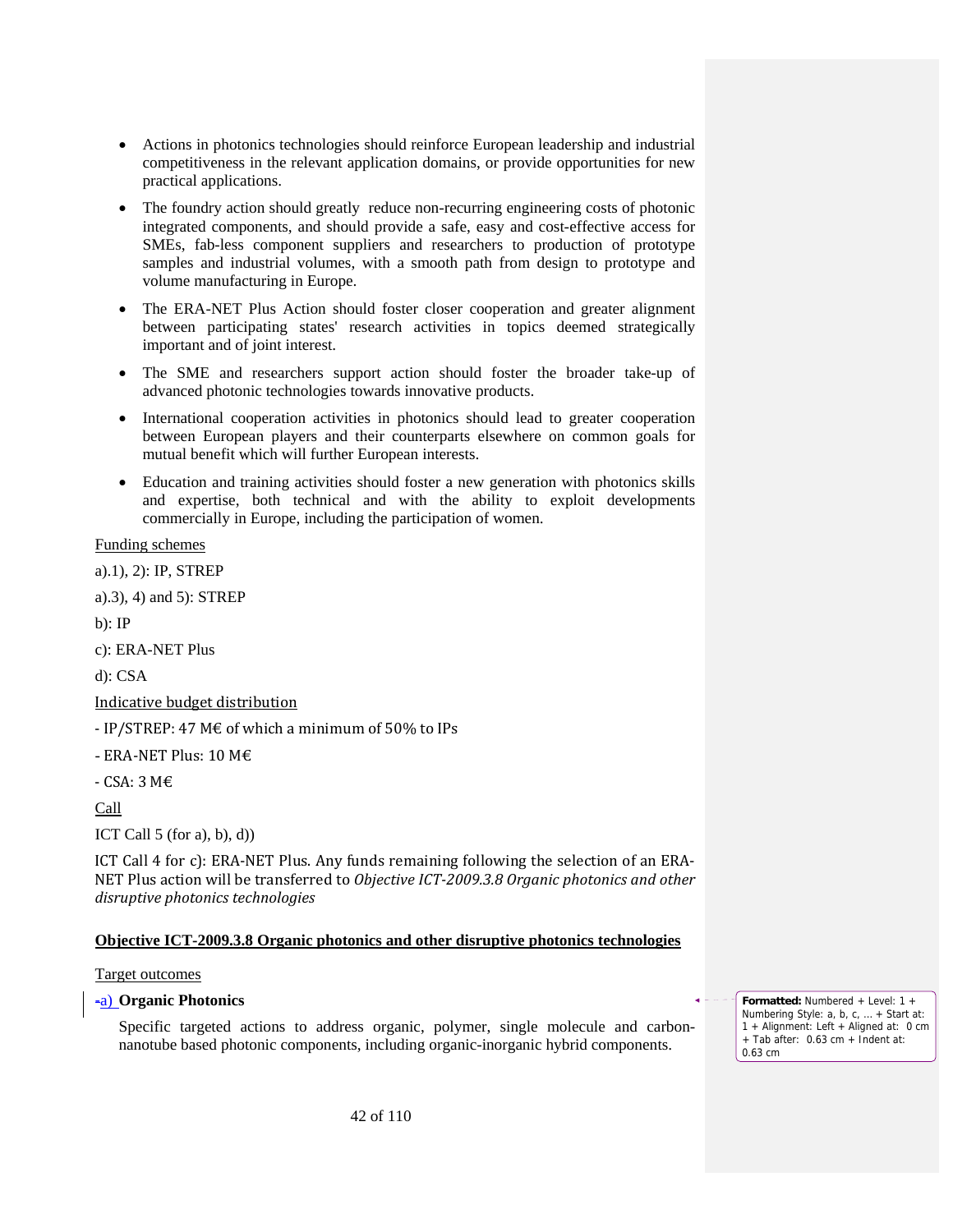- Actions in photonics technologies should reinforce European leadership and industrial competitiveness in the relevant application domains, or provide opportunities for new practical applications.
- The foundry action should greatly reduce non-recurring engineering costs of photonic integrated components, and should provide a safe, easy and cost-effective access for SMEs, fab-less component suppliers and researchers to production of prototype samples and industrial volumes, with a smooth path from design to prototype and volume manufacturing in Europe.
- The ERA-NET Plus Action should foster closer cooperation and greater alignment between participating states' research activities in topics deemed strategically important and of joint interest.
- The SME and researchers support action should foster the broader take-up of advanced photonic technologies towards innovative products.
- International cooperation activities in photonics should lead to greater cooperation between European players and their counterparts elsewhere on common goals for mutual benefit which will further European interests.
- Education and training activities should foster a new generation with photonics skills and expertise, both technical and with the ability to exploit developments commercially in Europe, including the participation of women.

Funding schemes

a).1), 2): IP, STREP

a).3), 4) and 5): STREP

b): IP

c): ERA-NET Plus

d): CSA

Indicative budget distribution

- IP/STREP: 47 M€ of which a minimum of 50% to IPs

- ERA-NET Plus: 10 M€

- CSA: 3 M€

Call

ICT Call 5 (for a), b), d))

ICT Call 4 for c): ERA-NET Plus. Any funds remaining following the selection of an ERA-NET Plus action will be transferred to *Objective ICT-2009.3.8 Organic photonics and other disruptive photonics technologies*

**Objective ICT-2009.3.8 Organic photonics and other disruptive photonics technologies**

Target outcomes

a) **Organic Photonics**

Specific targeted actions to address organic, polymer, single molecule and carbon-nanotube based photonic components, including organic-inorganic hybrid components.

Formatted: Numbered + Level: 1 + Numbering Style: a, b, c, … + Start at: 1 + Alignment: Left + Aligned at: 0 cm + Tab after: 0.63 cm + Indent at: 0.63 cm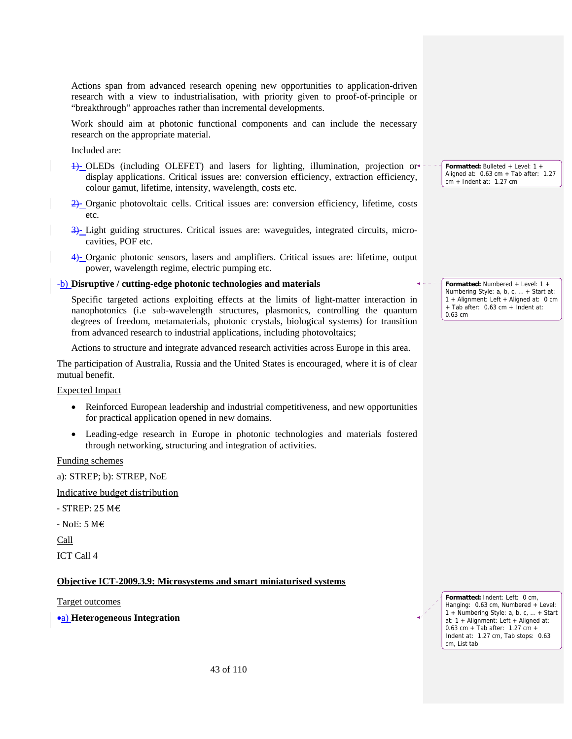Actions span from advanced research opening new opportunities to application-driven research with a view to industrialisation, with priority given to proof-of-principle or "breakthrough" approaches rather than incremental developments.

Work should aim at photonic functional components and can include the necessary research on the appropriate material.

Included are:

1) OLEDs (including OLEFET) and lasers for lighting, illumination, projection or display applications. Critical issues are: conversion efficiency, extraction efficiency, colour gamut, lifetime, intensity, wavelength, costs etc.

2) Organic photovoltaic cells. Critical issues are: conversion efficiency, lifetime, costs etc.

3) Light guiding structures. Critical issues are: waveguides, integrated circuits, micro-cavities, POF etc.

4) Organic photonic sensors, lasers and amplifiers. Critical issues are: lifetime, output power, wavelength regime, electric pumping etc.

**b) Disruptive / cutting-edge photonic technologies and materials**

Specific targeted actions exploiting effects at the limits of light-matter interaction in nanophotonics (i.e sub-wavelength structures, plasmonics, controlling the quantum degrees of freedom, metamaterials, photonic crystals, biological systems) for transition from advanced research to industrial applications, including photovoltaics;

Actions to structure and integrate advanced research activities across Europe in this area.

The participation of Australia, Russia and the United States is encouraged, where it is of clear mutual benefit.

Expected Impact

- Reinforced European leadership and industrial competitiveness, and new opportunities for practical application opened in new domains.
- Leading-edge research in Europe in photonic technologies and materials fostered through networking, structuring and integration of activities.

Funding schemes

a): STREP; b): STREP, NoE

Indicative budget distribution

- STREP: 25 M€

- NoE: 5 M€

Call

ICT Call 4

## Objective ICT-2009.3.9: Microsystems and smart miniaturised systems

Target outcomes

**a) Heterogeneous Integration**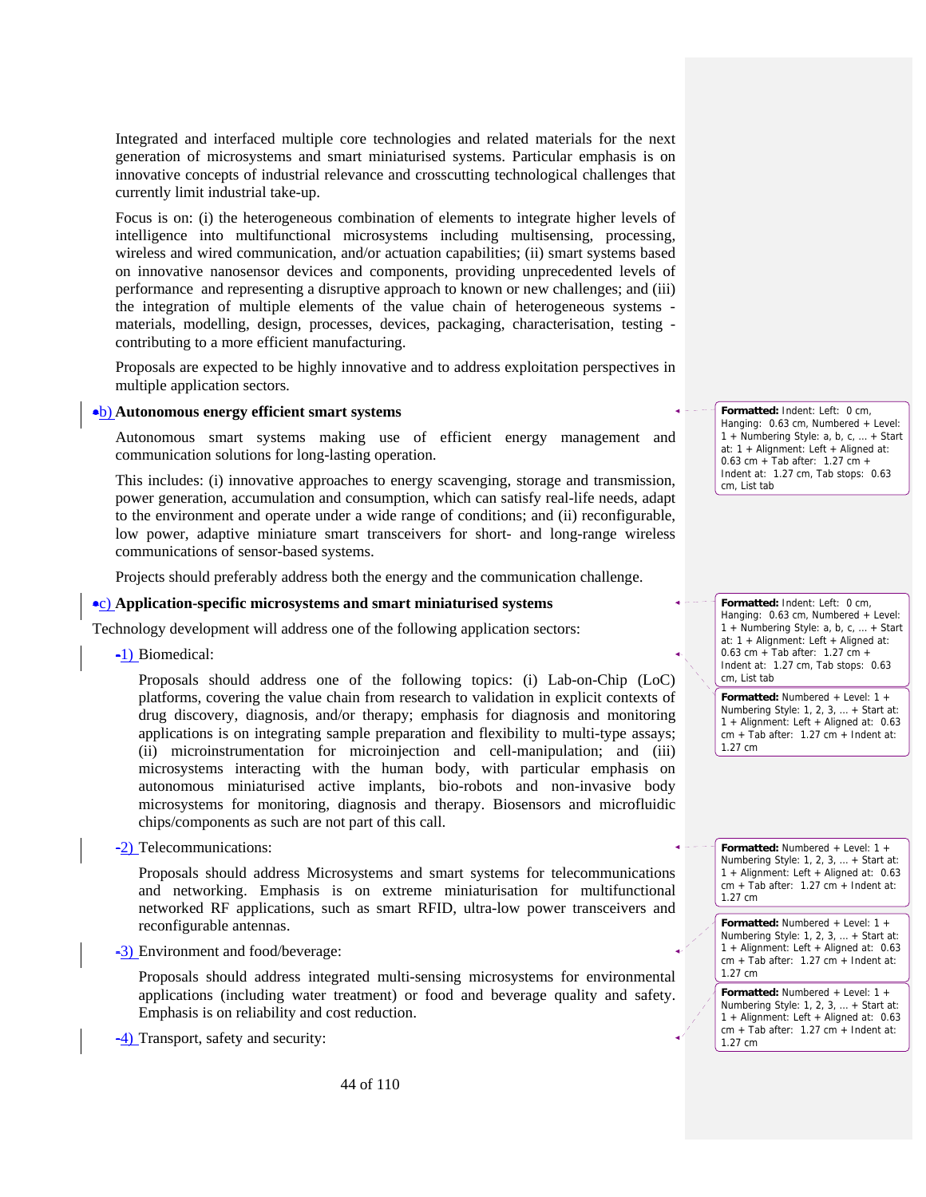Integrated and interfaced multiple core technologies and related materials for the next generation of microsystems and smart miniaturised systems. Particular emphasis is on innovative concepts of industrial relevance and crosscutting technological challenges that currently limit industrial take-up.

Focus is on: (i) the heterogeneous combination of elements to integrate higher levels of intelligence into multifunctional microsystems including multisensing, processing, wireless and wired communication, and/or actuation capabilities; (ii) smart systems based on innovative nanosensor devices and components, providing unprecedented levels of performance and representing a disruptive approach to known or new challenges; and (iii) the integration of multiple elements of the value chain of heterogeneous systems - materials, modelling, design, processes, devices, packaging, characterisation, testing - contributing to a more efficient manufacturing.

Proposals are expected to be highly innovative and to address exploitation perspectives in multiple application sectors.

b) **Autonomous energy efficient smart systems**

Autonomous smart systems making use of efficient energy management and communication solutions for long-lasting operation.

This includes: (i) innovative approaches to energy scavenging, storage and transmission, power generation, accumulation and consumption, which can satisfy real-life needs, adapt to the environment and operate under a wide range of conditions; and (ii) reconfigurable, low power, adaptive miniature smart transceivers for short- and long-range wireless communications of sensor-based systems.

Projects should preferably address both the energy and the communication challenge.

c) **Application-specific microsystems and smart miniaturised systems**

Technology development will address one of the following application sectors:

1) Biomedical:

Proposals should address one of the following topics: (i) Lab-on-Chip (LoC) platforms, covering the value chain from research to validation in explicit contexts of drug discovery, diagnosis, and/or therapy; emphasis for diagnosis and monitoring applications is on integrating sample preparation and flexibility to multi-type assays; (ii) microinstrumentation for microinjection and cell-manipulation; and (iii) microsystems interacting with the human body, with particular emphasis on autonomous miniaturised active implants, bio-robots and non-invasive body microsystems for monitoring, diagnosis and therapy. Biosensors and microfluidic chips/components as such are not part of this call.

2) Telecommunications:

Proposals should address Microsystems and smart systems for telecommunications and networking. Emphasis is on extreme miniaturisation for multifunctional networked RF applications, such as smart RFID, ultra-low power transceivers and reconfigurable antennas.

3) Environment and food/beverage:

Proposals should address integrated multi-sensing microsystems for environmental applications (including water treatment) or food and beverage quality and safety. Emphasis is on reliability and cost reduction.

4) Transport, safety and security: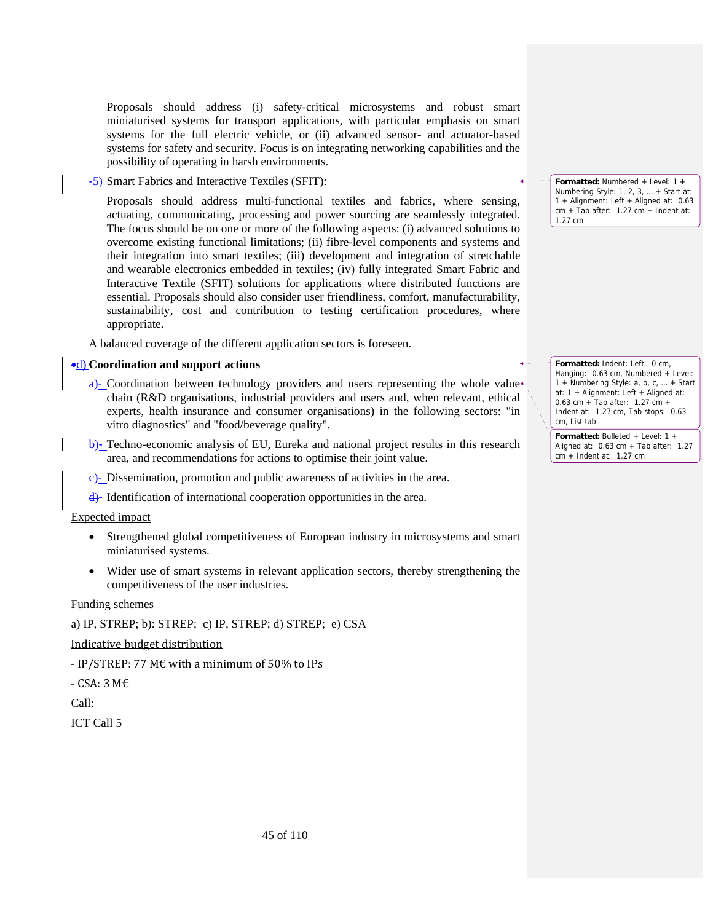Proposals should address (i) safety-critical microsystems and robust smart miniaturised systems for transport applications, with particular emphasis on smart systems for the full electric vehicle, or (ii) advanced sensor- and actuator-based systems for safety and security. Focus is on integrating networking capabilities and the possibility of operating in harsh environments.

5) Smart Fabrics and Interactive Textiles (SFIT):

Proposals should address multi-functional textiles and fabrics, where sensing, actuating, communicating, processing and power sourcing are seamlessly integrated. The focus should be on one or more of the following aspects: (i) advanced solutions to overcome existing functional limitations; (ii) fibre-level components and systems and their integration into smart textiles; (iii) development and integration of stretchable and wearable electronics embedded in textiles; (iv) fully integrated Smart Fabric and Interactive Textile (SFIT) solutions for applications where distributed functions are essential. Proposals should also consider user friendliness, comfort, manufacturability, sustainability, cost and contribution to testing certification procedures, where appropriate.

A balanced coverage of the different application sectors is foreseen.

**d) Coordination and support actions**

a) Coordination between technology providers and users representing the whole value chain (R&D organisations, industrial providers and users and, when relevant, ethical experts, health insurance and consumer organisations) in the following sectors: "in vitro diagnostics" and "food/beverage quality".

b) Techno-economic analysis of EU, Eureka and national project results in this research area, and recommendations for actions to optimise their joint value.

c) Dissemination, promotion and public awareness of activities in the area.

d) Identification of international cooperation opportunities in the area.

Expected impact

- Strengthened global competitiveness of European industry in microsystems and smart miniaturised systems.
- Wider use of smart systems in relevant application sectors, thereby strengthening the competitiveness of the user industries.

Funding schemes

a) IP, STREP; b): STREP; c) IP, STREP; d) STREP; e) CSA

Indicative budget distribution

- IP/STREP: 77 M€ with a minimum of 50% to IPs

- CSA: 3 M€

Call:

ICT Call 5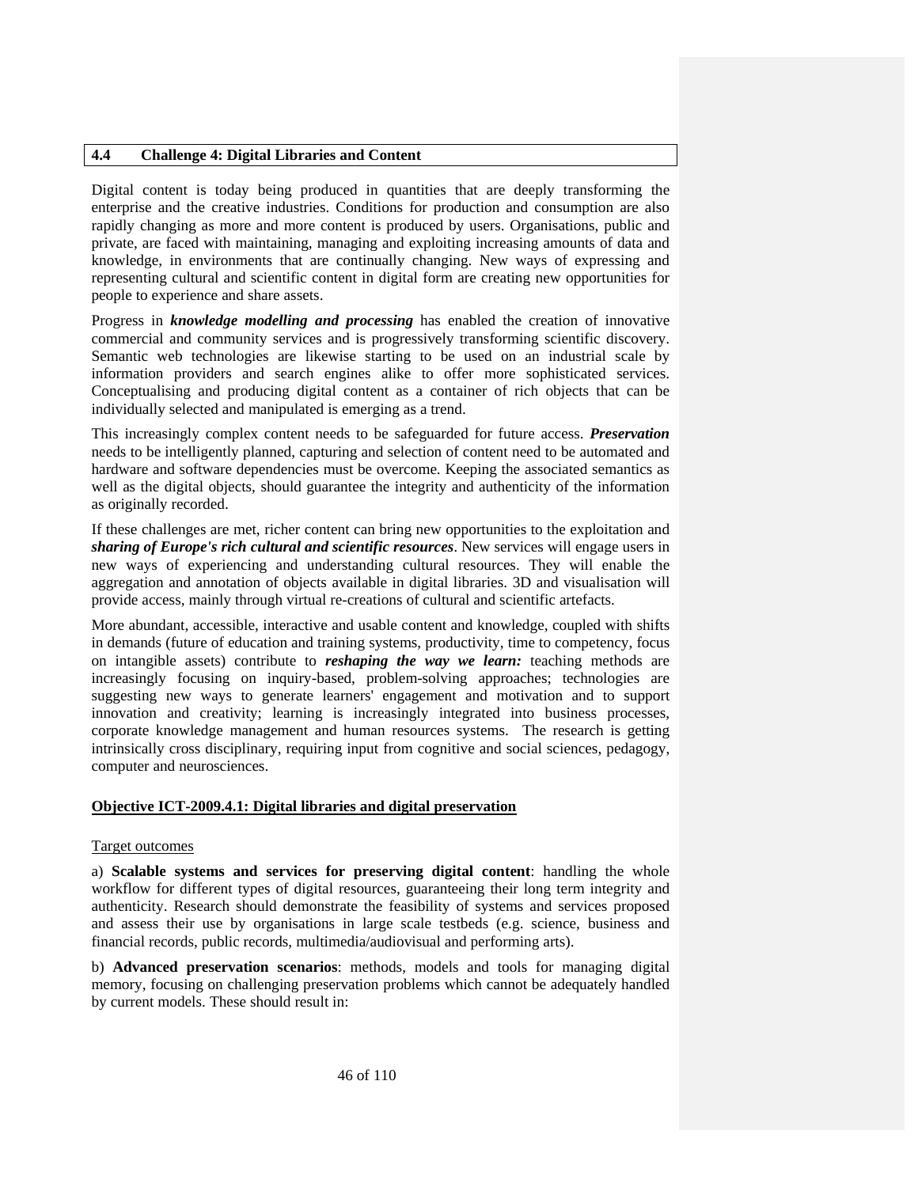## 4.4 Challenge 4: Digital Libraries and Content

Digital content is today being produced in quantities that are deeply transforming the enterprise and the creative industries. Conditions for production and consumption are also rapidly changing as more and more content is produced by users. Organisations, public and private, are faced with maintaining, managing and exploiting increasing amounts of data and knowledge, in environments that are continually changing. New ways of expressing and representing cultural and scientific content in digital form are creating new opportunities for people to experience and share assets.

Progress in ***knowledge modelling and processing*** has enabled the creation of innovative commercial and community services and is progressively transforming scientific discovery. Semantic web technologies are likewise starting to be used on an industrial scale by information providers and search engines alike to offer more sophisticated services. Conceptualising and producing digital content as a container of rich objects that can be individually selected and manipulated is emerging as a trend.

This increasingly complex content needs to be safeguarded for future access. ***Preservation*** needs to be intelligently planned, capturing and selection of content need to be automated and hardware and software dependencies must be overcome. Keeping the associated semantics as well as the digital objects, should guarantee the integrity and authenticity of the information as originally recorded.

If these challenges are met, richer content can bring new opportunities to the exploitation and ***sharing of Europe's rich cultural and scientific resources***. New services will engage users in new ways of experiencing and understanding cultural resources. They will enable the aggregation and annotation of objects available in digital libraries. 3D and visualisation will provide access, mainly through virtual re-creations of cultural and scientific artefacts.

More abundant, accessible, interactive and usable content and knowledge, coupled with shifts in demands (future of education and training systems, productivity, time to competency, focus on intangible assets) contribute to ***reshaping the way we learn:*** teaching methods are increasingly focusing on inquiry-based, problem-solving approaches; technologies are suggesting new ways to generate learners' engagement and motivation and to support innovation and creativity; learning is increasingly integrated into business processes, corporate knowledge management and human resources systems. The research is getting intrinsically cross disciplinary, requiring input from cognitive and social sciences, pedagogy, computer and neurosciences.

### Objective ICT-2009.4.1: Digital libraries and digital preservation

Target outcomes

a) **Scalable systems and services for preserving digital content**: handling the whole workflow for different types of digital resources, guaranteeing their long term integrity and authenticity. Research should demonstrate the feasibility of systems and services proposed and assess their use by organisations in large scale testbeds (e.g. science, business and financial records, public records, multimedia/audiovisual and performing arts).

b) **Advanced preservation scenarios**: methods, models and tools for managing digital memory, focusing on challenging preservation problems which cannot be adequately handled by current models. These should result in: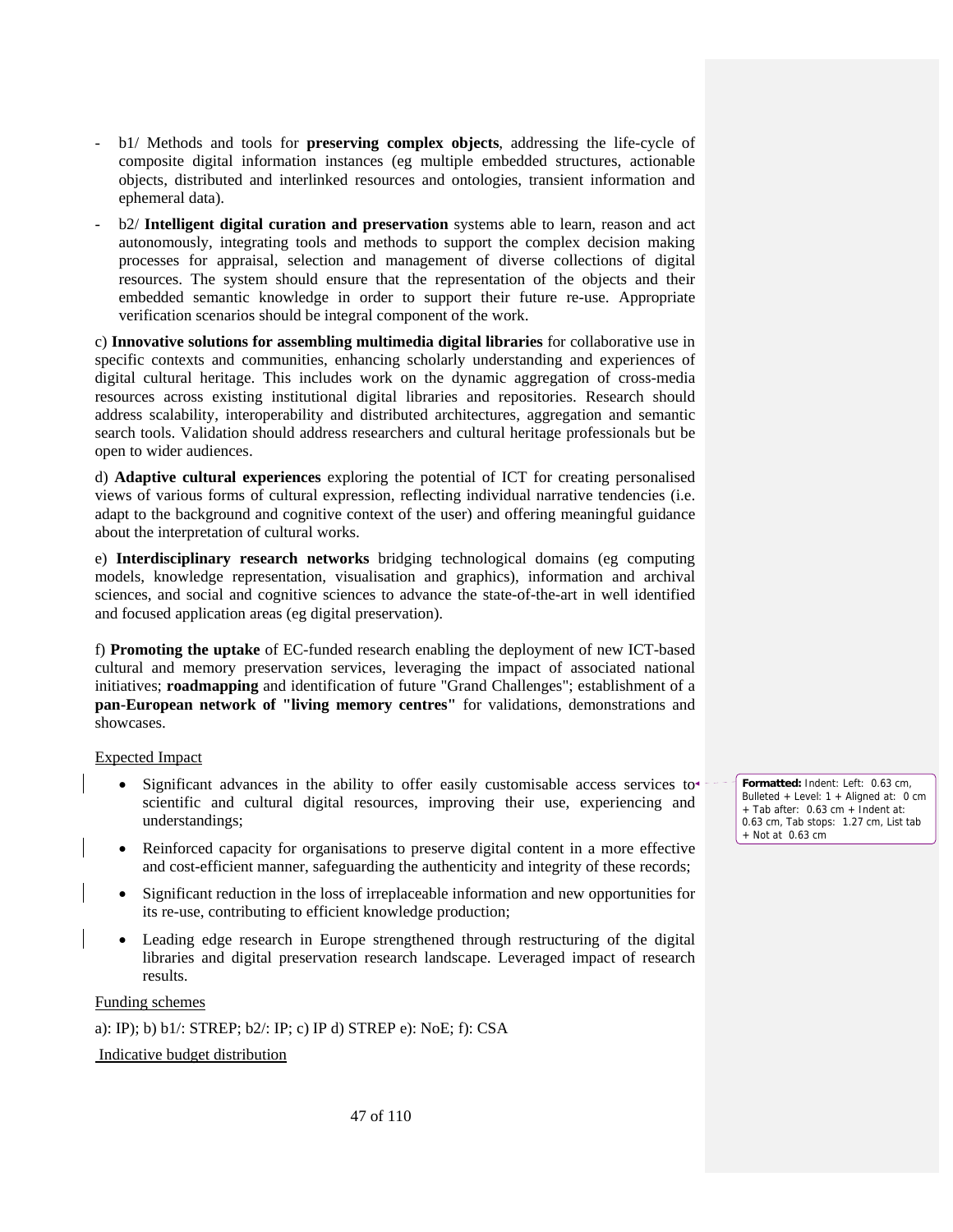- b1/ Methods and tools for **preserving complex objects**, addressing the life-cycle of composite digital information instances (eg multiple embedded structures, actionable objects, distributed and interlinked resources and ontologies, transient information and ephemeral data).
- b2/ **Intelligent digital curation and preservation** systems able to learn, reason and act autonomously, integrating tools and methods to support the complex decision making processes for appraisal, selection and management of diverse collections of digital resources. The system should ensure that the representation of the objects and their embedded semantic knowledge in order to support their future re-use. Appropriate verification scenarios should be integral component of the work.

c) **Innovative solutions for assembling multimedia digital libraries** for collaborative use in specific contexts and communities, enhancing scholarly understanding and experiences of digital cultural heritage. This includes work on the dynamic aggregation of cross-media resources across existing institutional digital libraries and repositories. Research should address scalability, interoperability and distributed architectures, aggregation and semantic search tools. Validation should address researchers and cultural heritage professionals but be open to wider audiences.

d) **Adaptive cultural experiences** exploring the potential of ICT for creating personalised views of various forms of cultural expression, reflecting individual narrative tendencies (i.e. adapt to the background and cognitive context of the user) and offering meaningful guidance about the interpretation of cultural works.

e) **Interdisciplinary research networks** bridging technological domains (eg computing models, knowledge representation, visualisation and graphics), information and archival sciences, and social and cognitive sciences to advance the state-of-the-art in well identified and focused application areas (eg digital preservation).

f) **Promoting the uptake** of EC-funded research enabling the deployment of new ICT-based cultural and memory preservation services, leveraging the impact of associated national initiatives; **roadmapping** and identification of future "Grand Challenges"; establishment of a **pan-European network of "living memory centres"** for validations, demonstrations and showcases.

Expected Impact

- Significant advances in the ability to offer easily customisable access services to scientific and cultural digital resources, improving their use, experiencing and understandings;
- Reinforced capacity for organisations to preserve digital content in a more effective and cost-efficient manner, safeguarding the authenticity and integrity of these records;
- Significant reduction in the loss of irreplaceable information and new opportunities for its re-use, contributing to efficient knowledge production;
- Leading edge research in Europe strengthened through restructuring of the digital libraries and digital preservation research landscape. Leveraged impact of research results.

Funding schemes

a): IP); b) b1/: STREP; b2/: IP; c) IP d) STREP e): NoE; f): CSA

Indicative budget distribution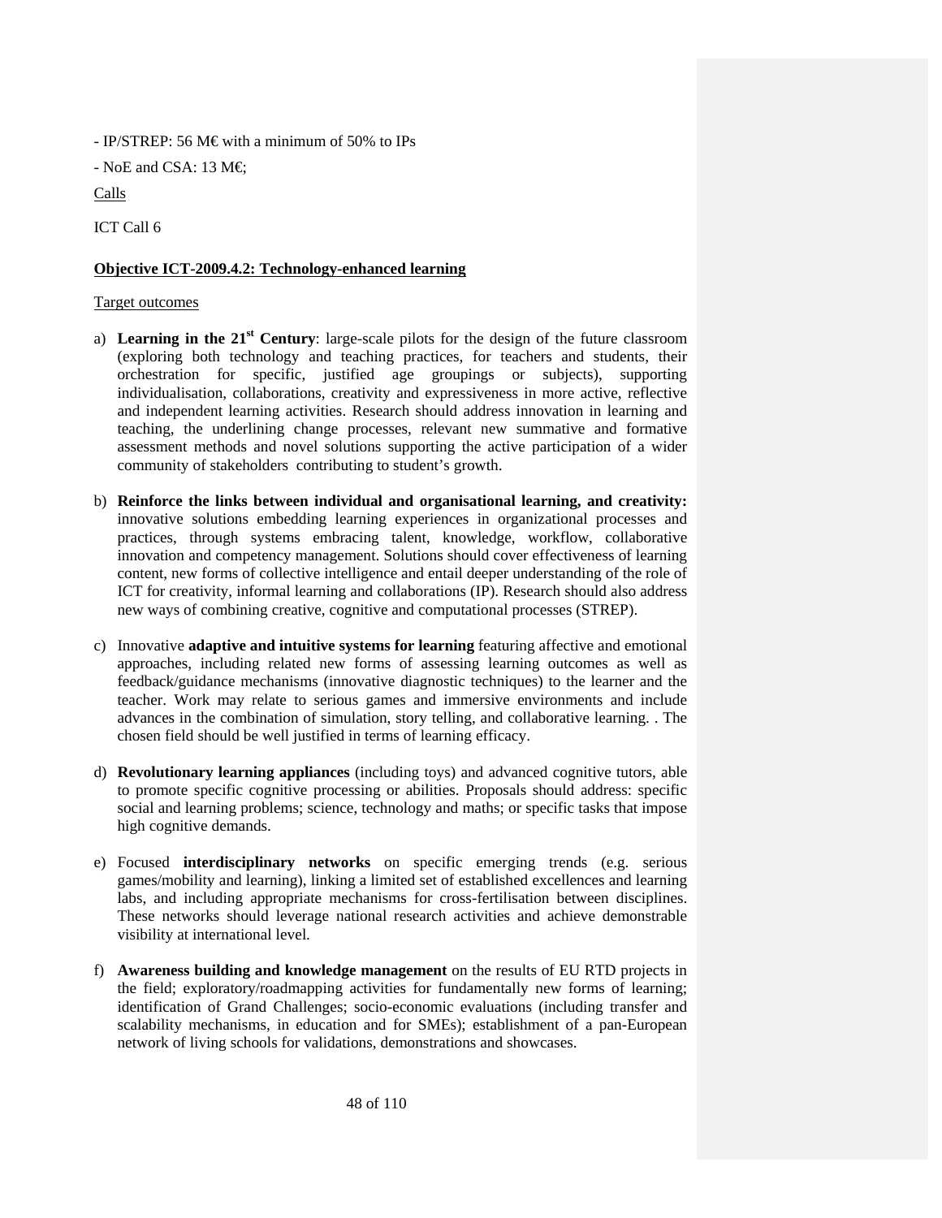- IP/STREP: 56 M€ with a minimum of 50% to IPs

- NoE and CSA: 13 M€;

Calls

ICT Call 6

**Objective ICT-2009.4.2: Technology-enhanced learning**

Target outcomes

a) **Learning in the 21st Century**: large-scale pilots for the design of the future classroom (exploring both technology and teaching practices, for teachers and students, their orchestration for specific, justified age groupings or subjects), supporting individualisation, collaborations, creativity and expressiveness in more active, reflective and independent learning activities. Research should address innovation in learning and teaching, the underlining change processes, relevant new summative and formative assessment methods and novel solutions supporting the active participation of a wider community of stakeholders contributing to student's growth.

b) **Reinforce the links between individual and organisational learning, and creativity:** innovative solutions embedding learning experiences in organizational processes and practices, through systems embracing talent, knowledge, workflow, collaborative innovation and competency management. Solutions should cover effectiveness of learning content, new forms of collective intelligence and entail deeper understanding of the role of ICT for creativity, informal learning and collaborations (IP). Research should also address new ways of combining creative, cognitive and computational processes (STREP).

c) Innovative **adaptive and intuitive systems for learning** featuring affective and emotional approaches, including related new forms of assessing learning outcomes as well as feedback/guidance mechanisms (innovative diagnostic techniques) to the learner and the teacher. Work may relate to serious games and immersive environments and include advances in the combination of simulation, story telling, and collaborative learning. . The chosen field should be well justified in terms of learning efficacy.

d) **Revolutionary learning appliances** (including toys) and advanced cognitive tutors, able to promote specific cognitive processing or abilities. Proposals should address: specific social and learning problems; science, technology and maths; or specific tasks that impose high cognitive demands.

e) Focused **interdisciplinary networks** on specific emerging trends (e.g. serious games/mobility and learning), linking a limited set of established excellences and learning labs, and including appropriate mechanisms for cross-fertilisation between disciplines. These networks should leverage national research activities and achieve demonstrable visibility at international level.

f) **Awareness building and knowledge management** on the results of EU RTD projects in the field; exploratory/roadmapping activities for fundamentally new forms of learning; identification of Grand Challenges; socio-economic evaluations (including transfer and scalability mechanisms, in education and for SMEs); establishment of a pan-European network of living schools for validations, demonstrations and showcases.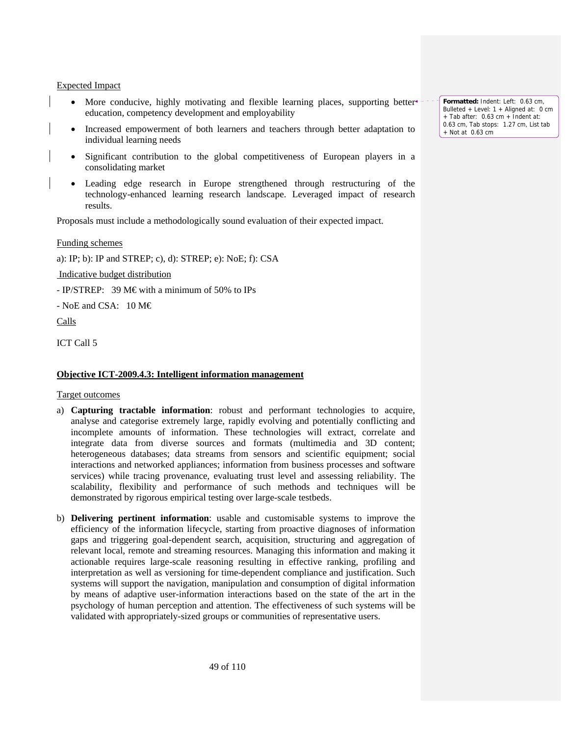Expected Impact

- More conducive, highly motivating and flexible learning places, supporting better education, competency development and employability
- Increased empowerment of both learners and teachers through better adaptation to individual learning needs
- Significant contribution to the global competitiveness of European players in a consolidating market
- Leading edge research in Europe strengthened through restructuring of the technology-enhanced learning research landscape. Leveraged impact of research results.

Proposals must include a methodologically sound evaluation of their expected impact.

Funding schemes

a): IP; b): IP and STREP; c), d): STREP; e): NoE; f): CSA

Indicative budget distribution

- IP/STREP: 39 M€ with a minimum of 50% to IPs

- NoE and CSA: 10 M€

Calls

ICT Call 5

**Objective ICT-2009.4.3: Intelligent information management**

Target outcomes

a) **Capturing tractable information**: robust and performant technologies to acquire, analyse and categorise extremely large, rapidly evolving and potentially conflicting and incomplete amounts of information. These technologies will extract, correlate and integrate data from diverse sources and formats (multimedia and 3D content; heterogeneous databases; data streams from sensors and scientific equipment; social interactions and networked appliances; information from business processes and software services) while tracing provenance, evaluating trust level and assessing reliability. The scalability, flexibility and performance of such methods and techniques will be demonstrated by rigorous empirical testing over large-scale testbeds.

b) **Delivering pertinent information**: usable and customisable systems to improve the efficiency of the information lifecycle, starting from proactive diagnoses of information gaps and triggering goal-dependent search, acquisition, structuring and aggregation of relevant local, remote and streaming resources. Managing this information and making it actionable requires large-scale reasoning resulting in effective ranking, profiling and interpretation as well as versioning for time-dependent compliance and justification. Such systems will support the navigation, manipulation and consumption of digital information by means of adaptive user-information interactions based on the state of the art in the psychology of human perception and attention. The effectiveness of such systems will be validated with appropriately-sized groups or communities of representative users.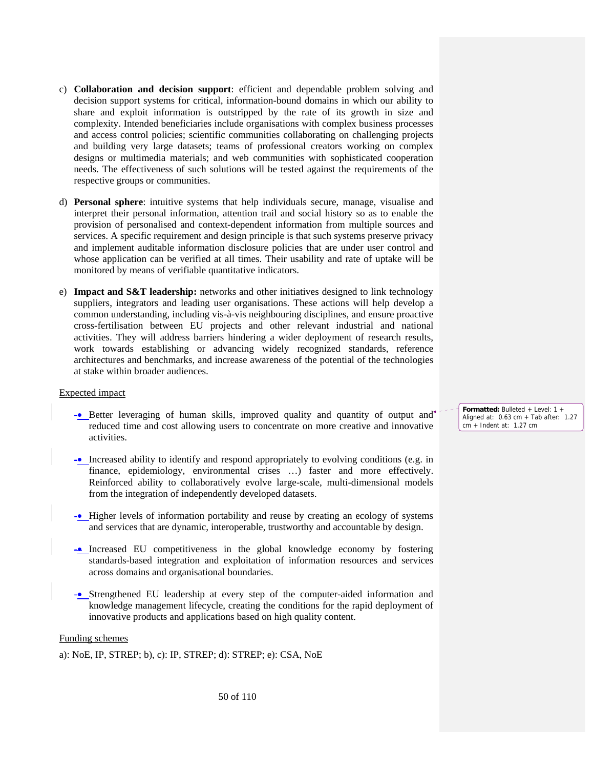c) **Collaboration and decision support**: efficient and dependable problem solving and decision support systems for critical, information-bound domains in which our ability to share and exploit information is outstripped by the rate of its growth in size and complexity. Intended beneficiaries include organisations with complex business processes and access control policies; scientific communities collaborating on challenging projects and building very large datasets; teams of professional creators working on complex designs or multimedia materials; and web communities with sophisticated cooperation needs. The effectiveness of such solutions will be tested against the requirements of the respective groups or communities.

d) **Personal sphere**: intuitive systems that help individuals secure, manage, visualise and interpret their personal information, attention trail and social history so as to enable the provision of personalised and context-dependent information from multiple sources and services. A specific requirement and design principle is that such systems preserve privacy and implement auditable information disclosure policies that are under user control and whose application can be verified at all times. Their usability and rate of uptake will be monitored by means of verifiable quantitative indicators.

e) **Impact and S&T leadership:** networks and other initiatives designed to link technology suppliers, integrators and leading user organisations. These actions will help develop a common understanding, including vis-à-vis neighbouring disciplines, and ensure proactive cross-fertilisation between EU projects and other relevant industrial and national activities. They will address barriers hindering a wider deployment of research results, work towards establishing or advancing widely recognized standards, reference architectures and benchmarks, and increase awareness of the potential of the technologies at stake within broader audiences.

Expected impact

- Better leveraging of human skills, improved quality and quantity of output and reduced time and cost allowing users to concentrate on more creative and innovative activities.
- Increased ability to identify and respond appropriately to evolving conditions (e.g. in finance, epidemiology, environmental crises …) faster and more effectively. Reinforced ability to collaboratively evolve large-scale, multi-dimensional models from the integration of independently developed datasets.
- Higher levels of information portability and reuse by creating an ecology of systems and services that are dynamic, interoperable, trustworthy and accountable by design.
- Increased EU competitiveness in the global knowledge economy by fostering standards-based integration and exploitation of information resources and services across domains and organisational boundaries.
- Strengthened EU leadership at every step of the computer-aided information and knowledge management lifecycle, creating the conditions for the rapid deployment of innovative products and applications based on high quality content.

Funding schemes

a): NoE, IP, STREP; b), c): IP, STREP; d): STREP; e): CSA, NoE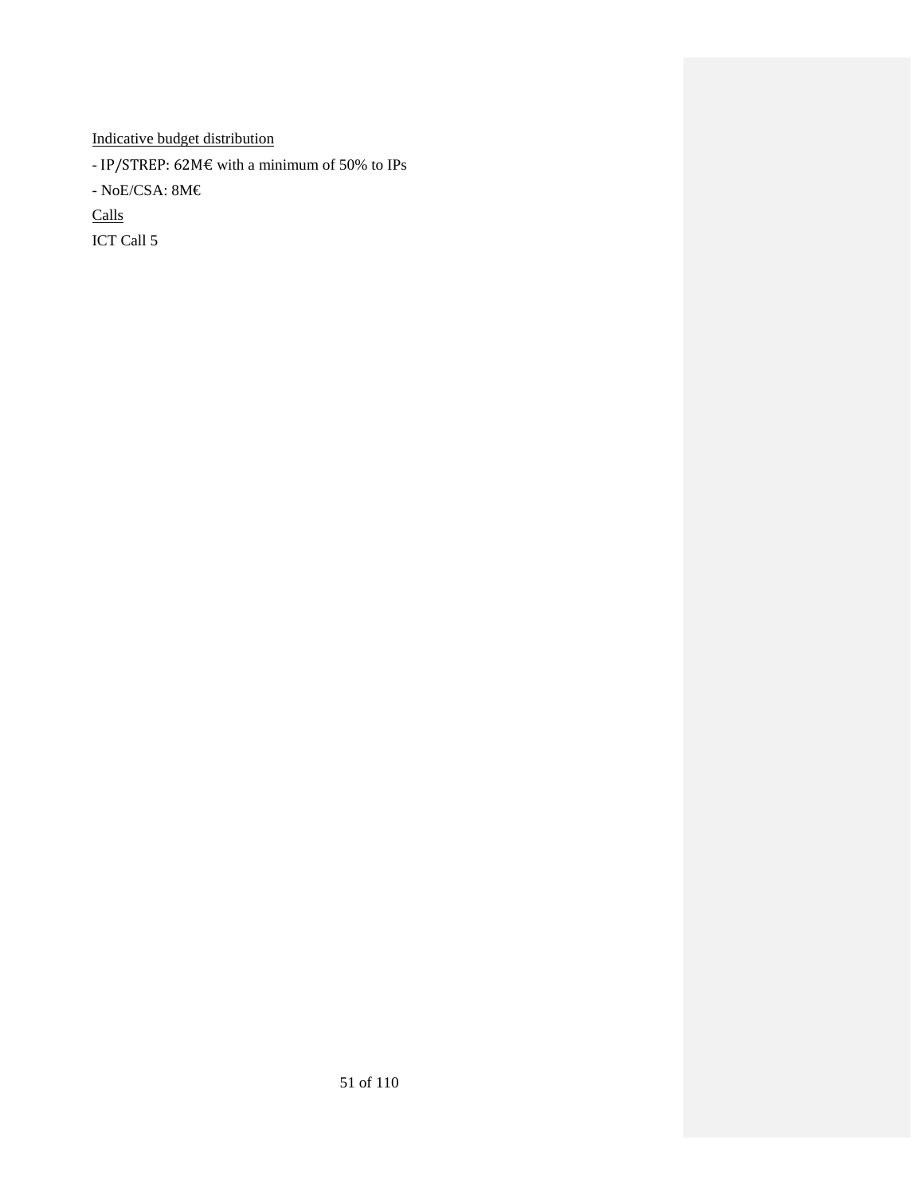Indicative budget distribution

- IP/STREP: 62M€ with a minimum of 50% to IPs
- NoE/CSA: 8M€

Calls

ICT Call 5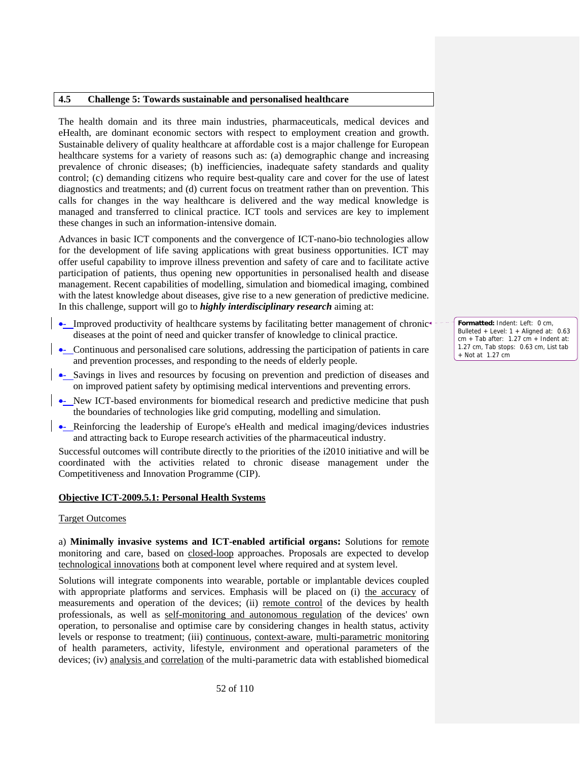## 4.5 Challenge 5: Towards sustainable and personalised healthcare

The health domain and its three main industries, pharmaceuticals, medical devices and eHealth, are dominant economic sectors with respect to employment creation and growth. Sustainable delivery of quality healthcare at affordable cost is a major challenge for European healthcare systems for a variety of reasons such as: (a) demographic change and increasing prevalence of chronic diseases; (b) inefficiencies, inadequate safety standards and quality control; (c) demanding citizens who require best-quality care and cover for the use of latest diagnostics and treatments; and (d) current focus on treatment rather than on prevention. This calls for changes in the way healthcare is delivered and the way medical knowledge is managed and transferred to clinical practice. ICT tools and services are key to implement these changes in such an information-intensive domain.

Advances in basic ICT components and the convergence of ICT-nano-bio technologies allow for the development of life saving applications with great business opportunities. ICT may offer useful capability to improve illness prevention and safety of care and to facilitate active participation of patients, thus opening new opportunities in personalised health and disease management. Recent capabilities of modelling, simulation and biomedical imaging, combined with the latest knowledge about diseases, give rise to a new generation of predictive medicine. In this challenge, support will go to ***highly interdisciplinary research*** aiming at:

- Improved productivity of healthcare systems by facilitating better management of chronic diseases at the point of need and quicker transfer of knowledge to clinical practice.
- Continuous and personalised care solutions, addressing the participation of patients in care and prevention processes, and responding to the needs of elderly people.
- Savings in lives and resources by focusing on prevention and prediction of diseases and on improved patient safety by optimising medical interventions and preventing errors.
- New ICT-based environments for biomedical research and predictive medicine that push the boundaries of technologies like grid computing, modelling and simulation.
- Reinforcing the leadership of Europe's eHealth and medical imaging/devices industries and attracting back to Europe research activities of the pharmaceutical industry.

Successful outcomes will contribute directly to the priorities of the i2010 initiative and will be coordinated with the activities related to chronic disease management under the Competitiveness and Innovation Programme (CIP).

### Objective ICT-2009.5.1: Personal Health Systems

Target Outcomes

a) **Minimally invasive systems and ICT-enabled artificial organs:** Solutions for remote monitoring and care, based on closed-loop approaches. Proposals are expected to develop technological innovations both at component level where required and at system level.

Solutions will integrate components into wearable, portable or implantable devices coupled with appropriate platforms and services. Emphasis will be placed on (i) the accuracy of measurements and operation of the devices; (ii) remote control of the devices by health professionals, as well as self-monitoring and autonomous regulation of the devices' own operation, to personalise and optimise care by considering changes in health status, activity levels or response to treatment; (iii) continuous, context-aware, multi-parametric monitoring of health parameters, activity, lifestyle, environment and operational parameters of the devices; (iv) analysis and correlation of the multi-parametric data with established biomedical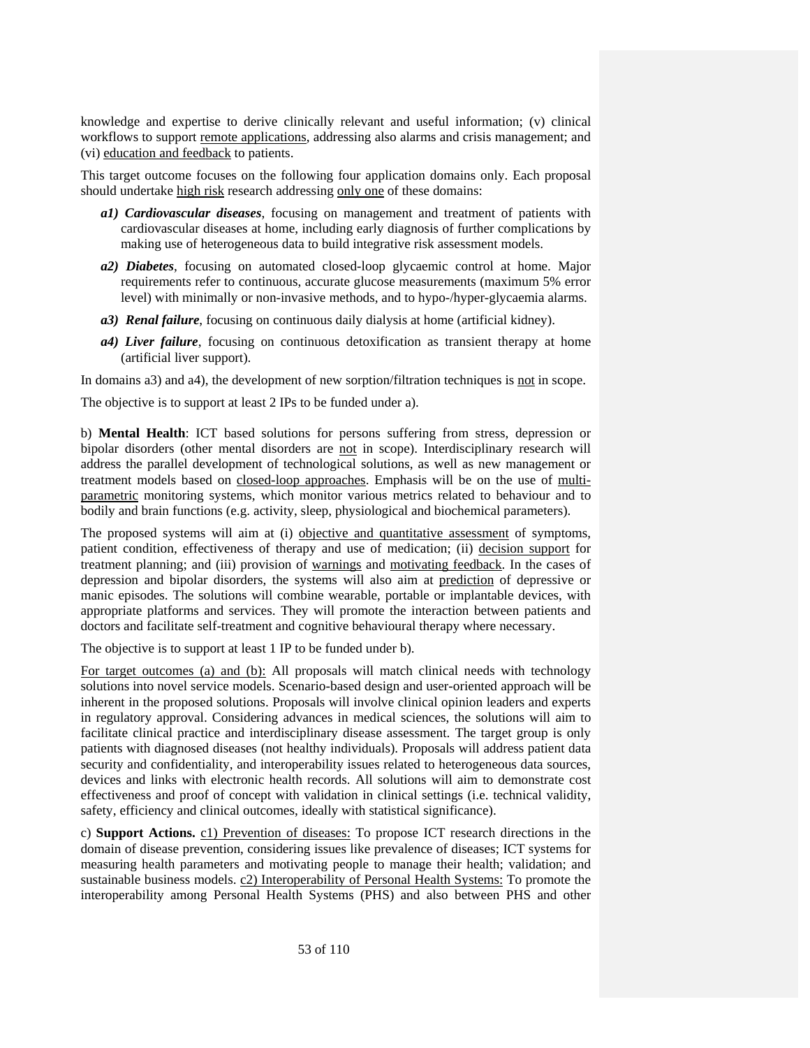knowledge and expertise to derive clinically relevant and useful information; (v) clinical workflows to support remote applications, addressing also alarms and crisis management; and (vi) education and feedback to patients.

This target outcome focuses on the following four application domains only. Each proposal should undertake high risk research addressing only one of these domains:

- ***a1) Cardiovascular diseases***, focusing on management and treatment of patients with cardiovascular diseases at home, including early diagnosis of further complications by making use of heterogeneous data to build integrative risk assessment models.
- ***a2) Diabetes***, focusing on automated closed-loop glycaemic control at home. Major requirements refer to continuous, accurate glucose measurements (maximum 5% error level) with minimally or non-invasive methods, and to hypo-/hyper-glycaemia alarms.
- ***a3) Renal failure***, focusing on continuous daily dialysis at home (artificial kidney).
- ***a4) Liver failure***, focusing on continuous detoxification as transient therapy at home (artificial liver support).

In domains a3) and a4), the development of new sorption/filtration techniques is not in scope.

The objective is to support at least 2 IPs to be funded under a).

b) **Mental Health**: ICT based solutions for persons suffering from stress, depression or bipolar disorders (other mental disorders are not in scope). Interdisciplinary research will address the parallel development of technological solutions, as well as new management or treatment models based on closed-loop approaches. Emphasis will be on the use of multi-parametric monitoring systems, which monitor various metrics related to behaviour and to bodily and brain functions (e.g. activity, sleep, physiological and biochemical parameters).

The proposed systems will aim at (i) objective and quantitative assessment of symptoms, patient condition, effectiveness of therapy and use of medication; (ii) decision support for treatment planning; and (iii) provision of warnings and motivating feedback. In the cases of depression and bipolar disorders, the systems will also aim at prediction of depressive or manic episodes. The solutions will combine wearable, portable or implantable devices, with appropriate platforms and services. They will promote the interaction between patients and doctors and facilitate self-treatment and cognitive behavioural therapy where necessary.

The objective is to support at least 1 IP to be funded under b).

For target outcomes (a) and (b): All proposals will match clinical needs with technology solutions into novel service models. Scenario-based design and user-oriented approach will be inherent in the proposed solutions. Proposals will involve clinical opinion leaders and experts in regulatory approval. Considering advances in medical sciences, the solutions will aim to facilitate clinical practice and interdisciplinary disease assessment. The target group is only patients with diagnosed diseases (not healthy individuals). Proposals will address patient data security and confidentiality, and interoperability issues related to heterogeneous data sources, devices and links with electronic health records. All solutions will aim to demonstrate cost effectiveness and proof of concept with validation in clinical settings (i.e. technical validity, safety, efficiency and clinical outcomes, ideally with statistical significance).

c) **Support Actions.** c1) Prevention of diseases: To propose ICT research directions in the domain of disease prevention, considering issues like prevalence of diseases; ICT systems for measuring health parameters and motivating people to manage their health; validation; and sustainable business models. c2) Interoperability of Personal Health Systems: To promote the interoperability among Personal Health Systems (PHS) and also between PHS and other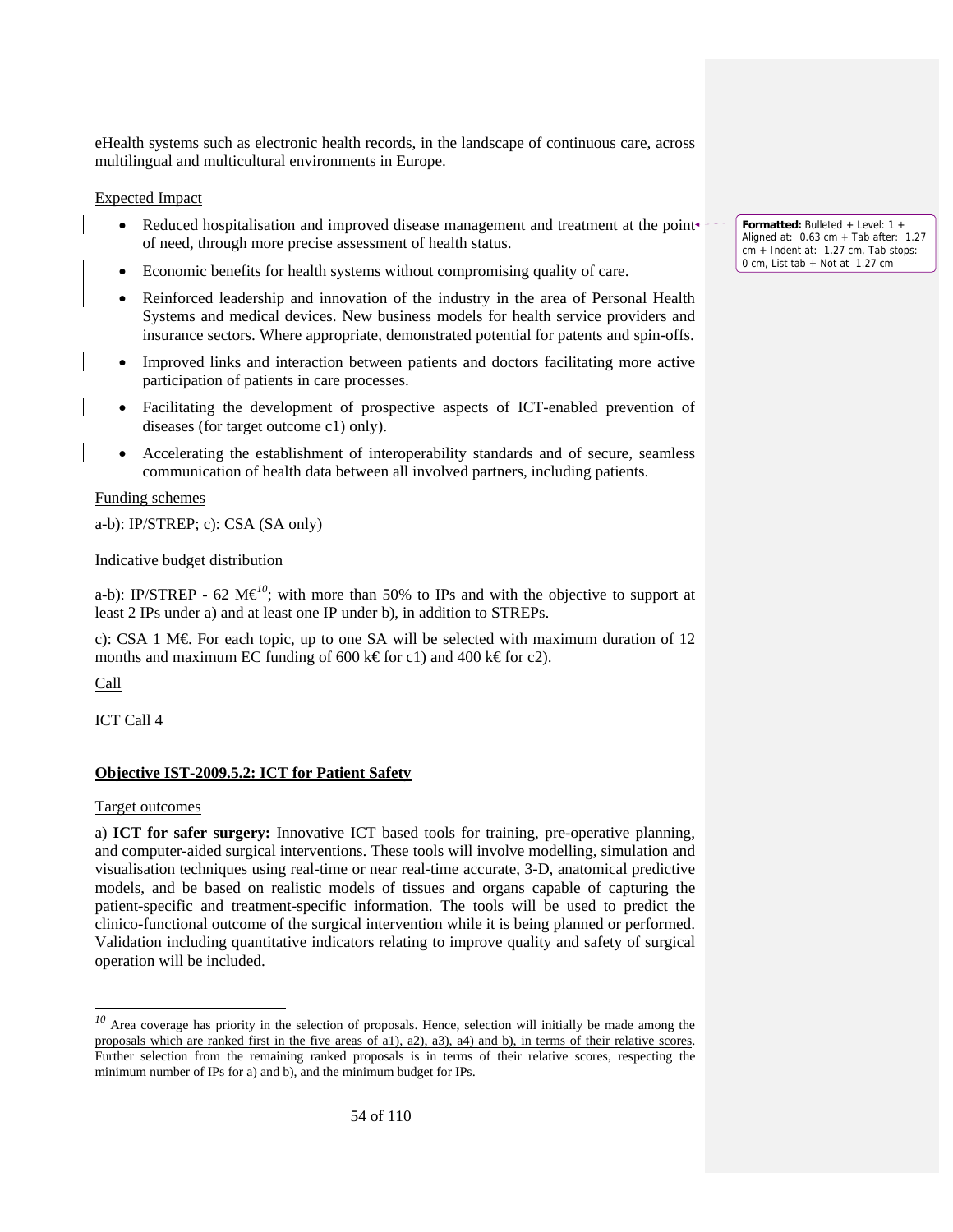eHealth systems such as electronic health records, in the landscape of continuous care, across multilingual and multicultural environments in Europe.

Expected Impact

- Reduced hospitalisation and improved disease management and treatment at the point of need, through more precise assessment of health status.
- Economic benefits for health systems without compromising quality of care.
- Reinforced leadership and innovation of the industry in the area of Personal Health Systems and medical devices. New business models for health service providers and insurance sectors. Where appropriate, demonstrated potential for patents and spin-offs.
- Improved links and interaction between patients and doctors facilitating more active participation of patients in care processes.
- Facilitating the development of prospective aspects of ICT-enabled prevention of diseases (for target outcome c1) only).
- Accelerating the establishment of interoperability standards and of secure, seamless communication of health data between all involved partners, including patients.

Funding schemes

a-b): IP/STREP; c): CSA (SA only)

Indicative budget distribution

a-b): IP/STREP - 62 M€[10]; with more than 50% to IPs and with the objective to support at least 2 IPs under a) and at least one IP under b), in addition to STREPs.

c): CSA 1 M€. For each topic, up to one SA will be selected with maximum duration of 12 months and maximum EC funding of 600 k€ for c1) and 400 k€ for c2).

Call

ICT Call 4

**Objective IST-2009.5.2: ICT for Patient Safety**

Target outcomes

a) **ICT for safer surgery:** Innovative ICT based tools for training, pre-operative planning, and computer-aided surgical interventions. These tools will involve modelling, simulation and visualisation techniques using real-time or near real-time accurate, 3-D, anatomical predictive models, and be based on realistic models of tissues and organs capable of capturing the patient-specific and treatment-specific information. The tools will be used to predict the clinico-functional outcome of the surgical intervention while it is being planned or performed. Validation including quantitative indicators relating to improve quality and safety of surgical operation will be included.

[10] Area coverage has priority in the selection of proposals. Hence, selection will initially be made among the proposals which are ranked first in the five areas of a1), a2), a3), a4) and b), in terms of their relative scores. Further selection from the remaining ranked proposals is in terms of their relative scores, respecting the minimum number of IPs for a) and b), and the minimum budget for IPs.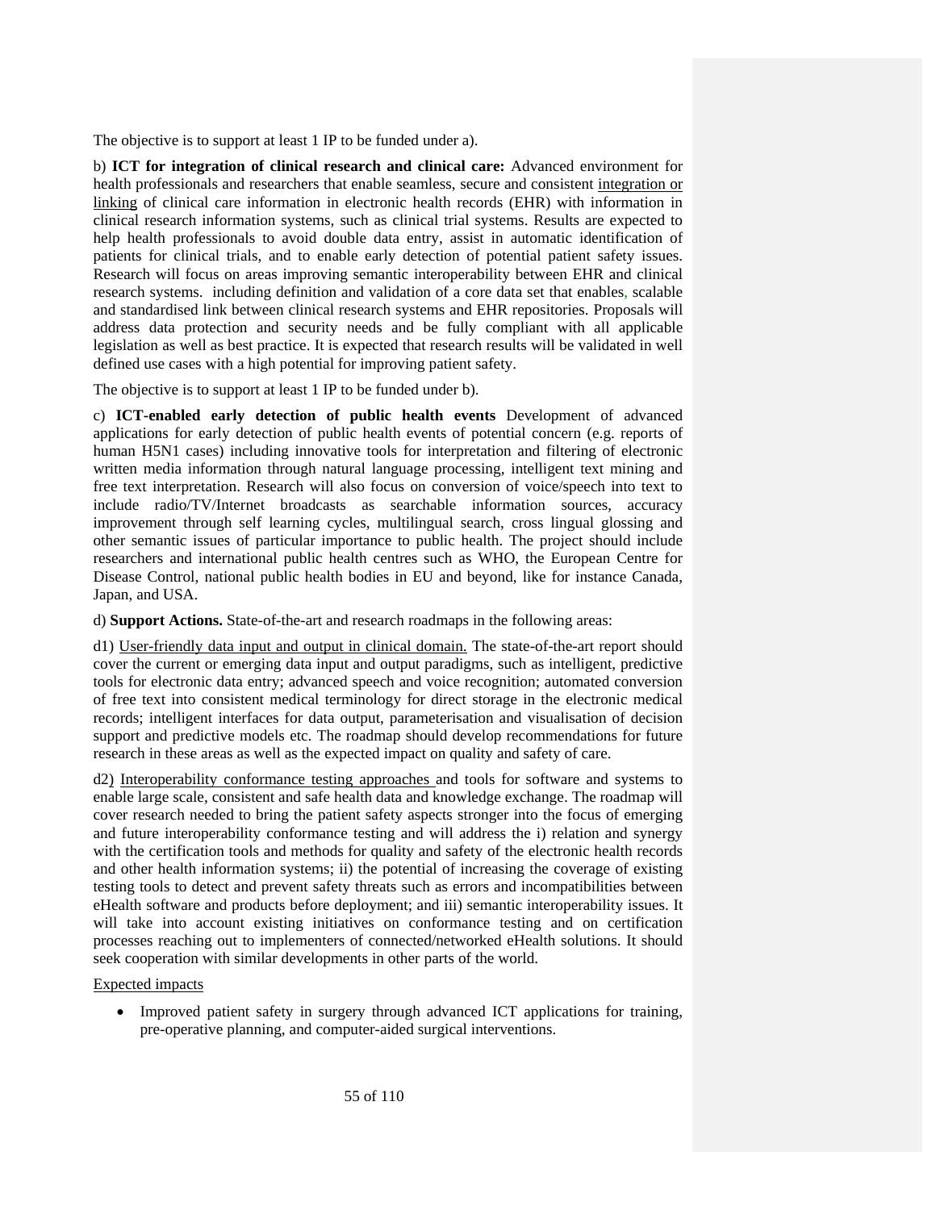The objective is to support at least 1 IP to be funded under a).

b) **ICT for integration of clinical research and clinical care:** Advanced environment for health professionals and researchers that enable seamless, secure and consistent integration or linking of clinical care information in electronic health records (EHR) with information in clinical research information systems, such as clinical trial systems. Results are expected to help health professionals to avoid double data entry, assist in automatic identification of patients for clinical trials, and to enable early detection of potential patient safety issues. Research will focus on areas improving semantic interoperability between EHR and clinical research systems. including definition and validation of a core data set that enables, scalable and standardised link between clinical research systems and EHR repositories. Proposals will address data protection and security needs and be fully compliant with all applicable legislation as well as best practice. It is expected that research results will be validated in well defined use cases with a high potential for improving patient safety.

The objective is to support at least 1 IP to be funded under b).

c) **ICT-enabled early detection of public health events** Development of advanced applications for early detection of public health events of potential concern (e.g. reports of human H5N1 cases) including innovative tools for interpretation and filtering of electronic written media information through natural language processing, intelligent text mining and free text interpretation. Research will also focus on conversion of voice/speech into text to include radio/TV/Internet broadcasts as searchable information sources, accuracy improvement through self learning cycles, multilingual search, cross lingual glossing and other semantic issues of particular importance to public health. The project should include researchers and international public health centres such as WHO, the European Centre for Disease Control, national public health bodies in EU and beyond, like for instance Canada, Japan, and USA.

d) **Support Actions.** State-of-the-art and research roadmaps in the following areas:

d1) User-friendly data input and output in clinical domain. The state-of-the-art report should cover the current or emerging data input and output paradigms, such as intelligent, predictive tools for electronic data entry; advanced speech and voice recognition; automated conversion of free text into consistent medical terminology for direct storage in the electronic medical records; intelligent interfaces for data output, parameterisation and visualisation of decision support and predictive models etc. The roadmap should develop recommendations for future research in these areas as well as the expected impact on quality and safety of care.

d2) Interoperability conformance testing approaches and tools for software and systems to enable large scale, consistent and safe health data and knowledge exchange. The roadmap will cover research needed to bring the patient safety aspects stronger into the focus of emerging and future interoperability conformance testing and will address the i) relation and synergy with the certification tools and methods for quality and safety of the electronic health records and other health information systems; ii) the potential of increasing the coverage of existing testing tools to detect and prevent safety threats such as errors and incompatibilities between eHealth software and products before deployment; and iii) semantic interoperability issues. It will take into account existing initiatives on conformance testing and on certification processes reaching out to implementers of connected/networked eHealth solutions. It should seek cooperation with similar developments in other parts of the world.

Expected impacts

- Improved patient safety in surgery through advanced ICT applications for training, pre-operative planning, and computer-aided surgical interventions.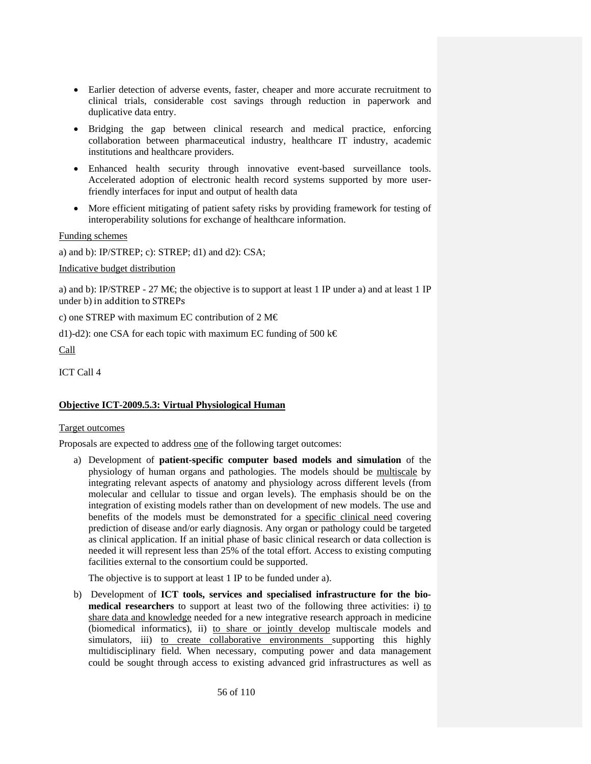- Earlier detection of adverse events, faster, cheaper and more accurate recruitment to clinical trials, considerable cost savings through reduction in paperwork and duplicative data entry.
- Bridging the gap between clinical research and medical practice, enforcing collaboration between pharmaceutical industry, healthcare IT industry, academic institutions and healthcare providers.
- Enhanced health security through innovative event-based surveillance tools. Accelerated adoption of electronic health record systems supported by more user-friendly interfaces for input and output of health data
- More efficient mitigating of patient safety risks by providing framework for testing of interoperability solutions for exchange of healthcare information.

Funding schemes

a) and b): IP/STREP; c): STREP; d1) and d2): CSA;

Indicative budget distribution

a) and b): IP/STREP - 27 M€; the objective is to support at least 1 IP under a) and at least 1 IP under b) in addition to STREPs

c) one STREP with maximum EC contribution of 2 M€

d1)-d2): one CSA for each topic with maximum EC funding of 500 k€

Call

ICT Call 4

**Objective ICT-2009.5.3: Virtual Physiological Human**

Target outcomes

Proposals are expected to address one of the following target outcomes:

a) Development of **patient-specific computer based models and simulation** of the physiology of human organs and pathologies. The models should be multiscale by integrating relevant aspects of anatomy and physiology across different levels (from molecular and cellular to tissue and organ levels). The emphasis should be on the integration of existing models rather than on development of new models. The use and benefits of the models must be demonstrated for a specific clinical need covering prediction of disease and/or early diagnosis. Any organ or pathology could be targeted as clinical application. If an initial phase of basic clinical research or data collection is needed it will represent less than 25% of the total effort. Access to existing computing facilities external to the consortium could be supported.

   The objective is to support at least 1 IP to be funded under a).

b) Development of **ICT tools, services and specialised infrastructure for the bio-medical researchers** to support at least two of the following three activities: i) to share data and knowledge needed for a new integrative research approach in medicine (biomedical informatics), ii) to share or jointly develop multiscale models and simulators, iii) to create collaborative environments supporting this highly multidisciplinary field. When necessary, computing power and data management could be sought through access to existing advanced grid infrastructures as well as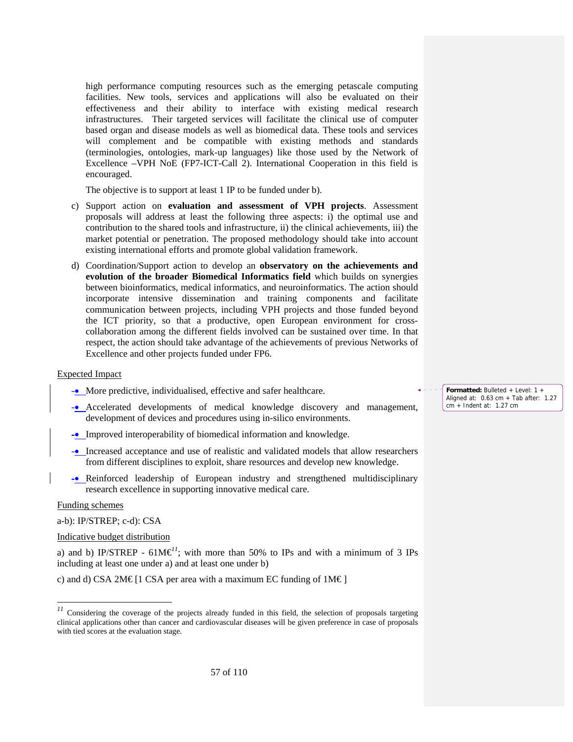high performance computing resources such as the emerging petascale computing facilities. New tools, services and applications will also be evaluated on their effectiveness and their ability to interface with existing medical research infrastructures. Their targeted services will facilitate the clinical use of computer based organ and disease models as well as biomedical data. These tools and services will complement and be compatible with existing methods and standards (terminologies, ontologies, mark-up languages) like those used by the Network of Excellence –VPH NoE (FP7-ICT-Call 2). International Cooperation in this field is encouraged.

The objective is to support at least 1 IP to be funded under b).

c) Support action on **evaluation and assessment of VPH projects**. Assessment proposals will address at least the following three aspects: i) the optimal use and contribution to the shared tools and infrastructure, ii) the clinical achievements, iii) the market potential or penetration. The proposed methodology should take into account existing international efforts and promote global validation framework.

d) Coordination/Support action to develop an **observatory on the achievements and evolution of the broader Biomedical Informatics field** which builds on synergies between bioinformatics, medical informatics, and neuroinformatics. The action should incorporate intensive dissemination and training components and facilitate communication between projects, including VPH projects and those funded beyond the ICT priority, so that a productive, open European environment for cross-collaboration among the different fields involved can be sustained over time. In that respect, the action should take advantage of the achievements of previous Networks of Excellence and other projects funded under FP6.

Expected Impact

- More predictive, individualised, effective and safer healthcare.
- Accelerated developments of medical knowledge discovery and management, development of devices and procedures using in-silico environments.
- Improved interoperability of biomedical information and knowledge.
- Increased acceptance and use of realistic and validated models that allow researchers from different disciplines to exploit, share resources and develop new knowledge.
- Reinforced leadership of European industry and strengthened multidisciplinary research excellence in supporting innovative medical care.

Funding schemes

a-b): IP/STREP; c-d): CSA

Indicative budget distribution

a) and b) IP/STREP - 61M€[11]; with more than 50% to IPs and with a minimum of 3 IPs including at least one under a) and at least one under b)

c) and d) CSA 2M€ [1 CSA per area with a maximum EC funding of 1M€ ]

[11] Considering the coverage of the projects already funded in this field, the selection of proposals targeting clinical applications other than cancer and cardiovascular diseases will be given preference in case of proposals with tied scores at the evaluation stage.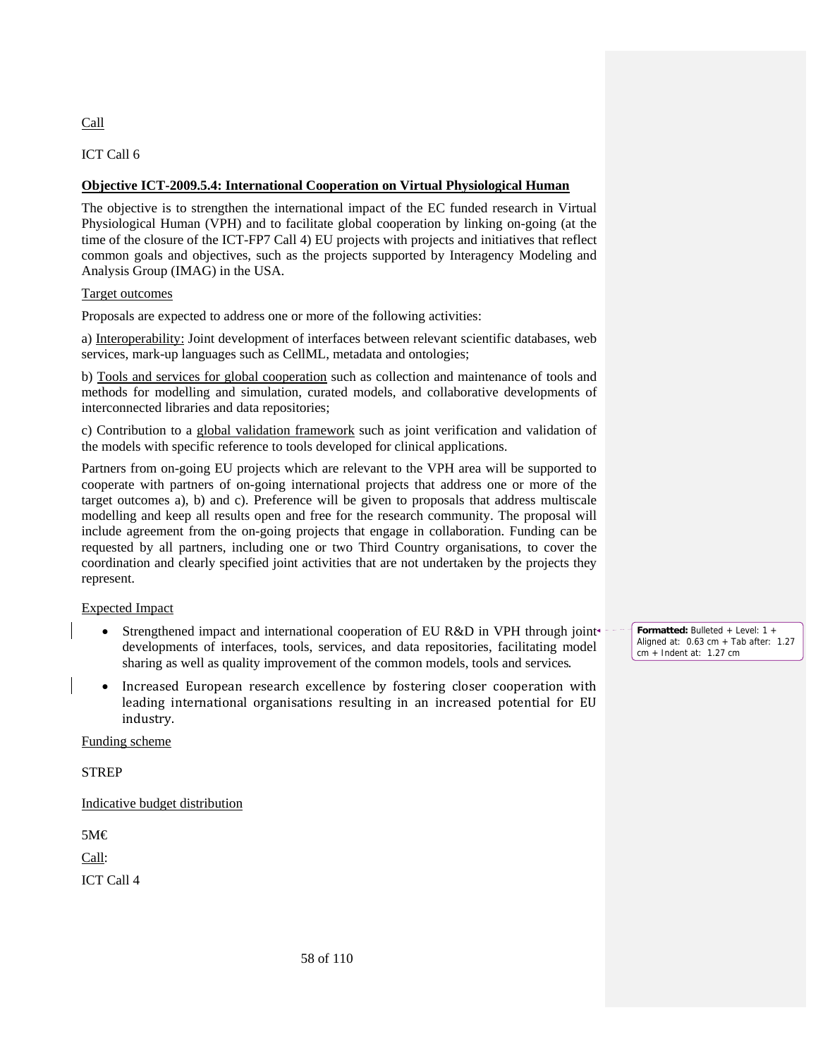Call

ICT Call 6

**Objective ICT-2009.5.4: International Cooperation on Virtual Physiological Human**

The objective is to strengthen the international impact of the EC funded research in Virtual Physiological Human (VPH) and to facilitate global cooperation by linking on-going (at the time of the closure of the ICT-FP7 Call 4) EU projects with projects and initiatives that reflect common goals and objectives, such as the projects supported by Interagency Modeling and Analysis Group (IMAG) in the USA.

Target outcomes

Proposals are expected to address one or more of the following activities:

a) Interoperability: Joint development of interfaces between relevant scientific databases, web services, mark-up languages such as CellML, metadata and ontologies;

b) Tools and services for global cooperation such as collection and maintenance of tools and methods for modelling and simulation, curated models, and collaborative developments of interconnected libraries and data repositories;

c) Contribution to a global validation framework such as joint verification and validation of the models with specific reference to tools developed for clinical applications.

Partners from on-going EU projects which are relevant to the VPH area will be supported to cooperate with partners of on-going international projects that address one or more of the target outcomes a), b) and c). Preference will be given to proposals that address multiscale modelling and keep all results open and free for the research community. The proposal will include agreement from the on-going projects that engage in collaboration. Funding can be requested by all partners, including one or two Third Country organisations, to cover the coordination and clearly specified joint activities that are not undertaken by the projects they represent.

Expected Impact

- Strengthened impact and international cooperation of EU R&D in VPH through joint developments of interfaces, tools, services, and data repositories, facilitating model sharing as well as quality improvement of the common models, tools and services.
- Increased European research excellence by fostering closer cooperation with leading international organisations resulting in an increased potential for EU industry.

Funding scheme

STREP

Indicative budget distribution

5M€

Call:

ICT Call 4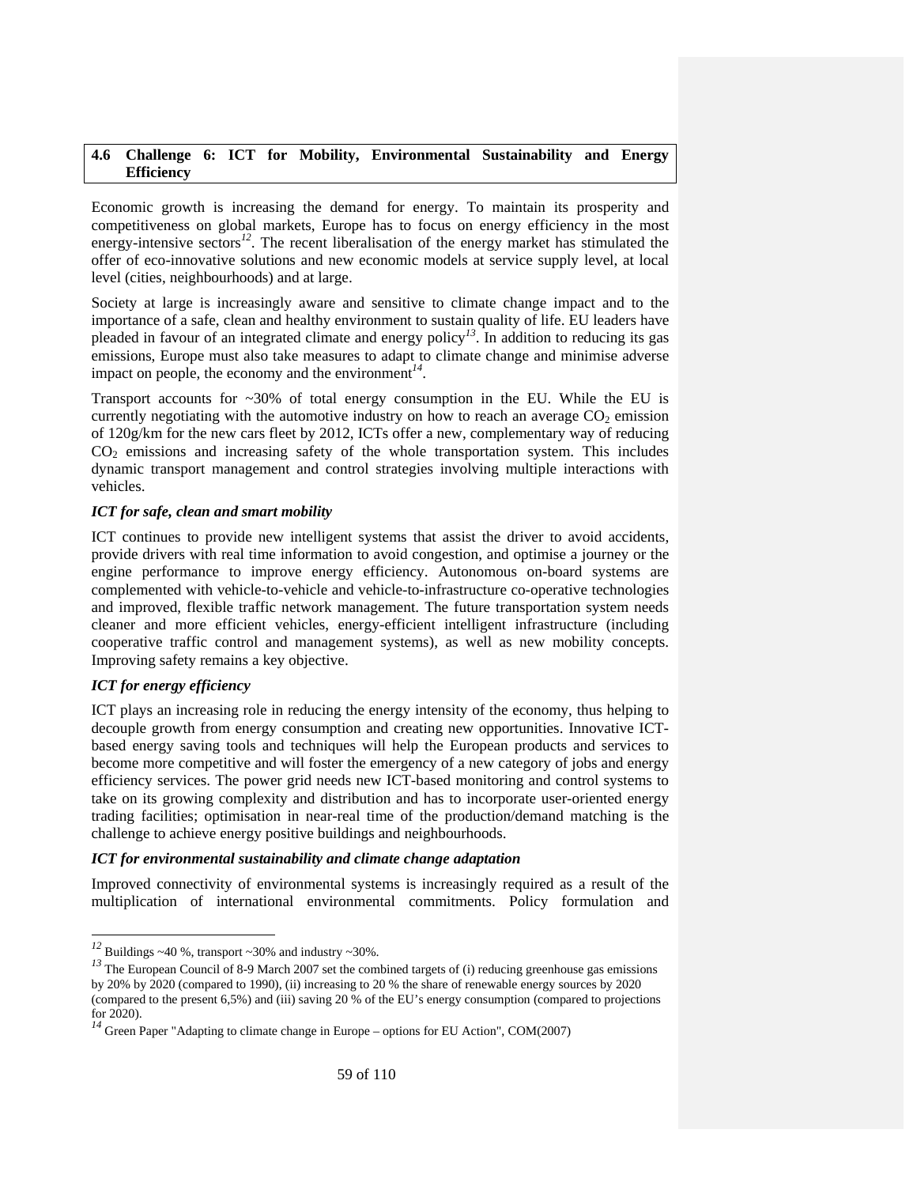## 4.6 Challenge 6: ICT for Mobility, Environmental Sustainability and Energy Efficiency

Economic growth is increasing the demand for energy. To maintain its prosperity and competitiveness on global markets, Europe has to focus on energy efficiency in the most energy-intensive sectors[12]. The recent liberalisation of the energy market has stimulated the offer of eco-innovative solutions and new economic models at service supply level, at local level (cities, neighbourhoods) and at large.

Society at large is increasingly aware and sensitive to climate change impact and to the importance of a safe, clean and healthy environment to sustain quality of life. EU leaders have pleaded in favour of an integrated climate and energy policy[13]. In addition to reducing its gas emissions, Europe must also take measures to adapt to climate change and minimise adverse impact on people, the economy and the environment[14].

Transport accounts for ~30% of total energy consumption in the EU. While the EU is currently negotiating with the automotive industry on how to reach an average $CO_2$ emission of 120g/km for the new cars fleet by 2012, ICTs offer a new, complementary way of reducing $CO_2$ emissions and increasing safety of the whole transportation system. This includes dynamic transport management and control strategies involving multiple interactions with vehicles.

### *ICT for safe, clean and smart mobility*

ICT continues to provide new intelligent systems that assist the driver to avoid accidents, provide drivers with real time information to avoid congestion, and optimise a journey or the engine performance to improve energy efficiency. Autonomous on-board systems are complemented with vehicle-to-vehicle and vehicle-to-infrastructure co-operative technologies and improved, flexible traffic network management. The future transportation system needs cleaner and more efficient vehicles, energy-efficient intelligent infrastructure (including cooperative traffic control and management systems), as well as new mobility concepts. Improving safety remains a key objective.

### *ICT for energy efficiency*

ICT plays an increasing role in reducing the energy intensity of the economy, thus helping to decouple growth from energy consumption and creating new opportunities. Innovative ICT-based energy saving tools and techniques will help the European products and services to become more competitive and will foster the emergency of a new category of jobs and energy efficiency services. The power grid needs new ICT-based monitoring and control systems to take on its growing complexity and distribution and has to incorporate user-oriented energy trading facilities; optimisation in near-real time of the production/demand matching is the challenge to achieve energy positive buildings and neighbourhoods.

### *ICT for environmental sustainability and climate change adaptation*

Improved connectivity of environmental systems is increasingly required as a result of the multiplication of international environmental commitments. Policy formulation and

---

[12] Buildings ~40 %, transport ~30% and industry ~30%.

[13] The European Council of 8-9 March 2007 set the combined targets of (i) reducing greenhouse gas emissions by 20% by 2020 (compared to 1990), (ii) increasing to 20 % the share of renewable energy sources by 2020 (compared to the present 6,5%) and (iii) saving 20 % of the EU's energy consumption (compared to projections for 2020).

[14] Green Paper "Adapting to climate change in Europe – options for EU Action", COM(2007)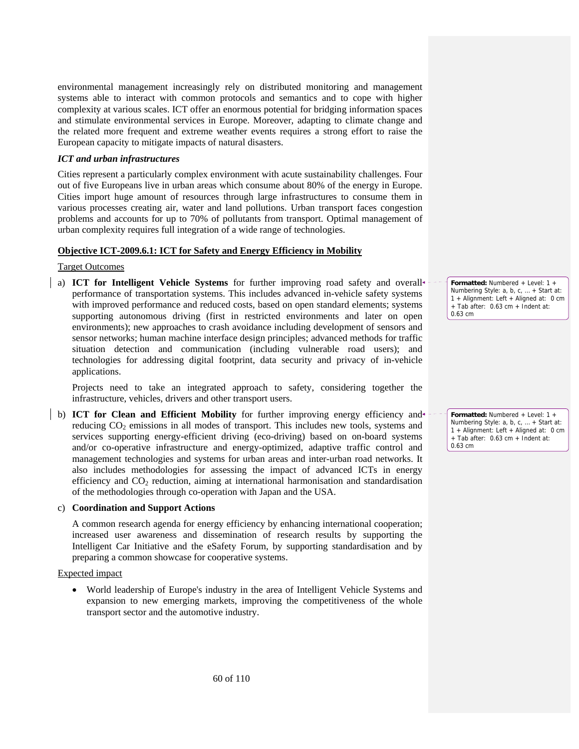environmental management increasingly rely on distributed monitoring and management systems able to interact with common protocols and semantics and to cope with higher complexity at various scales. ICT offer an enormous potential for bridging information spaces and stimulate environmental services in Europe. Moreover, adapting to climate change and the related more frequent and extreme weather events requires a strong effort to raise the European capacity to mitigate impacts of natural disasters.

### *ICT and urban infrastructures*

Cities represent a particularly complex environment with acute sustainability challenges. Four out of five Europeans live in urban areas which consume about 80% of the energy in Europe. Cities import huge amount of resources through large infrastructures to consume them in various processes creating air, water and land pollutions. Urban transport faces congestion problems and accounts for up to 70% of pollutants from transport. Optimal management of urban complexity requires full integration of a wide range of technologies.

## Objective ICT-2009.6.1: ICT for Safety and Energy Efficiency in Mobility

Target Outcomes

a) **ICT for Intelligent Vehicle Systems** for further improving road safety and overall performance of transportation systems. This includes advanced in-vehicle safety systems with improved performance and reduced costs, based on open standard elements; systems supporting autonomous driving (first in restricted environments and later on open environments); new approaches to crash avoidance including development of sensors and sensor networks; human machine interface design principles; advanced methods for traffic situation detection and communication (including vulnerable road users); and technologies for addressing digital footprint, data security and privacy of in-vehicle applications.

   Projects need to take an integrated approach to safety, considering together the infrastructure, vehicles, drivers and other transport users.

b) **ICT for Clean and Efficient Mobility** for further improving energy efficiency and reducing $CO_2$ emissions in all modes of transport. This includes new tools, systems and services supporting energy-efficient driving (eco-driving) based on on-board systems and/or co-operative infrastructure and energy-optimized, adaptive traffic control and management technologies and systems for urban areas and inter-urban road networks. It also includes methodologies for assessing the impact of advanced ICTs in energy efficiency and $CO_2$ reduction, aiming at international harmonisation and standardisation of the methodologies through co-operation with Japan and the USA.

c) **Coordination and Support Actions**

   A common research agenda for energy efficiency by enhancing international cooperation; increased user awareness and dissemination of research results by supporting the Intelligent Car Initiative and the eSafety Forum, by supporting standardisation and by preparing a common showcase for cooperative systems.

Expected impact

- World leadership of Europe's industry in the area of Intelligent Vehicle Systems and expansion to new emerging markets, improving the competitiveness of the whole transport sector and the automotive industry.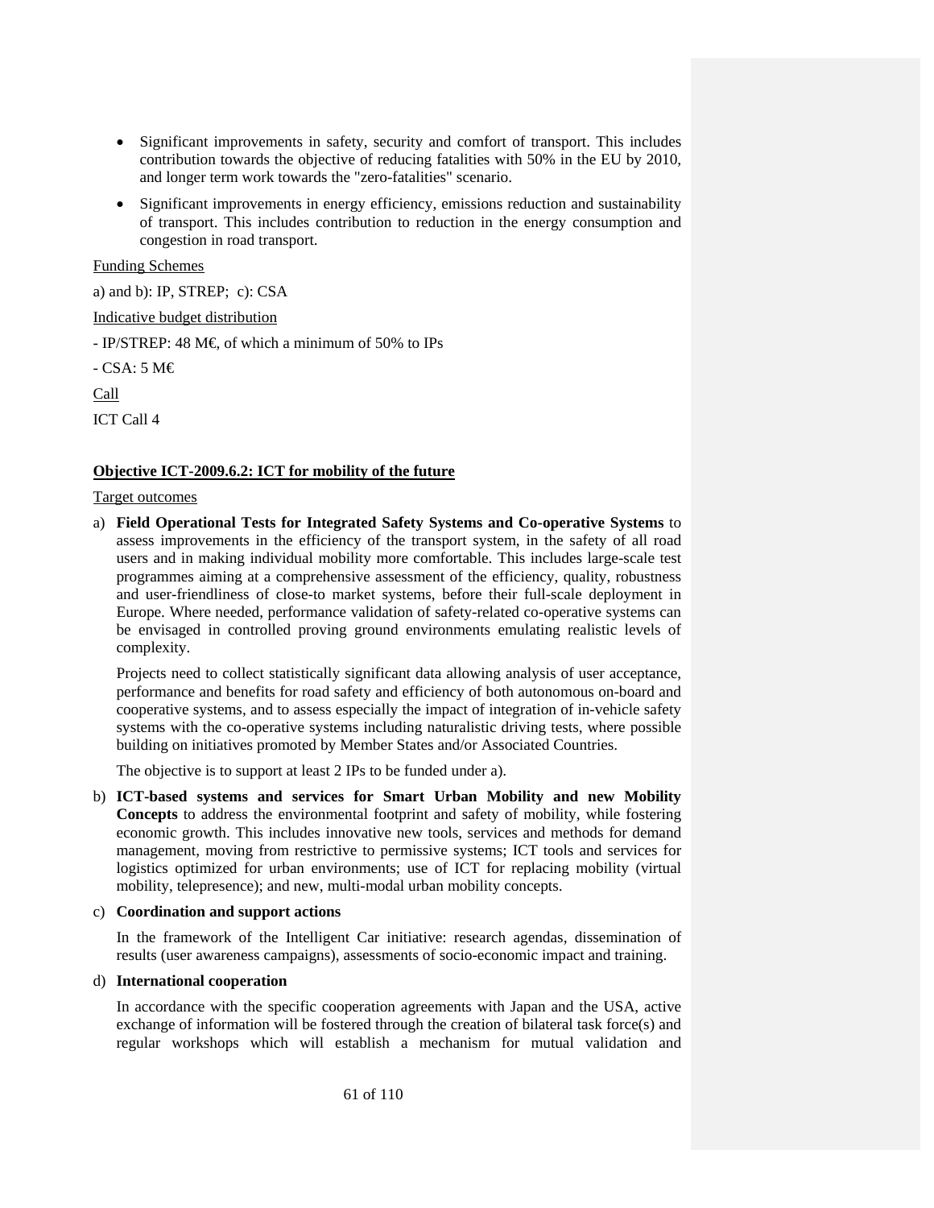- Significant improvements in safety, security and comfort of transport. This includes contribution towards the objective of reducing fatalities with 50% in the EU by 2010, and longer term work towards the "zero-fatalities" scenario.
- Significant improvements in energy efficiency, emissions reduction and sustainability of transport. This includes contribution to reduction in the energy consumption and congestion in road transport.

Funding Schemes

a) and b): IP, STREP; c): CSA

Indicative budget distribution

- IP/STREP: 48 M€, of which a minimum of 50% to IPs

- CSA: 5 M€

Call

ICT Call 4

**Objective ICT-2009.6.2: ICT for mobility of the future**

Target outcomes

a) **Field Operational Tests for Integrated Safety Systems and Co-operative Systems** to assess improvements in the efficiency of the transport system, in the safety of all road users and in making individual mobility more comfortable. This includes large-scale test programmes aiming at a comprehensive assessment of the efficiency, quality, robustness and user-friendliness of close-to market systems, before their full-scale deployment in Europe. Where needed, performance validation of safety-related co-operative systems can be envisaged in controlled proving ground environments emulating realistic levels of complexity.

   Projects need to collect statistically significant data allowing analysis of user acceptance, performance and benefits for road safety and efficiency of both autonomous on-board and cooperative systems, and to assess especially the impact of integration of in-vehicle safety systems with the co-operative systems including naturalistic driving tests, where possible building on initiatives promoted by Member States and/or Associated Countries.

   The objective is to support at least 2 IPs to be funded under a).

b) **ICT-based systems and services for Smart Urban Mobility and new Mobility Concepts** to address the environmental footprint and safety of mobility, while fostering economic growth. This includes innovative new tools, services and methods for demand management, moving from restrictive to permissive systems; ICT tools and services for logistics optimized for urban environments; use of ICT for replacing mobility (virtual mobility, telepresence); and new, multi-modal urban mobility concepts.

c) **Coordination and support actions**

   In the framework of the Intelligent Car initiative: research agendas, dissemination of results (user awareness campaigns), assessments of socio-economic impact and training.

d) **International cooperation**

   In accordance with the specific cooperation agreements with Japan and the USA, active exchange of information will be fostered through the creation of bilateral task force(s) and regular workshops which will establish a mechanism for mutual validation and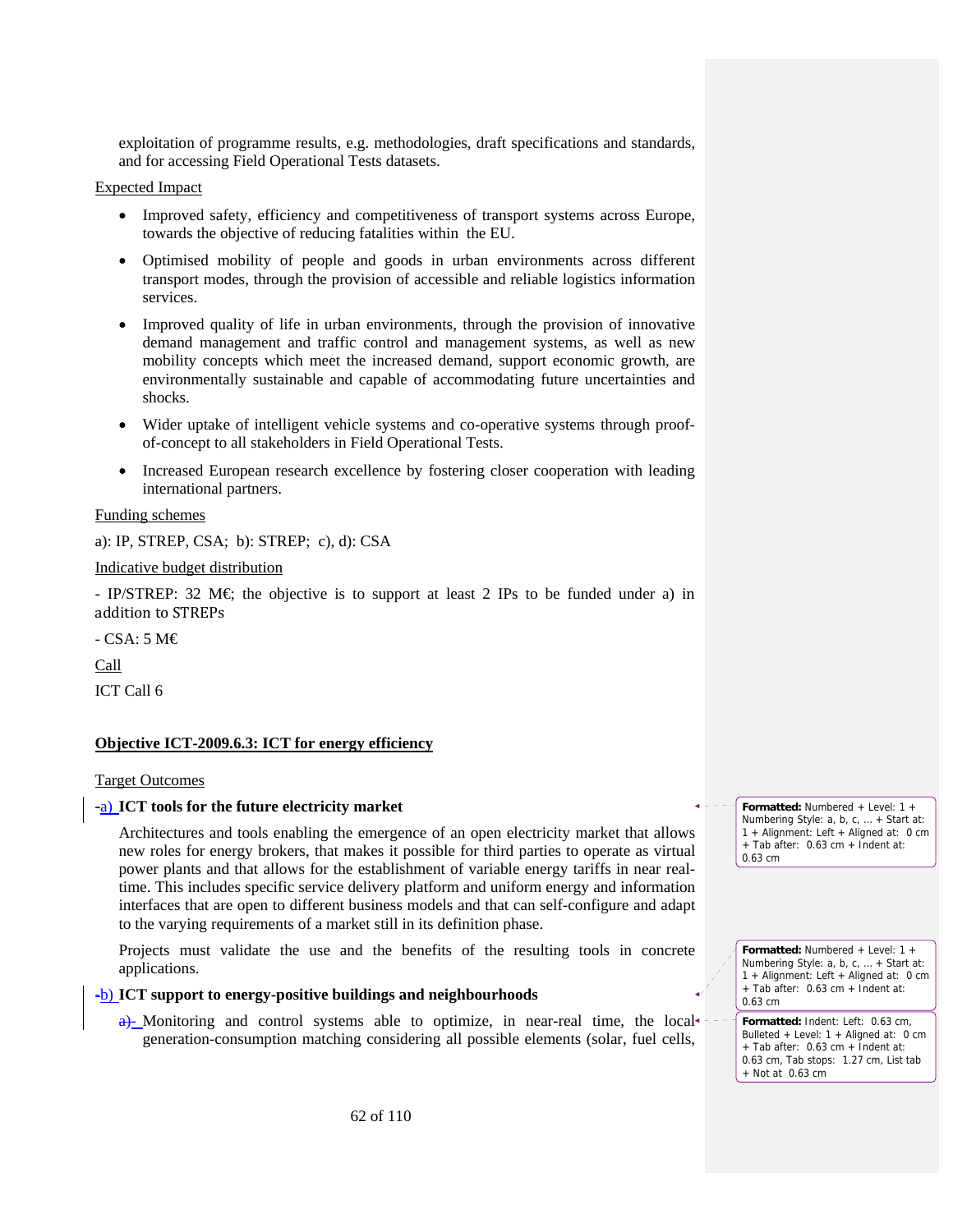exploitation of programme results, e.g. methodologies, draft specifications and standards, and for accessing Field Operational Tests datasets.

Expected Impact

- Improved safety, efficiency and competitiveness of transport systems across Europe, towards the objective of reducing fatalities within the EU.
- Optimised mobility of people and goods in urban environments across different transport modes, through the provision of accessible and reliable logistics information services.
- Improved quality of life in urban environments, through the provision of innovative demand management and traffic control and management systems, as well as new mobility concepts which meet the increased demand, support economic growth, are environmentally sustainable and capable of accommodating future uncertainties and shocks.
- Wider uptake of intelligent vehicle systems and co-operative systems through proof-of-concept to all stakeholders in Field Operational Tests.
- Increased European research excellence by fostering closer cooperation with leading international partners.

Funding schemes

a): IP, STREP, CSA; b): STREP; c), d): CSA

Indicative budget distribution

- IP/STREP: 32 M€; the objective is to support at least 2 IPs to be funded under a) in addition to STREPs

- CSA: 5 M€

Call

ICT Call 6

## Objective ICT-2009.6.3: ICT for energy efficiency

Target Outcomes

a) **ICT tools for the future electricity market**

Architectures and tools enabling the emergence of an open electricity market that allows new roles for energy brokers, that makes it possible for third parties to operate as virtual power plants and that allows for the establishment of variable energy tariffs in near real-time. This includes specific service delivery platform and uniform energy and information interfaces that are open to different business models and that can self-configure and adapt to the varying requirements of a market still in its definition phase.

Projects must validate the use and the benefits of the resulting tools in concrete applications.

b) **ICT support to energy-positive buildings and neighbourhoods**

- Monitoring and control systems able to optimize, in near-real time, the local generation-consumption matching considering all possible elements (solar, fuel cells,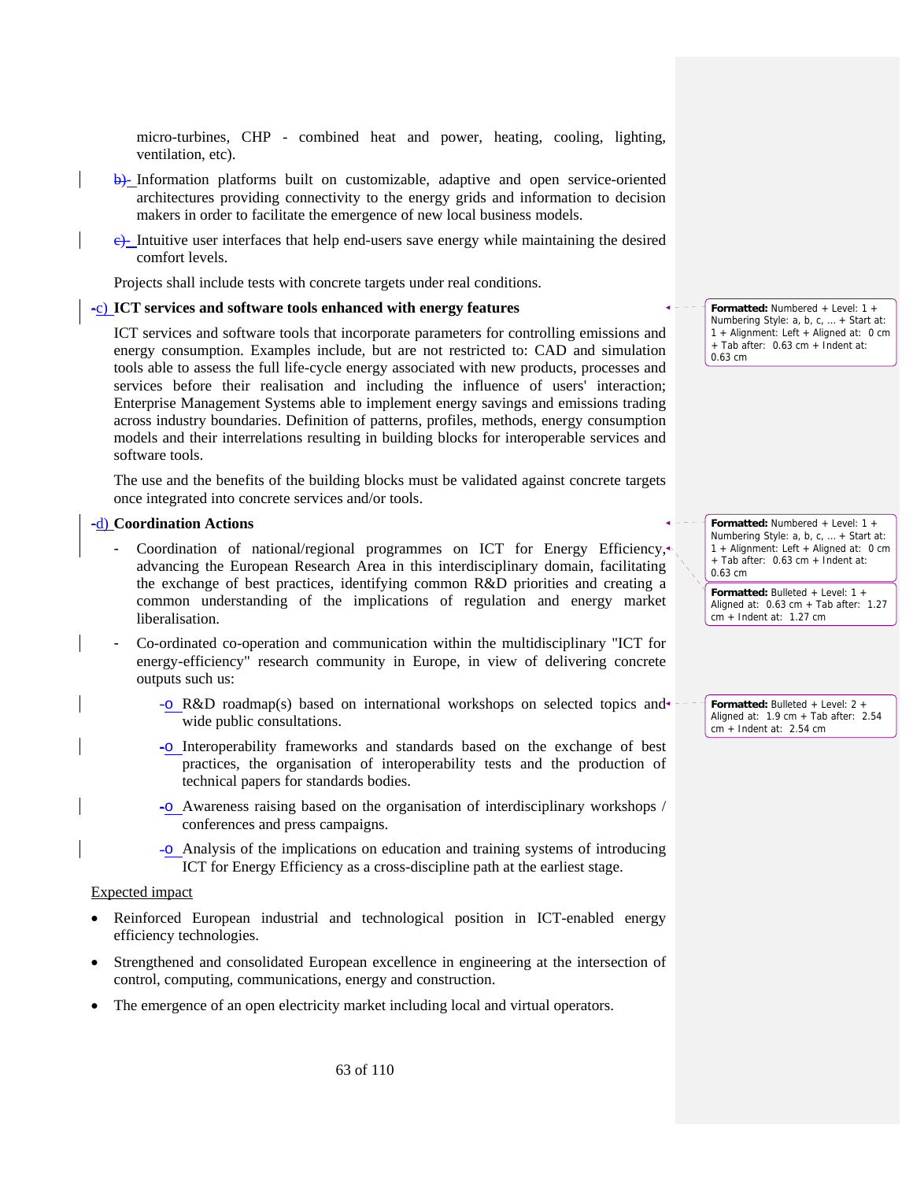micro-turbines, CHP - combined heat and power, heating, cooling, lighting, ventilation, etc).

b) Information platforms built on customizable, adaptive and open service-oriented architectures providing connectivity to the energy grids and information to decision makers in order to facilitate the emergence of new local business models.

c) Intuitive user interfaces that help end-users save energy while maintaining the desired comfort levels.

Projects shall include tests with concrete targets under real conditions.

**c) ICT services and software tools enhanced with energy features**

ICT services and software tools that incorporate parameters for controlling emissions and energy consumption. Examples include, but are not restricted to: CAD and simulation tools able to assess the full life-cycle energy associated with new products, processes and services before their realisation and including the influence of users' interaction; Enterprise Management Systems able to implement energy savings and emissions trading across industry boundaries. Definition of patterns, profiles, methods, energy consumption models and their interrelations resulting in building blocks for interoperable services and software tools.

The use and the benefits of the building blocks must be validated against concrete targets once integrated into concrete services and/or tools.

**d) Coordination Actions**

- Coordination of national/regional programmes on ICT for Energy Efficiency, advancing the European Research Area in this interdisciplinary domain, facilitating the exchange of best practices, identifying common R&D priorities and creating a common understanding of the implications of regulation and energy market liberalisation.
- Co-ordinated co-operation and communication within the multidisciplinary "ICT for energy-efficiency" research community in Europe, in view of delivering concrete outputs such us:
  - R&D roadmap(s) based on international workshops on selected topics and wide public consultations.
  - Interoperability frameworks and standards based on the exchange of best practices, the organisation of interoperability tests and the production of technical papers for standards bodies.
  - Awareness raising based on the organisation of interdisciplinary workshops / conferences and press campaigns.
  - Analysis of the implications on education and training systems of introducing ICT for Energy Efficiency as a cross-discipline path at the earliest stage.

Expected impact

- Reinforced European industrial and technological position in ICT-enabled energy efficiency technologies.
- Strengthened and consolidated European excellence in engineering at the intersection of control, computing, communications, energy and construction.
- The emergence of an open electricity market including local and virtual operators.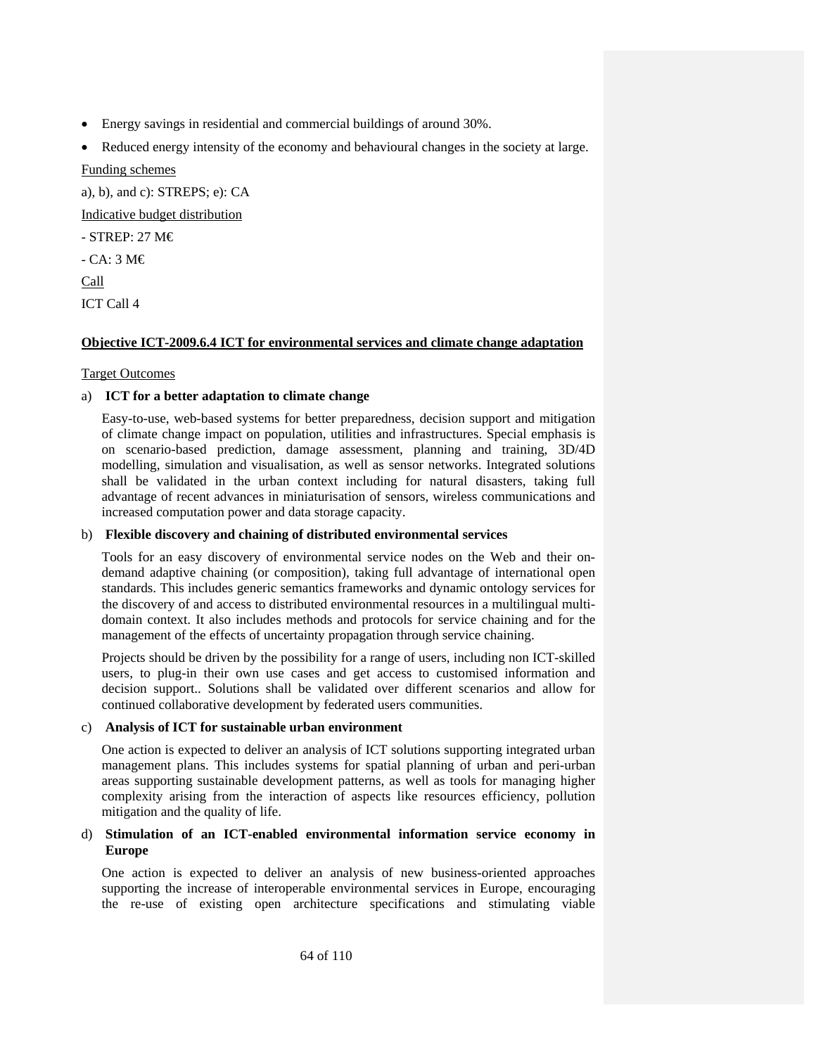- Energy savings in residential and commercial buildings of around 30%.
- Reduced energy intensity of the economy and behavioural changes in the society at large.

Funding schemes

a), b), and c): STREPS; e): CA

Indicative budget distribution

- STREP: 27 M€

- CA: 3 M€

Call

ICT Call 4

**Objective ICT-2009.6.4 ICT for environmental services and climate change adaptation**

Target Outcomes

a) **ICT for a better adaptation to climate change**

Easy-to-use, web-based systems for better preparedness, decision support and mitigation of climate change impact on population, utilities and infrastructures. Special emphasis is on scenario-based prediction, damage assessment, planning and training, 3D/4D modelling, simulation and visualisation, as well as sensor networks. Integrated solutions shall be validated in the urban context including for natural disasters, taking full advantage of recent advances in miniaturisation of sensors, wireless communications and increased computation power and data storage capacity.

b) **Flexible discovery and chaining of distributed environmental services**

Tools for an easy discovery of environmental service nodes on the Web and their on-demand adaptive chaining (or composition), taking full advantage of international open standards. This includes generic semantics frameworks and dynamic ontology services for the discovery of and access to distributed environmental resources in a multilingual multi-domain context. It also includes methods and protocols for service chaining and for the management of the effects of uncertainty propagation through service chaining.

Projects should be driven by the possibility for a range of users, including non ICT-skilled users, to plug-in their own use cases and get access to customised information and decision support.. Solutions shall be validated over different scenarios and allow for continued collaborative development by federated users communities.

c) **Analysis of ICT for sustainable urban environment**

One action is expected to deliver an analysis of ICT solutions supporting integrated urban management plans. This includes systems for spatial planning of urban and peri-urban areas supporting sustainable development patterns, as well as tools for managing higher complexity arising from the interaction of aspects like resources efficiency, pollution mitigation and the quality of life.

d) **Stimulation of an ICT-enabled environmental information service economy in Europe**

One action is expected to deliver an analysis of new business-oriented approaches supporting the increase of interoperable environmental services in Europe, encouraging the re-use of existing open architecture specifications and stimulating viable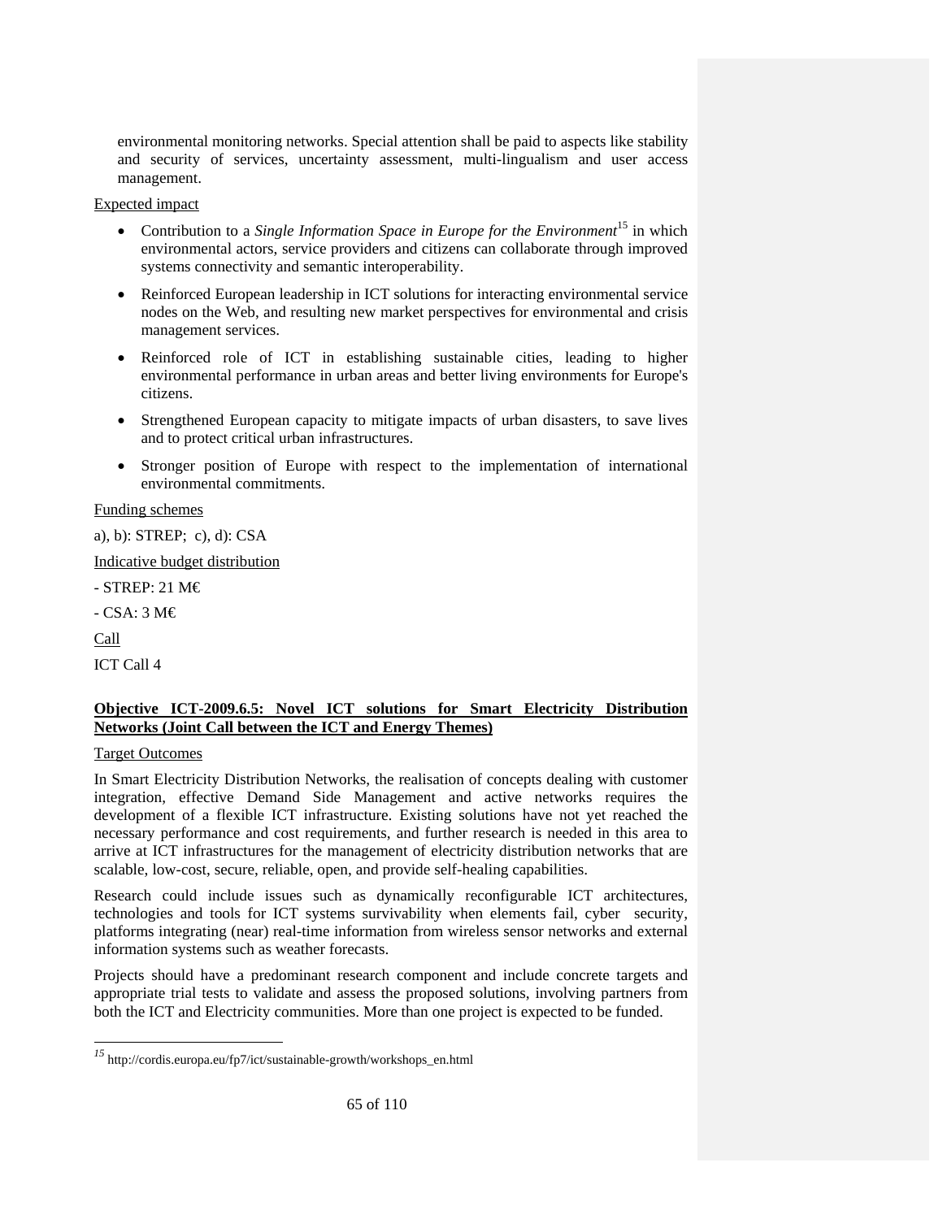environmental monitoring networks. Special attention shall be paid to aspects like stability and security of services, uncertainty assessment, multi-lingualism and user access management.

Expected impact

- Contribution to a *Single Information Space in Europe for the Environment*[15] in which environmental actors, service providers and citizens can collaborate through improved systems connectivity and semantic interoperability.
- Reinforced European leadership in ICT solutions for interacting environmental service nodes on the Web, and resulting new market perspectives for environmental and crisis management services.
- Reinforced role of ICT in establishing sustainable cities, leading to higher environmental performance in urban areas and better living environments for Europe's citizens.
- Strengthened European capacity to mitigate impacts of urban disasters, to save lives and to protect critical urban infrastructures.
- Stronger position of Europe with respect to the implementation of international environmental commitments.

Funding schemes

a), b): STREP; c), d): CSA

Indicative budget distribution

- STREP: 21 M€

- CSA: 3 M€

Call

ICT Call 4

**Objective ICT-2009.6.5: Novel ICT solutions for Smart Electricity Distribution Networks (Joint Call between the ICT and Energy Themes)**

Target Outcomes

In Smart Electricity Distribution Networks, the realisation of concepts dealing with customer integration, effective Demand Side Management and active networks requires the development of a flexible ICT infrastructure. Existing solutions have not yet reached the necessary performance and cost requirements, and further research is needed in this area to arrive at ICT infrastructures for the management of electricity distribution networks that are scalable, low-cost, secure, reliable, open, and provide self-healing capabilities.

Research could include issues such as dynamically reconfigurable ICT architectures, technologies and tools for ICT systems survivability when elements fail, cyber security, platforms integrating (near) real-time information from wireless sensor networks and external information systems such as weather forecasts.

Projects should have a predominant research component and include concrete targets and appropriate trial tests to validate and assess the proposed solutions, involving partners from both the ICT and Electricity communities. More than one project is expected to be funded.

---

[15] http://cordis.europa.eu/fp7/ict/sustainable-growth/workshops_en.html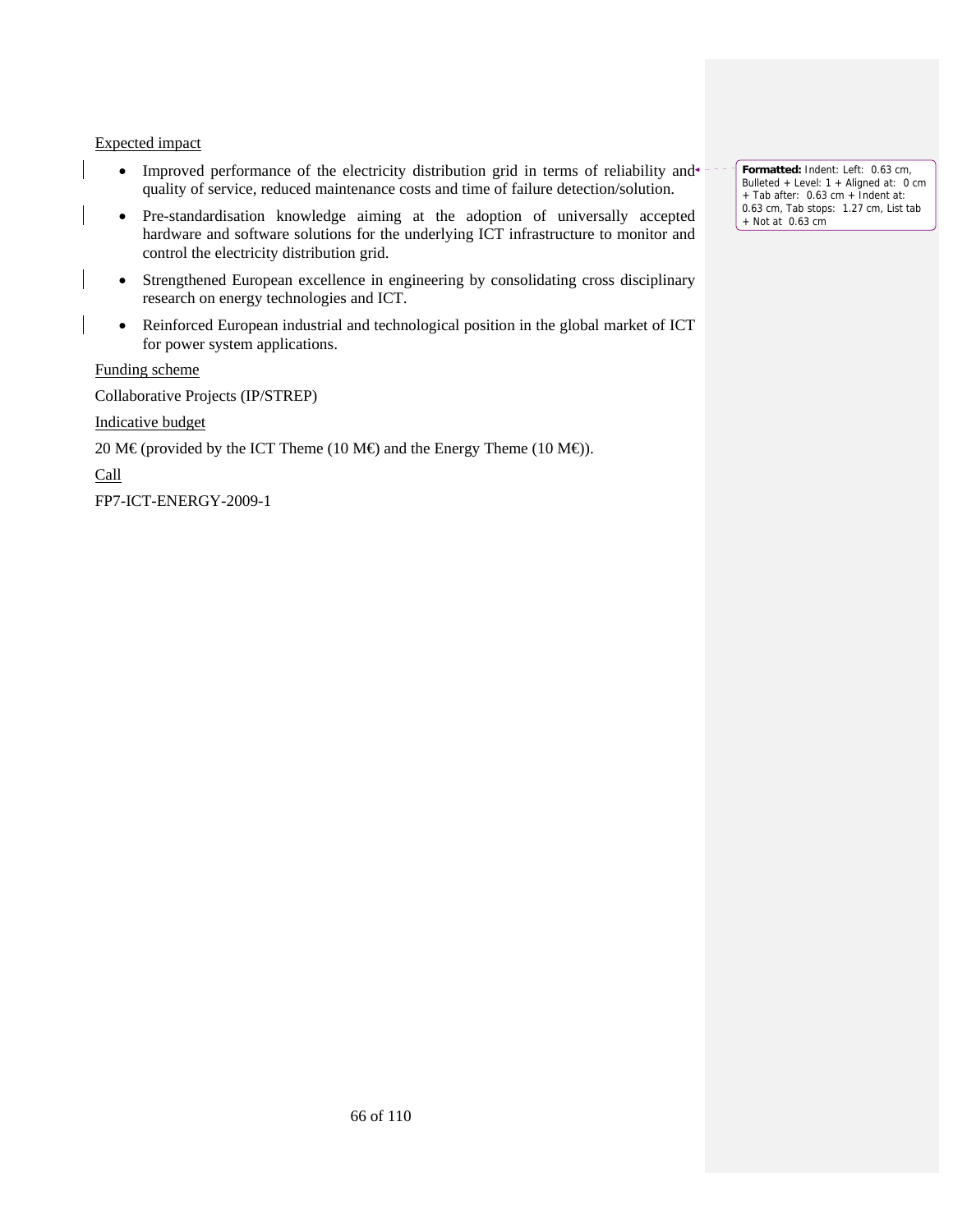Expected impact

- Improved performance of the electricity distribution grid in terms of reliability and quality of service, reduced maintenance costs and time of failure detection/solution.
- Pre-standardisation knowledge aiming at the adoption of universally accepted hardware and software solutions for the underlying ICT infrastructure to monitor and control the electricity distribution grid.
- Strengthened European excellence in engineering by consolidating cross disciplinary research on energy technologies and ICT.
- Reinforced European industrial and technological position in the global market of ICT for power system applications.

Funding scheme

Collaborative Projects (IP/STREP)

Indicative budget

20 M€ (provided by the ICT Theme (10 M€) and the Energy Theme (10 M€)).

Call

FP7-ICT-ENERGY-2009-1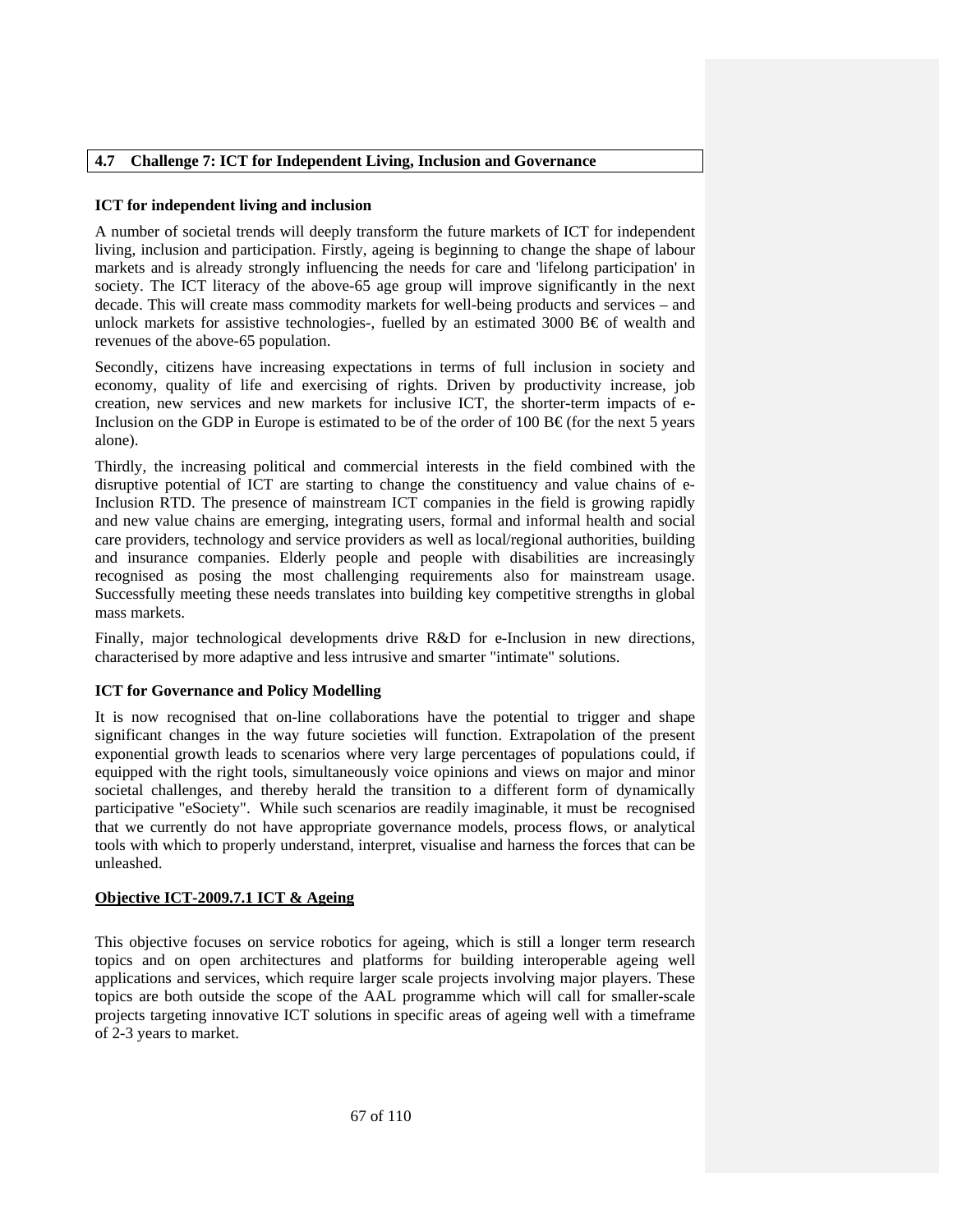## 4.7 Challenge 7: ICT for Independent Living, Inclusion and Governance

### ICT for independent living and inclusion

A number of societal trends will deeply transform the future markets of ICT for independent living, inclusion and participation. Firstly, ageing is beginning to change the shape of labour markets and is already strongly influencing the needs for care and 'lifelong participation' in society. The ICT literacy of the above-65 age group will improve significantly in the next decade. This will create mass commodity markets for well-being products and services – and unlock markets for assistive technologies-, fuelled by an estimated 3000 B€ of wealth and revenues of the above-65 population.

Secondly, citizens have increasing expectations in terms of full inclusion in society and economy, quality of life and exercising of rights. Driven by productivity increase, job creation, new services and new markets for inclusive ICT, the shorter-term impacts of e-Inclusion on the GDP in Europe is estimated to be of the order of 100 B€ (for the next 5 years alone).

Thirdly, the increasing political and commercial interests in the field combined with the disruptive potential of ICT are starting to change the constituency and value chains of e-Inclusion RTD. The presence of mainstream ICT companies in the field is growing rapidly and new value chains are emerging, integrating users, formal and informal health and social care providers, technology and service providers as well as local/regional authorities, building and insurance companies. Elderly people and people with disabilities are increasingly recognised as posing the most challenging requirements also for mainstream usage. Successfully meeting these needs translates into building key competitive strengths in global mass markets.

Finally, major technological developments drive R&D for e-Inclusion in new directions, characterised by more adaptive and less intrusive and smarter "intimate" solutions.

### ICT for Governance and Policy Modelling

It is now recognised that on-line collaborations have the potential to trigger and shape significant changes in the way future societies will function. Extrapolation of the present exponential growth leads to scenarios where very large percentages of populations could, if equipped with the right tools, simultaneously voice opinions and views on major and minor societal challenges, and thereby herald the transition to a different form of dynamically participative "eSociety". While such scenarios are readily imaginable, it must be recognised that we currently do not have appropriate governance models, process flows, or analytical tools with which to properly understand, interpret, visualise and harness the forces that can be unleashed.

### Objective ICT-2009.7.1 ICT & Ageing

This objective focuses on service robotics for ageing, which is still a longer term research topics and on open architectures and platforms for building interoperable ageing well applications and services, which require larger scale projects involving major players. These topics are both outside the scope of the AAL programme which will call for smaller-scale projects targeting innovative ICT solutions in specific areas of ageing well with a timeframe of 2-3 years to market.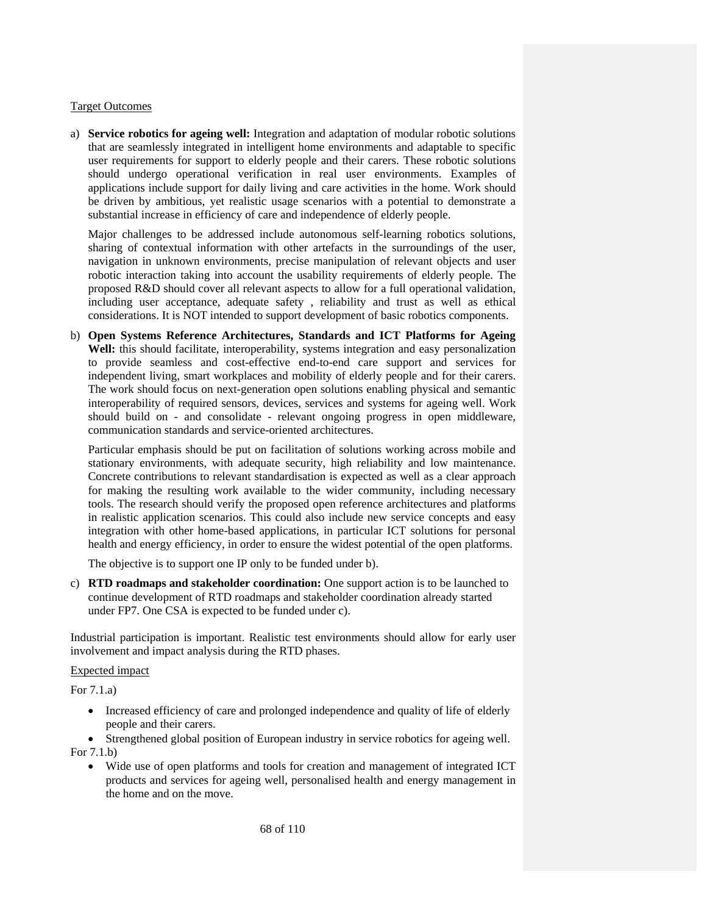Target Outcomes

a) **Service robotics for ageing well:** Integration and adaptation of modular robotic solutions that are seamlessly integrated in intelligent home environments and adaptable to specific user requirements for support to elderly people and their carers. These robotic solutions should undergo operational verification in real user environments. Examples of applications include support for daily living and care activities in the home. Work should be driven by ambitious, yet realistic usage scenarios with a potential to demonstrate a substantial increase in efficiency of care and independence of elderly people.

   Major challenges to be addressed include autonomous self-learning robotics solutions, sharing of contextual information with other artefacts in the surroundings of the user, navigation in unknown environments, precise manipulation of relevant objects and user robotic interaction taking into account the usability requirements of elderly people. The proposed R&D should cover all relevant aspects to allow for a full operational validation, including user acceptance, adequate safety , reliability and trust as well as ethical considerations. It is NOT intended to support development of basic robotics components.

b) **Open Systems Reference Architectures, Standards and ICT Platforms for Ageing Well:** this should facilitate, interoperability, systems integration and easy personalization to provide seamless and cost-effective end-to-end care support and services for independent living, smart workplaces and mobility of elderly people and for their carers. The work should focus on next-generation open solutions enabling physical and semantic interoperability of required sensors, devices, services and systems for ageing well. Work should build on - and consolidate - relevant ongoing progress in open middleware, communication standards and service-oriented architectures.

   Particular emphasis should be put on facilitation of solutions working across mobile and stationary environments, with adequate security, high reliability and low maintenance. Concrete contributions to relevant standardisation is expected as well as a clear approach for making the resulting work available to the wider community, including necessary tools. The research should verify the proposed open reference architectures and platforms in realistic application scenarios. This could also include new service concepts and easy integration with other home-based applications, in particular ICT solutions for personal health and energy efficiency, in order to ensure the widest potential of the open platforms.

   The objective is to support one IP only to be funded under b).

c) **RTD roadmaps and stakeholder coordination:** One support action is to be launched to continue development of RTD roadmaps and stakeholder coordination already started under FP7. One CSA is expected to be funded under c).

Industrial participation is important. Realistic test environments should allow for early user involvement and impact analysis during the RTD phases.

Expected impact

For 7.1.a)

- Increased efficiency of care and prolonged independence and quality of life of elderly people and their carers.
- Strengthened global position of European industry in service robotics for ageing well.

For 7.1.b)

- Wide use of open platforms and tools for creation and management of integrated ICT products and services for ageing well, personalised health and energy management in the home and on the move.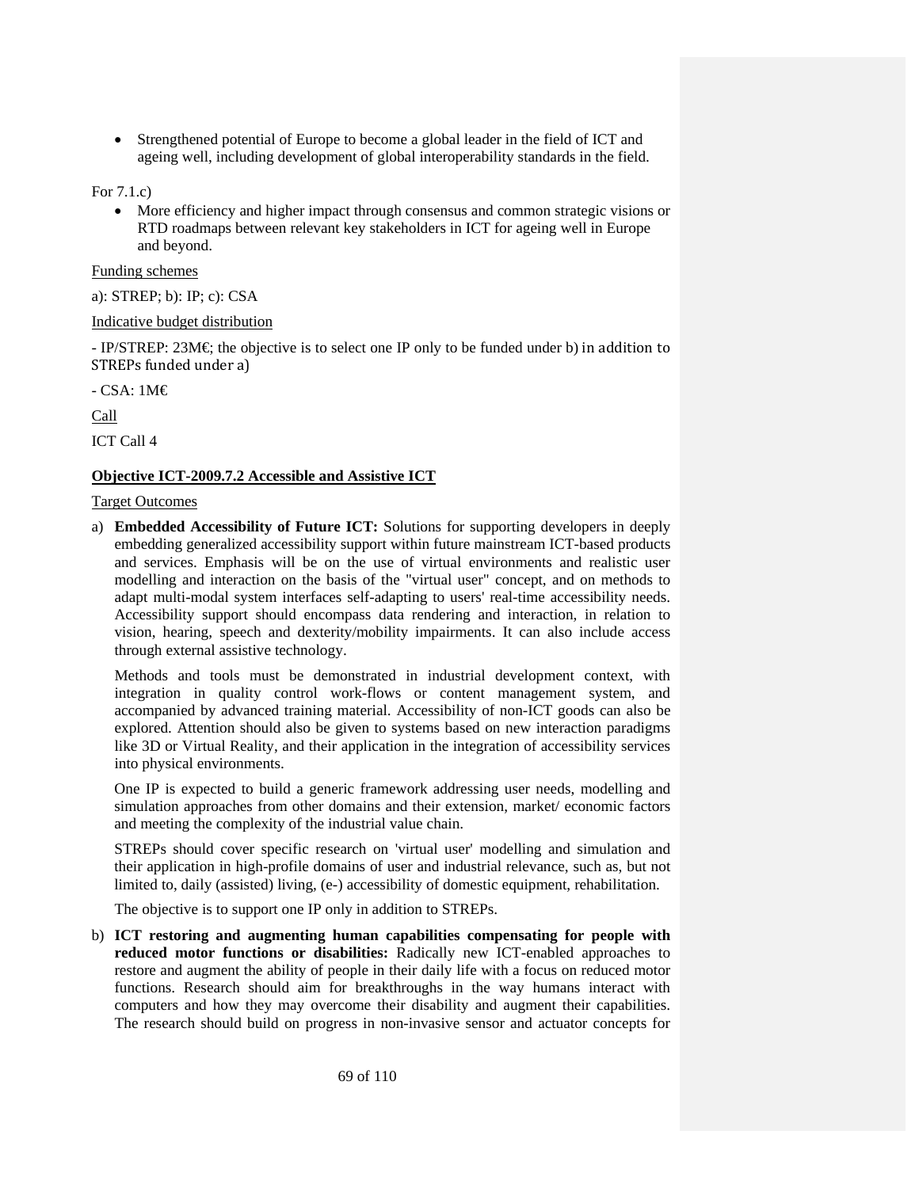- Strengthened potential of Europe to become a global leader in the field of ICT and ageing well, including development of global interoperability standards in the field.

For 7.1.c)

- More efficiency and higher impact through consensus and common strategic visions or RTD roadmaps between relevant key stakeholders in ICT for ageing well in Europe and beyond.

Funding schemes

a): STREP; b): IP; c): CSA

Indicative budget distribution

- IP/STREP: 23M€; the objective is to select one IP only to be funded under b) in addition to STREPs funded under a)

- CSA: 1M€

Call

ICT Call 4

**Objective ICT-2009.7.2 Accessible and Assistive ICT**

Target Outcomes

a) **Embedded Accessibility of Future ICT:** Solutions for supporting developers in deeply embedding generalized accessibility support within future mainstream ICT-based products and services. Emphasis will be on the use of virtual environments and realistic user modelling and interaction on the basis of the "virtual user" concept, and on methods to adapt multi-modal system interfaces self-adapting to users' real-time accessibility needs. Accessibility support should encompass data rendering and interaction, in relation to vision, hearing, speech and dexterity/mobility impairments. It can also include access through external assistive technology.

   Methods and tools must be demonstrated in industrial development context, with integration in quality control work-flows or content management system, and accompanied by advanced training material. Accessibility of non-ICT goods can also be explored. Attention should also be given to systems based on new interaction paradigms like 3D or Virtual Reality, and their application in the integration of accessibility services into physical environments.

   One IP is expected to build a generic framework addressing user needs, modelling and simulation approaches from other domains and their extension, market/ economic factors and meeting the complexity of the industrial value chain.

   STREPs should cover specific research on 'virtual user' modelling and simulation and their application in high-profile domains of user and industrial relevance, such as, but not limited to, daily (assisted) living, (e-) accessibility of domestic equipment, rehabilitation.

   The objective is to support one IP only in addition to STREPs.

b) **ICT restoring and augmenting human capabilities compensating for people with reduced motor functions or disabilities:** Radically new ICT-enabled approaches to restore and augment the ability of people in their daily life with a focus on reduced motor functions. Research should aim for breakthroughs in the way humans interact with computers and how they may overcome their disability and augment their capabilities. The research should build on progress in non-invasive sensor and actuator concepts for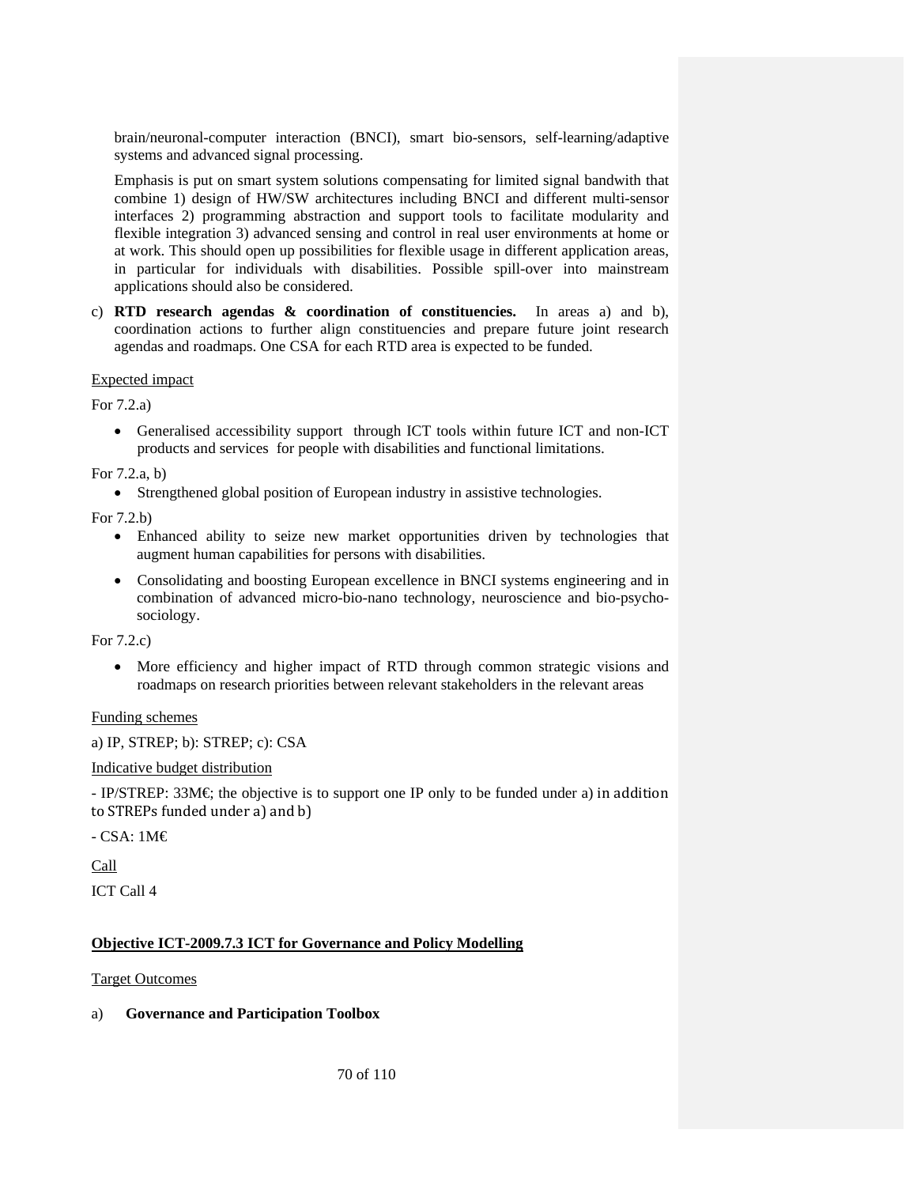brain/neuronal-computer interaction (BNCI), smart bio-sensors, self-learning/adaptive systems and advanced signal processing.

Emphasis is put on smart system solutions compensating for limited signal bandwith that combine 1) design of HW/SW architectures including BNCI and different multi-sensor interfaces 2) programming abstraction and support tools to facilitate modularity and flexible integration 3) advanced sensing and control in real user environments at home or at work. This should open up possibilities for flexible usage in different application areas, in particular for individuals with disabilities. Possible spill-over into mainstream applications should also be considered.

c) **RTD research agendas & coordination of constituencies.** In areas a) and b), coordination actions to further align constituencies and prepare future joint research agendas and roadmaps. One CSA for each RTD area is expected to be funded.

Expected impact

For 7.2.a)

- Generalised accessibility support through ICT tools within future ICT and non-ICT products and services for people with disabilities and functional limitations.

For 7.2.a, b)

- Strengthened global position of European industry in assistive technologies.

For 7.2.b)

- Enhanced ability to seize new market opportunities driven by technologies that augment human capabilities for persons with disabilities.
- Consolidating and boosting European excellence in BNCI systems engineering and in combination of advanced micro-bio-nano technology, neuroscience and bio-psycho-sociology.

For 7.2.c)

- More efficiency and higher impact of RTD through common strategic visions and roadmaps on research priorities between relevant stakeholders in the relevant areas

Funding schemes

a) IP, STREP; b): STREP; c): CSA

Indicative budget distribution

- IP/STREP: 33M€; the objective is to support one IP only to be funded under a) in addition to STREPs funded under a) and b)

- CSA: 1M€

Call

ICT Call 4

**Objective ICT-2009.7.3 ICT for Governance and Policy Modelling**

Target Outcomes

a) **Governance and Participation Toolbox**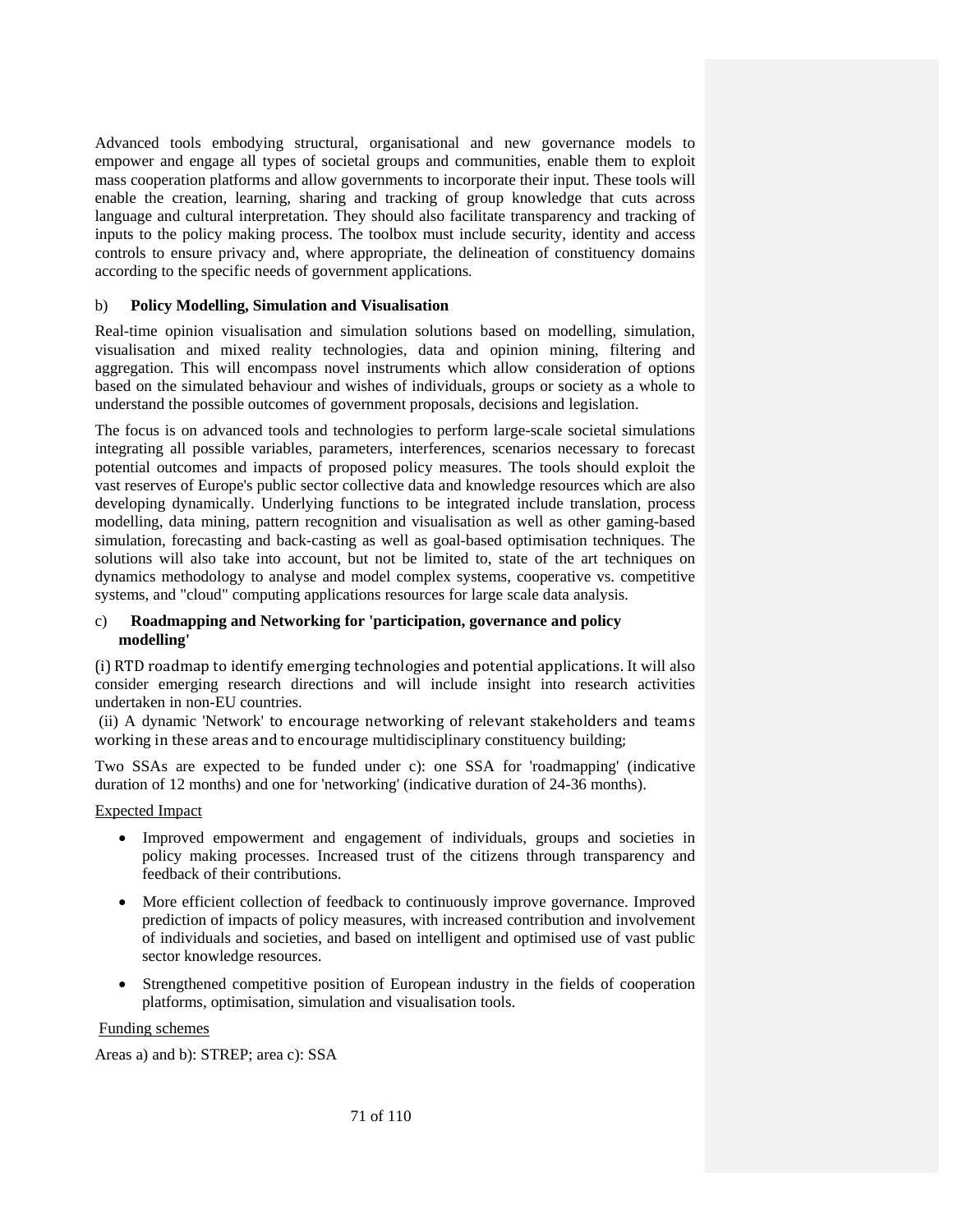Advanced tools embodying structural, organisational and new governance models to empower and engage all types of societal groups and communities, enable them to exploit mass cooperation platforms and allow governments to incorporate their input. These tools will enable the creation, learning, sharing and tracking of group knowledge that cuts across language and cultural interpretation. They should also facilitate transparency and tracking of inputs to the policy making process. The toolbox must include security, identity and access controls to ensure privacy and, where appropriate, the delineation of constituency domains according to the specific needs of government applications.

b) **Policy Modelling, Simulation and Visualisation**

Real-time opinion visualisation and simulation solutions based on modelling, simulation, visualisation and mixed reality technologies, data and opinion mining, filtering and aggregation. This will encompass novel instruments which allow consideration of options based on the simulated behaviour and wishes of individuals, groups or society as a whole to understand the possible outcomes of government proposals, decisions and legislation.

The focus is on advanced tools and technologies to perform large-scale societal simulations integrating all possible variables, parameters, interferences, scenarios necessary to forecast potential outcomes and impacts of proposed policy measures. The tools should exploit the vast reserves of Europe's public sector collective data and knowledge resources which are also developing dynamically. Underlying functions to be integrated include translation, process modelling, data mining, pattern recognition and visualisation as well as other gaming-based simulation, forecasting and back-casting as well as goal-based optimisation techniques. The solutions will also take into account, but not be limited to, state of the art techniques on dynamics methodology to analyse and model complex systems, cooperative vs. competitive systems, and "cloud" computing applications resources for large scale data analysis.

c) **Roadmapping and Networking for 'participation, governance and policy modelling'**

(i) RTD roadmap to identify emerging technologies and potential applications. It will also consider emerging research directions and will include insight into research activities undertaken in non-EU countries.

(ii) A dynamic 'Network' to encourage networking of relevant stakeholders and teams working in these areas and to encourage multidisciplinary constituency building;

Two SSAs are expected to be funded under c): one SSA for 'roadmapping' (indicative duration of 12 months) and one for 'networking' (indicative duration of 24-36 months).

Expected Impact

- Improved empowerment and engagement of individuals, groups and societies in policy making processes. Increased trust of the citizens through transparency and feedback of their contributions.
- More efficient collection of feedback to continuously improve governance. Improved prediction of impacts of policy measures, with increased contribution and involvement of individuals and societies, and based on intelligent and optimised use of vast public sector knowledge resources.
- Strengthened competitive position of European industry in the fields of cooperation platforms, optimisation, simulation and visualisation tools.

Funding schemes

Areas a) and b): STREP; area c): SSA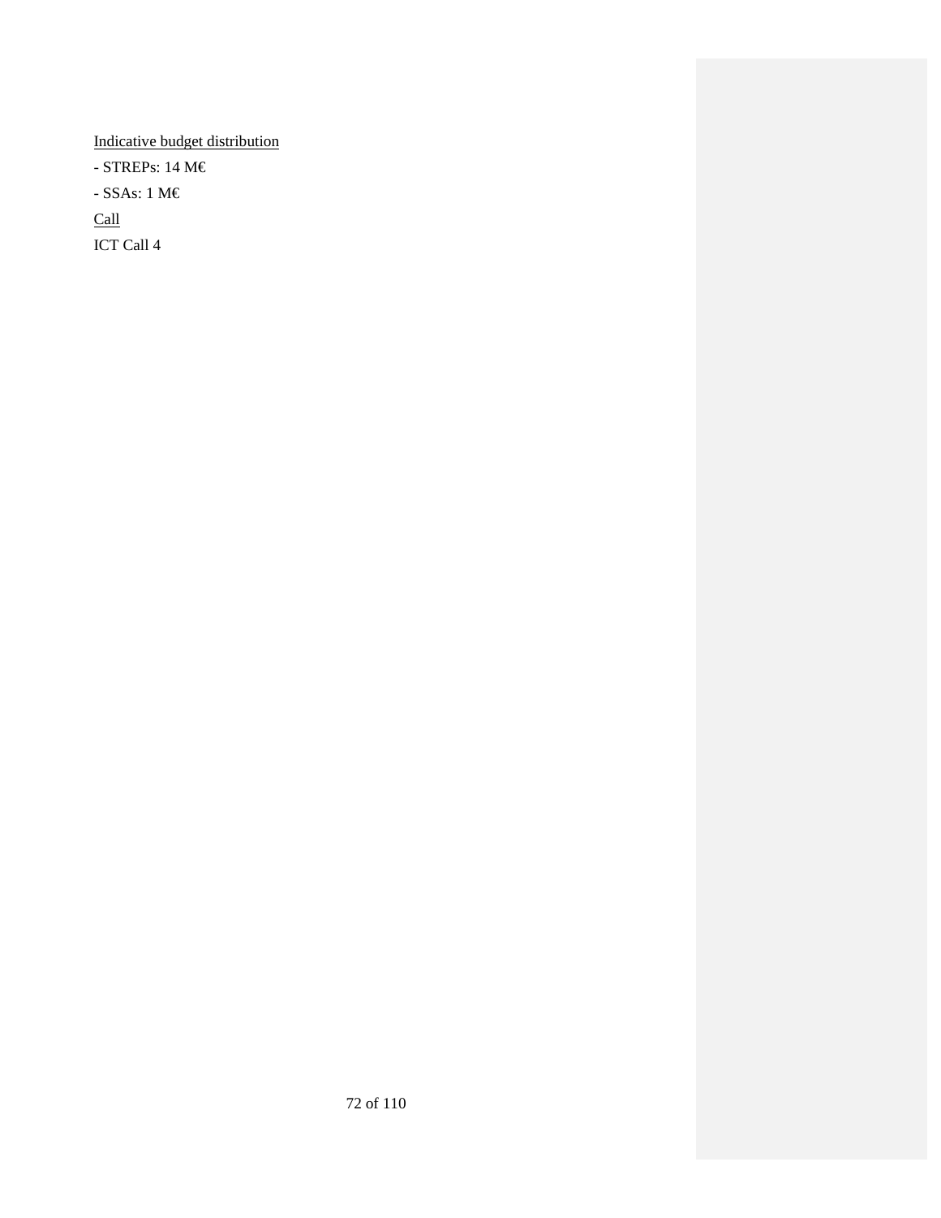<u>Indicative budget distribution</u>

- STREPs: 14 M€

- SSAs: 1 M€

<u>Call</u>

ICT Call 4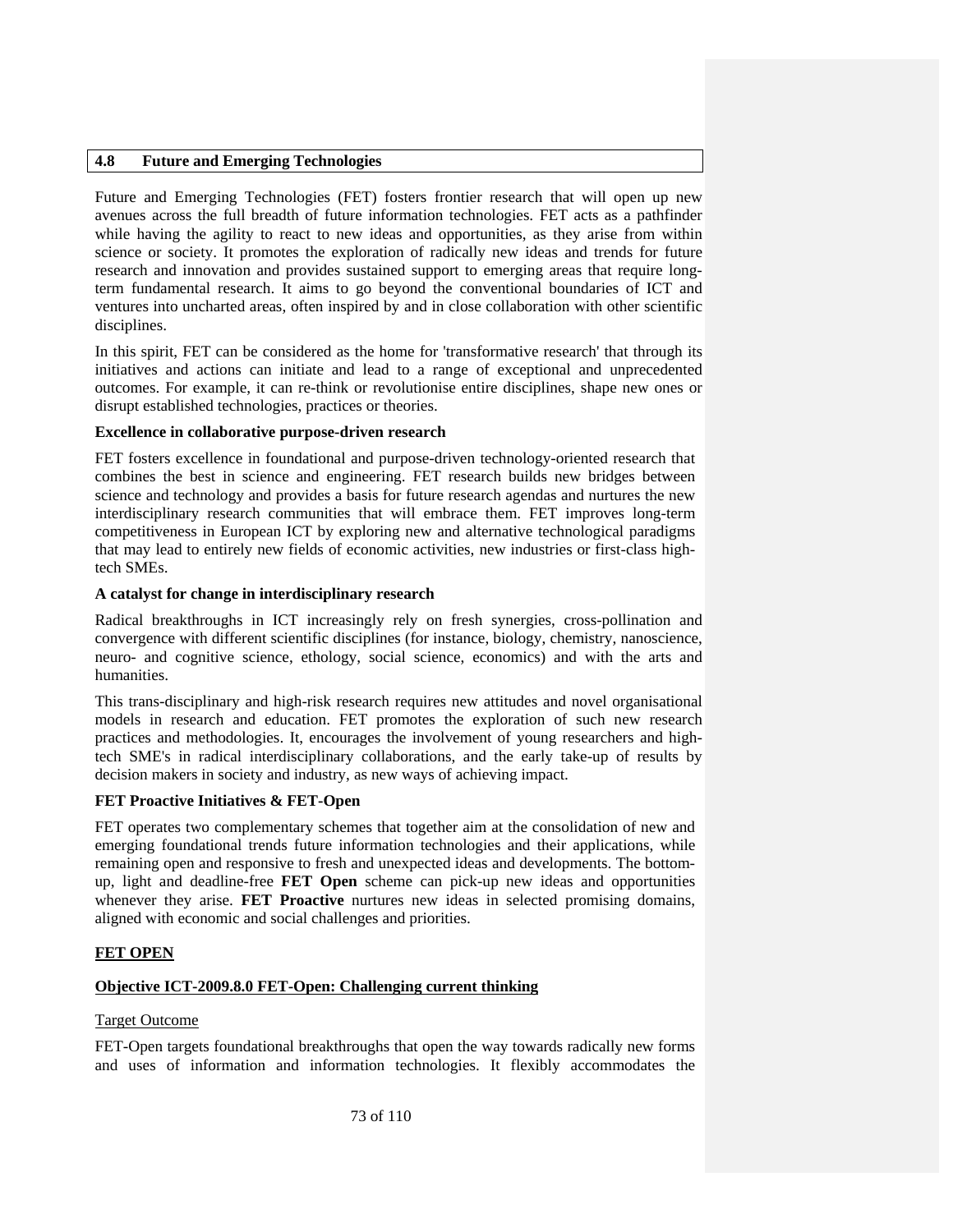## 4.8 Future and Emerging Technologies

Future and Emerging Technologies (FET) fosters frontier research that will open up new avenues across the full breadth of future information technologies. FET acts as a pathfinder while having the agility to react to new ideas and opportunities, as they arise from within science or society. It promotes the exploration of radically new ideas and trends for future research and innovation and provides sustained support to emerging areas that require long-term fundamental research. It aims to go beyond the conventional boundaries of ICT and ventures into uncharted areas, often inspired by and in close collaboration with other scientific disciplines.

In this spirit, FET can be considered as the home for 'transformative research' that through its initiatives and actions can initiate and lead to a range of exceptional and unprecedented outcomes. For example, it can re-think or revolutionise entire disciplines, shape new ones or disrupt established technologies, practices or theories.

**Excellence in collaborative purpose-driven research**

FET fosters excellence in foundational and purpose-driven technology-oriented research that combines the best in science and engineering. FET research builds new bridges between science and technology and provides a basis for future research agendas and nurtures the new interdisciplinary research communities that will embrace them. FET improves long-term competitiveness in European ICT by exploring new and alternative technological paradigms that may lead to entirely new fields of economic activities, new industries or first-class high-tech SMEs.

**A catalyst for change in interdisciplinary research**

Radical breakthroughs in ICT increasingly rely on fresh synergies, cross-pollination and convergence with different scientific disciplines (for instance, biology, chemistry, nanoscience, neuro- and cognitive science, ethology, social science, economics) and with the arts and humanities.

This trans-disciplinary and high-risk research requires new attitudes and novel organisational models in research and education. FET promotes the exploration of such new research practices and methodologies. It, encourages the involvement of young researchers and high-tech SME's in radical interdisciplinary collaborations, and the early take-up of results by decision makers in society and industry, as new ways of achieving impact.

**FET Proactive Initiatives & FET-Open**

FET operates two complementary schemes that together aim at the consolidation of new and emerging foundational trends future information technologies and their applications, while remaining open and responsive to fresh and unexpected ideas and developments. The bottom-up, light and deadline-free **FET Open** scheme can pick-up new ideas and opportunities whenever they arise. **FET Proactive** nurtures new ideas in selected promising domains, aligned with economic and social challenges and priorities.

**FET OPEN**

**Objective ICT-2009.8.0 FET-Open: Challenging current thinking**

Target Outcome

FET-Open targets foundational breakthroughs that open the way towards radically new forms and uses of information and information technologies. It flexibly accommodates the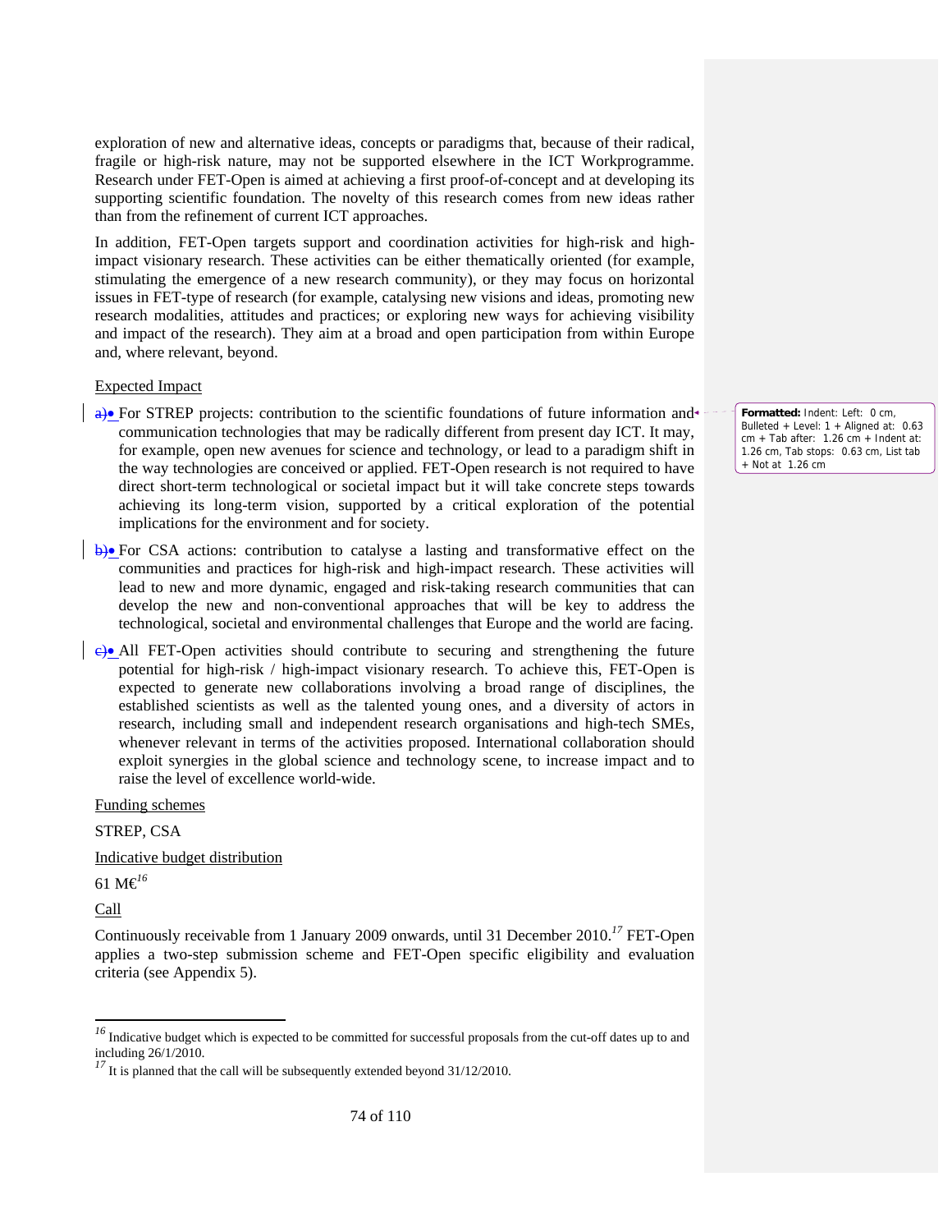exploration of new and alternative ideas, concepts or paradigms that, because of their radical, fragile or high-risk nature, may not be supported elsewhere in the ICT Workprogramme. Research under FET-Open is aimed at achieving a first proof-of-concept and at developing its supporting scientific foundation. The novelty of this research comes from new ideas rather than from the refinement of current ICT approaches.

In addition, FET-Open targets support and coordination activities for high-risk and high-impact visionary research. These activities can be either thematically oriented (for example, stimulating the emergence of a new research community), or they may focus on horizontal issues in FET-type of research (for example, catalysing new visions and ideas, promoting new research modalities, attitudes and practices; or exploring new ways for achieving visibility and impact of the research). They aim at a broad and open participation from within Europe and, where relevant, beyond.

Expected Impact

- For STREP projects: contribution to the scientific foundations of future information and communication technologies that may be radically different from present day ICT. It may, for example, open new avenues for science and technology, or lead to a paradigm shift in the way technologies are conceived or applied. FET-Open research is not required to have direct short-term technological or societal impact but it will take concrete steps towards achieving its long-term vision, supported by a critical exploration of the potential implications for the environment and for society.
- For CSA actions: contribution to catalyse a lasting and transformative effect on the communities and practices for high-risk and high-impact research. These activities will lead to new and more dynamic, engaged and risk-taking research communities that can develop the new and non-conventional approaches that will be key to address the technological, societal and environmental challenges that Europe and the world are facing.
- All FET-Open activities should contribute to securing and strengthening the future potential for high-risk / high-impact visionary research. To achieve this, FET-Open is expected to generate new collaborations involving a broad range of disciplines, the established scientists as well as the talented young ones, and a diversity of actors in research, including small and independent research organisations and high-tech SMEs, whenever relevant in terms of the activities proposed. International collaboration should exploit synergies in the global science and technology scene, to increase impact and to raise the level of excellence world-wide.

Funding schemes

STREP, CSA

Indicative budget distribution

61 M€[16]

Call

Continuously receivable from 1 January 2009 onwards, until 31 December 2010.[17] FET-Open applies a two-step submission scheme and FET-Open specific eligibility and evaluation criteria (see Appendix 5).

---

[16] Indicative budget which is expected to be committed for successful proposals from the cut-off dates up to and including 26/1/2010.

[17] It is planned that the call will be subsequently extended beyond 31/12/2010.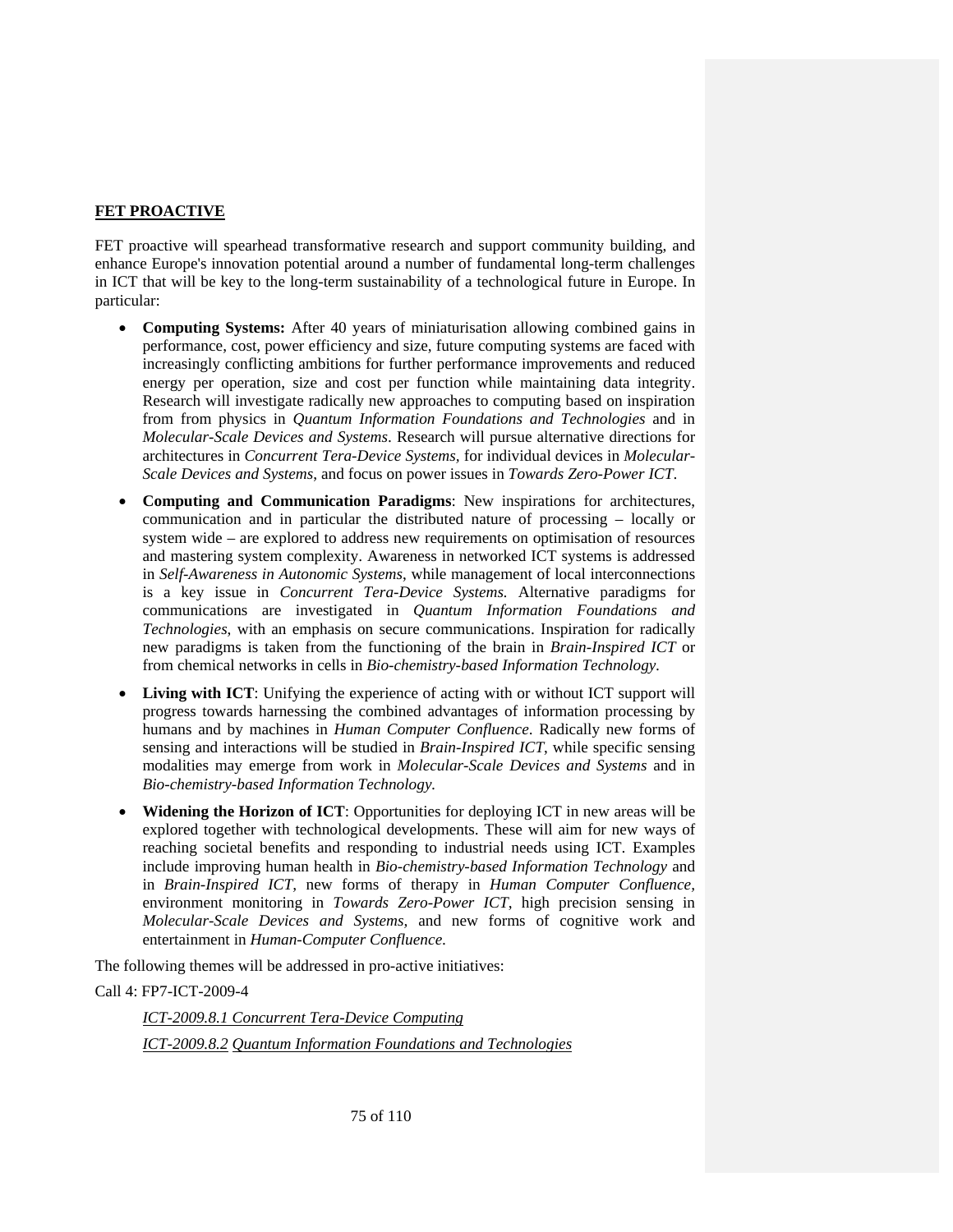**FET PROACTIVE**

FET proactive will spearhead transformative research and support community building, and enhance Europe's innovation potential around a number of fundamental long-term challenges in ICT that will be key to the long-term sustainability of a technological future in Europe. In particular:

- **Computing Systems:** After 40 years of miniaturisation allowing combined gains in performance, cost, power efficiency and size, future computing systems are faced with increasingly conflicting ambitions for further performance improvements and reduced energy per operation, size and cost per function while maintaining data integrity. Research will investigate radically new approaches to computing based on inspiration from from physics in *Quantum Information Foundations and Technologies* and in *Molecular-Scale Devices and Systems*. Research will pursue alternative directions for architectures in *Concurrent Tera-Device Systems*, for individual devices in *Molecular-Scale Devices and Systems*, and focus on power issues in *Towards Zero-Power ICT*.
- **Computing and Communication Paradigms**: New inspirations for architectures, communication and in particular the distributed nature of processing – locally or system wide – are explored to address new requirements on optimisation of resources and mastering system complexity. Awareness in networked ICT systems is addressed in *Self-Awareness in Autonomic Systems*, while management of local interconnections is a key issue in *Concurrent Tera-Device Systems.* Alternative paradigms for communications are investigated in *Quantum Information Foundations and Technologies*, with an emphasis on secure communications. Inspiration for radically new paradigms is taken from the functioning of the brain in *Brain-Inspired ICT* or from chemical networks in cells in *Bio-chemistry-based Information Technology*.
- **Living with ICT**: Unifying the experience of acting with or without ICT support will progress towards harnessing the combined advantages of information processing by humans and by machines in *Human Computer Confluence*. Radically new forms of sensing and interactions will be studied in *Brain-Inspired ICT*, while specific sensing modalities may emerge from work in *Molecular-Scale Devices and Systems* and in *Bio-chemistry-based Information Technology.*
- **Widening the Horizon of ICT**: Opportunities for deploying ICT in new areas will be explored together with technological developments. These will aim for new ways of reaching societal benefits and responding to industrial needs using ICT. Examples include improving human health in *Bio-chemistry-based Information Technology* and in *Brain-Inspired ICT,* new forms of therapy in *Human Computer Confluence,* environment monitoring in *Towards Zero-Power ICT*, high precision sensing in *Molecular-Scale Devices and Systems,* and new forms of cognitive work and entertainment in *Human-Computer Confluence*.

The following themes will be addressed in pro-active initiatives:

Call 4: FP7-ICT-2009-4

> *ICT-2009.8.1 Concurrent Tera-Device Computing*
>
> *ICT-2009.8.2 Quantum Information Foundations and Technologies*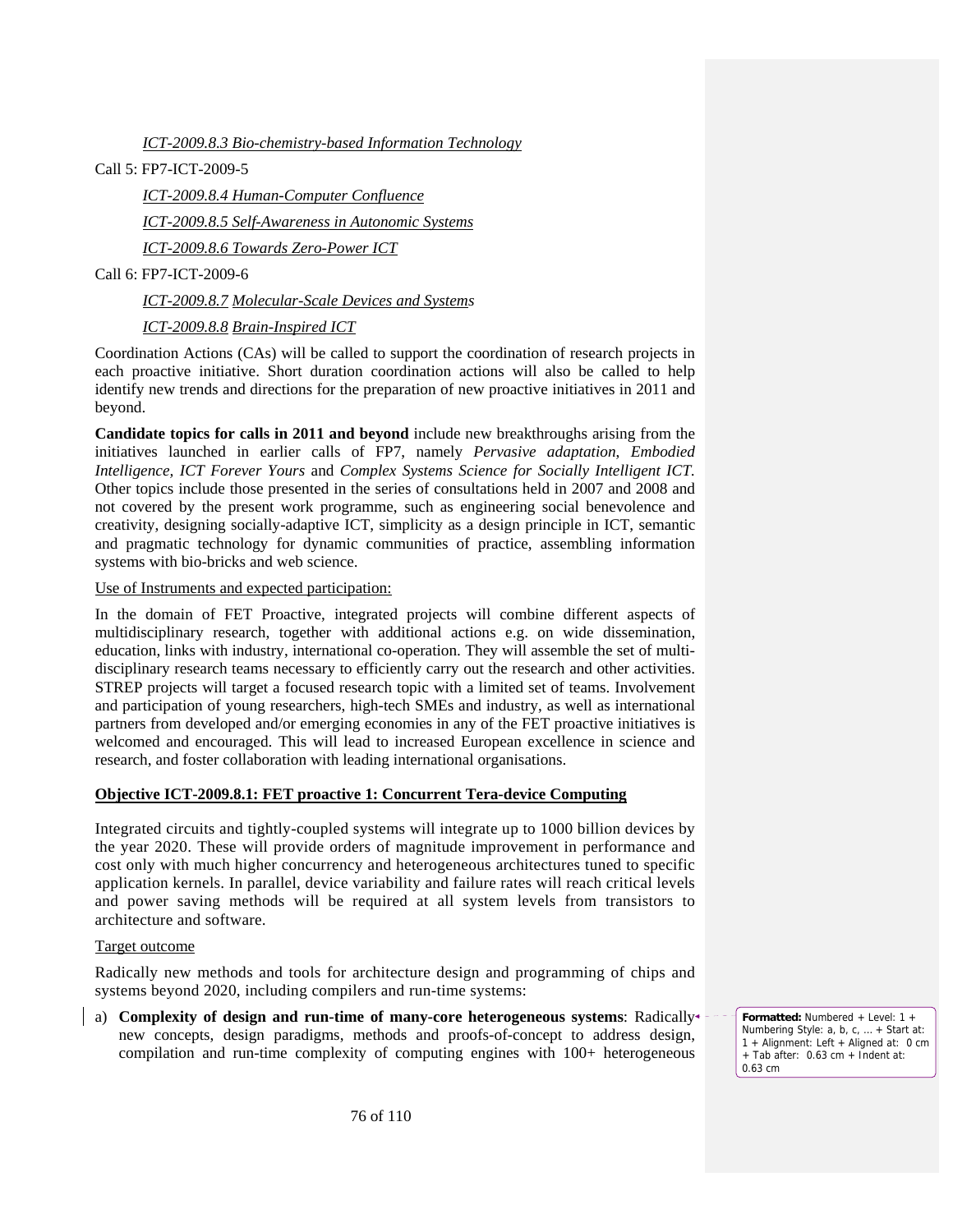*ICT-2009.8.3 Bio-chemistry-based Information Technology*

Call 5: FP7-ICT-2009-5

*ICT-2009.8.4 Human-Computer Confluence*

*ICT-2009.8.5 Self-Awareness in Autonomic Systems*

*ICT-2009.8.6 Towards Zero-Power ICT*

Call 6: FP7-ICT-2009-6

*ICT-2009.8.7 Molecular-Scale Devices and Systems*

*ICT-2009.8.8 Brain-Inspired ICT*

Coordination Actions (CAs) will be called to support the coordination of research projects in each proactive initiative. Short duration coordination actions will also be called to help identify new trends and directions for the preparation of new proactive initiatives in 2011 and beyond.

**Candidate topics for calls in 2011 and beyond** include new breakthroughs arising from the initiatives launched in earlier calls of FP7, namely *Pervasive adaptation, Embodied Intelligence, ICT Forever Yours* and *Complex Systems Science for Socially Intelligent ICT.* Other topics include those presented in the series of consultations held in 2007 and 2008 and not covered by the present work programme, such as engineering social benevolence and creativity, designing socially-adaptive ICT, simplicity as a design principle in ICT, semantic and pragmatic technology for dynamic communities of practice, assembling information systems with bio-bricks and web science.

Use of Instruments and expected participation:

In the domain of FET Proactive, integrated projects will combine different aspects of multidisciplinary research, together with additional actions e.g. on wide dissemination, education, links with industry, international co-operation. They will assemble the set of multi-disciplinary research teams necessary to efficiently carry out the research and other activities. STREP projects will target a focused research topic with a limited set of teams. Involvement and participation of young researchers, high-tech SMEs and industry, as well as international partners from developed and/or emerging economies in any of the FET proactive initiatives is welcomed and encouraged. This will lead to increased European excellence in science and research, and foster collaboration with leading international organisations.

### Objective ICT-2009.8.1: FET proactive 1: Concurrent Tera-device Computing

Integrated circuits and tightly-coupled systems will integrate up to 1000 billion devices by the year 2020. These will provide orders of magnitude improvement in performance and cost only with much higher concurrency and heterogeneous architectures tuned to specific application kernels. In parallel, device variability and failure rates will reach critical levels and power saving methods will be required at all system levels from transistors to architecture and software.

Target outcome

Radically new methods and tools for architecture design and programming of chips and systems beyond 2020, including compilers and run-time systems:

a) **Complexity of design and run-time of many-core heterogeneous systems**: Radically new concepts, design paradigms, methods and proofs-of-concept to address design, compilation and run-time complexity of computing engines with 100+ heterogeneous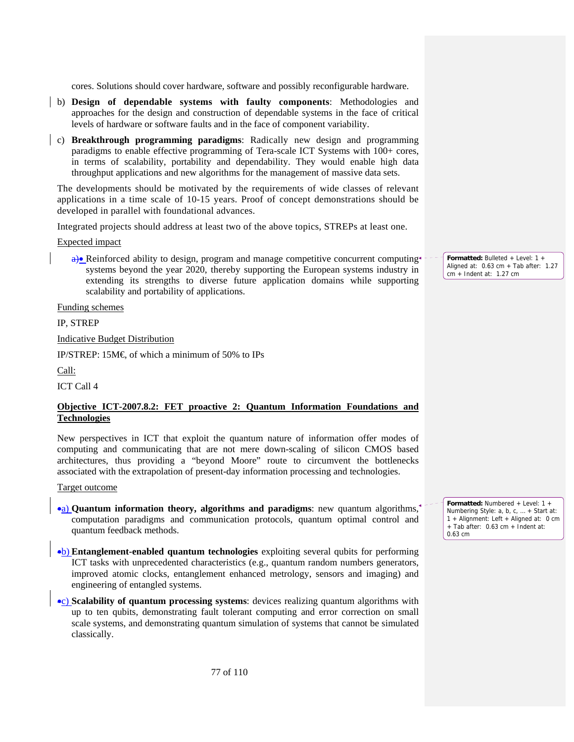cores. Solutions should cover hardware, software and possibly reconfigurable hardware.

b) **Design of dependable systems with faulty components**: Methodologies and approaches for the design and construction of dependable systems in the face of critical levels of hardware or software faults and in the face of component variability.

c) **Breakthrough programming paradigms**: Radically new design and programming paradigms to enable effective programming of Tera-scale ICT Systems with 100+ cores, in terms of scalability, portability and dependability. They would enable high data throughput applications and new algorithms for the management of massive data sets.

The developments should be motivated by the requirements of wide classes of relevant applications in a time scale of 10-15 years. Proof of concept demonstrations should be developed in parallel with foundational advances.

Integrated projects should address at least two of the above topics, STREPs at least one.

Expected impact

- Reinforced ability to design, program and manage competitive concurrent computing systems beyond the year 2020, thereby supporting the European systems industry in extending its strengths to diverse future application domains while supporting scalability and portability of applications.

Funding schemes

IP, STREP

Indicative Budget Distribution

IP/STREP: 15M€, of which a minimum of 50% to IPs

Call:

ICT Call 4

**Objective ICT-2007.8.2: FET proactive 2: Quantum Information Foundations and Technologies**

New perspectives in ICT that exploit the quantum nature of information offer modes of computing and communicating that are not mere down-scaling of silicon CMOS based architectures, thus providing a "beyond Moore" route to circumvent the bottlenecks associated with the extrapolation of present-day information processing and technologies.

Target outcome

a) **Quantum information theory, algorithms and paradigms**: new quantum algorithms, computation paradigms and communication protocols, quantum optimal control and quantum feedback methods.

b) **Entanglement-enabled quantum technologies** exploiting several qubits for performing ICT tasks with unprecedented characteristics (e.g., quantum random numbers generators, improved atomic clocks, entanglement enhanced metrology, sensors and imaging) and engineering of entangled systems.

c) **Scalability of quantum processing systems**: devices realizing quantum algorithms with up to ten qubits, demonstrating fault tolerant computing and error correction on small scale systems, and demonstrating quantum simulation of systems that cannot be simulated classically.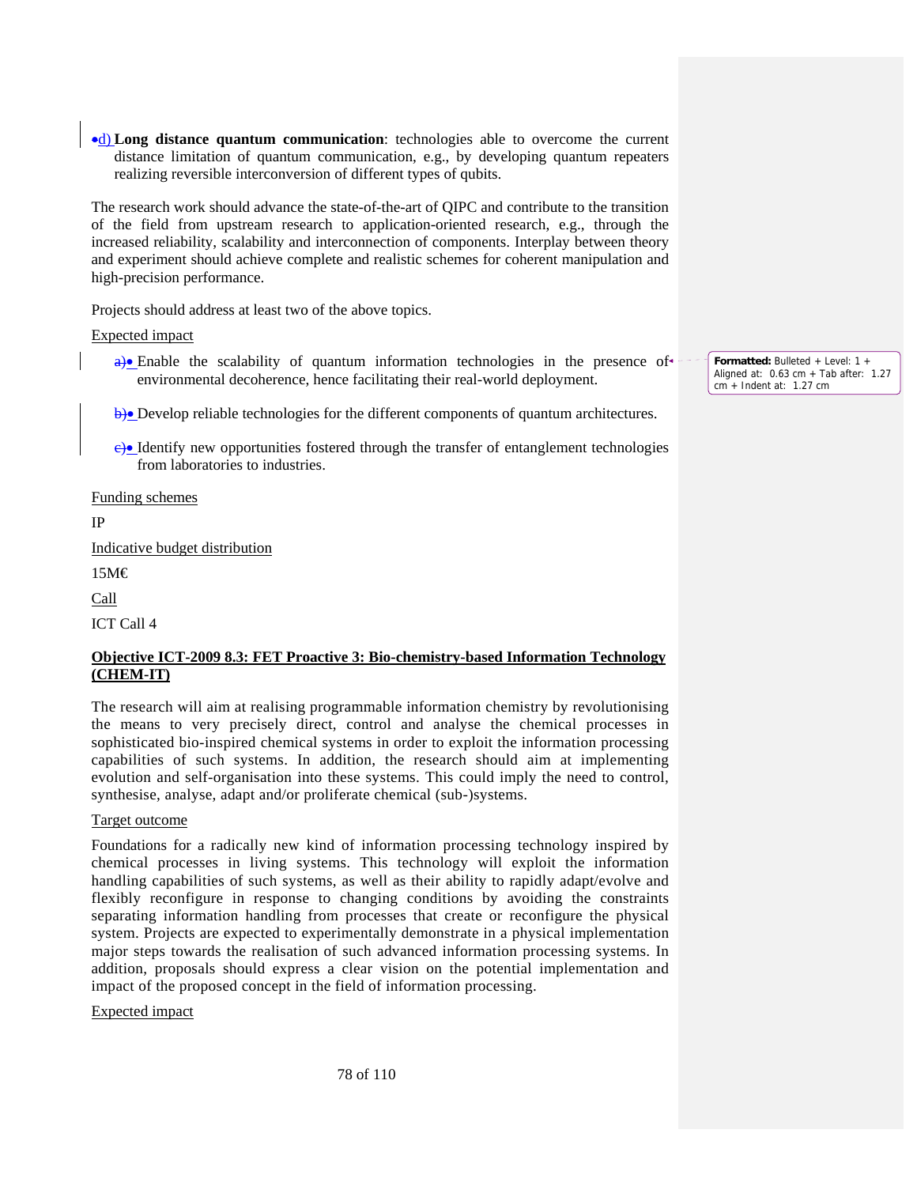d) **Long distance quantum communication**: technologies able to overcome the current distance limitation of quantum communication, e.g., by developing quantum repeaters realizing reversible interconversion of different types of qubits.

The research work should advance the state-of-the-art of QIPC and contribute to the transition of the field from upstream research to application-oriented research, e.g., through the increased reliability, scalability and interconnection of components. Interplay between theory and experiment should achieve complete and realistic schemes for coherent manipulation and high-precision performance.

Projects should address at least two of the above topics.

Expected impact

- Enable the scalability of quantum information technologies in the presence of environmental decoherence, hence facilitating their real-world deployment.
- Develop reliable technologies for the different components of quantum architectures.
- Identify new opportunities fostered through the transfer of entanglement technologies from laboratories to industries.

Funding schemes

IP

Indicative budget distribution

15M€

Call

ICT Call 4

**Objective ICT-2009 8.3: FET Proactive 3: Bio-chemistry-based Information Technology (CHEM-IT)**

The research will aim at realising programmable information chemistry by revolutionising the means to very precisely direct, control and analyse the chemical processes in sophisticated bio-inspired chemical systems in order to exploit the information processing capabilities of such systems. In addition, the research should aim at implementing evolution and self-organisation into these systems. This could imply the need to control, synthesise, analyse, adapt and/or proliferate chemical (sub-)systems.

Target outcome

Foundations for a radically new kind of information processing technology inspired by chemical processes in living systems. This technology will exploit the information handling capabilities of such systems, as well as their ability to rapidly adapt/evolve and flexibly reconfigure in response to changing conditions by avoiding the constraints separating information handling from processes that create or reconfigure the physical system. Projects are expected to experimentally demonstrate in a physical implementation major steps towards the realisation of such advanced information processing systems. In addition, proposals should express a clear vision on the potential implementation and impact of the proposed concept in the field of information processing.

Expected impact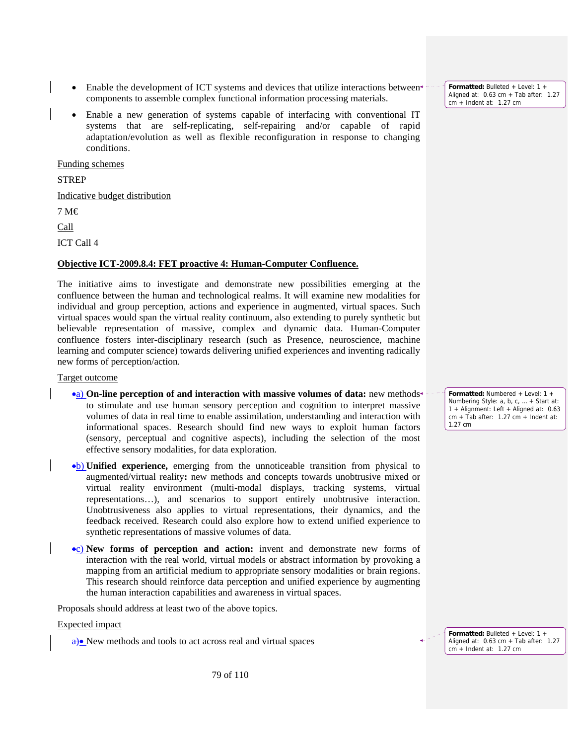- Enable the development of ICT systems and devices that utilize interactions between components to assemble complex functional information processing materials.
- Enable a new generation of systems capable of interfacing with conventional IT systems that are self-replicating, self-repairing and/or capable of rapid adaptation/evolution as well as flexible reconfiguration in response to changing conditions.

Funding schemes

STREP

Indicative budget distribution

7 M€

Call

ICT Call 4

**Objective ICT-2009.8.4: FET proactive 4: Human-Computer Confluence.**

The initiative aims to investigate and demonstrate new possibilities emerging at the confluence between the human and technological realms. It will examine new modalities for individual and group perception, actions and experience in augmented, virtual spaces. Such virtual spaces would span the virtual reality continuum, also extending to purely synthetic but believable representation of massive, complex and dynamic data. Human-Computer confluence fosters inter-disciplinary research (such as Presence, neuroscience, machine learning and computer science) towards delivering unified experiences and inventing radically new forms of perception/action.

Target outcome

a) **On-line perception of and interaction with massive volumes of data:** new methods to stimulate and use human sensory perception and cognition to interpret massive volumes of data in real time to enable assimilation, understanding and interaction with informational spaces. Research should find new ways to exploit human factors (sensory, perceptual and cognitive aspects), including the selection of the most effective sensory modalities, for data exploration.

b) **Unified experience,** emerging from the unnoticeable transition from physical to augmented/virtual reality**:** new methods and concepts towards unobtrusive mixed or virtual reality environment (multi-modal displays, tracking systems, virtual representations…), and scenarios to support entirely unobtrusive interaction. Unobtrusiveness also applies to virtual representations, their dynamics, and the feedback received. Research could also explore how to extend unified experience to synthetic representations of massive volumes of data.

c) **New forms of perception and action:** invent and demonstrate new forms of interaction with the real world, virtual models or abstract information by provoking a mapping from an artificial medium to appropriate sensory modalities or brain regions. This research should reinforce data perception and unified experience by augmenting the human interaction capabilities and awareness in virtual spaces.

Proposals should address at least two of the above topics.

Expected impact

- New methods and tools to act across real and virtual spaces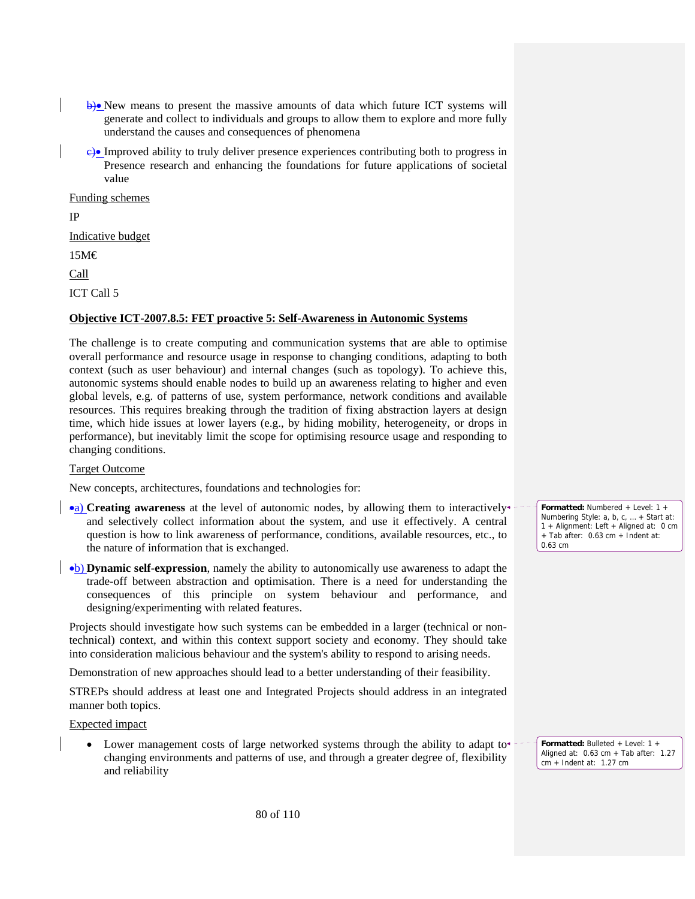- New means to present the massive amounts of data which future ICT systems will generate and collect to individuals and groups to allow them to explore and more fully understand the causes and consequences of phenomena
- Improved ability to truly deliver presence experiences contributing both to progress in Presence research and enhancing the foundations for future applications of societal value

Funding schemes

IP

Indicative budget

15M€

Call

ICT Call 5

**Objective ICT-2007.8.5: FET proactive 5: Self-Awareness in Autonomic Systems**

The challenge is to create computing and communication systems that are able to optimise overall performance and resource usage in response to changing conditions, adapting to both context (such as user behaviour) and internal changes (such as topology). To achieve this, autonomic systems should enable nodes to build up an awareness relating to higher and even global levels, e.g. of patterns of use, system performance, network conditions and available resources. This requires breaking through the tradition of fixing abstraction layers at design time, which hide issues at lower layers (e.g., by hiding mobility, heterogeneity, or drops in performance), but inevitably limit the scope for optimising resource usage and responding to changing conditions.

Target Outcome

New concepts, architectures, foundations and technologies for:

a) **Creating awareness** at the level of autonomic nodes, by allowing them to interactively and selectively collect information about the system, and use it effectively. A central question is how to link awareness of performance, conditions, available resources, etc., to the nature of information that is exchanged.

b) **Dynamic self-expression**, namely the ability to autonomically use awareness to adapt the trade-off between abstraction and optimisation. There is a need for understanding the consequences of this principle on system behaviour and performance, and designing/experimenting with related features.

Projects should investigate how such systems can be embedded in a larger (technical or non-technical) context, and within this context support society and economy. They should take into consideration malicious behaviour and the system's ability to respond to arising needs.

Demonstration of new approaches should lead to a better understanding of their feasibility.

STREPs should address at least one and Integrated Projects should address in an integrated manner both topics.

Expected impact

- Lower management costs of large networked systems through the ability to adapt to changing environments and patterns of use, and through a greater degree of, flexibility and reliability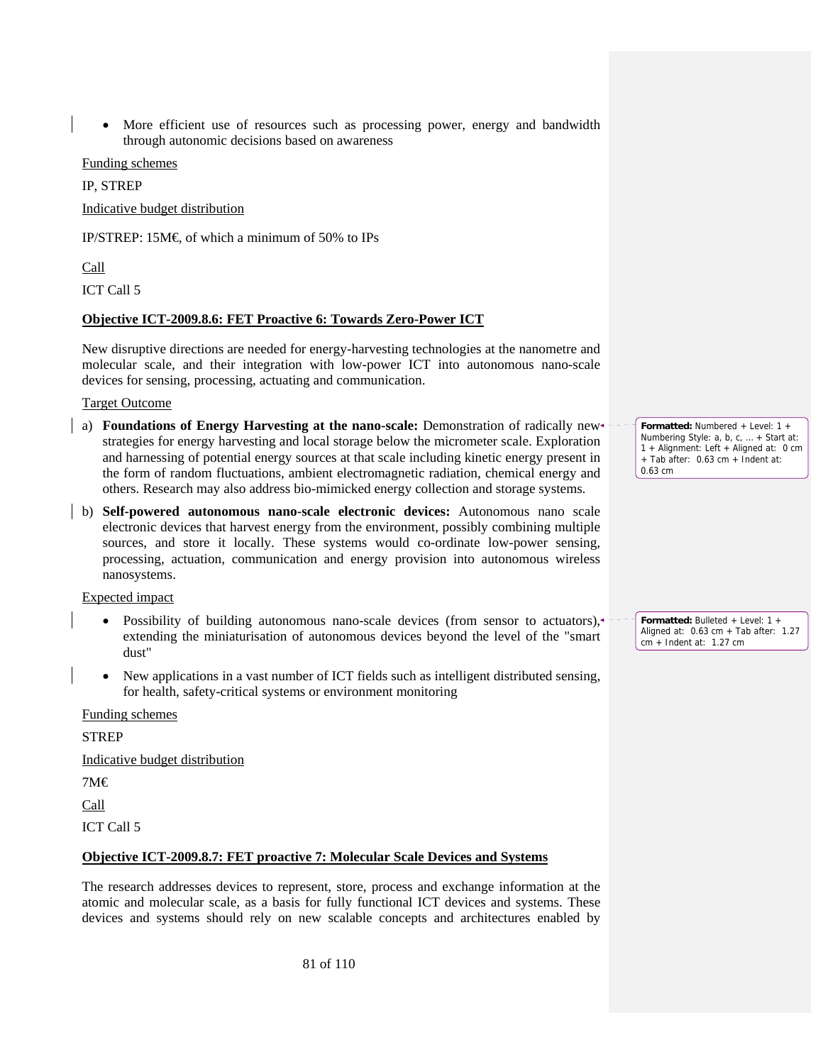- More efficient use of resources such as processing power, energy and bandwidth through autonomic decisions based on awareness

Funding schemes

IP, STREP

Indicative budget distribution

IP/STREP: 15M€, of which a minimum of 50% to IPs

Call

ICT Call 5

**Objective ICT-2009.8.6: FET Proactive 6: Towards Zero-Power ICT**

New disruptive directions are needed for energy-harvesting technologies at the nanometre and molecular scale, and their integration with low-power ICT into autonomous nano-scale devices for sensing, processing, actuating and communication.

Target Outcome

a) **Foundations of Energy Harvesting at the nano-scale:** Demonstration of radically new strategies for energy harvesting and local storage below the micrometer scale. Exploration and harnessing of potential energy sources at that scale including kinetic energy present in the form of random fluctuations, ambient electromagnetic radiation, chemical energy and others. Research may also address bio-mimicked energy collection and storage systems.

b) **Self-powered autonomous nano-scale electronic devices:** Autonomous nano scale electronic devices that harvest energy from the environment, possibly combining multiple sources, and store it locally. These systems would co-ordinate low-power sensing, processing, actuation, communication and energy provision into autonomous wireless nanosystems.

Expected impact

- Possibility of building autonomous nano-scale devices (from sensor to actuators), extending the miniaturisation of autonomous devices beyond the level of the "smart dust"
- New applications in a vast number of ICT fields such as intelligent distributed sensing, for health, safety-critical systems or environment monitoring

Funding schemes

STREP

Indicative budget distribution

7M€

Call

ICT Call 5

**Objective ICT-2009.8.7: FET proactive 7: Molecular Scale Devices and Systems**

The research addresses devices to represent, store, process and exchange information at the atomic and molecular scale, as a basis for fully functional ICT devices and systems. These devices and systems should rely on new scalable concepts and architectures enabled by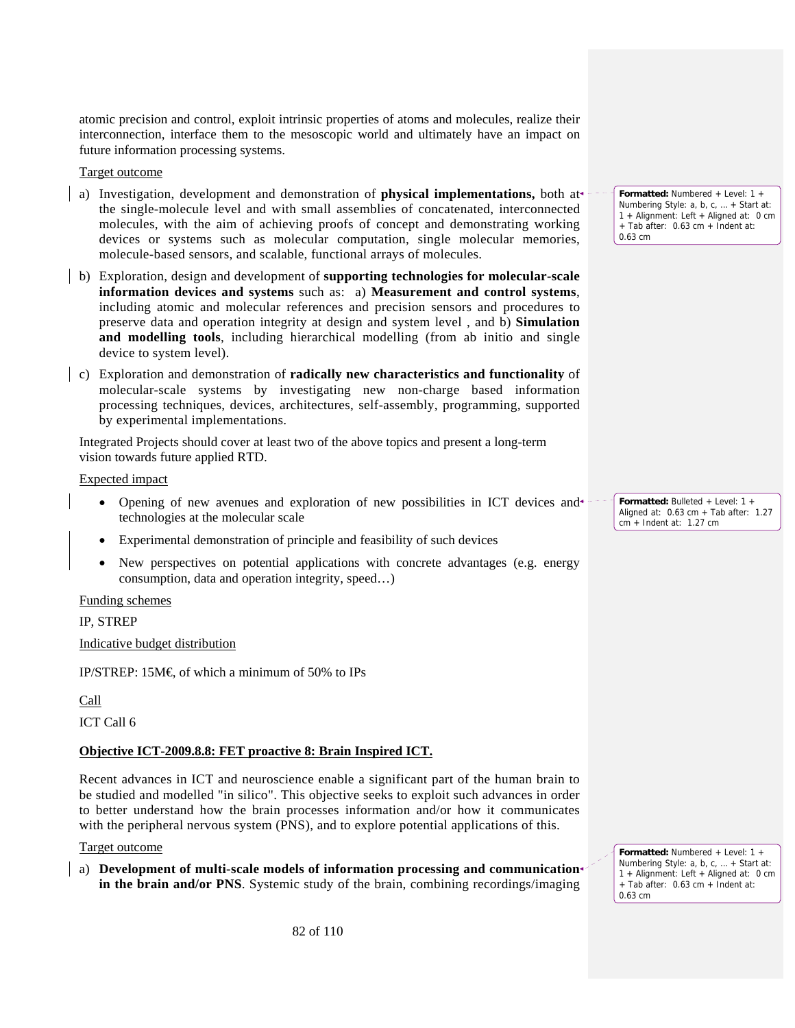atomic precision and control, exploit intrinsic properties of atoms and molecules, realize their interconnection, interface them to the mesoscopic world and ultimately have an impact on future information processing systems.

Target outcome

a) Investigation, development and demonstration of **physical implementations,** both at the single-molecule level and with small assemblies of concatenated, interconnected molecules, with the aim of achieving proofs of concept and demonstrating working devices or systems such as molecular computation, single molecular memories, molecule-based sensors, and scalable, functional arrays of molecules.

b) Exploration, design and development of **supporting technologies for molecular-scale information devices and systems** such as: a) **Measurement and control systems**, including atomic and molecular references and precision sensors and procedures to preserve data and operation integrity at design and system level , and b) **Simulation and modelling tools**, including hierarchical modelling (from ab initio and single device to system level).

c) Exploration and demonstration of **radically new characteristics and functionality** of molecular-scale systems by investigating new non-charge based information processing techniques, devices, architectures, self-assembly, programming, supported by experimental implementations.

Integrated Projects should cover at least two of the above topics and present a long-term vision towards future applied RTD.

Expected impact

- Opening of new avenues and exploration of new possibilities in ICT devices and technologies at the molecular scale
- Experimental demonstration of principle and feasibility of such devices
- New perspectives on potential applications with concrete advantages (e.g. energy consumption, data and operation integrity, speed…)

Funding schemes

IP, STREP

Indicative budget distribution

IP/STREP: 15M€, of which a minimum of 50% to IPs

Call

ICT Call 6

**Objective ICT-2009.8.8: FET proactive 8: Brain Inspired ICT.**

Recent advances in ICT and neuroscience enable a significant part of the human brain to be studied and modelled "in silico". This objective seeks to exploit such advances in order to better understand how the brain processes information and/or how it communicates with the peripheral nervous system (PNS), and to explore potential applications of this.

Target outcome

a) **Development of multi-scale models of information processing and communication in the brain and/or PNS**. Systemic study of the brain, combining recordings/imaging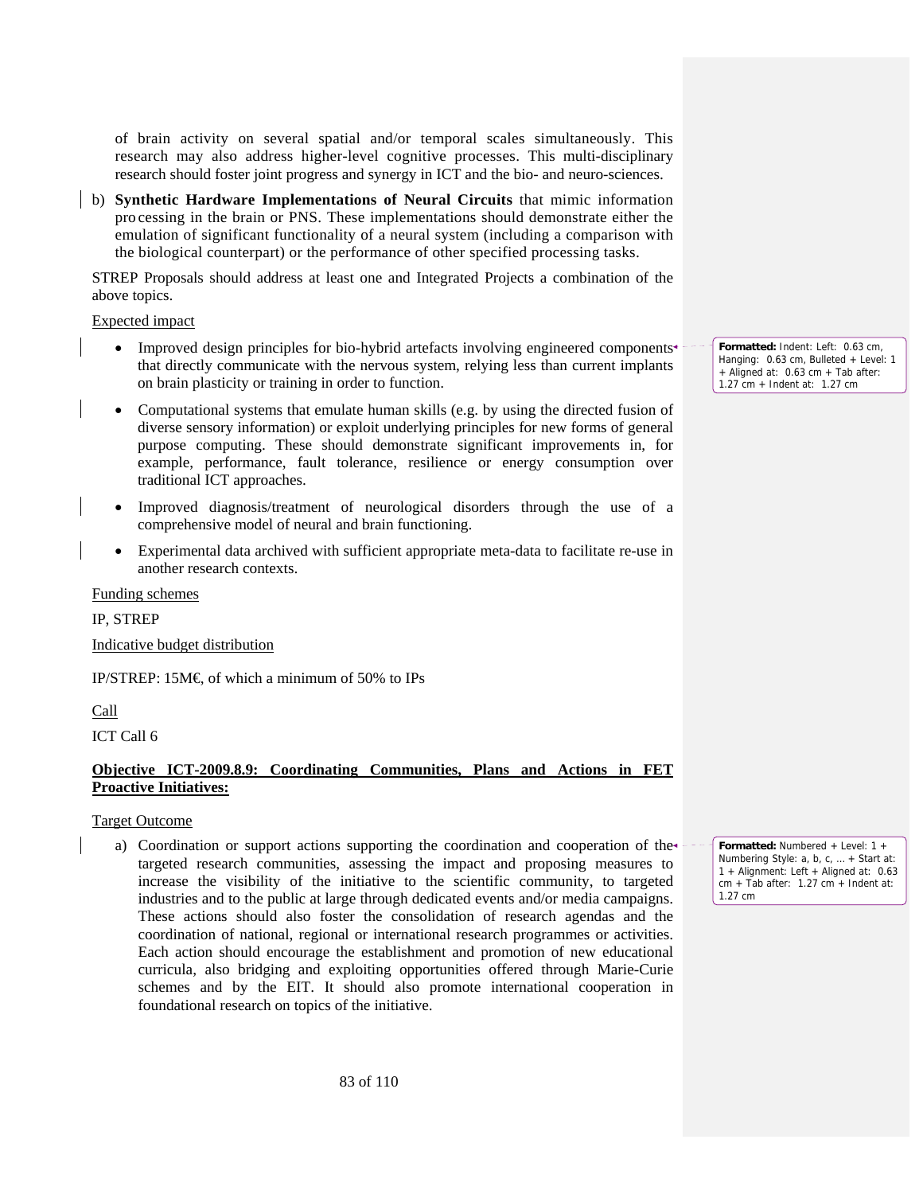of brain activity on several spatial and/or temporal scales simultaneously. This research may also address higher-level cognitive processes. This multi-disciplinary research should foster joint progress and synergy in ICT and the bio- and neuro-sciences.

b) **Synthetic Hardware Implementations of Neural Circuits** that mimic information processing in the brain or PNS. These implementations should demonstrate either the emulation of significant functionality of a neural system (including a comparison with the biological counterpart) or the performance of other specified processing tasks.

STREP Proposals should address at least one and Integrated Projects a combination of the above topics.

Expected impact

- Improved design principles for bio-hybrid artefacts involving engineered components that directly communicate with the nervous system, relying less than current implants on brain plasticity or training in order to function.
- Computational systems that emulate human skills (e.g. by using the directed fusion of diverse sensory information) or exploit underlying principles for new forms of general purpose computing. These should demonstrate significant improvements in, for example, performance, fault tolerance, resilience or energy consumption over traditional ICT approaches.
- Improved diagnosis/treatment of neurological disorders through the use of a comprehensive model of neural and brain functioning.
- Experimental data archived with sufficient appropriate meta-data to facilitate re-use in another research contexts.

Funding schemes

IP, STREP

Indicative budget distribution

IP/STREP: 15M€, of which a minimum of 50% to IPs

Call

ICT Call 6

**Objective ICT-2009.8.9: Coordinating Communities, Plans and Actions in FET Proactive Initiatives:**

Target Outcome

a) Coordination or support actions supporting the coordination and cooperation of the targeted research communities, assessing the impact and proposing measures to increase the visibility of the initiative to the scientific community, to targeted industries and to the public at large through dedicated events and/or media campaigns. These actions should also foster the consolidation of research agendas and the coordination of national, regional or international research programmes or activities. Each action should encourage the establishment and promotion of new educational curricula, also bridging and exploiting opportunities offered through Marie-Curie schemes and by the EIT. It should also promote international cooperation in foundational research on topics of the initiative.

Formatted: Indent: Left: 0.63 cm, Hanging: 0.63 cm, Bulleted + Level: 1 + Aligned at: 0.63 cm + Tab after: 1.27 cm + Indent at: 1.27 cm

Formatted: Numbered + Level: 1 + Numbering Style: a, b, c, … + Start at: 1 + Alignment: Left + Aligned at: 0.63 cm + Tab after: 1.27 cm + Indent at: 1.27 cm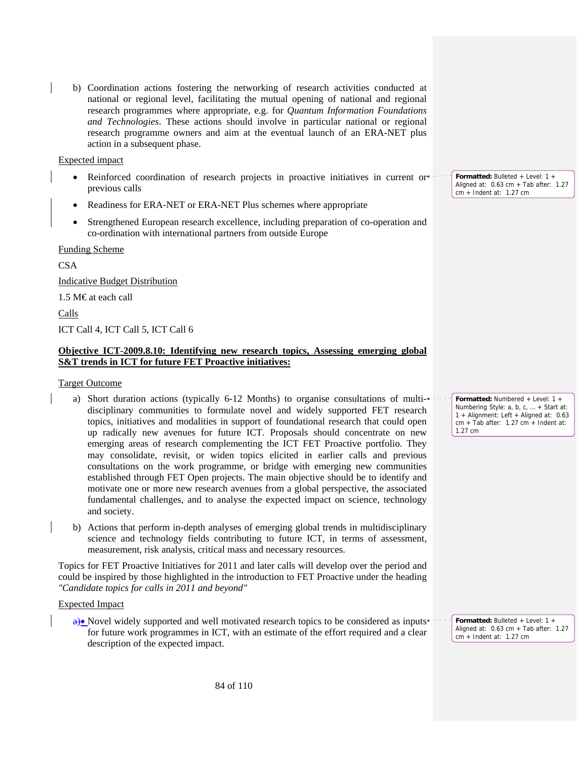b) Coordination actions fostering the networking of research activities conducted at national or regional level, facilitating the mutual opening of national and regional research programmes where appropriate, e.g. for *Quantum Information Foundations and Technologies*. These actions should involve in particular national or regional research programme owners and aim at the eventual launch of an ERA-NET plus action in a subsequent phase.

Expected impact

- Reinforced coordination of research projects in proactive initiatives in current or previous calls
- Readiness for ERA-NET or ERA-NET Plus schemes where appropriate
- Strengthened European research excellence, including preparation of co-operation and co-ordination with international partners from outside Europe

Funding Scheme

CSA

Indicative Budget Distribution

1.5 M€ at each call

Calls

ICT Call 4, ICT Call 5, ICT Call 6

**Objective ICT-2009.8.10: Identifying new research topics, Assessing emerging global S&T trends in ICT for future FET Proactive initiatives:**

Target Outcome

a) Short duration actions (typically 6-12 Months) to organise consultations of multi-disciplinary communities to formulate novel and widely supported FET research topics, initiatives and modalities in support of foundational research that could open up radically new avenues for future ICT. Proposals should concentrate on new emerging areas of research complementing the ICT FET Proactive portfolio. They may consolidate, revisit, or widen topics elicited in earlier calls and previous consultations on the work programme, or bridge with emerging new communities established through FET Open projects. The main objective should be to identify and motivate one or more new research avenues from a global perspective, the associated fundamental challenges, and to analyse the expected impact on science, technology and society.

b) Actions that perform in-depth analyses of emerging global trends in multidisciplinary science and technology fields contributing to future ICT, in terms of assessment, measurement, risk analysis, critical mass and necessary resources.

Topics for FET Proactive Initiatives for 2011 and later calls will develop over the period and could be inspired by those highlighted in the introduction to FET Proactive under the heading *"Candidate topics for calls in 2011 and beyond"*

Expected Impact

- Novel widely supported and well motivated research topics to be considered as inputs for future work programmes in ICT, with an estimate of the effort required and a clear description of the expected impact.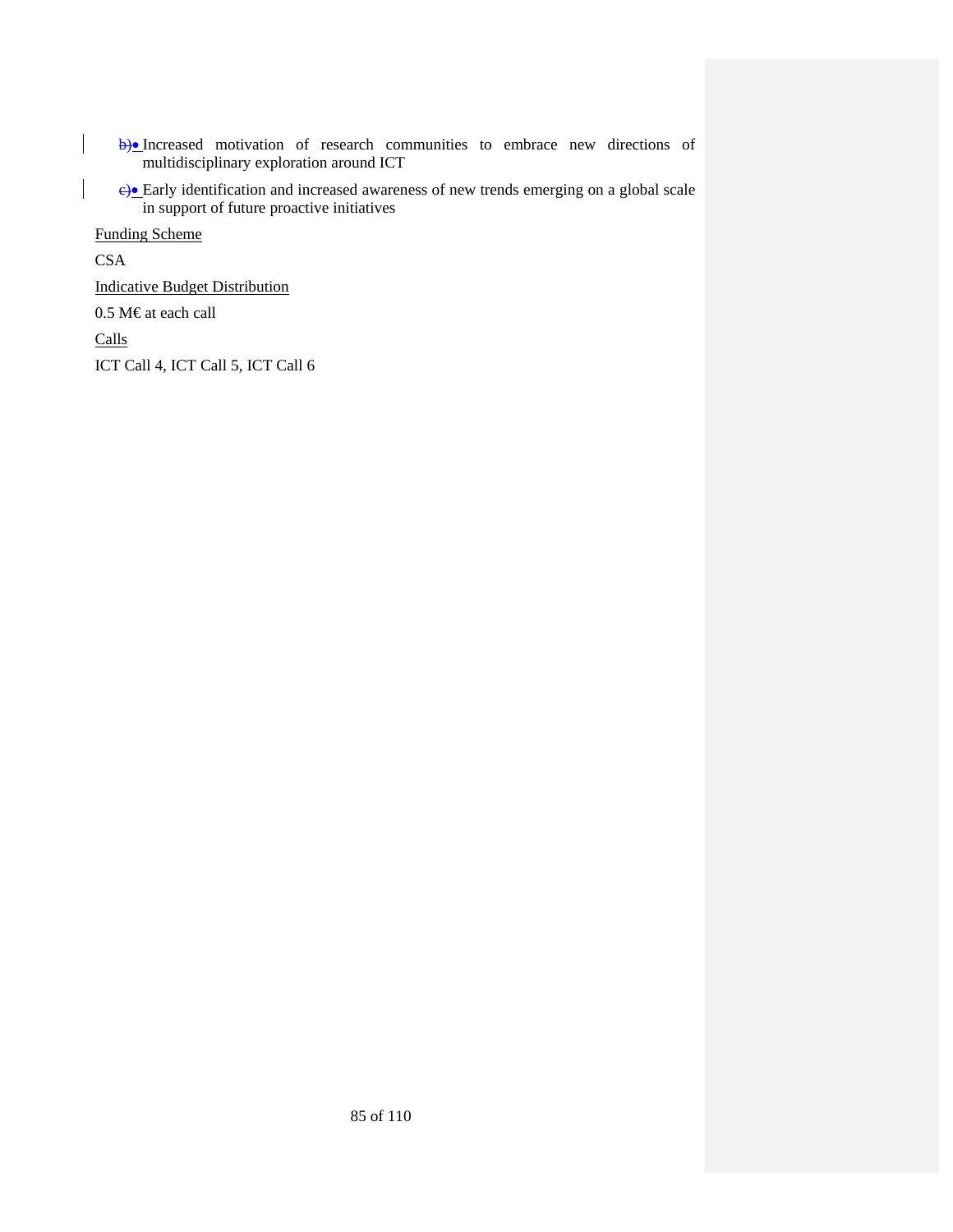- Increased motivation of research communities to embrace new directions of multidisciplinary exploration around ICT
- Early identification and increased awareness of new trends emerging on a global scale in support of future proactive initiatives

Funding Scheme

CSA

Indicative Budget Distribution

0.5 M€ at each call

Calls

ICT Call 4, ICT Call 5, ICT Call 6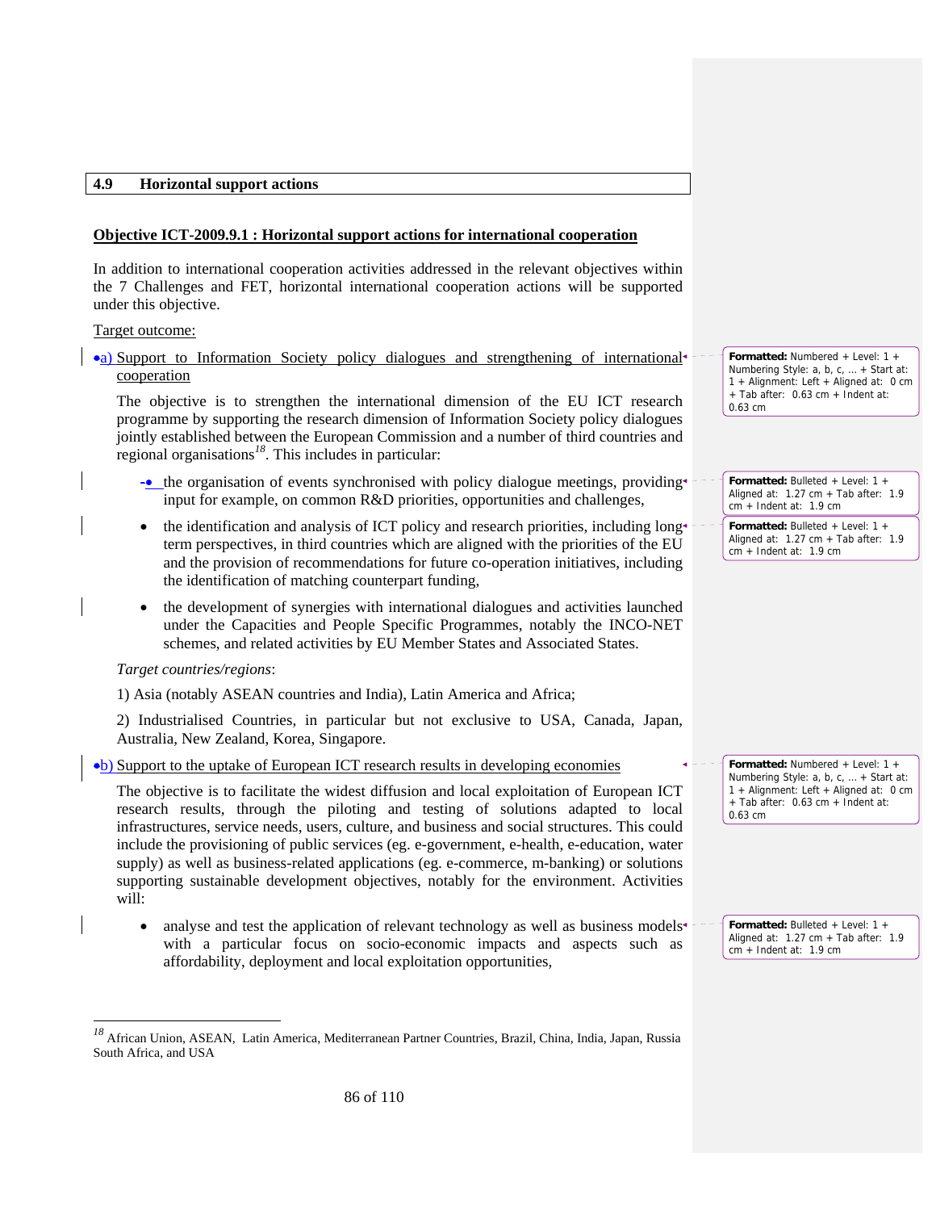## 4.9 Horizontal support actions

**Objective ICT-2009.9.1 : Horizontal support actions for international cooperation**

In addition to international cooperation activities addressed in the relevant objectives within the 7 Challenges and FET, horizontal international cooperation actions will be supported under this objective.

Target outcome:

a) Support to Information Society policy dialogues and strengthening of international cooperation

The objective is to strengthen the international dimension of the EU ICT research programme by supporting the research dimension of Information Society policy dialogues jointly established between the European Commission and a number of third countries and regional organisations[18]. This includes in particular:

- the organisation of events synchronised with policy dialogue meetings, providing input for example, on common R&D priorities, opportunities and challenges,
- the identification and analysis of ICT policy and research priorities, including long term perspectives, in third countries which are aligned with the priorities of the EU and the provision of recommendations for future co-operation initiatives, including the identification of matching counterpart funding,
- the development of synergies with international dialogues and activities launched under the Capacities and People Specific Programmes, notably the INCO-NET schemes, and related activities by EU Member States and Associated States.

*Target countries/regions*:

1) Asia (notably ASEAN countries and India), Latin America and Africa;

2) Industrialised Countries, in particular but not exclusive to USA, Canada, Japan, Australia, New Zealand, Korea, Singapore.

b) Support to the uptake of European ICT research results in developing economies

The objective is to facilitate the widest diffusion and local exploitation of European ICT research results, through the piloting and testing of solutions adapted to local infrastructures, service needs, users, culture, and business and social structures. This could include the provisioning of public services (eg. e-government, e-health, e-education, water supply) as well as business-related applications (eg. e-commerce, m-banking) or solutions supporting sustainable development objectives, notably for the environment. Activities will:

- analyse and test the application of relevant technology as well as business models with a particular focus on socio-economic impacts and aspects such as affordability, deployment and local exploitation opportunities,

[18] African Union, ASEAN, Latin America, Mediterranean Partner Countries, Brazil, China, India, Japan, Russia South Africa, and USA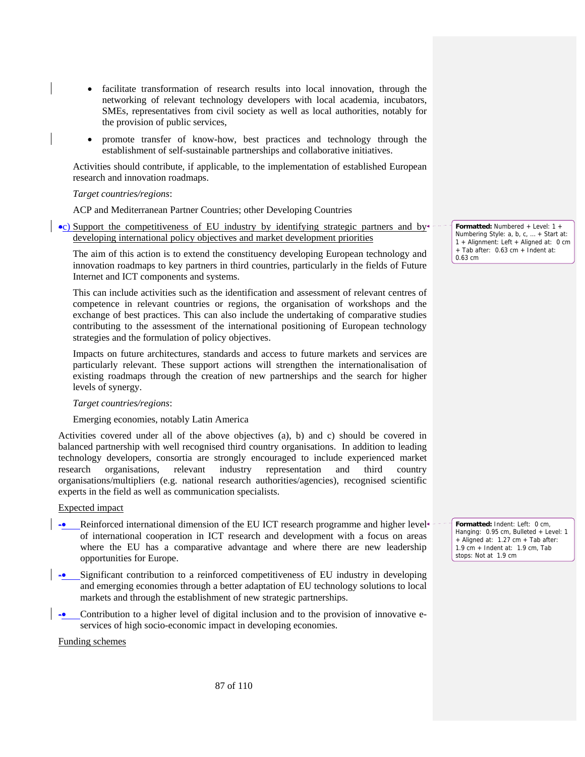- facilitate transformation of research results into local innovation, through the networking of relevant technology developers with local academia, incubators, SMEs, representatives from civil society as well as local authorities, notably for the provision of public services,
- promote transfer of know-how, best practices and technology through the establishment of self-sustainable partnerships and collaborative initiatives.

Activities should contribute, if applicable, to the implementation of established European research and innovation roadmaps.

*Target countries/regions*:

ACP and Mediterranean Partner Countries; other Developing Countries

c) Support the competitiveness of EU industry by identifying strategic partners and by developing international policy objectives and market development priorities

The aim of this action is to extend the constituency developing European technology and innovation roadmaps to key partners in third countries, particularly in the fields of Future Internet and ICT components and systems.

This can include activities such as the identification and assessment of relevant centres of competence in relevant countries or regions, the organisation of workshops and the exchange of best practices. This can also include the undertaking of comparative studies contributing to the assessment of the international positioning of European technology strategies and the formulation of policy objectives.

Impacts on future architectures, standards and access to future markets and services are particularly relevant. These support actions will strengthen the internationalisation of existing roadmaps through the creation of new partnerships and the search for higher levels of synergy.

*Target countries/regions*:

Emerging economies, notably Latin America

Activities covered under all of the above objectives (a), b) and c) should be covered in balanced partnership with well recognised third country organisations. In addition to leading technology developers, consortia are strongly encouraged to include experienced market research organisations, relevant industry representation and third country organisations/multipliers (e.g. national research authorities/agencies), recognised scientific experts in the field as well as communication specialists.

Expected impact

- Reinforced international dimension of the EU ICT research programme and higher level of international cooperation in ICT research and development with a focus on areas where the EU has a comparative advantage and where there are new leadership opportunities for Europe.
- Significant contribution to a reinforced competitiveness of EU industry in developing and emerging economies through a better adaptation of EU technology solutions to local markets and through the establishment of new strategic partnerships.
- Contribution to a higher level of digital inclusion and to the provision of innovative e-services of high socio-economic impact in developing economies.

Funding schemes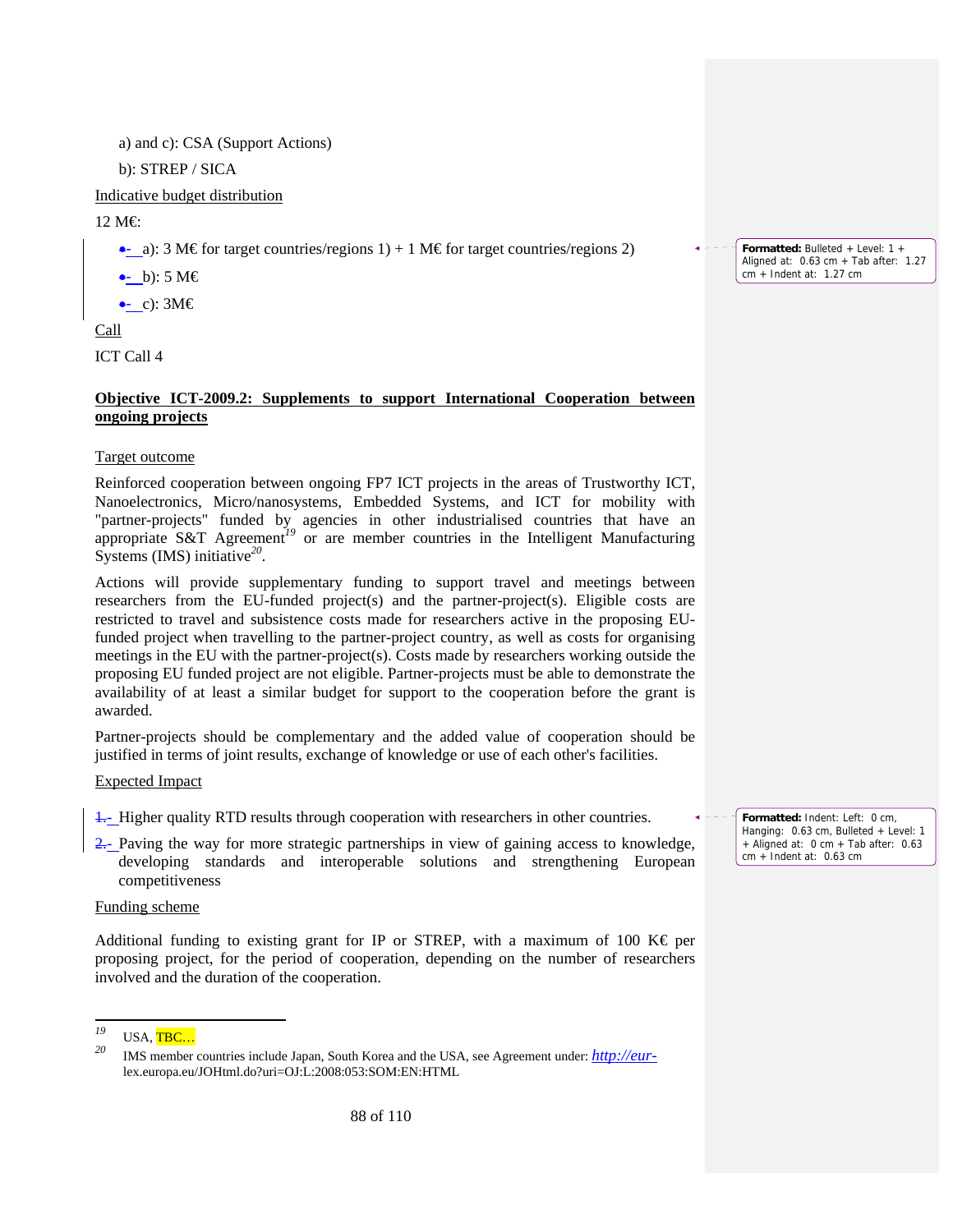a) and c): CSA (Support Actions)

b): STREP / SICA

Indicative budget distribution

12 M€:

- a): 3 M€ for target countries/regions 1) + 1 M€ for target countries/regions 2)
- b): 5 M€
- c): 3M€

Call

ICT Call 4

**Objective ICT-2009.2: Supplements to support International Cooperation between ongoing projects**

Target outcome

Reinforced cooperation between ongoing FP7 ICT projects in the areas of Trustworthy ICT, Nanoelectronics, Micro/nanosystems, Embedded Systems, and ICT for mobility with "partner-projects" funded by agencies in other industrialised countries that have an appropriate S&T Agreement[19] or are member countries in the Intelligent Manufacturing Systems (IMS) initiative[20].

Actions will provide supplementary funding to support travel and meetings between researchers from the EU-funded project(s) and the partner-project(s). Eligible costs are restricted to travel and subsistence costs made for researchers active in the proposing EU-funded project when travelling to the partner-project country, as well as costs for organising meetings in the EU with the partner-project(s). Costs made by researchers working outside the proposing EU funded project are not eligible. Partner-projects must be able to demonstrate the availability of at least a similar budget for support to the cooperation before the grant is awarded.

Partner-projects should be complementary and the added value of cooperation should be justified in terms of joint results, exchange of knowledge or use of each other's facilities.

Expected Impact

- Higher quality RTD results through cooperation with researchers in other countries.
- Paving the way for more strategic partnerships in view of gaining access to knowledge, developing standards and interoperable solutions and strengthening European competitiveness

Funding scheme

Additional funding to existing grant for IP or STREP, with a maximum of 100 K€ per proposing project, for the period of cooperation, depending on the number of researchers involved and the duration of the cooperation.

---

[19] USA, TBC…

[20] IMS member countries include Japan, South Korea and the USA, see Agreement under: http://eur-lex.europa.eu/JOHtml.do?uri=OJ:L:2008:053:SOM:EN:HTML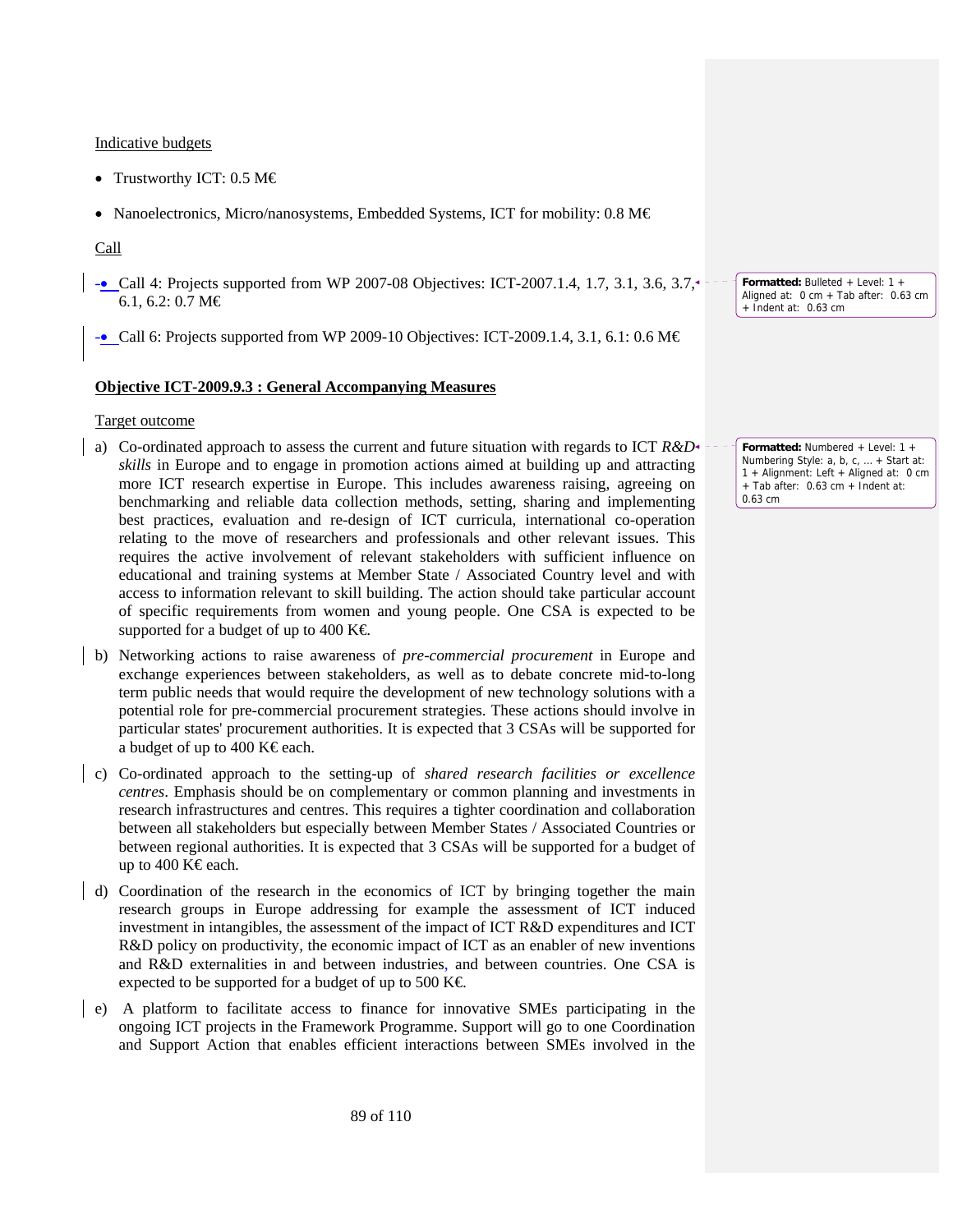Indicative budgets

- Trustworthy ICT: 0.5 M€
- Nanoelectronics, Micro/nanosystems, Embedded Systems, ICT for mobility: 0.8 M€

Call

- Call 4: Projects supported from WP 2007-08 Objectives: ICT-2007.1.4, 1.7, 3.1, 3.6, 3.7, 6.1, 6.2: 0.7 M€
- Call 6: Projects supported from WP 2009-10 Objectives: ICT-2009.1.4, 3.1, 6.1: 0.6 M€

**Objective ICT-2009.9.3 : General Accompanying Measures**

Target outcome

a) Co-ordinated approach to assess the current and future situation with regards to ICT *R&D skills* in Europe and to engage in promotion actions aimed at building up and attracting more ICT research expertise in Europe. This includes awareness raising, agreeing on benchmarking and reliable data collection methods, setting, sharing and implementing best practices, evaluation and re-design of ICT curricula, international co-operation relating to the move of researchers and professionals and other relevant issues. This requires the active involvement of relevant stakeholders with sufficient influence on educational and training systems at Member State / Associated Country level and with access to information relevant to skill building. The action should take particular account of specific requirements from women and young people. One CSA is expected to be supported for a budget of up to 400 K€.

b) Networking actions to raise awareness of *pre-commercial procurement* in Europe and exchange experiences between stakeholders, as well as to debate concrete mid-to-long term public needs that would require the development of new technology solutions with a potential role for pre-commercial procurement strategies. These actions should involve in particular states' procurement authorities. It is expected that 3 CSAs will be supported for a budget of up to 400 K€ each.

c) Co-ordinated approach to the setting-up of *shared research facilities or excellence centres*. Emphasis should be on complementary or common planning and investments in research infrastructures and centres. This requires a tighter coordination and collaboration between all stakeholders but especially between Member States / Associated Countries or between regional authorities. It is expected that 3 CSAs will be supported for a budget of up to 400 K€ each.

d) Coordination of the research in the economics of ICT by bringing together the main research groups in Europe addressing for example the assessment of ICT induced investment in intangibles, the assessment of the impact of ICT R&D expenditures and ICT R&D policy on productivity, the economic impact of ICT as an enabler of new inventions and R&D externalities in and between industries, and between countries. One CSA is expected to be supported for a budget of up to 500 K€.

e) A platform to facilitate access to finance for innovative SMEs participating in the ongoing ICT projects in the Framework Programme. Support will go to one Coordination and Support Action that enables efficient interactions between SMEs involved in the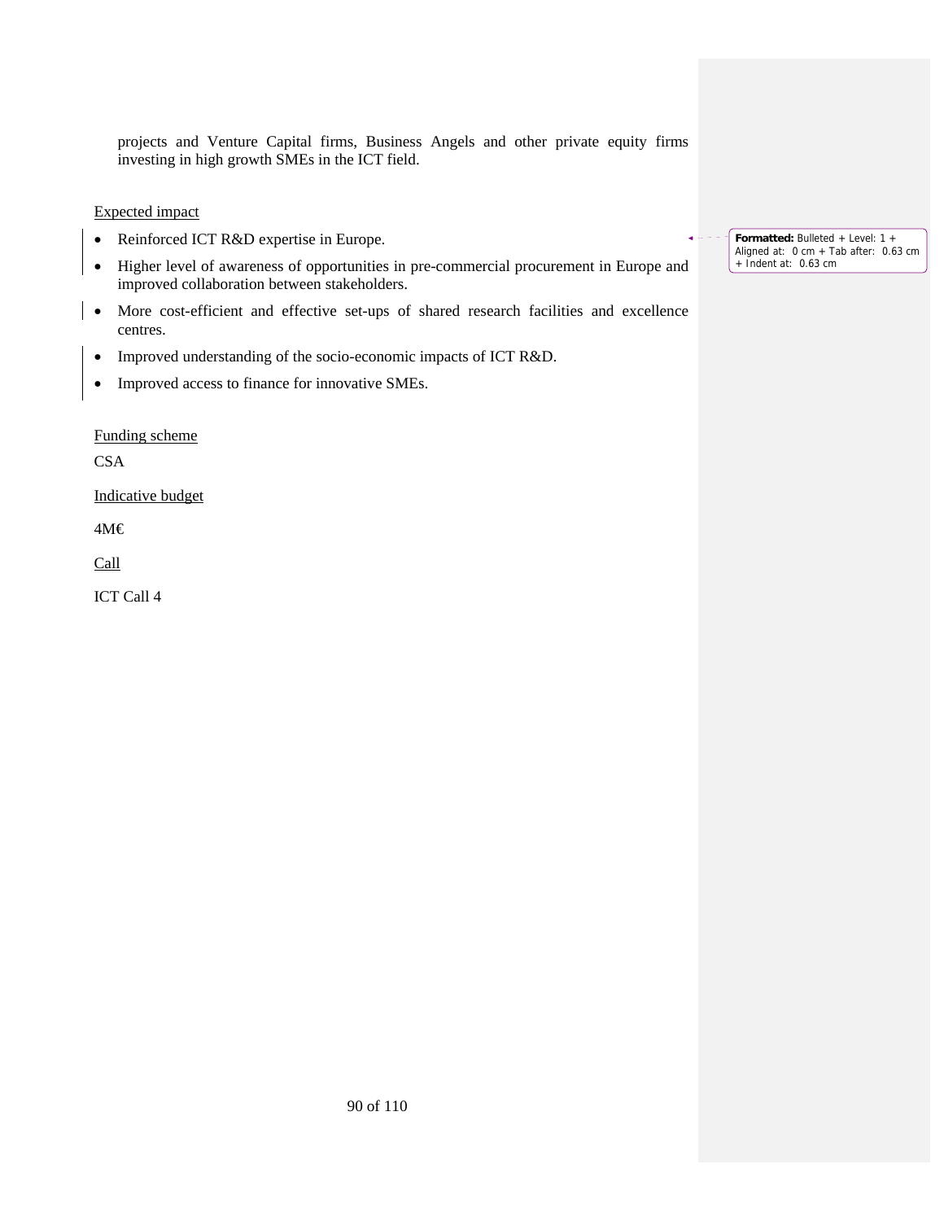projects and Venture Capital firms, Business Angels and other private equity firms investing in high growth SMEs in the ICT field.

Expected impact

- Reinforced ICT R&D expertise in Europe.
- Higher level of awareness of opportunities in pre-commercial procurement in Europe and improved collaboration between stakeholders.
- More cost-efficient and effective set-ups of shared research facilities and excellence centres.
- Improved understanding of the socio-economic impacts of ICT R&D.
- Improved access to finance for innovative SMEs.

Funding scheme

CSA

Indicative budget

4M€

Call

ICT Call 4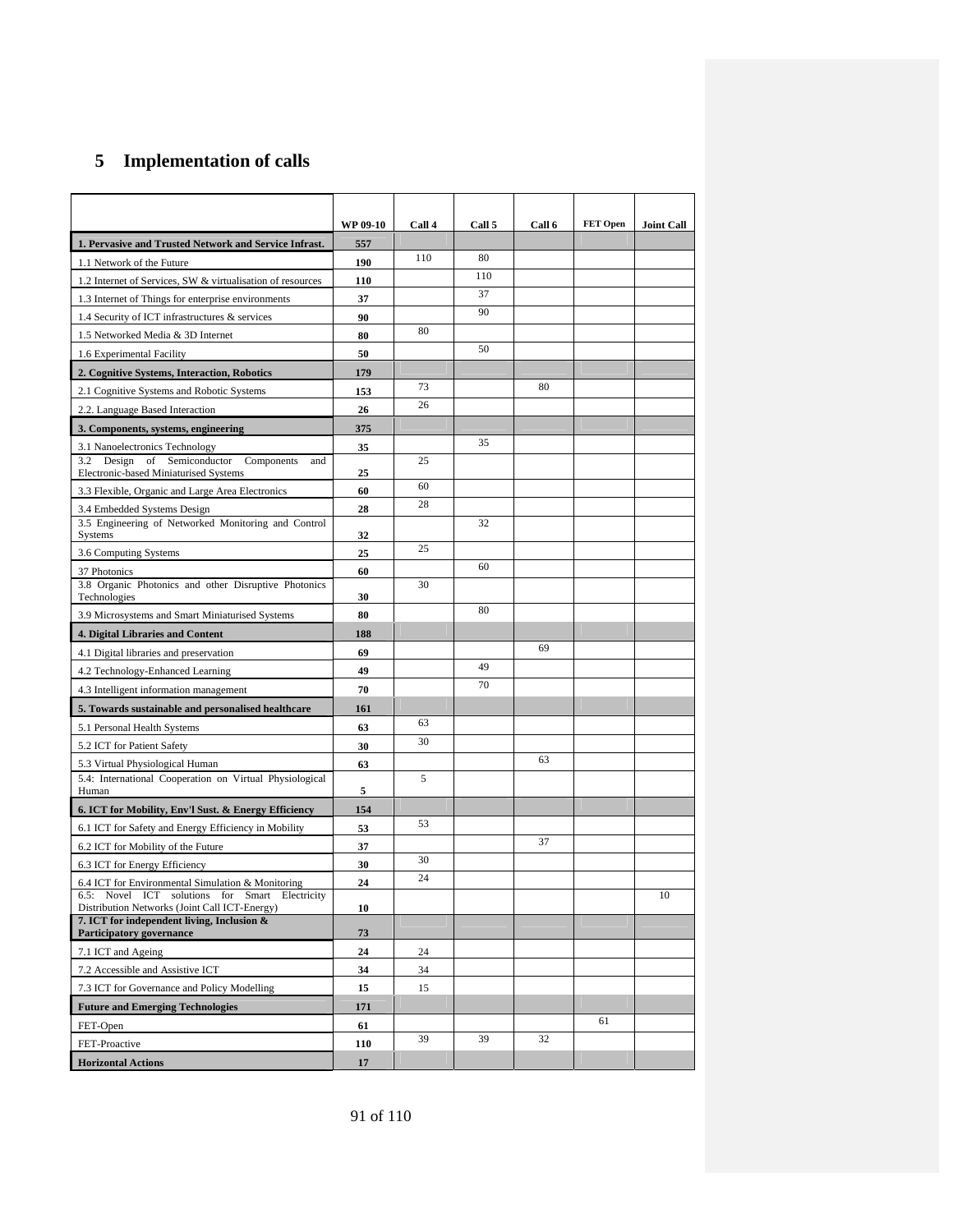# 5 Implementation of calls

| | WP 09-10 | Call 4 | Call 5 | Call 6 | FET Open | Joint Call |
|---|---|---|---|---|---|---|
| **1. Pervasive and Trusted Network and Service Infrast.** | **557** | | | | | |
| 1.1 Network of the Future | **190** | 110 | 80 | | | |
| 1.2 Internet of Services, SW & virtualisation of resources | **110** | | 110 | | | |
| 1.3 Internet of Things for enterprise environments | **37** | | 37 | | | |
| 1.4 Security of ICT infrastructures & services | **90** | | 90 | | | |
| 1.5 Networked Media & 3D Internet | **80** | 80 | | | | |
| 1.6 Experimental Facility | **50** | | 50 | | | |
| **2. Cognitive Systems, Interaction, Robotics** | **179** | | | | | |
| 2.1 Cognitive Systems and Robotic Systems | **153** | 73 | | 80 | | |
| 2.2. Language Based Interaction | **26** | 26 | | | | |
| **3. Components, systems, engineering** | **375** | | | | | |
| 3.1 Nanoelectronics Technology | **35** | | 35 | | | |
| 3.2 Design of Semiconductor Components and Electronic-based Miniaturised Systems | **25** | 25 | | | | |
| 3.3 Flexible, Organic and Large Area Electronics | **60** | 60 | | | | |
| 3.4 Embedded Systems Design | **28** | 28 | | | | |
| 3.5 Engineering of Networked Monitoring and Control Systems | **32** | | 32 | | | |
| 3.6 Computing Systems | **25** | 25 | | | | |
| 37 Photonics | **60** | | 60 | | | |
| 3.8 Organic Photonics and other Disruptive Photonics Technologies | **30** | 30 | | | | |
| 3.9 Microsystems and Smart Miniaturised Systems | **80** | | 80 | | | |
| **4. Digital Libraries and Content** | **188** | | | | | |
| 4.1 Digital libraries and preservation | **69** | | | 69 | | |
| 4.2 Technology-Enhanced Learning | **49** | | 49 | | | |
| 4.3 Intelligent information management | **70** | | 70 | | | |
| **5. Towards sustainable and personalised healthcare** | **161** | | | | | |
| 5.1 Personal Health Systems | **63** | 63 | | | | |
| 5.2 ICT for Patient Safety | **30** | 30 | | | | |
| 5.3 Virtual Physiological Human | **63** | | | 63 | | |
| 5.4: International Cooperation on Virtual Physiological Human | **5** | 5 | | | | |
| **6. ICT for Mobility, Env'l Sust. & Energy Efficiency** | **154** | | | | | |
| 6.1 ICT for Safety and Energy Efficiency in Mobility | **53** | 53 | | | | |
| 6.2 ICT for Mobility of the Future | **37** | | | 37 | | |
| 6.3 ICT for Energy Efficiency | **30** | 30 | | | | |
| 6.4 ICT for Environmental Simulation & Monitoring | **24** | 24 | | | | |
| 6.5: Novel ICT solutions for Smart Electricity Distribution Networks (Joint Call ICT-Energy) | **10** | | | | | 10 |
| **7. ICT for independent living, Inclusion & Participatory governance** | **73** | | | | | |
| 7.1 ICT and Ageing | **24** | 24 | | | | |
| 7.2 Accessible and Assistive ICT | **34** | 34 | | | | |
| 7.3 ICT for Governance and Policy Modelling | **15** | 15 | | | | |
| **Future and Emerging Technologies** | **171** | | | | | |
| FET-Open | **61** | | | | 61 | |
| FET-Proactive | **110** | 39 | 39 | 32 | | |
| **Horizontal Actions** | **17** | | | | | |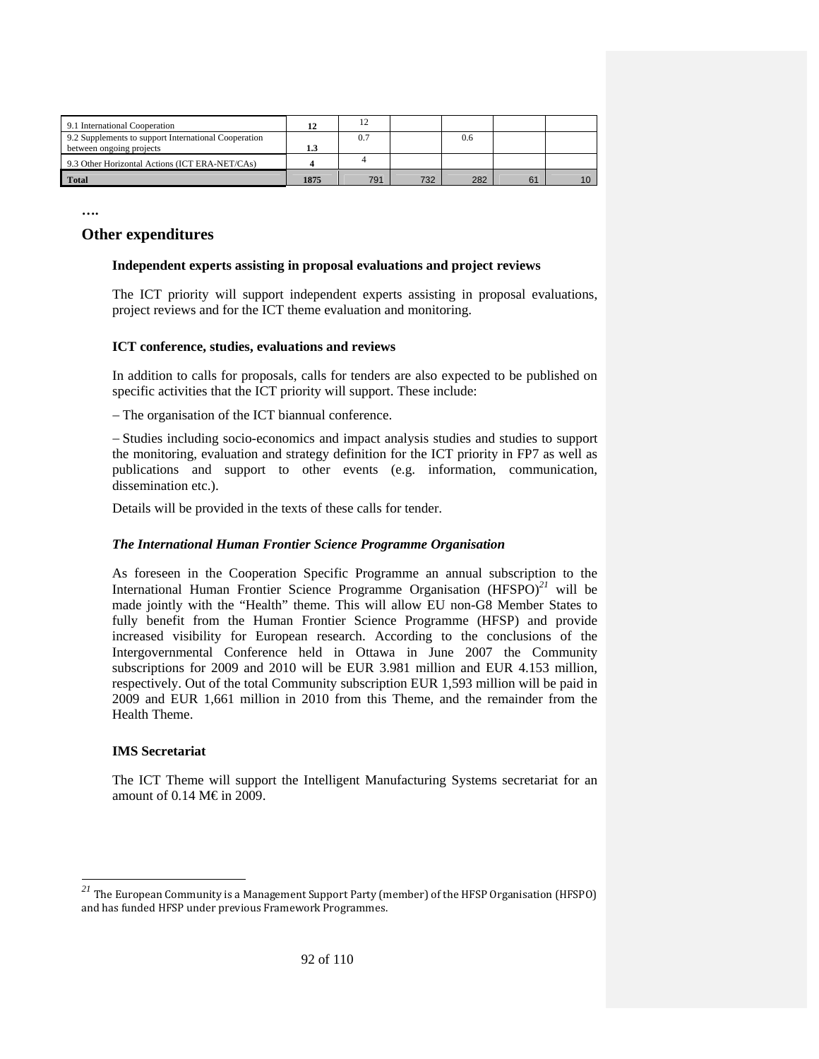| 9.1 International Cooperation | 12 | 12 | | | | |
|---|---|---|---|---|---|---|
| 9.2 Supplements to support International Cooperation between ongoing projects | 1.3 | 0.7 | | 0.6 | | |
| 9.3 Other Horizontal Actions (ICT ERA-NET/CAs) | 4 | 4 | | | | |
| **Total** | **1875** | 791 | 732 | 282 | 61 | 10 |

….

## Other expenditures

### Independent experts assisting in proposal evaluations and project reviews

The ICT priority will support independent experts assisting in proposal evaluations, project reviews and for the ICT theme evaluation and monitoring.

### ICT conference, studies, evaluations and reviews

In addition to calls for proposals, calls for tenders are also expected to be published on specific activities that the ICT priority will support. These include:

– The organisation of the ICT biannual conference.

– Studies including socio-economics and impact analysis studies and studies to support the monitoring, evaluation and strategy definition for the ICT priority in FP7 as well as publications and support to other events (e.g. information, communication, dissemination etc.).

Details will be provided in the texts of these calls for tender.

### *The International Human Frontier Science Programme Organisation*

As foreseen in the Cooperation Specific Programme an annual subscription to the International Human Frontier Science Programme Organisation (HFSPO)[21] will be made jointly with the "Health" theme. This will allow EU non-G8 Member States to fully benefit from the Human Frontier Science Programme (HFSP) and provide increased visibility for European research. According to the conclusions of the Intergovernmental Conference held in Ottawa in June 2007 the Community subscriptions for 2009 and 2010 will be EUR 3.981 million and EUR 4.153 million, respectively. Out of the total Community subscription EUR 1,593 million will be paid in 2009 and EUR 1,661 million in 2010 from this Theme, and the remainder from the Health Theme.

### IMS Secretariat

The ICT Theme will support the Intelligent Manufacturing Systems secretariat for an amount of 0.14 M€ in 2009.

[21] The European Community is a Management Support Party (member) of the HFSP Organisation (HFSPO) and has funded HFSP under previous Framework Programmes.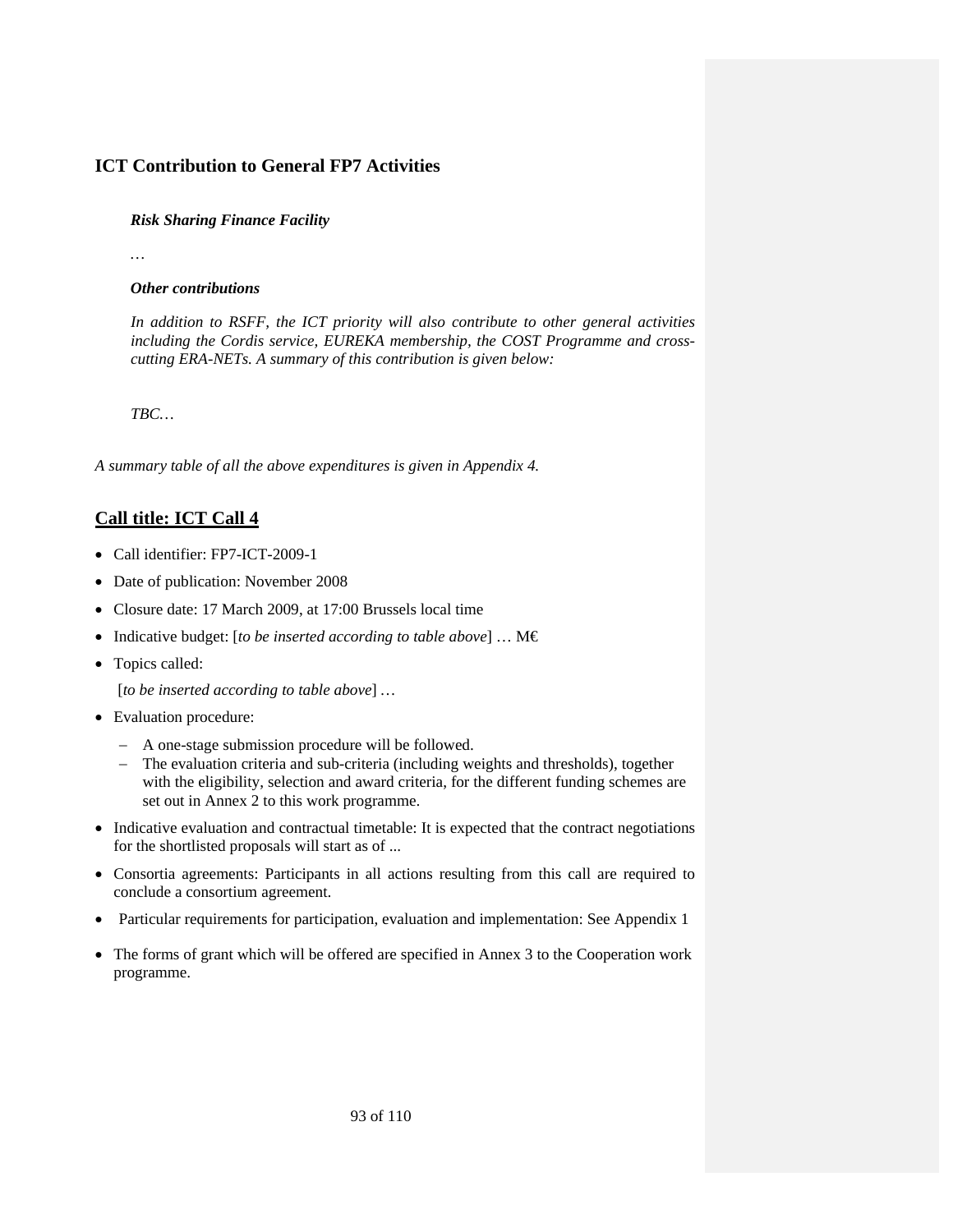## ICT Contribution to General FP7 Activities

***Risk Sharing Finance Facility***

…

***Other contributions***

*In addition to RSFF, the ICT priority will also contribute to other general activities including the Cordis service, EUREKA membership, the COST Programme and cross-cutting ERA-NETs. A summary of this contribution is given below:*

*TBC…*

*A summary table of all the above expenditures is given in Appendix 4.*

## Call title: ICT Call 4

- Call identifier: FP7-ICT-2009-1
- Date of publication: November 2008
- Closure date: 17 March 2009, at 17:00 Brussels local time
- Indicative budget: [*to be inserted according to table above*] … M€
- Topics called:

  [*to be inserted according to table above*] …
- Evaluation procedure:
  - A one-stage submission procedure will be followed.
  - The evaluation criteria and sub-criteria (including weights and thresholds), together with the eligibility, selection and award criteria, for the different funding schemes are set out in Annex 2 to this work programme.
- Indicative evaluation and contractual timetable: It is expected that the contract negotiations for the shortlisted proposals will start as of ...
- Consortia agreements: Participants in all actions resulting from this call are required to conclude a consortium agreement.
- Particular requirements for participation, evaluation and implementation: See Appendix 1
- The forms of grant which will be offered are specified in Annex 3 to the Cooperation work programme.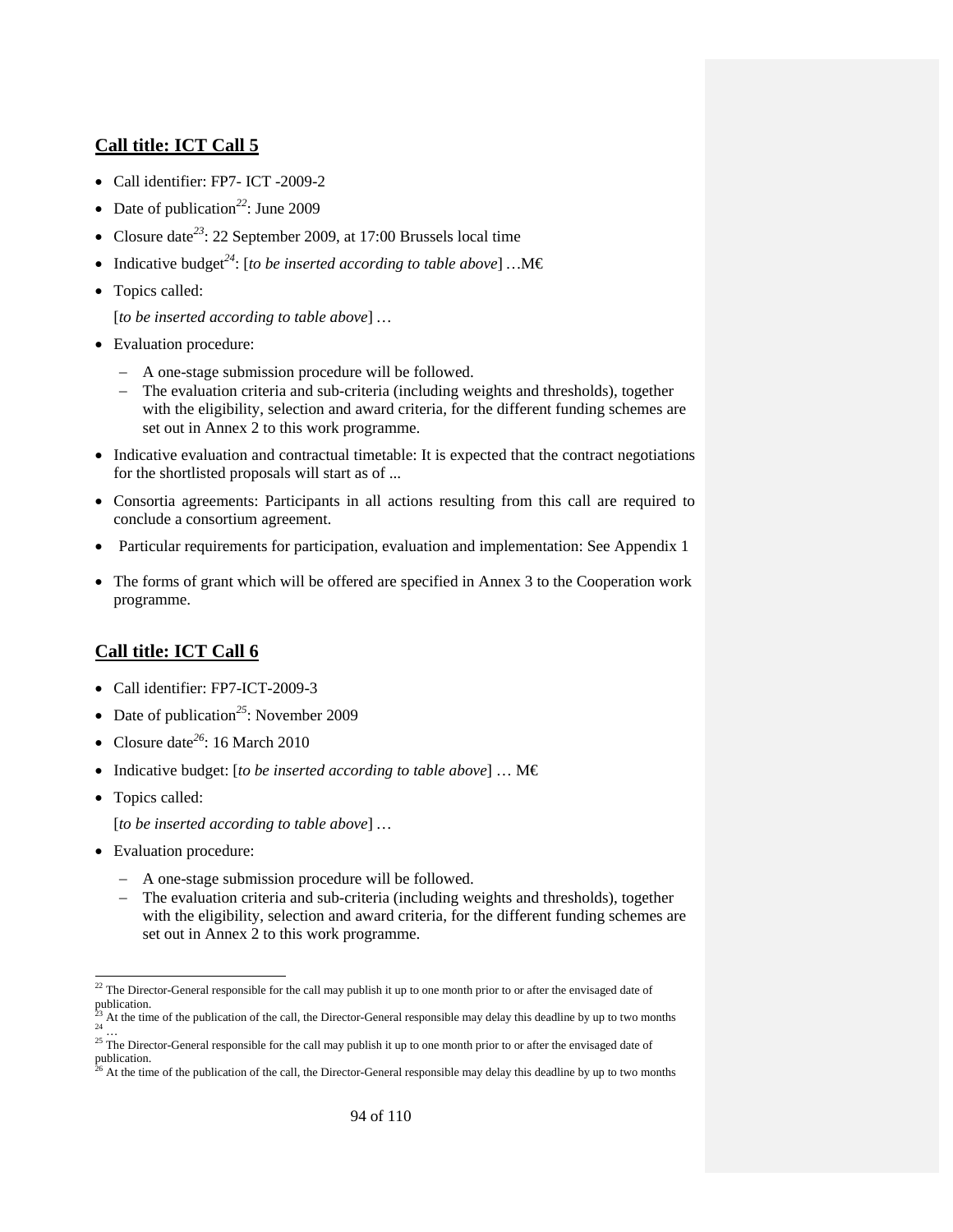## Call title: ICT Call 5

- Call identifier: FP7- ICT -2009-2
- Date of publication[22]: June 2009
- Closure date[23]: 22 September 2009, at 17:00 Brussels local time
- Indicative budget[24]: [*to be inserted according to table above*] …M€
- Topics called:

  [*to be inserted according to table above*] …
- Evaluation procedure:
  - A one-stage submission procedure will be followed.
  - The evaluation criteria and sub-criteria (including weights and thresholds), together with the eligibility, selection and award criteria, for the different funding schemes are set out in Annex 2 to this work programme.
- Indicative evaluation and contractual timetable: It is expected that the contract negotiations for the shortlisted proposals will start as of ...
- Consortia agreements: Participants in all actions resulting from this call are required to conclude a consortium agreement.
- Particular requirements for participation, evaluation and implementation: See Appendix 1
- The forms of grant which will be offered are specified in Annex 3 to the Cooperation work programme.

## Call title: ICT Call 6

- Call identifier: FP7-ICT-2009-3
- Date of publication[25]: November 2009
- Closure date[26]: 16 March 2010
- Indicative budget: [*to be inserted according to table above*] … M€
- Topics called:

  [*to be inserted according to table above*] …
- Evaluation procedure:
  - A one-stage submission procedure will be followed.
  - The evaluation criteria and sub-criteria (including weights and thresholds), together with the eligibility, selection and award criteria, for the different funding schemes are set out in Annex 2 to this work programme.

---

[22] The Director-General responsible for the call may publish it up to one month prior to or after the envisaged date of publication.

[23] At the time of the publication of the call, the Director-General responsible may delay this deadline by up to two months

[24] …

[25] The Director-General responsible for the call may publish it up to one month prior to or after the envisaged date of publication.

[26] At the time of the publication of the call, the Director-General responsible may delay this deadline by up to two months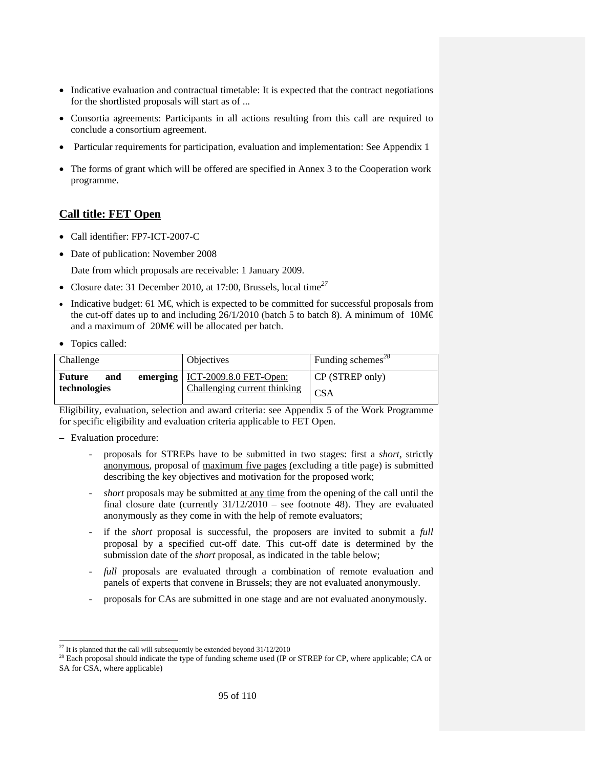- Indicative evaluation and contractual timetable: It is expected that the contract negotiations for the shortlisted proposals will start as of ...
- Consortia agreements: Participants in all actions resulting from this call are required to conclude a consortium agreement.
- Particular requirements for participation, evaluation and implementation: See Appendix 1
- The forms of grant which will be offered are specified in Annex 3 to the Cooperation work programme.

## Call title: FET Open

- Call identifier: FP7-ICT-2007-C
- Date of publication: November 2008

  Date from which proposals are receivable: 1 January 2009.
- Closure date: 31 December 2010, at 17:00, Brussels, local time[27]
- Indicative budget: 61 M€, which is expected to be committed for successful proposals from the cut-off dates up to and including 26/1/2010 (batch 5 to batch 8). A minimum of 10M€ and a maximum of 20M€ will be allocated per batch.
- Topics called:

| Challenge | Objectives | Funding schemes[28] |
|---|---|---|
| **Future and emerging technologies** | ICT-2009.8.0 FET-Open: Challenging current thinking | CP (STREP only)<br>CSA |

Eligibility, evaluation, selection and award criteria: see Appendix 5 of the Work Programme for specific eligibility and evaluation criteria applicable to FET Open.

– Evaluation procedure:

  - proposals for STREPs have to be submitted in two stages: first a *short*, strictly anonymous, proposal of maximum five pages (excluding a title page) is submitted describing the key objectives and motivation for the proposed work;
  - *short* proposals may be submitted at any time from the opening of the call until the final closure date (currently 31/12/2010 – see footnote 48). They are evaluated anonymously as they come in with the help of remote evaluators;
  - if the *short* proposal is successful, the proposers are invited to submit a *full* proposal by a specified cut-off date. This cut-off date is determined by the submission date of the *short* proposal, as indicated in the table below;
  - *full* proposals are evaluated through a combination of remote evaluation and panels of experts that convene in Brussels; they are not evaluated anonymously.
  - proposals for CAs are submitted in one stage and are not evaluated anonymously.

[27] It is planned that the call will subsequently be extended beyond 31/12/2010

[28] Each proposal should indicate the type of funding scheme used (IP or STREP for CP, where applicable; CA or SA for CSA, where applicable)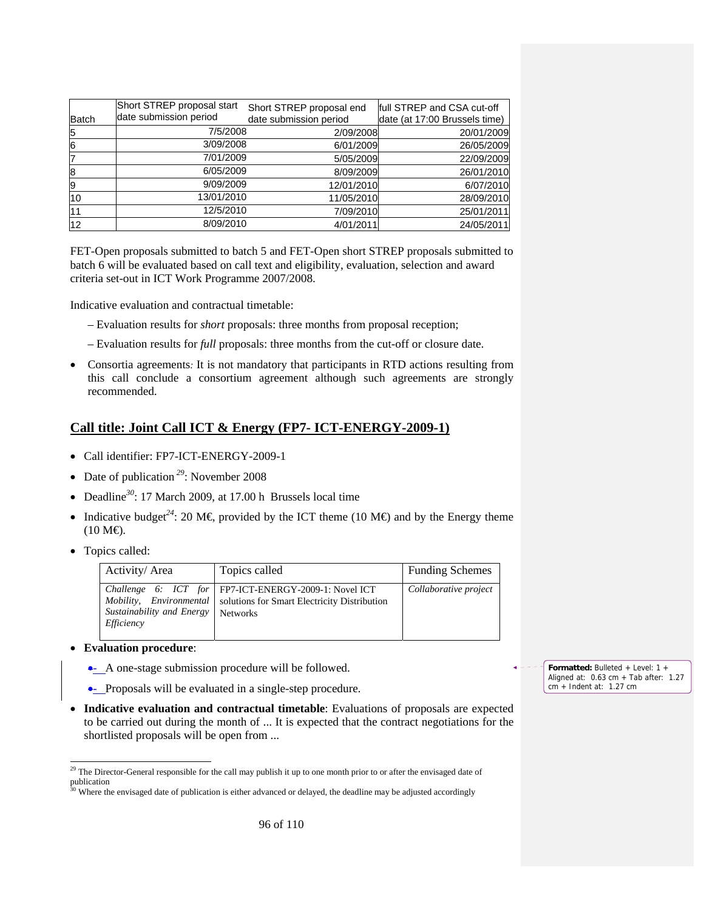| Batch | Short STREP proposal start date submission period | Short STREP proposal end date submission period | full STREP and CSA cut-off date (at 17:00 Brussels time) |
|---|---|---|---|
| 5 | 7/5/2008 | 2/09/2008 | 20/01/2009 |
| 6 | 3/09/2008 | 6/01/2009 | 26/05/2009 |
| 7 | 7/01/2009 | 5/05/2009 | 22/09/2009 |
| 8 | 6/05/2009 | 8/09/2009 | 26/01/2010 |
| 9 | 9/09/2009 | 12/01/2010 | 6/07/2010 |
| 10 | 13/01/2010 | 11/05/2010 | 28/09/2010 |
| 11 | 12/5/2010 | 7/09/2010 | 25/01/2011 |
| 12 | 8/09/2010 | 4/01/2011 | 24/05/2011 |

FET-Open proposals submitted to batch 5 and FET-Open short STREP proposals submitted to batch 6 will be evaluated based on call text and eligibility, evaluation, selection and award criteria set-out in ICT Work Programme 2007/2008.

Indicative evaluation and contractual timetable:

– Evaluation results for *short* proposals: three months from proposal reception;

– Evaluation results for *full* proposals: three months from the cut-off or closure date.

- Consortia agreements: It is not mandatory that participants in RTD actions resulting from this call conclude a consortium agreement although such agreements are strongly recommended.

## Call title: Joint Call ICT & Energy (FP7- ICT-ENERGY-2009-1)

- Call identifier: FP7-ICT-ENERGY-2009-1
- Date of publication [29]: November 2008
- Deadline[30]: 17 March 2009, at 17.00 h Brussels local time
- Indicative budget[24]: 20 M€, provided by the ICT theme (10 M€) and by the Energy theme (10 M€).
- Topics called:

| Activity/ Area | Topics called | Funding Schemes |
|---|---|---|
| *Challenge 6: ICT for Mobility, Environmental Sustainability and Energy Efficiency* | FP7-ICT-ENERGY-2009-1: Novel ICT solutions for Smart Electricity Distribution Networks | *Collaborative project* |

- **Evaluation procedure**:
  - A one-stage submission procedure will be followed.
  - Proposals will be evaluated in a single-step procedure.
- **Indicative evaluation and contractual timetable**: Evaluations of proposals are expected to be carried out during the month of ... It is expected that the contract negotiations for the shortlisted proposals will be open from ...

[29] The Director-General responsible for the call may publish it up to one month prior to or after the envisaged date of publication

[30] Where the envisaged date of publication is either advanced or delayed, the deadline may be adjusted accordingly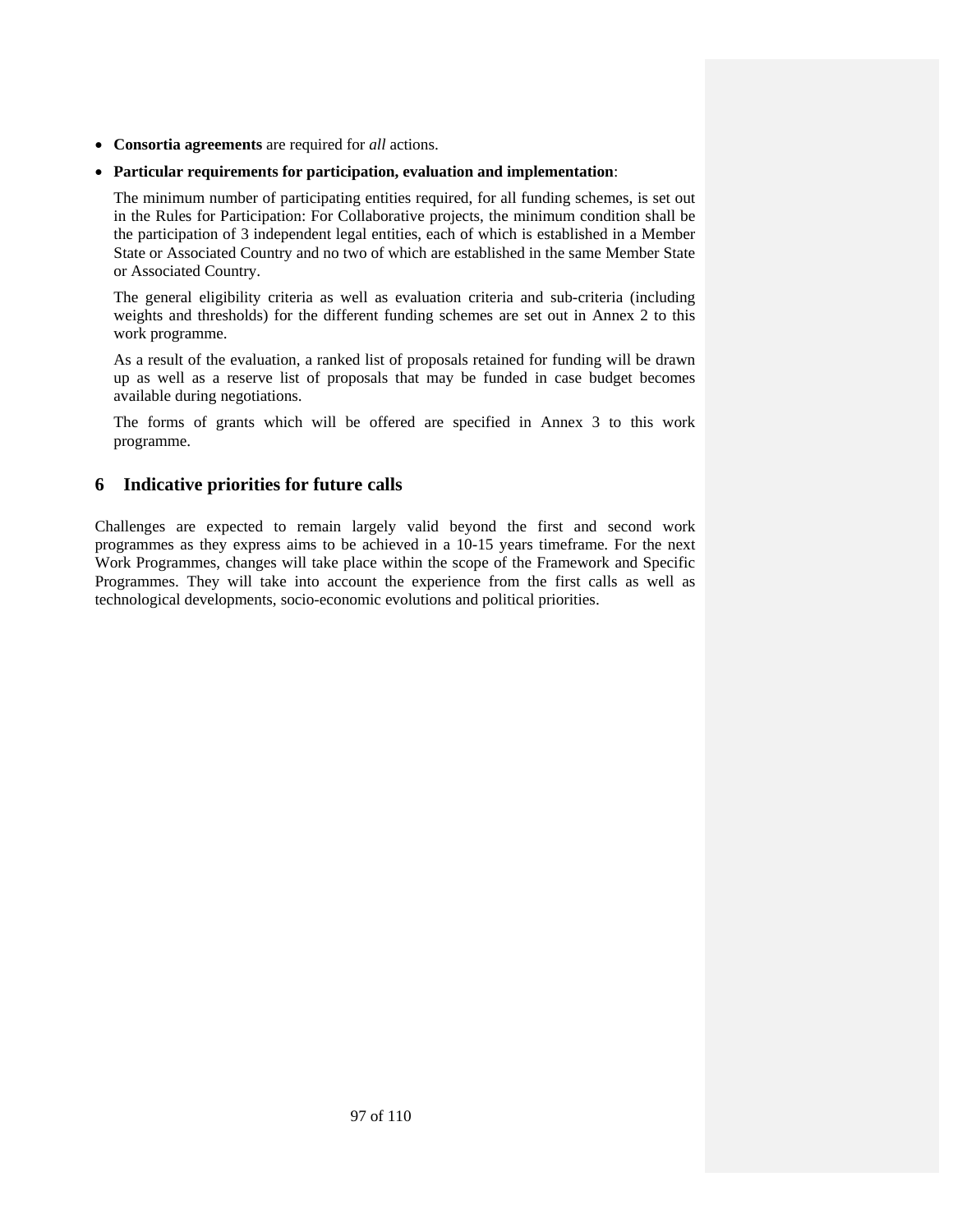- **Consortia agreements** are required for *all* actions.
- **Particular requirements for participation, evaluation and implementation**:

  The minimum number of participating entities required, for all funding schemes, is set out in the Rules for Participation: For Collaborative projects, the minimum condition shall be the participation of 3 independent legal entities, each of which is established in a Member State or Associated Country and no two of which are established in the same Member State or Associated Country.

  The general eligibility criteria as well as evaluation criteria and sub-criteria (including weights and thresholds) for the different funding schemes are set out in Annex 2 to this work programme.

  As a result of the evaluation, a ranked list of proposals retained for funding will be drawn up as well as a reserve list of proposals that may be funded in case budget becomes available during negotiations.

  The forms of grants which will be offered are specified in Annex 3 to this work programme.

## 6 Indicative priorities for future calls

Challenges are expected to remain largely valid beyond the first and second work programmes as they express aims to be achieved in a 10-15 years timeframe. For the next Work Programmes, changes will take place within the scope of the Framework and Specific Programmes. They will take into account the experience from the first calls as well as technological developments, socio-economic evolutions and political priorities.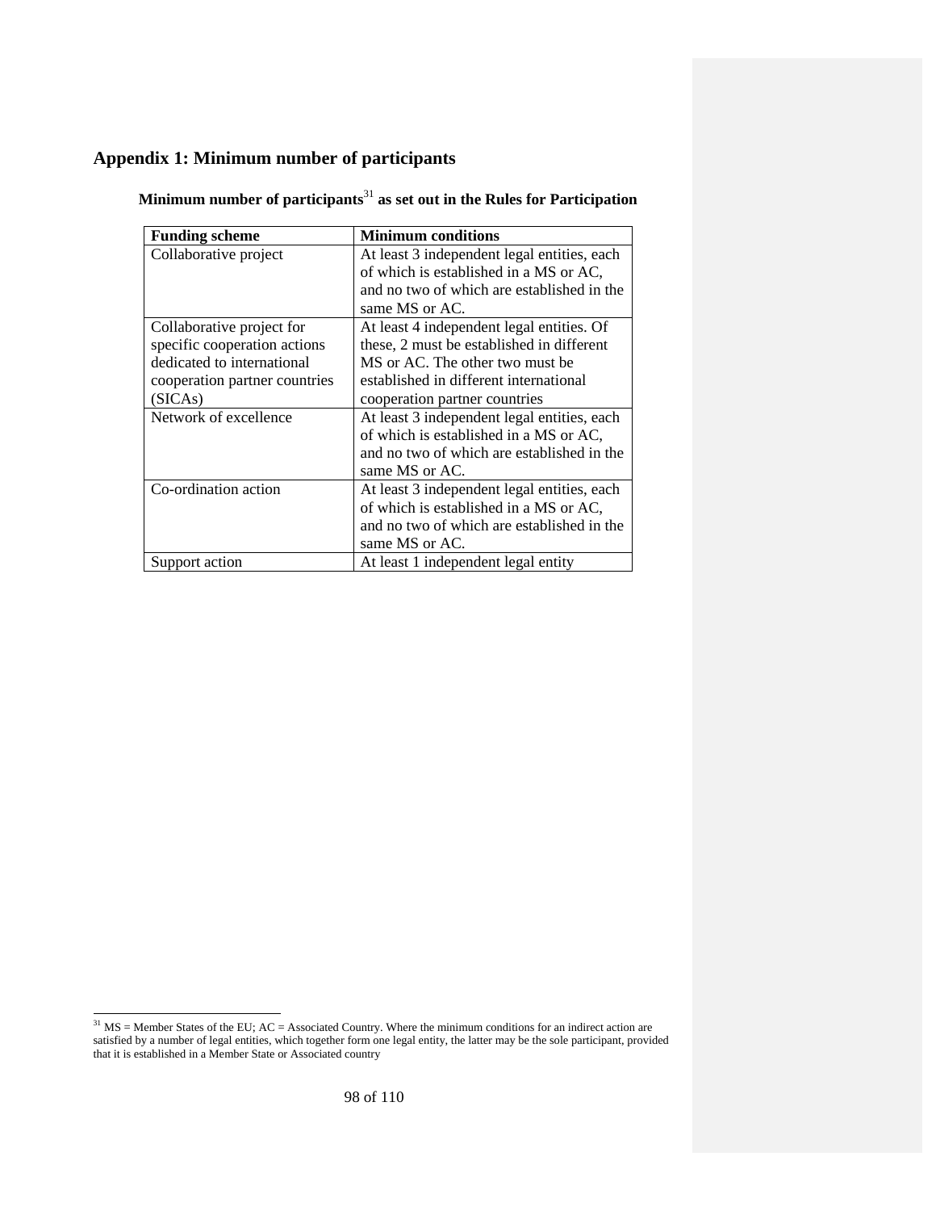## Appendix 1: Minimum number of participants

**Minimum number of participants[31] as set out in the Rules for Participation**

| Funding scheme | Minimum conditions |
| --- | --- |
| Collaborative project | At least 3 independent legal entities, each of which is established in a MS or AC, and no two of which are established in the same MS or AC. |
| Collaborative project for specific cooperation actions dedicated to international cooperation partner countries (SICAs) | At least 4 independent legal entities. Of these, 2 must be established in different MS or AC. The other two must be established in different international cooperation partner countries |
| Network of excellence | At least 3 independent legal entities, each of which is established in a MS or AC, and no two of which are established in the same MS or AC. |
| Co-ordination action | At least 3 independent legal entities, each of which is established in a MS or AC, and no two of which are established in the same MS or AC. |
| Support action | At least 1 independent legal entity |

[31] MS = Member States of the EU; AC = Associated Country. Where the minimum conditions for an indirect action are satisfied by a number of legal entities, which together form one legal entity, the latter may be the sole participant, provided that it is established in a Member State or Associated country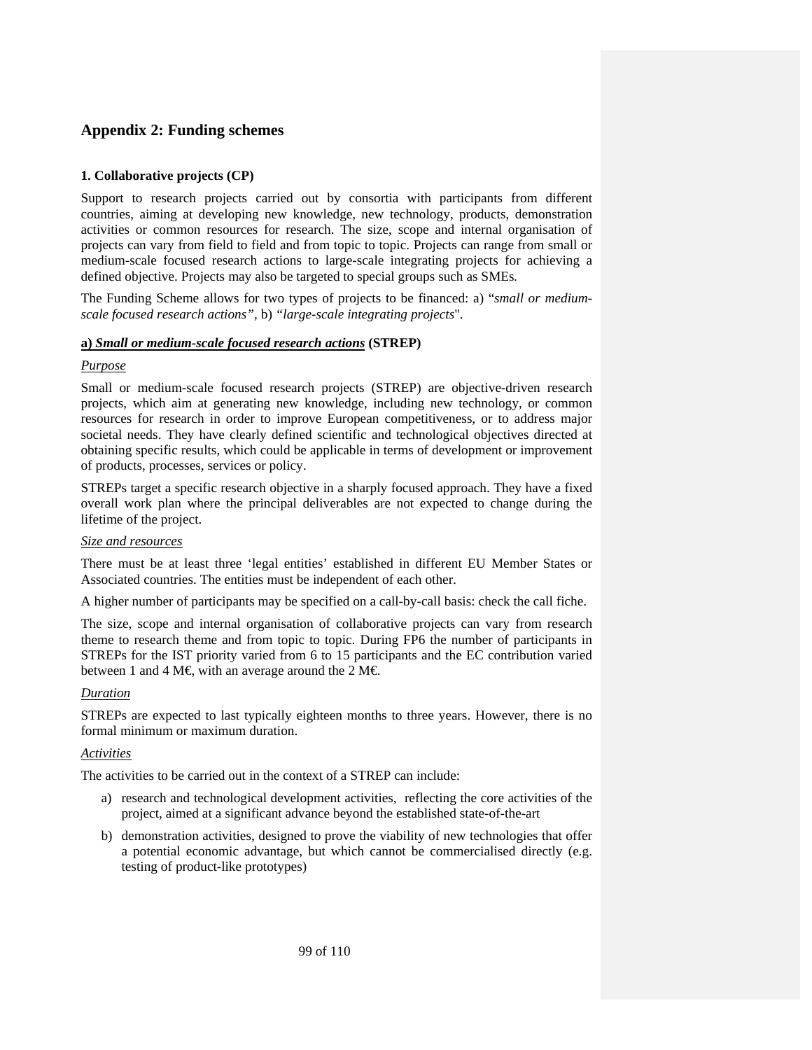## Appendix 2: Funding schemes

### 1. Collaborative projects (CP)

Support to research projects carried out by consortia with participants from different countries, aiming at developing new knowledge, new technology, products, demonstration activities or common resources for research. The size, scope and internal organisation of projects can vary from field to field and from topic to topic. Projects can range from small or medium-scale focused research actions to large-scale integrating projects for achieving a defined objective. Projects may also be targeted to special groups such as SMEs.

The Funding Scheme allows for two types of projects to be financed: a) "*small or medium-scale focused research actions"*, b) *"large-scale integrating projects*".

**a) *Small or medium-scale focused research actions* (STREP)**

*Purpose*

Small or medium-scale focused research projects (STREP) are objective-driven research projects, which aim at generating new knowledge, including new technology, or common resources for research in order to improve European competitiveness, or to address major societal needs. They have clearly defined scientific and technological objectives directed at obtaining specific results, which could be applicable in terms of development or improvement of products, processes, services or policy.

STREPs target a specific research objective in a sharply focused approach. They have a fixed overall work plan where the principal deliverables are not expected to change during the lifetime of the project.

*Size and resources*

There must be at least three 'legal entities' established in different EU Member States or Associated countries. The entities must be independent of each other.

A higher number of participants may be specified on a call-by-call basis: check the call fiche.

The size, scope and internal organisation of collaborative projects can vary from research theme to research theme and from topic to topic. During FP6 the number of participants in STREPs for the IST priority varied from 6 to 15 participants and the EC contribution varied between 1 and 4 M€, with an average around the 2 M€.

*Duration*

STREPs are expected to last typically eighteen months to three years. However, there is no formal minimum or maximum duration.

*Activities*

The activities to be carried out in the context of a STREP can include:

a) research and technological development activities, reflecting the core activities of the project, aimed at a significant advance beyond the established state-of-the-art
b) demonstration activities, designed to prove the viability of new technologies that offer a potential economic advantage, but which cannot be commercialised directly (e.g. testing of product-like prototypes)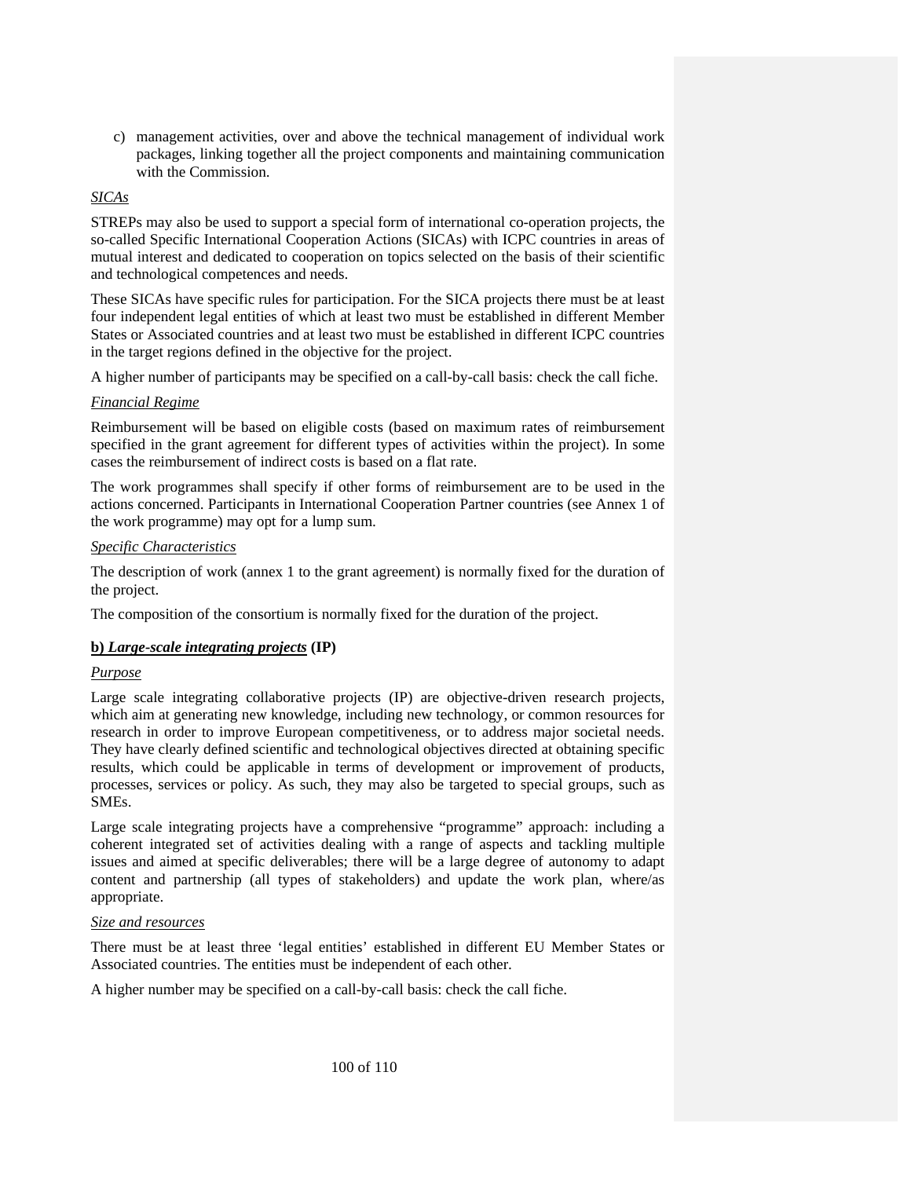c) management activities, over and above the technical management of individual work packages, linking together all the project components and maintaining communication with the Commission.

*SICAs*

STREPs may also be used to support a special form of international co-operation projects, the so-called Specific International Cooperation Actions (SICAs) with ICPC countries in areas of mutual interest and dedicated to cooperation on topics selected on the basis of their scientific and technological competences and needs.

These SICAs have specific rules for participation. For the SICA projects there must be at least four independent legal entities of which at least two must be established in different Member States or Associated countries and at least two must be established in different ICPC countries in the target regions defined in the objective for the project.

A higher number of participants may be specified on a call-by-call basis: check the call fiche.

*Financial Regime*

Reimbursement will be based on eligible costs (based on maximum rates of reimbursement specified in the grant agreement for different types of activities within the project). In some cases the reimbursement of indirect costs is based on a flat rate.

The work programmes shall specify if other forms of reimbursement are to be used in the actions concerned. Participants in International Cooperation Partner countries (see Annex 1 of the work programme) may opt for a lump sum.

*Specific Characteristics*

The description of work (annex 1 to the grant agreement) is normally fixed for the duration of the project.

The composition of the consortium is normally fixed for the duration of the project.

### b) *Large-scale integrating projects* (IP)

*Purpose*

Large scale integrating collaborative projects (IP) are objective-driven research projects, which aim at generating new knowledge, including new technology, or common resources for research in order to improve European competitiveness, or to address major societal needs. They have clearly defined scientific and technological objectives directed at obtaining specific results, which could be applicable in terms of development or improvement of products, processes, services or policy. As such, they may also be targeted to special groups, such as SMEs.

Large scale integrating projects have a comprehensive "programme" approach: including a coherent integrated set of activities dealing with a range of aspects and tackling multiple issues and aimed at specific deliverables; there will be a large degree of autonomy to adapt content and partnership (all types of stakeholders) and update the work plan, where/as appropriate.

*Size and resources*

There must be at least three 'legal entities' established in different EU Member States or Associated countries. The entities must be independent of each other.

A higher number may be specified on a call-by-call basis: check the call fiche.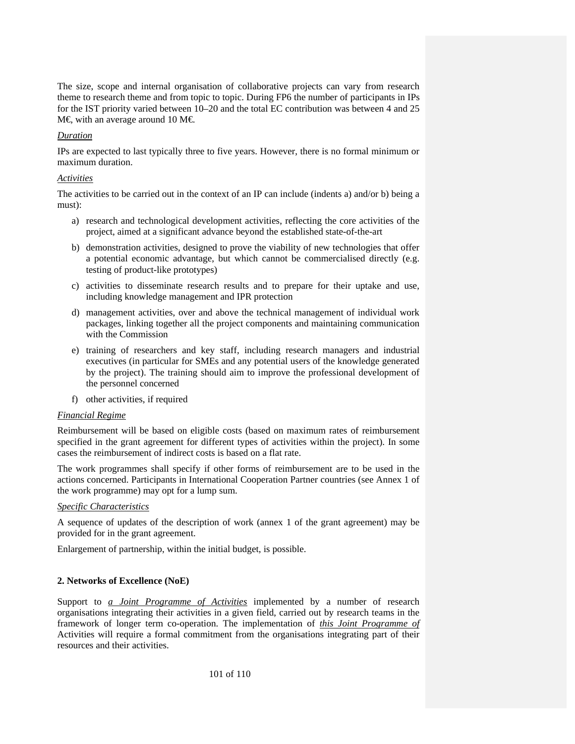The size, scope and internal organisation of collaborative projects can vary from research theme to research theme and from topic to topic. During FP6 the number of participants in IPs for the IST priority varied between 10–20 and the total EC contribution was between 4 and 25 M€, with an average around 10 M€.

<u>*Duration*</u>

IPs are expected to last typically three to five years. However, there is no formal minimum or maximum duration.

<u>*Activities*</u>

The activities to be carried out in the context of an IP can include (indents a) and/or b) being a must):

a) research and technological development activities, reflecting the core activities of the project, aimed at a significant advance beyond the established state-of-the-art
b) demonstration activities, designed to prove the viability of new technologies that offer a potential economic advantage, but which cannot be commercialised directly (e.g. testing of product-like prototypes)
c) activities to disseminate research results and to prepare for their uptake and use, including knowledge management and IPR protection
d) management activities, over and above the technical management of individual work packages, linking together all the project components and maintaining communication with the Commission
e) training of researchers and key staff, including research managers and industrial executives (in particular for SMEs and any potential users of the knowledge generated by the project). The training should aim to improve the professional development of the personnel concerned
f) other activities, if required

<u>*Financial Regime*</u>

Reimbursement will be based on eligible costs (based on maximum rates of reimbursement specified in the grant agreement for different types of activities within the project). In some cases the reimbursement of indirect costs is based on a flat rate.

The work programmes shall specify if other forms of reimbursement are to be used in the actions concerned. Participants in International Cooperation Partner countries (see Annex 1 of the work programme) may opt for a lump sum.

<u>*Specific Characteristics*</u>

A sequence of updates of the description of work (annex 1 of the grant agreement) may be provided for in the grant agreement.

Enlargement of partnership, within the initial budget, is possible.

**2. Networks of Excellence (NoE)**

Support to <u>*a Joint Programme of Activities*</u> implemented by a number of research organisations integrating their activities in a given field, carried out by research teams in the framework of longer term co-operation. The implementation of <u>*this Joint Programme of*</u> Activities will require a formal commitment from the organisations integrating part of their resources and their activities.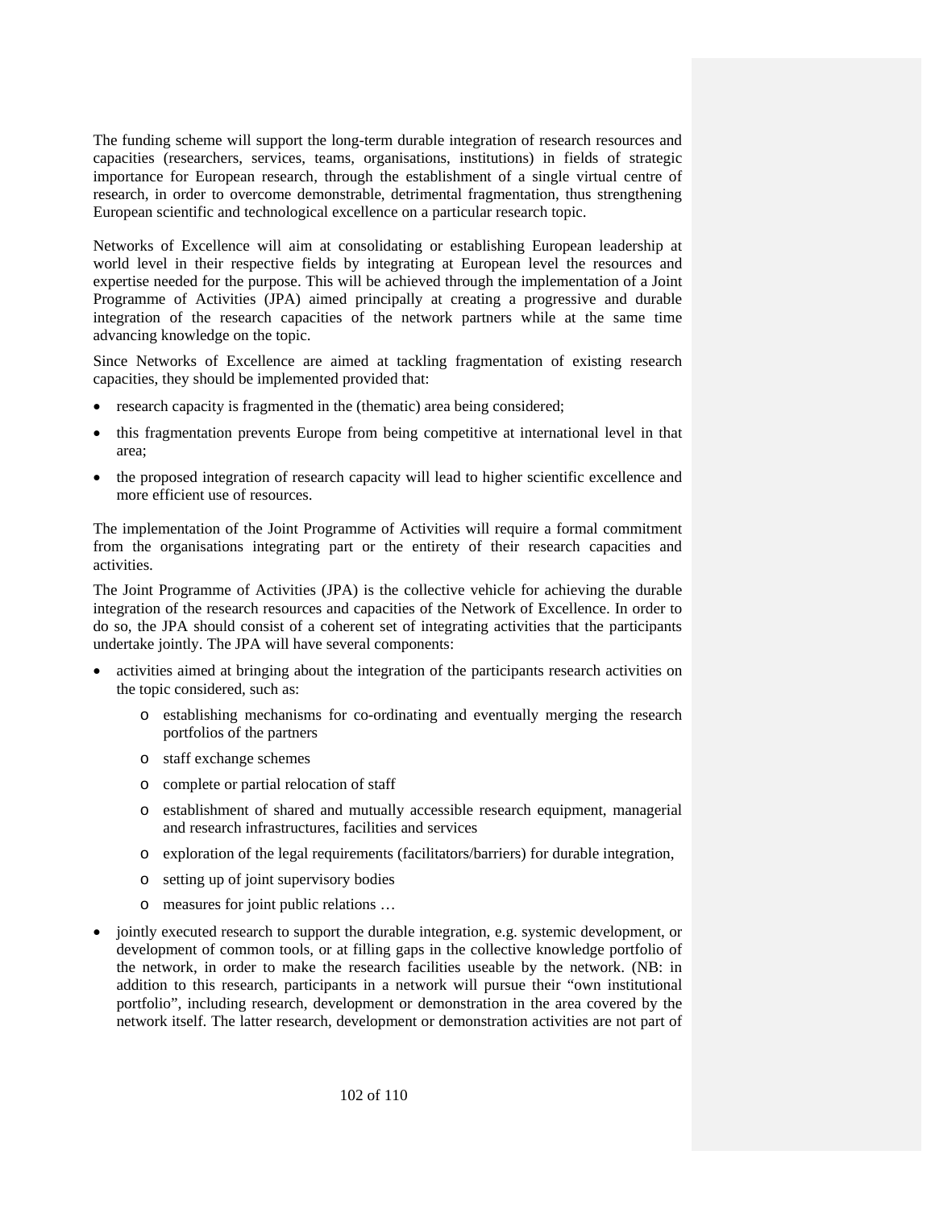The funding scheme will support the long-term durable integration of research resources and capacities (researchers, services, teams, organisations, institutions) in fields of strategic importance for European research, through the establishment of a single virtual centre of research, in order to overcome demonstrable, detrimental fragmentation, thus strengthening European scientific and technological excellence on a particular research topic.

Networks of Excellence will aim at consolidating or establishing European leadership at world level in their respective fields by integrating at European level the resources and expertise needed for the purpose. This will be achieved through the implementation of a Joint Programme of Activities (JPA) aimed principally at creating a progressive and durable integration of the research capacities of the network partners while at the same time advancing knowledge on the topic.

Since Networks of Excellence are aimed at tackling fragmentation of existing research capacities, they should be implemented provided that:

- research capacity is fragmented in the (thematic) area being considered;
- this fragmentation prevents Europe from being competitive at international level in that area;
- the proposed integration of research capacity will lead to higher scientific excellence and more efficient use of resources.

The implementation of the Joint Programme of Activities will require a formal commitment from the organisations integrating part or the entirety of their research capacities and activities.

The Joint Programme of Activities (JPA) is the collective vehicle for achieving the durable integration of the research resources and capacities of the Network of Excellence. In order to do so, the JPA should consist of a coherent set of integrating activities that the participants undertake jointly. The JPA will have several components:

- activities aimed at bringing about the integration of the participants research activities on the topic considered, such as:
    - establishing mechanisms for co-ordinating and eventually merging the research portfolios of the partners
    - staff exchange schemes
    - complete or partial relocation of staff
    - establishment of shared and mutually accessible research equipment, managerial and research infrastructures, facilities and services
    - exploration of the legal requirements (facilitators/barriers) for durable integration,
    - setting up of joint supervisory bodies
    - measures for joint public relations …
- jointly executed research to support the durable integration, e.g. systemic development, or development of common tools, or at filling gaps in the collective knowledge portfolio of the network, in order to make the research facilities useable by the network. (NB: in addition to this research, participants in a network will pursue their "own institutional portfolio", including research, development or demonstration in the area covered by the network itself. The latter research, development or demonstration activities are not part of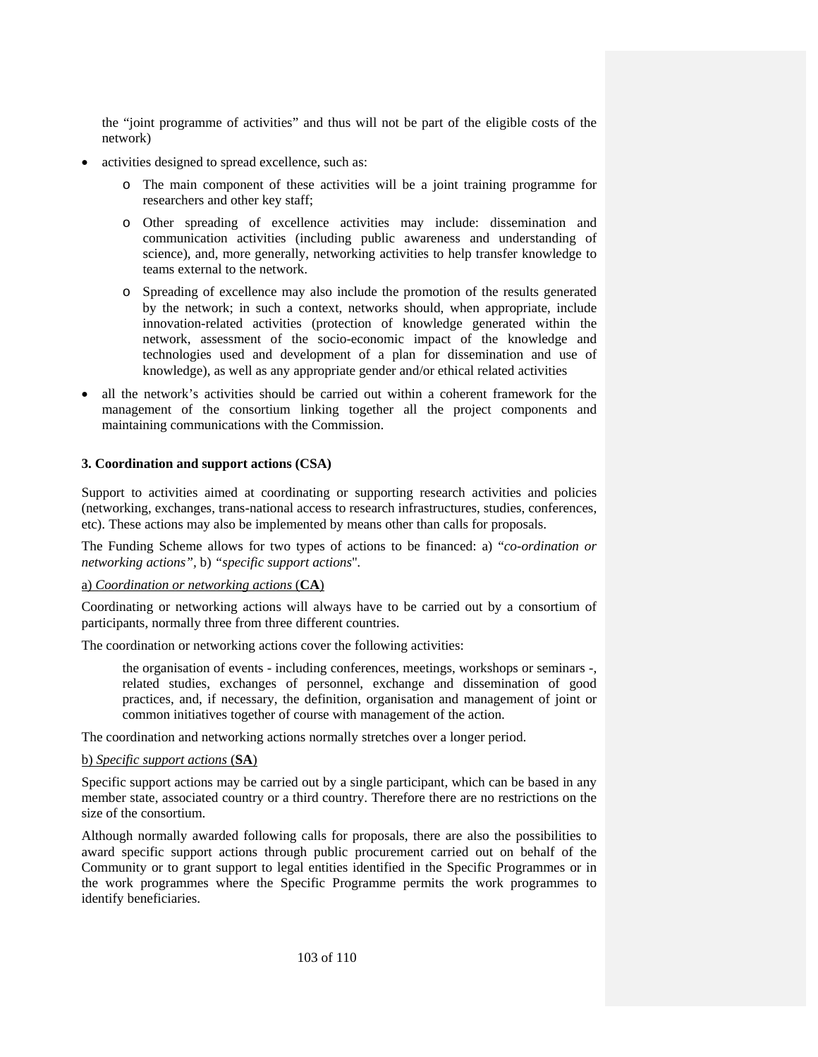the “joint programme of activities” and thus will not be part of the eligible costs of the network)

- activities designed to spread excellence, such as:
  - The main component of these activities will be a joint training programme for researchers and other key staff;
  - Other spreading of excellence activities may include: dissemination and communication activities (including public awareness and understanding of science), and, more generally, networking activities to help transfer knowledge to teams external to the network.
  - Spreading of excellence may also include the promotion of the results generated by the network; in such a context, networks should, when appropriate, include innovation-related activities (protection of knowledge generated within the network, assessment of the socio-economic impact of the knowledge and technologies used and development of a plan for dissemination and use of knowledge), as well as any appropriate gender and/or ethical related activities
- all the network’s activities should be carried out within a coherent framework for the management of the consortium linking together all the project components and maintaining communications with the Commission.

### 3. Coordination and support actions (CSA)

Support to activities aimed at coordinating or supporting research activities and policies (networking, exchanges, trans-national access to research infrastructures, studies, conferences, etc). These actions may also be implemented by means other than calls for proposals.

The Funding Scheme allows for two types of actions to be financed: a) “*co-ordination or networking actions”*, b) *“specific support actions*".

a) *Coordination or networking actions* (**CA**)

Coordinating or networking actions will always have to be carried out by a consortium of participants, normally three from three different countries.

The coordination or networking actions cover the following activities:

> the organisation of events - including conferences, meetings, workshops or seminars -, related studies, exchanges of personnel, exchange and dissemination of good practices, and, if necessary, the definition, organisation and management of joint or common initiatives together of course with management of the action.

The coordination and networking actions normally stretches over a longer period.

b) *Specific support actions* (**SA**)

Specific support actions may be carried out by a single participant, which can be based in any member state, associated country or a third country. Therefore there are no restrictions on the size of the consortium.

Although normally awarded following calls for proposals, there are also the possibilities to award specific support actions through public procurement carried out on behalf of the Community or to grant support to legal entities identified in the Specific Programmes or in the work programmes where the Specific Programme permits the work programmes to identify beneficiaries.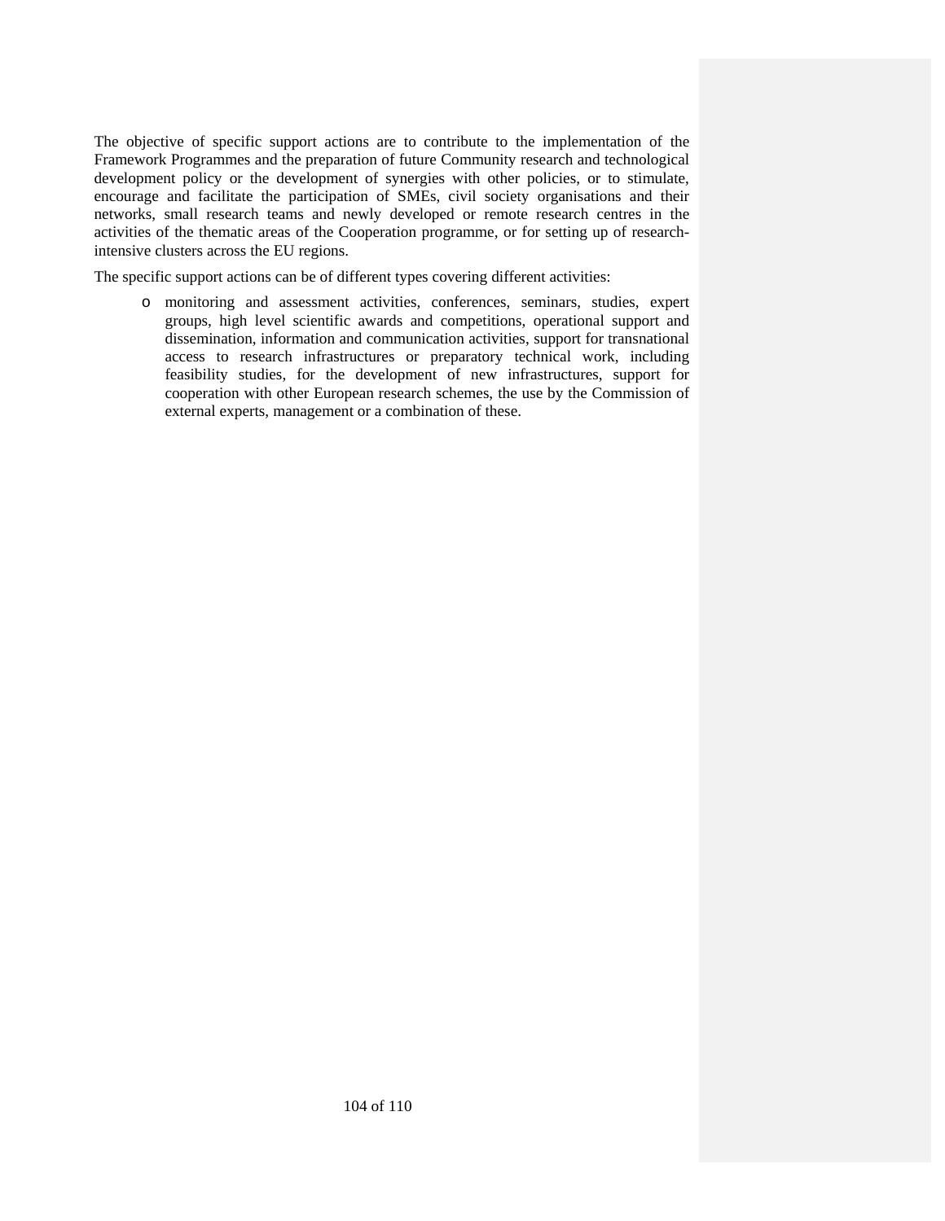The objective of specific support actions are to contribute to the implementation of the Framework Programmes and the preparation of future Community research and technological development policy or the development of synergies with other policies, or to stimulate, encourage and facilitate the participation of SMEs, civil society organisations and their networks, small research teams and newly developed or remote research centres in the activities of the thematic areas of the Cooperation programme, or for setting up of research-intensive clusters across the EU regions.

The specific support actions can be of different types covering different activities:

- monitoring and assessment activities, conferences, seminars, studies, expert groups, high level scientific awards and competitions, operational support and dissemination, information and communication activities, support for transnational access to research infrastructures or preparatory technical work, including feasibility studies, for the development of new infrastructures, support for cooperation with other European research schemes, the use by the Commission of external experts, management or a combination of these.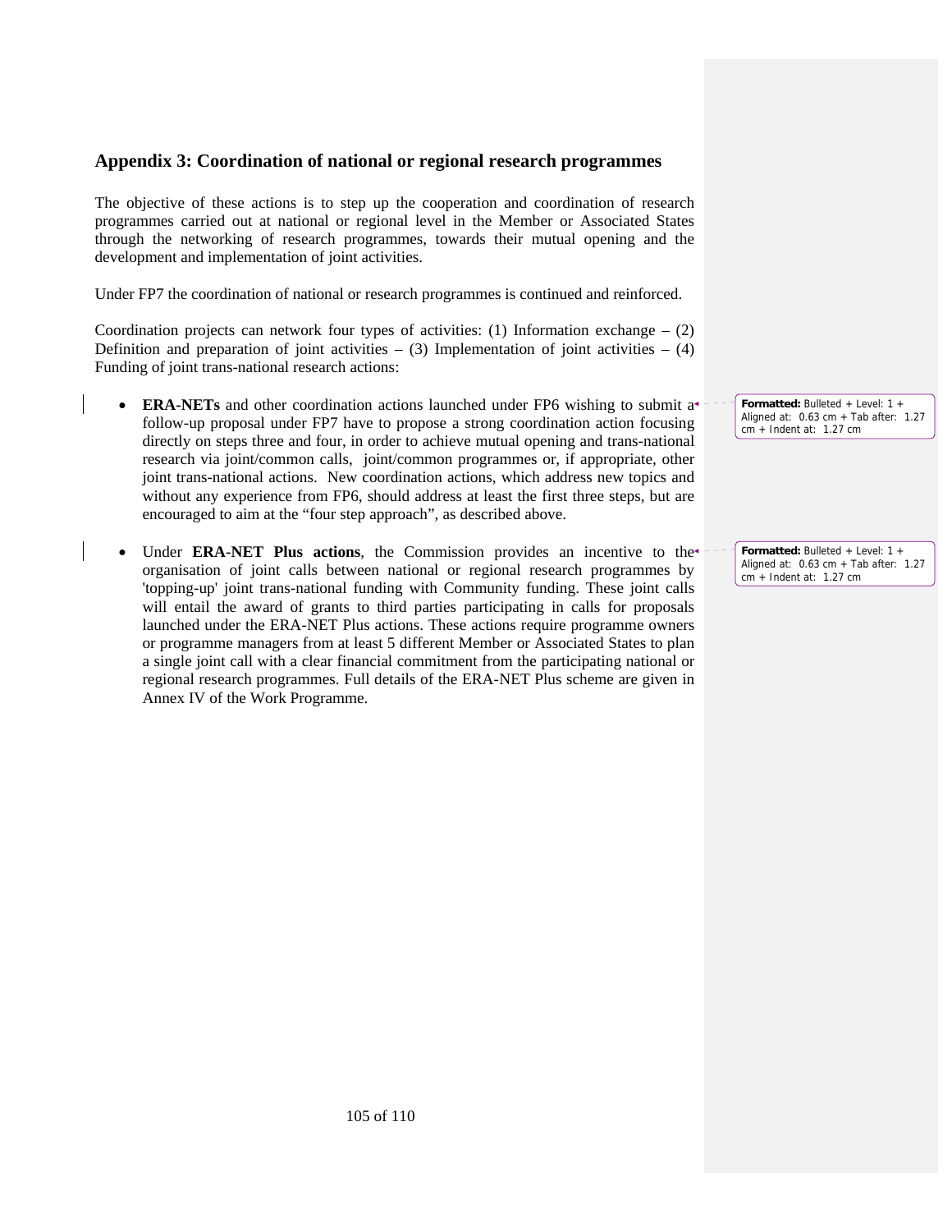## Appendix 3: Coordination of national or regional research programmes

The objective of these actions is to step up the cooperation and coordination of research programmes carried out at national or regional level in the Member or Associated States through the networking of research programmes, towards their mutual opening and the development and implementation of joint activities.

Under FP7 the coordination of national or research programmes is continued and reinforced.

Coordination projects can network four types of activities: (1) Information exchange – (2) Definition and preparation of joint activities – (3) Implementation of joint activities – (4) Funding of joint trans-national research actions:

- **ERA-NETs** and other coordination actions launched under FP6 wishing to submit a follow-up proposal under FP7 have to propose a strong coordination action focusing directly on steps three and four, in order to achieve mutual opening and trans-national research via joint/common calls, joint/common programmes or, if appropriate, other joint trans-national actions. New coordination actions, which address new topics and without any experience from FP6, should address at least the first three steps, but are encouraged to aim at the "four step approach", as described above.

- Under **ERA-NET Plus actions**, the Commission provides an incentive to the organisation of joint calls between national or regional research programmes by 'topping-up' joint trans-national funding with Community funding. These joint calls will entail the award of grants to third parties participating in calls for proposals launched under the ERA-NET Plus actions. These actions require programme owners or programme managers from at least 5 different Member or Associated States to plan a single joint call with a clear financial commitment from the participating national or regional research programmes. Full details of the ERA-NET Plus scheme are given in Annex IV of the Work Programme.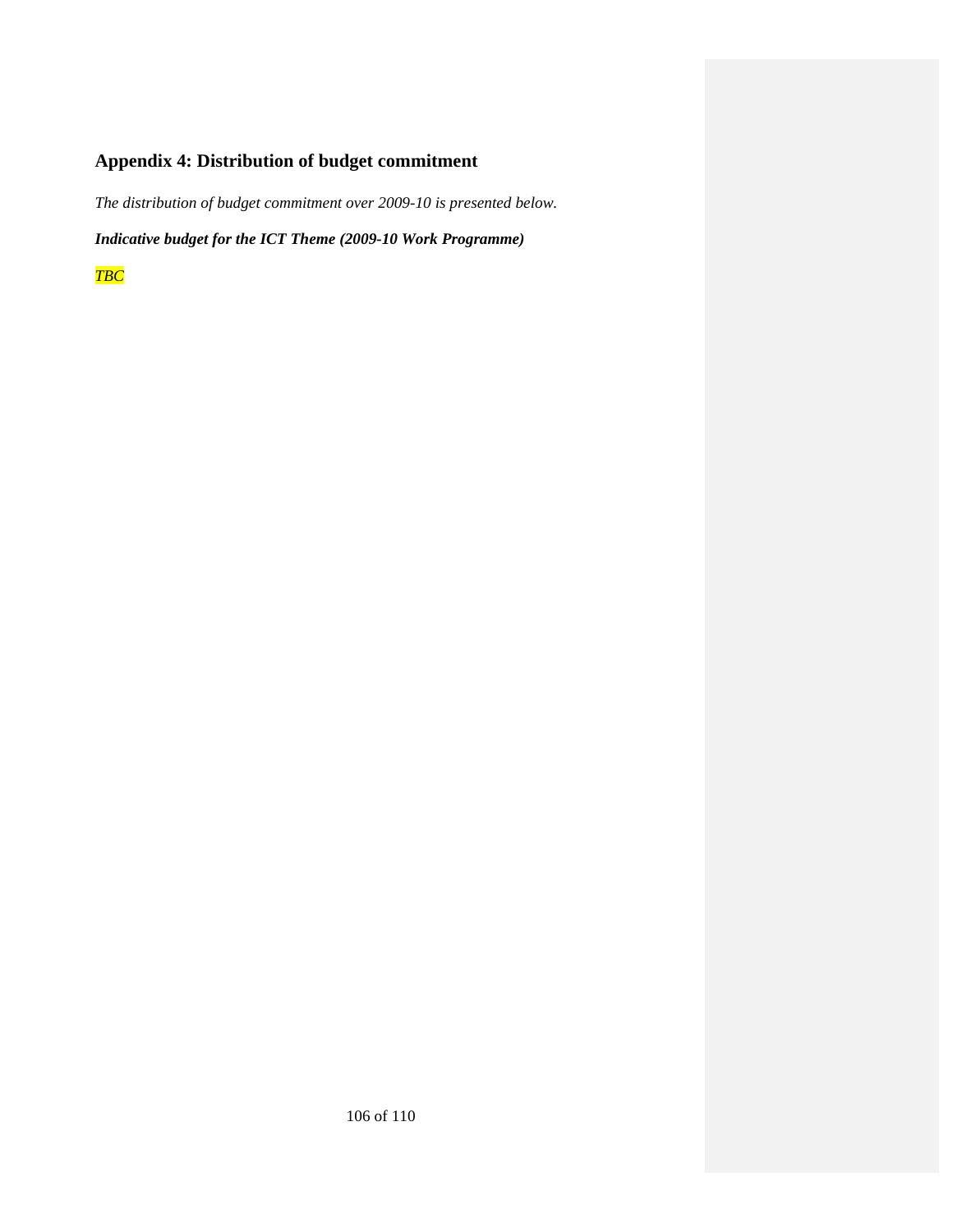## Appendix 4: Distribution of budget commitment

*The distribution of budget commitment over 2009-10 is presented below.*

***Indicative budget for the ICT Theme (2009-10 Work Programme)***

*TBC*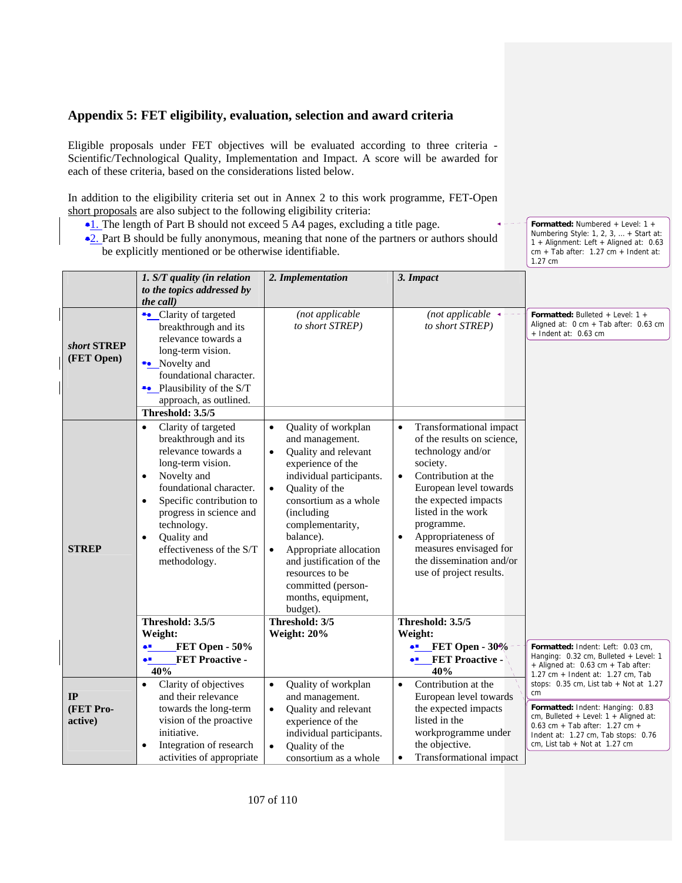## Appendix 5: FET eligibility, evaluation, selection and award criteria

Eligible proposals under FET objectives will be evaluated according to three criteria - Scientific/Technological Quality, Implementation and Impact. A score will be awarded for each of these criteria, based on the considerations listed below.

In addition to the eligibility criteria set out in Annex 2 to this work programme, FET-Open short proposals are also subject to the following eligibility criteria:

1. The length of Part B should not exceed 5 A4 pages, excluding a title page.
2. Part B should be fully anonymous, meaning that none of the partners or authors should be explicitly mentioned or be otherwise identifiable.

| | *1. S/T quality (in relation to the topics addressed by the call)* | *2. Implementation* | *3. Impact* |
|---|---|---|---|
| ***short* STREP (FET Open)** | • Clarity of targeted breakthrough and its relevance towards a long-term vision.<br>• Novelty and foundational character.<br>• Plausibility of the S/T approach, as outlined. | *(not applicable to short STREP)* | *(not applicable to short STREP)* |
| | **Threshold: 3.5/5** | | |
| **STREP** | • Clarity of targeted breakthrough and its relevance towards a long-term vision.<br>• Novelty and foundational character.<br>• Specific contribution to progress in science and technology.<br>• Quality and effectiveness of the S/T methodology. | • Quality of workplan and management.<br>• Quality and relevant experience of the individual participants.<br>• Quality of the consortium as a whole (including complementarity, balance).<br>• Appropriate allocation and justification of the resources to be committed (person-months, equipment, budget). | • Transformational impact of the results on science, technology and/or society.<br>• Contribution at the European level towards the expected impacts listed in the work programme.<br>• Appropriateness of measures envisaged for the dissemination and/or use of project results. |
| | **Threshold: 3.5/5**<br>**Weight:**<br>• **FET Open - 50%**<br>• **FET Proactive - 40%** | **Threshold: 3/5**<br>**Weight: 20%** | **Threshold: 3.5/5**<br>**Weight:**<br>• **FET Open - 30%**<br>• **FET Proactive - 40%** |
| **IP (FET Pro-active)** | • Clarity of objectives and their relevance towards the long-term vision of the proactive initiative.<br>• Integration of research activities of appropriate | • Quality of workplan and management.<br>• Quality and relevant experience of the individual participants.<br>• Quality of the consortium as a whole | • Contribution at the European level towards the expected impacts listed in the workprogramme under the objective.<br>• Transformational impact |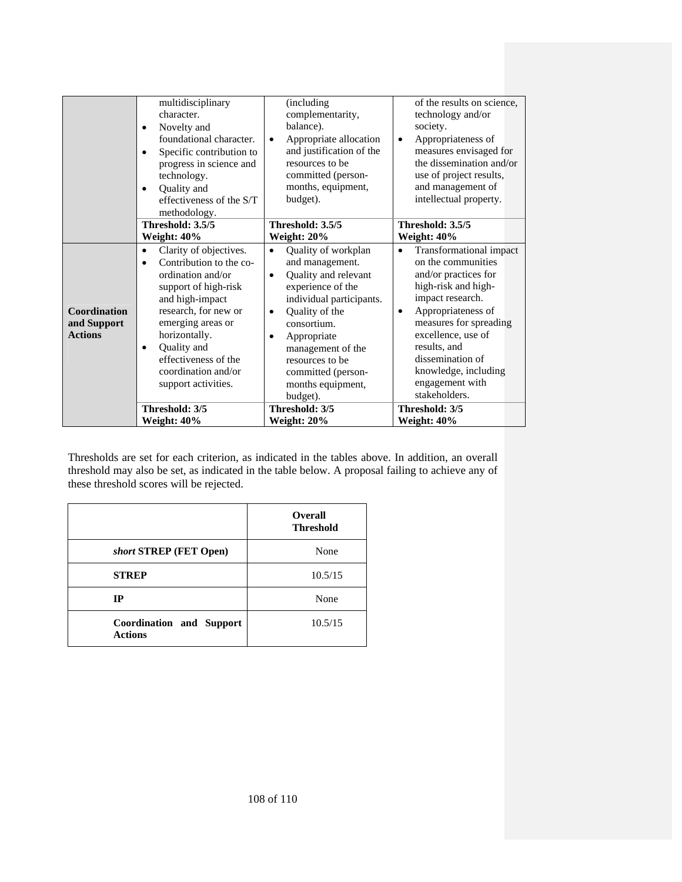| | | | |
|---|---|---|---|
| | multidisciplinary character.<br>• Novelty and foundational character.<br>• Specific contribution to progress in science and technology.<br>• Quality and effectiveness of the S/T methodology. | (including complementarity, balance).<br>• Appropriate allocation and justification of the resources to be committed (person-months, equipment, budget). | of the results on science, technology and/or society.<br>• Appropriateness of measures envisaged for the dissemination and/or use of project results, and management of intellectual property. |
| | **Threshold: 3.5/5**<br>**Weight: 40%** | **Threshold: 3.5/5**<br>**Weight: 20%** | **Threshold: 3.5/5**<br>**Weight: 40%** |
| **Coordination and Support Actions** | • Clarity of objectives.<br>• Contribution to the co-ordination and/or support of high-risk and high-impact research, for new or emerging areas or horizontally.<br>• Quality and effectiveness of the coordination and/or support activities. | • Quality of workplan and management.<br>• Quality and relevant experience of the individual participants.<br>• Quality of the consortium.<br>• Appropriate management of the resources to be committed (person-months equipment, budget). | • Transformational impact on the communities and/or practices for high-risk and high-impact research.<br>• Appropriateness of measures for spreading excellence, use of results, and dissemination of knowledge, including engagement with stakeholders. |
| | **Threshold: 3/5**<br>**Weight: 40%** | **Threshold: 3/5**<br>**Weight: 20%** | **Threshold: 3/5**<br>**Weight: 40%** |

Thresholds are set for each criterion, as indicated in the tables above. In addition, an overall threshold may also be set, as indicated in the table below. A proposal failing to achieve any of these threshold scores will be rejected.

| | **Overall Threshold** |
|---|---|
| ***short* STREP (FET Open)** | None |
| **STREP** | 10.5/15 |
| **IP** | None |
| **Coordination and Support Actions** | 10.5/15 |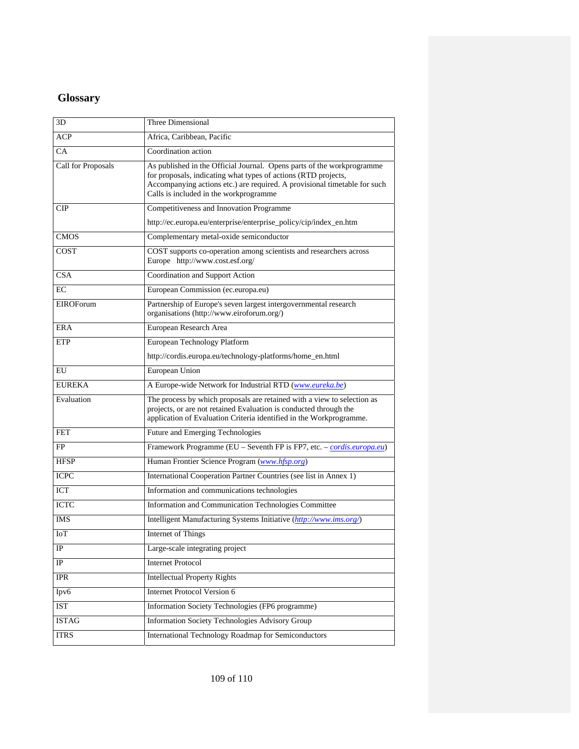## Glossary

| | |
|---|---|
| 3D | Three Dimensional |
| ACP | Africa, Caribbean, Pacific |
| CA | Coordination action |
| Call for Proposals | As published in the Official Journal. Opens parts of the workprogramme for proposals, indicating what types of actions (RTD projects, Accompanying actions etc.) are required. A provisional timetable for such Calls is included in the workprogramme |
| CIP | Competitiveness and Innovation Programme<br>http://ec.europa.eu/enterprise/enterprise_policy/cip/index_en.htm |
| CMOS | Complementary metal-oxide semiconductor |
| COST | COST supports co-operation among scientists and researchers across Europe http://www.cost.esf.org/ |
| CSA | Coordination and Support Action |
| EC | European Commission (ec.europa.eu) |
| EIROForum | Partnership of Europe's seven largest intergovernmental research organisations (http://www.eiroforum.org/) |
| ERA | European Research Area |
| ETP | European Technology Platform<br>http://cordis.europa.eu/technology-platforms/home_en.html |
| EU | European Union |
| EUREKA | A Europe-wide Network for Industrial RTD (*www.eureka.be*) |
| Evaluation | The process by which proposals are retained with a view to selection as projects, or are not retained Evaluation is conducted through the application of Evaluation Criteria identified in the Workprogramme. |
| FET | Future and Emerging Technologies |
| FP | Framework Programme (EU – Seventh FP is FP7, etc. – *cordis.europa.eu*) |
| HFSP | Human Frontier Science Program (*www.hfsp.org*) |
| ICPC | International Cooperation Partner Countries (see list in Annex 1) |
| ICT | Information and communications technologies |
| ICTC | Information and Communication Technologies Committee |
| IMS | Intelligent Manufacturing Systems Initiative (*http://www.ims.org/*) |
| IoT | Internet of Things |
| IP | Large-scale integrating project |
| IP | Internet Protocol |
| IPR | Intellectual Property Rights |
| Ipv6 | Internet Protocol Version 6 |
| IST | Information Society Technologies (FP6 programme) |
| ISTAG | Information Society Technologies Advisory Group |
| ITRS | International Technology Roadmap for Semiconductors |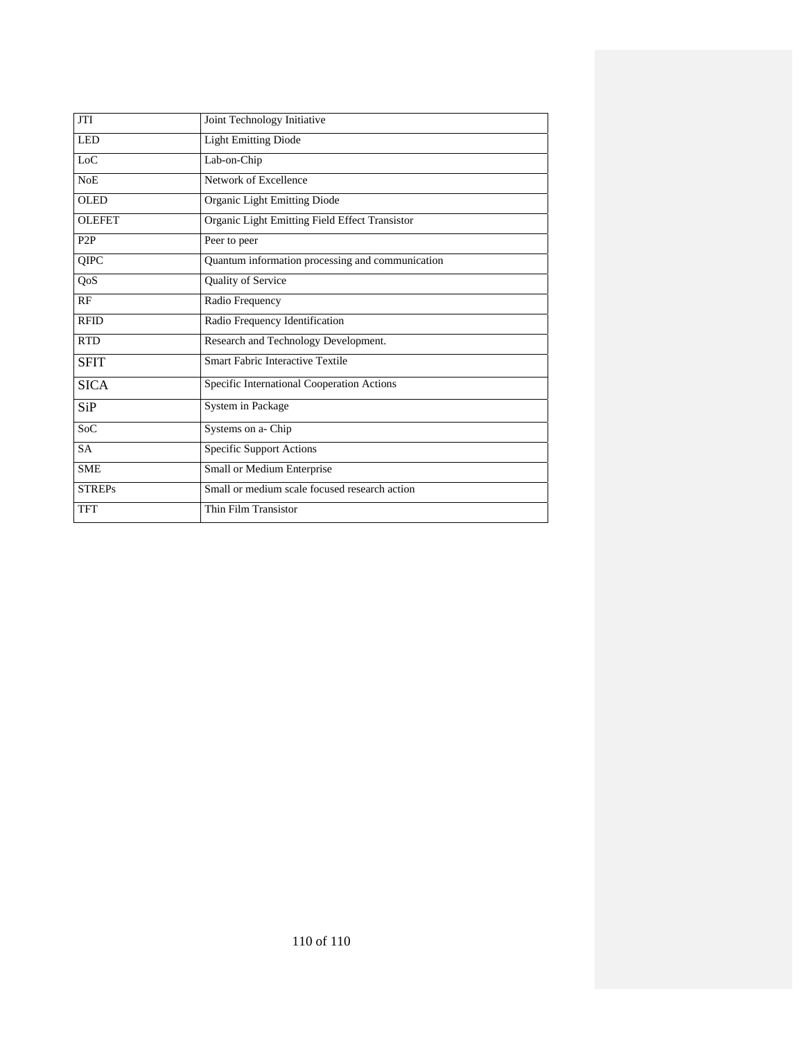| | |
|---|---|
| JTI | Joint Technology Initiative |
| LED | Light Emitting Diode |
| LoC | Lab-on-Chip |
| NoE | Network of Excellence |
| OLED | Organic Light Emitting Diode |
| OLEFET | Organic Light Emitting Field Effect Transistor |
| P2P | Peer to peer |
| QIPC | Quantum information processing and communication |
| QoS | Quality of Service |
| RF | Radio Frequency |
| RFID | Radio Frequency Identification |
| RTD | Research and Technology Development. |
| SFIT | Smart Fabric Interactive Textile |
| SICA | Specific International Cooperation Actions |
| SiP | System in Package |
| SoC | Systems on a- Chip |
| SA | Specific Support Actions |
| SME | Small or Medium Enterprise |
| STREPs | Small or medium scale focused research action |
| TFT | Thin Film Transistor |